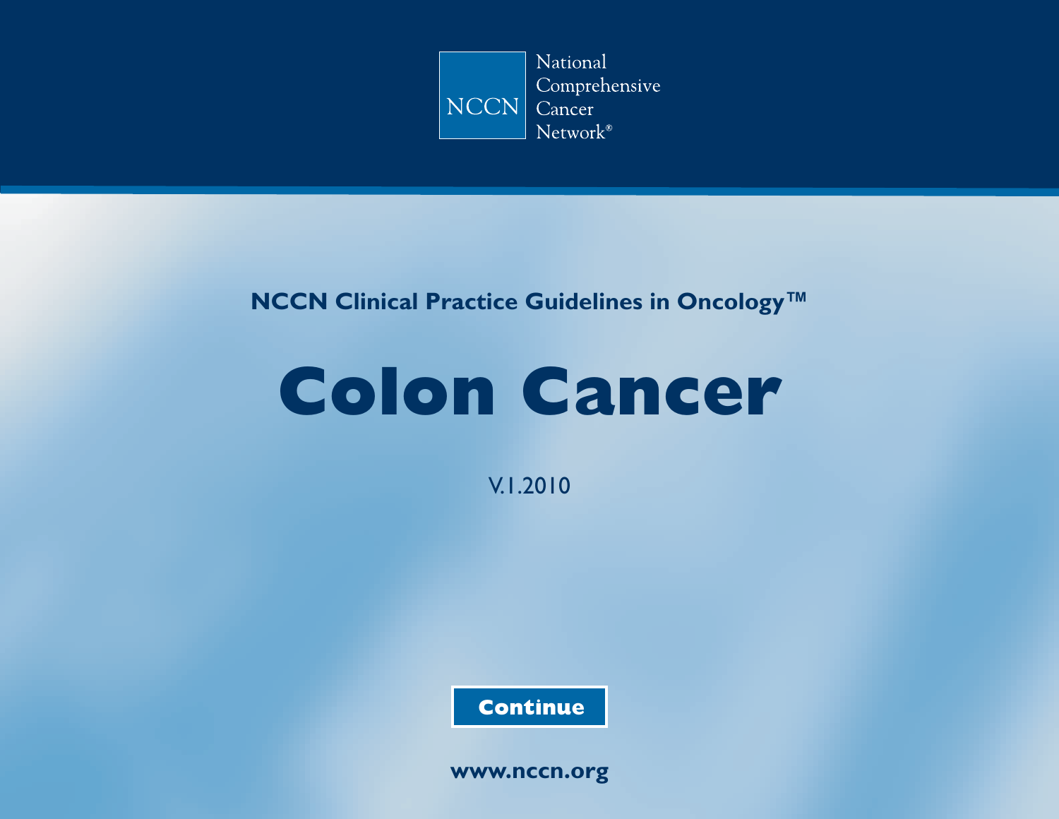NCCN National Comprehensive Cancer Network®

**NCCN Clinical Practice Guidelines in Oncology™**

# Colon Cancer

V.1.2010

**Continue**

**www.nccn.org**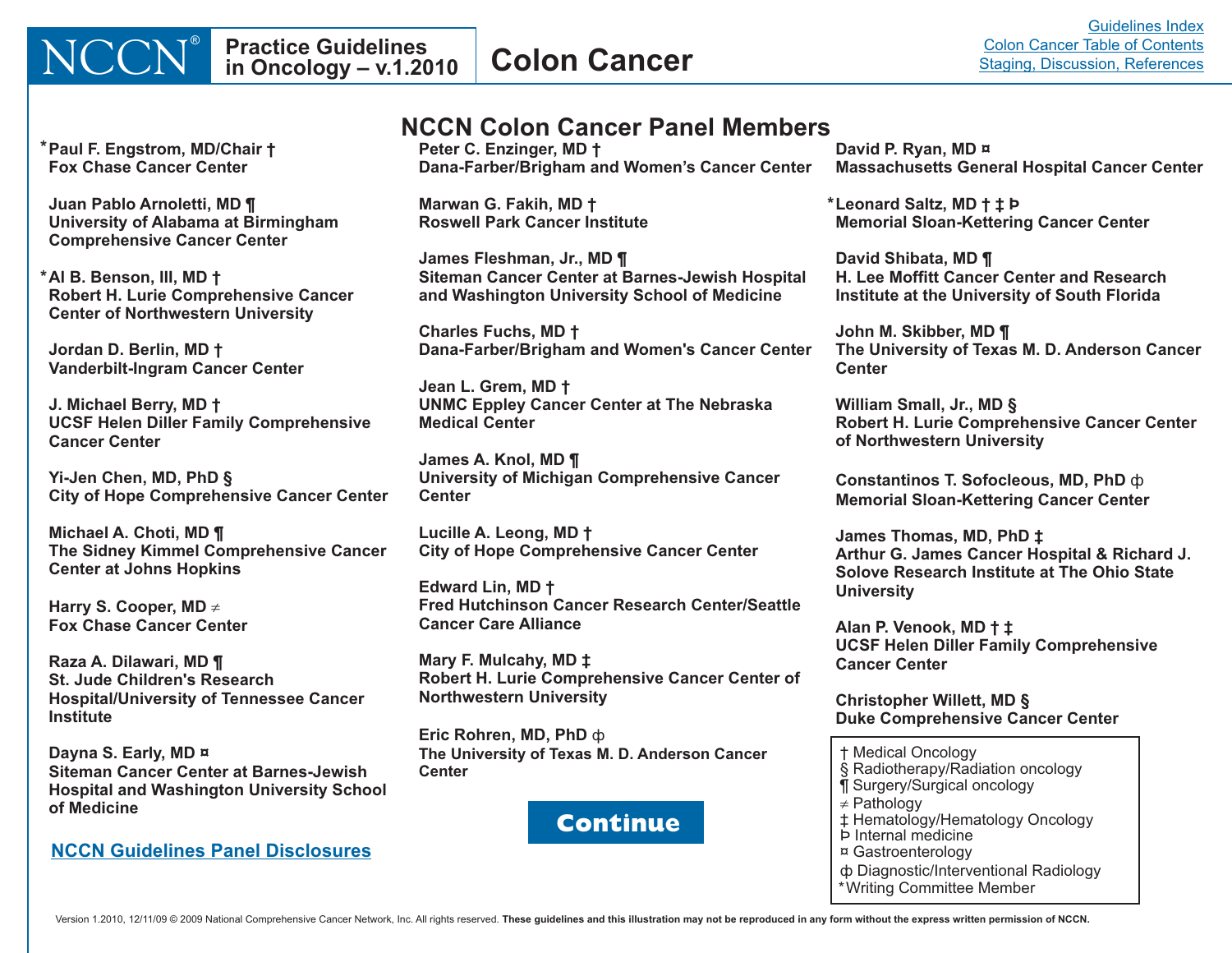## NCCN Colon Cancer Panel Members

*Paul F. Engstrom, MD/Chair †
Fox Chase Cancer Center

Juan Pablo Arnoletti, MD ¶
University of Alabama at Birmingham Comprehensive Cancer Center

*Al B. Benson, III, MD †
Robert H. Lurie Comprehensive Cancer Center of Northwestern University

Jordan D. Berlin, MD †
Vanderbilt-Ingram Cancer Center

J. Michael Berry, MD †
UCSF Helen Diller Family Comprehensive Cancer Center

Yi-Jen Chen, MD, PhD §
City of Hope Comprehensive Cancer Center

Michael A. Choti, MD ¶
The Sidney Kimmel Comprehensive Cancer Center at Johns Hopkins

Harry S. Cooper, MD ≠
Fox Chase Cancer Center

Raza A. Dilawari, MD ¶
St. Jude Children's Research Hospital/University of Tennessee Cancer Institute

Dayna S. Early, MD ¤
Siteman Cancer Center at Barnes-Jewish Hospital and Washington University School of Medicine

Peter C. Enzinger, MD †
Dana-Farber/Brigham and Women's Cancer Center

Marwan G. Fakih, MD †
Roswell Park Cancer Institute

James Fleshman, Jr., MD ¶
Siteman Cancer Center at Barnes-Jewish Hospital and Washington University School of Medicine

Charles Fuchs, MD †
Dana-Farber/Brigham and Women's Cancer Center

Jean L. Grem, MD †
UNMC Eppley Cancer Center at The Nebraska Medical Center

James A. Knol, MD ¶
University of Michigan Comprehensive Cancer Center

Lucille A. Leong, MD †
City of Hope Comprehensive Cancer Center

Edward Lin, MD †
Fred Hutchinson Cancer Research Center/Seattle Cancer Care Alliance

Mary F. Mulcahy, MD ‡
Robert H. Lurie Comprehensive Cancer Center of Northwestern University

Eric Rohren, MD, PhD ф
The University of Texas M. D. Anderson Cancer Center

David P. Ryan, MD ¤
Massachusetts General Hospital Cancer Center

*Leonard Saltz, MD † ‡ Þ
Memorial Sloan-Kettering Cancer Center

David Shibata, MD ¶
H. Lee Moffitt Cancer Center and Research Institute at the University of South Florida

John M. Skibber, MD ¶
The University of Texas M. D. Anderson Cancer Center

William Small, Jr., MD §
Robert H. Lurie Comprehensive Cancer Center of Northwestern University

Constantinos T. Sofocleous, MD, PhD ф
Memorial Sloan-Kettering Cancer Center

James Thomas, MD, PhD ‡
Arthur G. James Cancer Hospital & Richard J. Solove Research Institute at The Ohio State University

Alan P. Venook, MD † ‡
UCSF Helen Diller Family Comprehensive Cancer Center

Christopher Willett, MD §
Duke Comprehensive Cancer Center

† Medical Oncology
§ Radiotherapy/Radiation oncology
¶ Surgery/Surgical oncology
≠ Pathology
‡ Hematology/Hematology Oncology
Þ Internal medicine
¤ Gastroenterology
ф Diagnostic/Interventional Radiology
*Writing Committee Member

Continue

NCCN Guidelines Panel Disclosures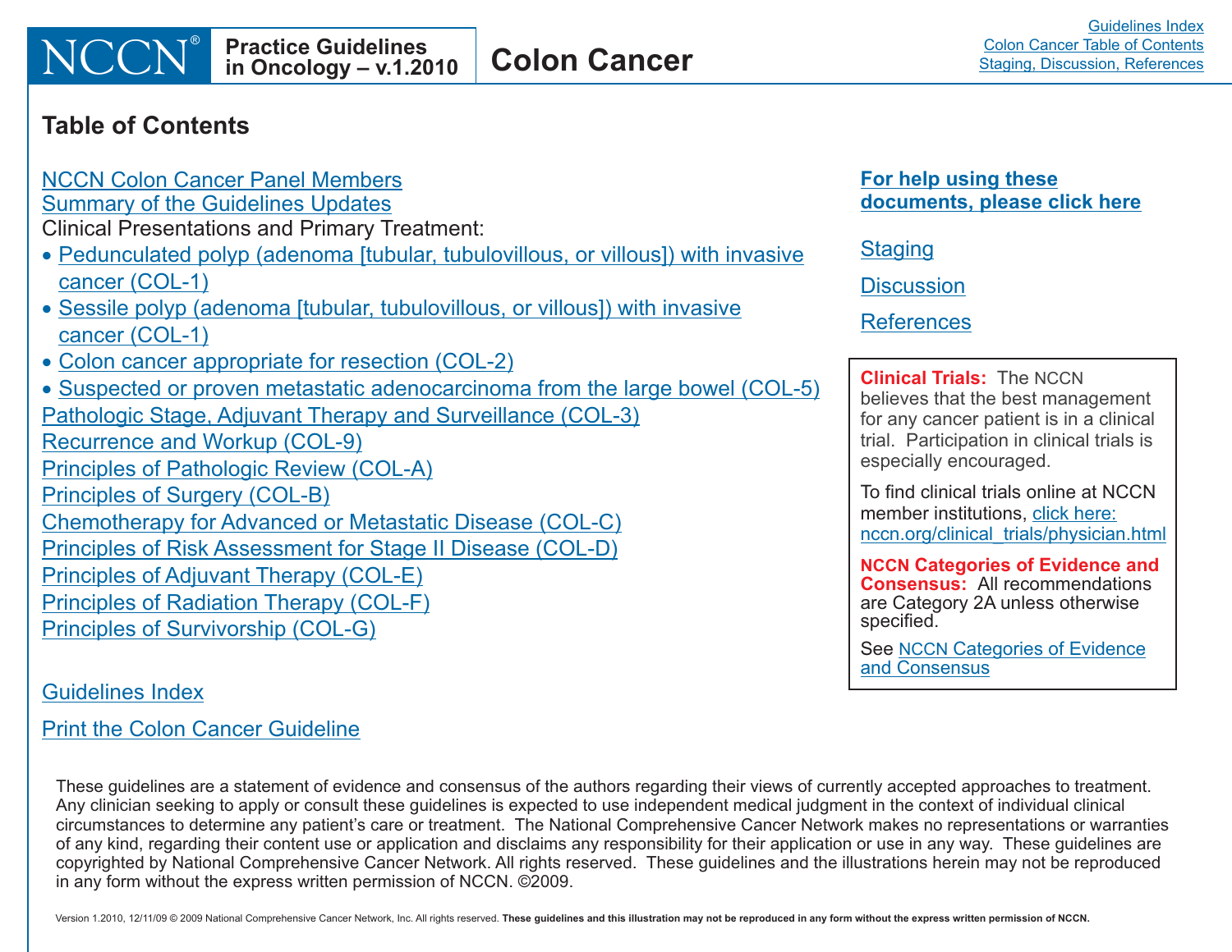## Table of Contents

NCCN Colon Cancer Panel Members
Summary of the Guidelines Updates
Clinical Presentations and Primary Treatment:

- Pedunculated polyp (adenoma [tubular, tubulovillous, or villous]) with invasive cancer (COL-1)
- Sessile polyp (adenoma [tubular, tubulovillous, or villous]) with invasive cancer (COL-1)
- Colon cancer appropriate for resection (COL-2)
- Suspected or proven metastatic adenocarcinoma from the large bowel (COL-5)

Pathologic Stage, Adjuvant Therapy and Surveillance (COL-3)
Recurrence and Workup (COL-9)
Principles of Pathologic Review (COL-A)
Principles of Surgery (COL-B)
Chemotherapy for Advanced or Metastatic Disease (COL-C)
Principles of Risk Assessment for Stage II Disease (COL-D)
Principles of Adjuvant Therapy (COL-E)
Principles of Radiation Therapy (COL-F)
Principles of Survivorship (COL-G)

Guidelines Index

Print the Colon Cancer Guideline

**For help using these documents, please click here**

Staging

Discussion

References

**Clinical Trials:** The NCCN believes that the best management for any cancer patient is in a clinical trial. Participation in clinical trials is especially encouraged.

To find clinical trials online at NCCN member institutions, click here: nccn.org/clinical_trials/physician.html

**NCCN Categories of Evidence and Consensus:** All recommendations are Category 2A unless otherwise specified.

See NCCN Categories of Evidence and Consensus

These guidelines are a statement of evidence and consensus of the authors regarding their views of currently accepted approaches to treatment. Any clinician seeking to apply or consult these guidelines is expected to use independent medical judgment in the context of individual clinical circumstances to determine any patient's care or treatment. The National Comprehensive Cancer Network makes no representations or warranties of any kind, regarding their content use or application and disclaims any responsibility for their application or use in any way. These guidelines are copyrighted by National Comprehensive Cancer Network. All rights reserved. These guidelines and the illustrations herein may not be reproduced in any form without the express written permission of NCCN. ©2009.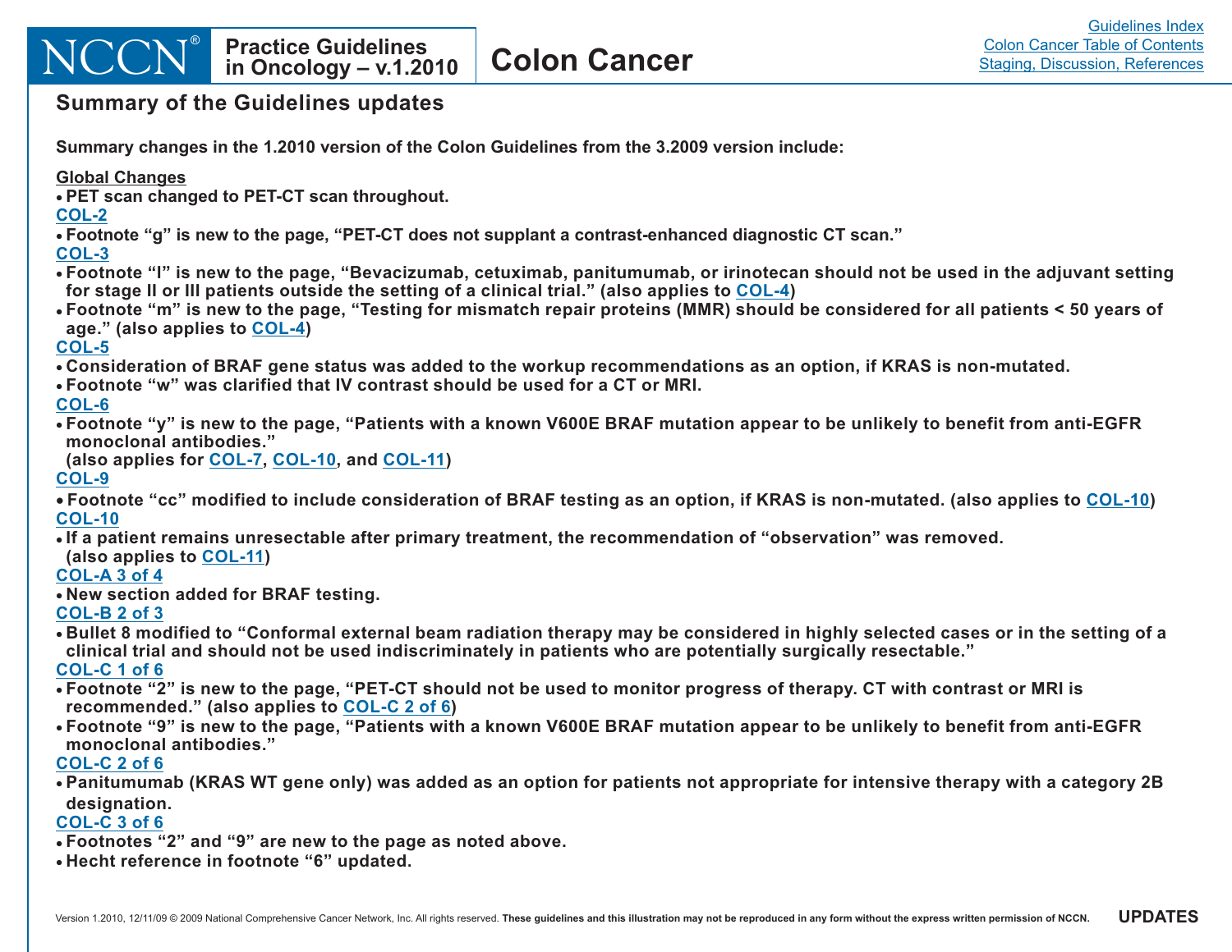## Summary of the Guidelines updates

**Summary changes in the 1.2010 version of the Colon Guidelines from the 3.2009 version include:**

**Global Changes**
- PET scan changed to PET-CT scan throughout.

**COL-2**
- Footnote "g" is new to the page, "PET-CT does not supplant a contrast-enhanced diagnostic CT scan."

**COL-3**
- Footnote "l" is new to the page, "Bevacizumab, cetuximab, panitumumab, or irinotecan should not be used in the adjuvant setting for stage II or III patients outside the setting of a clinical trial." (also applies to COL-4)
- Footnote "m" is new to the page, "Testing for mismatch repair proteins (MMR) should be considered for all patients < 50 years of age." (also applies to COL-4)

**COL-5**
- Consideration of BRAF gene status was added to the workup recommendations as an option, if KRAS is non-mutated.
- Footnote "w" was clarified that IV contrast should be used for a CT or MRI.

**COL-6**
- Footnote "y" is new to the page, "Patients with a known V600E BRAF mutation appear to be unlikely to benefit from anti-EGFR monoclonal antibodies." (also applies for COL-7, COL-10, and COL-11)

**COL-9**
- Footnote "cc" modified to include consideration of BRAF testing as an option, if KRAS is non-mutated. (also applies to COL-10)

**COL-10**
- If a patient remains unresectable after primary treatment, the recommendation of "observation" was removed. (also applies to COL-11)

**COL-A 3 of 4**
- New section added for BRAF testing.

**COL-B 2 of 3**
- Bullet 8 modified to "Conformal external beam radiation therapy may be considered in highly selected cases or in the setting of a clinical trial and should not be used indiscriminately in patients who are potentially surgically resectable."

**COL-C 1 of 6**
- Footnote "2" is new to the page, "PET-CT should not be used to monitor progress of therapy. CT with contrast or MRI is recommended." (also applies to COL-C 2 of 6)
- Footnote "9" is new to the page, "Patients with a known V600E BRAF mutation appear to be unlikely to benefit from anti-EGFR monoclonal antibodies."

**COL-C 2 of 6**
- Panitumumab (KRAS WT gene only) was added as an option for patients not appropriate for intensive therapy with a category 2B designation.

**COL-C 3 of 6**
- Footnotes "2" and "9" are new to the page as noted above.
- Hecht reference in footnote "6" updated.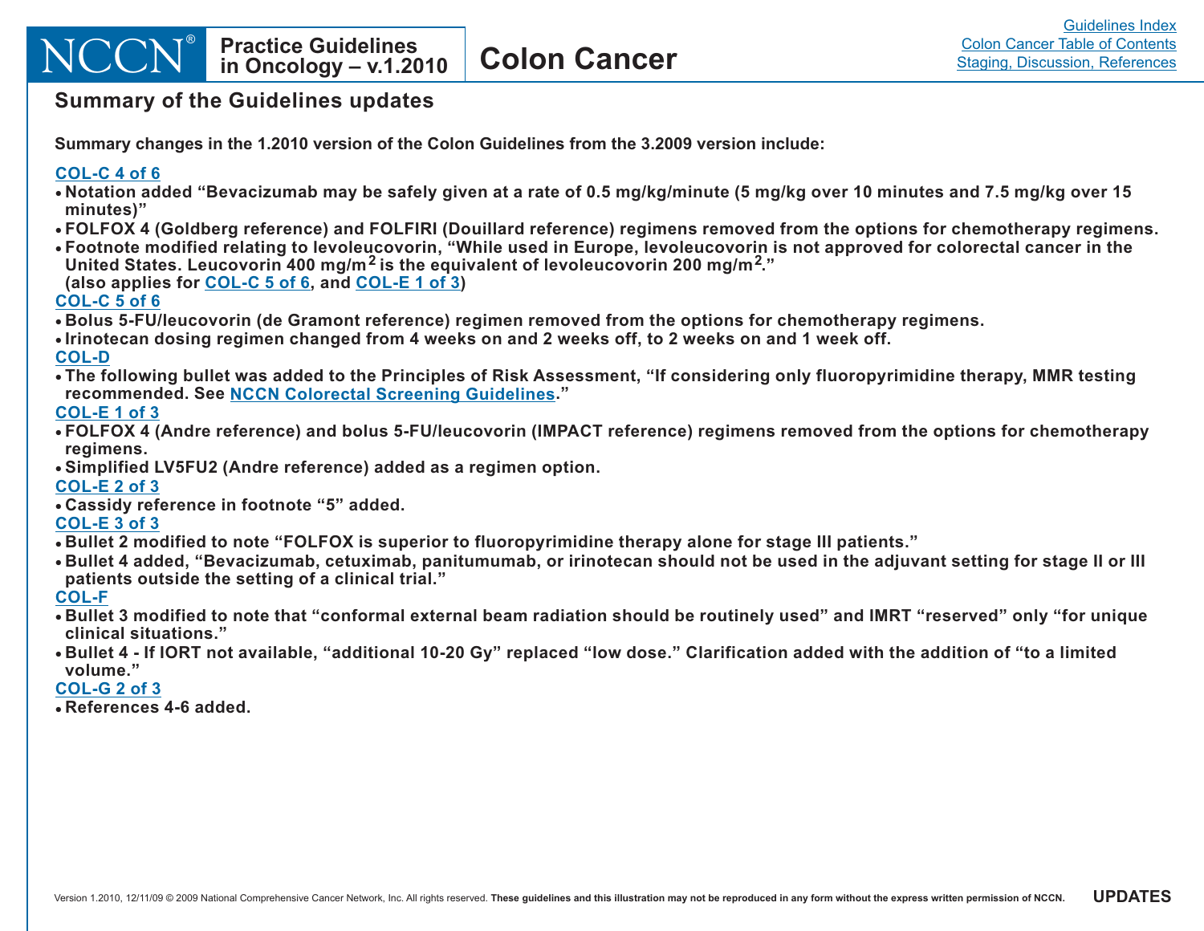## Summary of the Guidelines updates

**Summary changes in the 1.2010 version of the Colon Guidelines from the 3.2009 version include:**

**COL-C 4 of 6**

- Notation added "Bevacizumab may be safely given at a rate of 0.5 mg/kg/minute (5 mg/kg over 10 minutes and 7.5 mg/kg over 15 minutes)"
- FOLFOX 4 (Goldberg reference) and FOLFIRI (Douillard reference) regimens removed from the options for chemotherapy regimens.
- Footnote modified relating to levoleucovorin, "While used in Europe, levoleucovorin is not approved for colorectal cancer in the United States. Leucovorin 400 mg/m$^2$ is the equivalent of levoleucovorin 200 mg/m$^2$."
  (also applies for COL-C 5 of 6, and COL-E 1 of 3)

**COL-C 5 of 6**

- Bolus 5-FU/leucovorin (de Gramont reference) regimen removed from the options for chemotherapy regimens.
- Irinotecan dosing regimen changed from 4 weeks on and 2 weeks off, to 2 weeks on and 1 week off.

**COL-D**

- The following bullet was added to the Principles of Risk Assessment, "If considering only fluoropyrimidine therapy, MMR testing recommended. See NCCN Colorectal Screening Guidelines."

**COL-E 1 of 3**

- FOLFOX 4 (Andre reference) and bolus 5-FU/leucovorin (IMPACT reference) regimens removed from the options for chemotherapy regimens.
- Simplified LV5FU2 (Andre reference) added as a regimen option.

**COL-E 2 of 3**

- Cassidy reference in footnote "5" added.

**COL-E 3 of 3**

- Bullet 2 modified to note "FOLFOX is superior to fluoropyrimidine therapy alone for stage III patients."
- Bullet 4 added, "Bevacizumab, cetuximab, panitumumab, or irinotecan should not be used in the adjuvant setting for stage II or III patients outside the setting of a clinical trial."

**COL-F**

- Bullet 3 modified to note that "conformal external beam radiation should be routinely used" and IMRT "reserved" only "for unique clinical situations."
- Bullet 4 - If IORT not available, "additional 10-20 Gy" replaced "low dose." Clarification added with the addition of "to a limited volume."

**COL-G 2 of 3**

- References 4-6 added.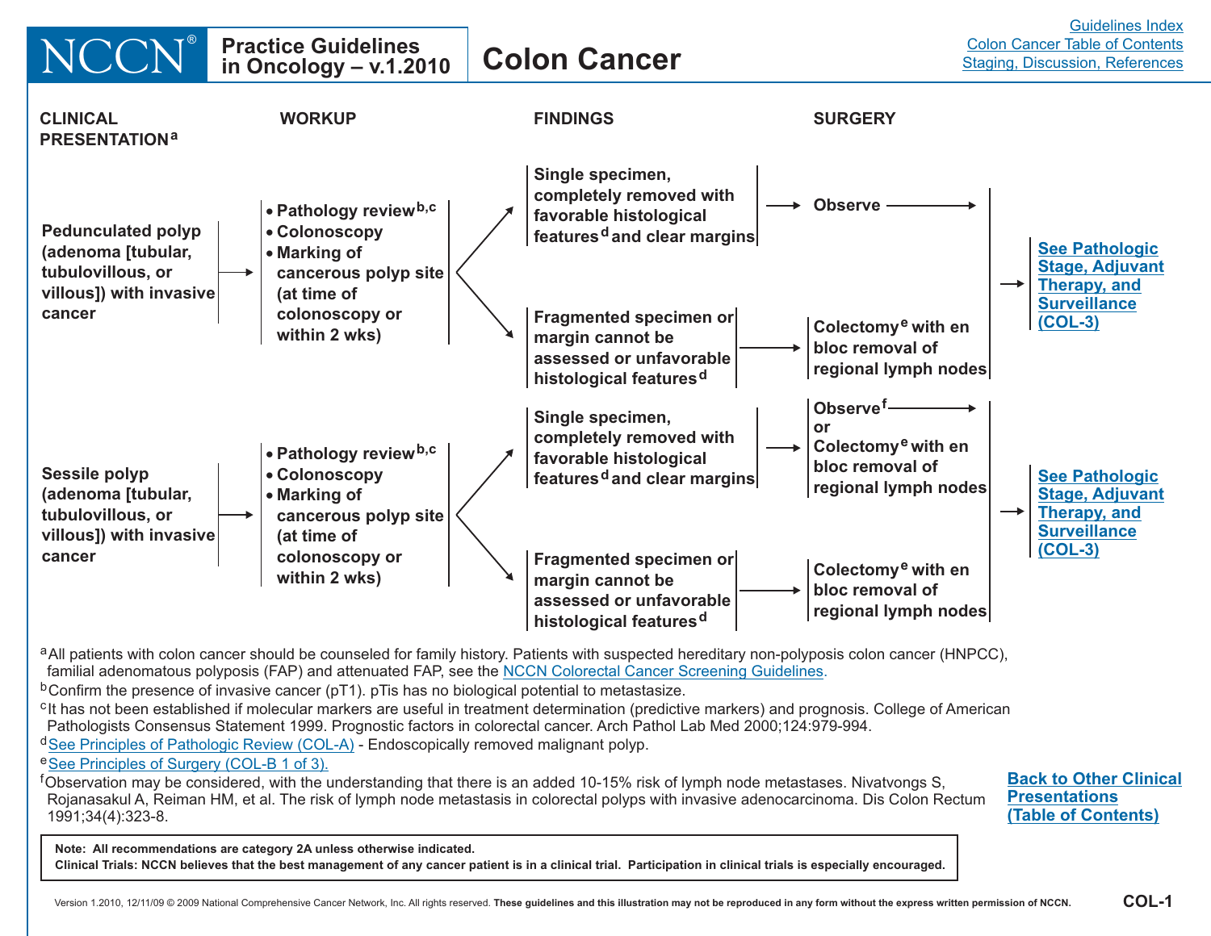# Colon Cancer

Practice Guidelines in Oncology – v.1.2010

| CLINICAL PRESENTATION[a] | WORKUP | FINDINGS | SURGERY | |
|---|---|---|---|---|
| Pedunculated polyp (adenoma [tubular, tubulovillous, or villous]) with invasive cancer | • Pathology review[b,c]<br>• Colonoscopy<br>• Marking of cancerous polyp site (at time of colonoscopy or within 2 wks) | Single specimen, completely removed with favorable histological features[d] and clear margins | Observe | See Pathologic Stage, Adjuvant Therapy, and Surveillance (COL-3) |
| | | Fragmented specimen or margin cannot be assessed or unfavorable histological features[d] | Colectomy[e] with en bloc removal of regional lymph nodes | See Pathologic Stage, Adjuvant Therapy, and Surveillance (COL-3) |
| Sessile polyp (adenoma [tubular, tubulovillous, or villous]) with invasive cancer | • Pathology review[b,c]<br>• Colonoscopy<br>• Marking of cancerous polyp site (at time of colonoscopy or within 2 wks) | Single specimen, completely removed with favorable histological features[d] and clear margins | Observe[f] or Colectomy[e] with en bloc removal of regional lymph nodes | See Pathologic Stage, Adjuvant Therapy, and Surveillance (COL-3) |
| | | Fragmented specimen or margin cannot be assessed or unfavorable histological features[d] | Colectomy[e] with en bloc removal of regional lymph nodes | See Pathologic Stage, Adjuvant Therapy, and Surveillance (COL-3) |

[a] All patients with colon cancer should be counseled for family history. Patients with suspected hereditary non-polyposis colon cancer (HNPCC), familial adenomatous polyposis (FAP) and attenuated FAP, see the NCCN Colorectal Cancer Screening Guidelines.

[b] Confirm the presence of invasive cancer (pT1). pTis has no biological potential to metastasize.

[c] It has not been established if molecular markers are useful in treatment determination (predictive markers) and prognosis. College of American Pathologists Consensus Statement 1999. Prognostic factors in colorectal cancer. Arch Pathol Lab Med 2000;124:979-994.

[d] See Principles of Pathologic Review (COL-A) - Endoscopically removed malignant polyp.

[e] See Principles of Surgery (COL-B 1 of 3).

[f] Observation may be considered, with the understanding that there is an added 10-15% risk of lymph node metastases. Nivatvongs S, Rojanasakul A, Reiman HM, et al. The risk of lymph node metastasis in colorectal polyps with invasive adenocarcinoma. Dis Colon Rectum 1991;34(4):323-8.

Back to Other Clinical Presentations (Table of Contents)

**Note: All recommendations are category 2A unless otherwise indicated.**
**Clinical Trials: NCCN believes that the best management of any cancer patient is in a clinical trial. Participation in clinical trials is especially encouraged.**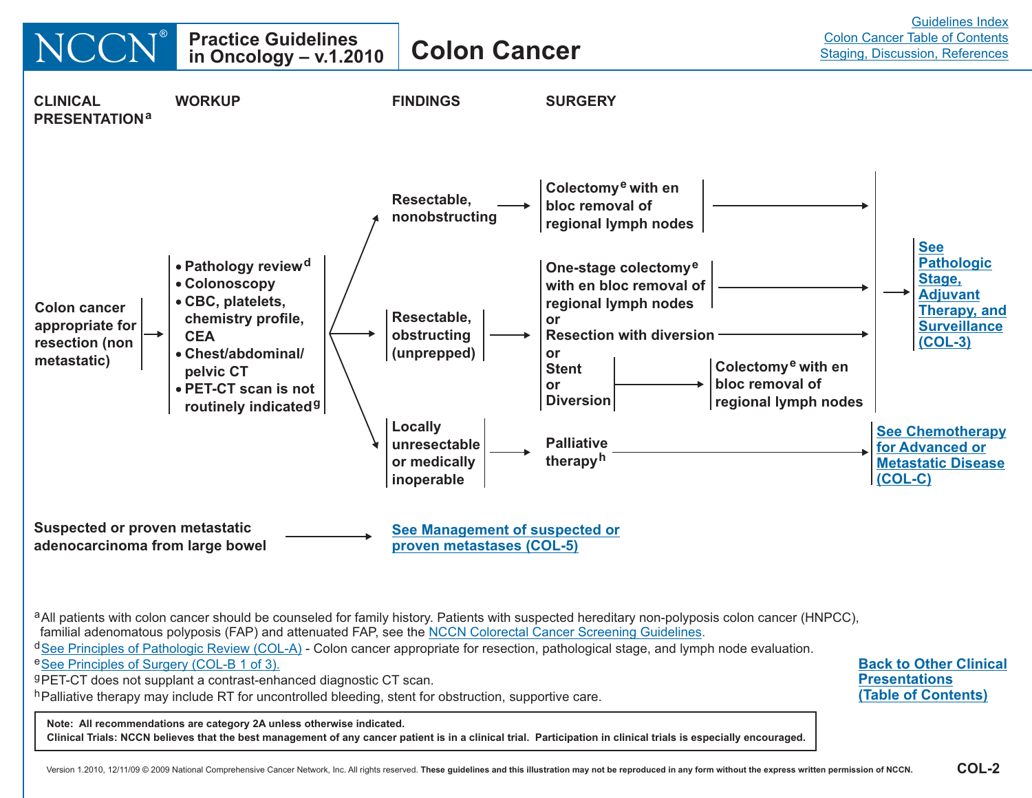# Colon Cancer

NCCN Practice Guidelines in Oncology – v.1.2010

| CLINICAL PRESENTATION[a] | WORKUP | FINDINGS | SURGERY | |
|---|---|---|---|---|
| Colon cancer appropriate for resection (non metastatic) | • Pathology review[d]<br>• Colonoscopy<br>• CBC, platelets, chemistry profile, CEA<br>• Chest/abdominal/pelvic CT<br>• PET-CT scan is not routinely indicated[g] | Resectable, nonobstructing | Colectomy[e] with en bloc removal of regional lymph nodes | See Pathologic Stage, Adjuvant Therapy, and Surveillance (COL-3) |
| | | Resectable, obstructing (unprepped) | One-stage colectomy[e] with en bloc removal of regional lymph nodes<br>or<br>Resection with diversion<br>or<br>Stent or Diversion → Colectomy[e] with en bloc removal of regional lymph nodes | See Pathologic Stage, Adjuvant Therapy, and Surveillance (COL-3) |
| | | Locally unresectable or medically inoperable | Palliative therapy[h] | See Chemotherapy for Advanced or Metastatic Disease (COL-C) |
| Suspected or proven metastatic adenocarcinoma from large bowel | | See Management of suspected or proven metastases (COL-5) | | |

[a] All patients with colon cancer should be counseled for family history. Patients with suspected hereditary non-polyposis colon cancer (HNPCC), familial adenomatous polyposis (FAP) and attenuated FAP, see the NCCN Colorectal Cancer Screening Guidelines.

[d] See Principles of Pathologic Review (COL-A) - Colon cancer appropriate for resection, pathological stage, and lymph node evaluation.

[e] See Principles of Surgery (COL-B 1 of 3).

[g] PET-CT does not supplant a contrast-enhanced diagnostic CT scan.

[h] Palliative therapy may include RT for uncontrolled bleeding, stent for obstruction, supportive care.

**Note: All recommendations are category 2A unless otherwise indicated.**
**Clinical Trials: NCCN believes that the best management of any cancer patient is in a clinical trial. Participation in clinical trials is especially encouraged.**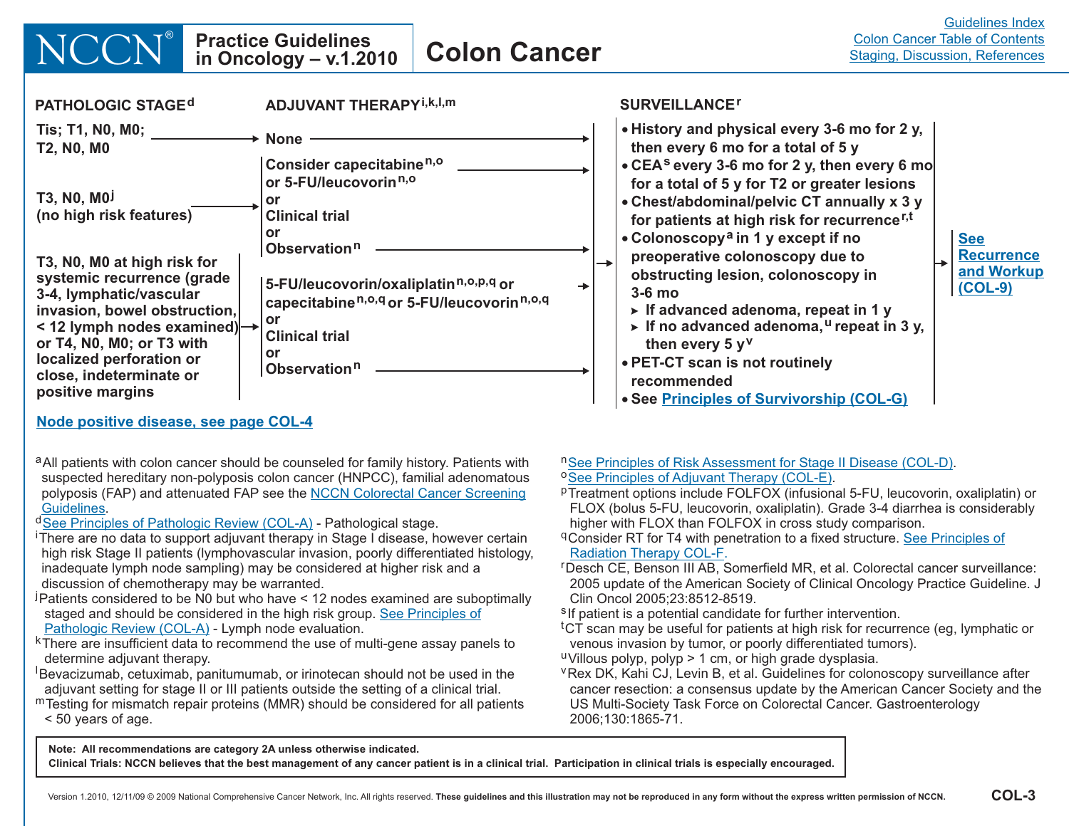# Colon Cancer

Practice Guidelines in Oncology – v.1.2010

| PATHOLOGIC STAGE[d] | ADJUVANT THERAPY[i,k,l,m] | SURVEILLANCE[r] |
|---|---|---|
| Tis; T1, N0, M0; T2, N0, M0 | None | |
| T3, N0, M0[j] (no high risk features) | Consider capecitabine[n,o] or 5-FU/leucovorin[n,o] or Clinical trial or Observation[n] | |
| T3, N0, M0 at high risk for systemic recurrence (grade 3-4, lymphatic/vascular invasion, bowel obstruction, < 12 lymph nodes examined) or T4, N0, M0; or T3 with localized perforation or close, indeterminate or positive margins | 5-FU/leucovorin/oxaliplatin[n,o,p,q] or capecitabine[n,o,q] or 5-FU/leucovorin[n,o,q] or Clinical trial or Observation[n] | |

**SURVEILLANCE[r]** (all stages above):

- History and physical every 3-6 mo for 2 y, then every 6 mo for a total of 5 y
- CEA[s] every 3-6 mo for 2 y, then every 6 mo for a total of 5 y for T2 or greater lesions
- Chest/abdominal/pelvic CT annually x 3 y for patients at high risk for recurrence[r,t]
- Colonoscopy[a] in 1 y except if no preoperative colonoscopy due to obstructing lesion, colonoscopy in 3-6 mo
  - If advanced adenoma, repeat in 1 y
  - If no advanced adenoma,[u] repeat in 3 y, then every 5 y[v]
- PET-CT scan is not routinely recommended
- See Principles of Survivorship (COL-G)

→ See Recurrence and Workup (COL-9)

Node positive disease, see page COL-4

[a] All patients with colon cancer should be counseled for family history. Patients with suspected hereditary non-polyposis colon cancer (HNPCC), familial adenomatous polyposis (FAP) and attenuated FAP see the NCCN Colorectal Cancer Screening Guidelines.

[d] See Principles of Pathologic Review (COL-A) - Pathological stage.

[i] There are no data to support adjuvant therapy in Stage I disease, however certain high risk Stage II patients (lymphovascular invasion, poorly differentiated histology, inadequate lymph node sampling) may be considered at higher risk and a discussion of chemotherapy may be warranted.

[j] Patients considered to be N0 but who have < 12 nodes examined are suboptimally staged and should be considered in the high risk group. See Principles of Pathologic Review (COL-A) - Lymph node evaluation.

[k] There are insufficient data to recommend the use of multi-gene assay panels to determine adjuvant therapy.

[l] Bevacizumab, cetuximab, panitumumab, or irinotecan should not be used in the adjuvant setting for stage II or III patients outside the setting of a clinical trial.

[m] Testing for mismatch repair proteins (MMR) should be considered for all patients < 50 years of age.

[n] See Principles of Risk Assessment for Stage II Disease (COL-D).

[o] See Principles of Adjuvant Therapy (COL-E).

[p] Treatment options include FOLFOX (infusional 5-FU, leucovorin, oxaliplatin) or FLOX (bolus 5-FU, leucovorin, oxaliplatin). Grade 3-4 diarrhea is considerably higher with FLOX than FOLFOX in cross study comparison.

[q] Consider RT for T4 with penetration to a fixed structure. See Principles of Radiation Therapy COL-F.

[r] Desch CE, Benson III AB, Somerfield MR, et al. Colorectal cancer surveillance: 2005 update of the American Society of Clinical Oncology Practice Guideline. J Clin Oncol 2005;23:8512-8519.

[s] If patient is a potential candidate for further intervention.

[t] CT scan may be useful for patients at high risk for recurrence (eg, lymphatic or venous invasion by tumor, or poorly differentiated tumors).

[u] Villous polyp, polyp > 1 cm, or high grade dysplasia.

[v] Rex DK, Kahi CJ, Levin B, et al. Guidelines for colonoscopy surveillance after cancer resection: a consensus update by the American Cancer Society and the US Multi-Society Task Force on Colorectal Cancer. Gastroenterology 2006;130:1865-71.

**Note: All recommendations are category 2A unless otherwise indicated.**

**Clinical Trials: NCCN believes that the best management of any cancer patient is in a clinical trial. Participation in clinical trials is especially encouraged.**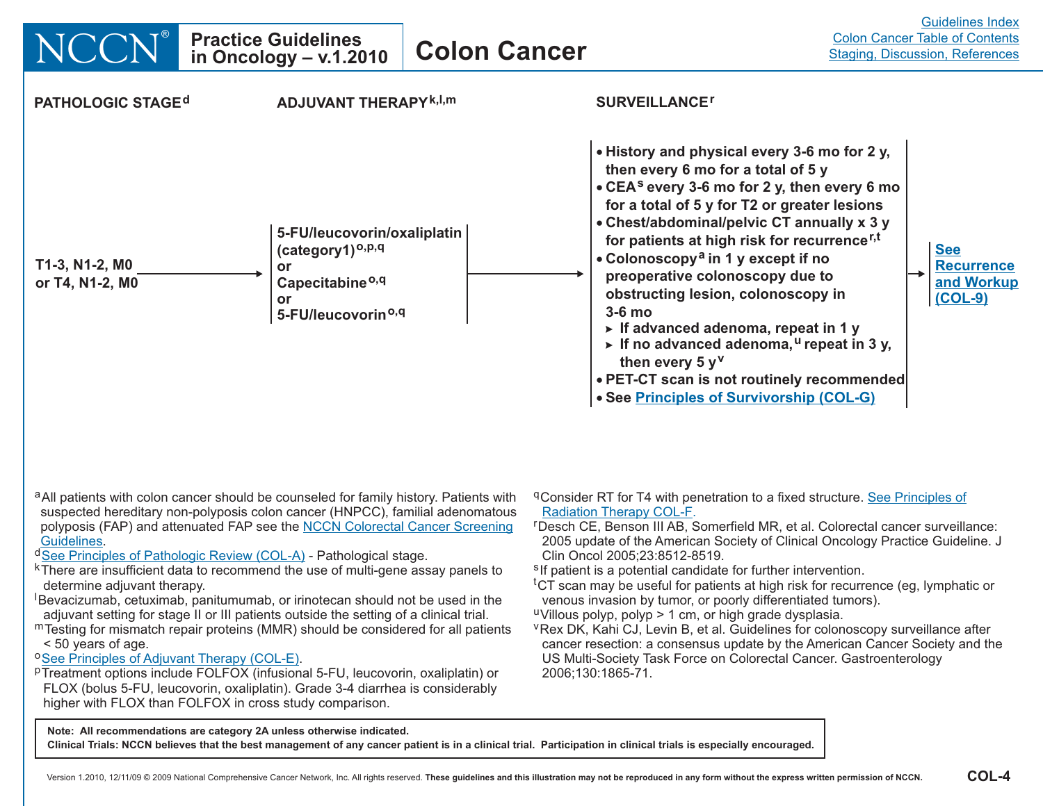# Colon Cancer

Practice Guidelines in Oncology – v.1.2010

## PATHOLOGIC STAGE[d]

T1-3, N1-2, M0
or T4, N1-2, M0

## ADJUVANT THERAPY[k,l,m]

5-FU/leucovorin/oxaliplatin (category1)[o,p,q]
or
Capecitabine[o,q]
or
5-FU/leucovorin[o,q]

## SURVEILLANCE[r]

- History and physical every 3-6 mo for 2 y, then every 6 mo for a total of 5 y
- CEA[s] every 3-6 mo for 2 y, then every 6 mo for a total of 5 y for T2 or greater lesions
- Chest/abdominal/pelvic CT annually x 3 y for patients at high risk for recurrence[r,t]
- Colonoscopy[a] in 1 y except if no preoperative colonoscopy due to obstructing lesion, colonoscopy in 3-6 mo
  - If advanced adenoma, repeat in 1 y
  - If no advanced adenoma,[u] repeat in 3 y, then every 5 y[v]
- PET-CT scan is not routinely recommended
- See Principles of Survivorship (COL-G)

→ See Recurrence and Workup (COL-9)

---

[a]All patients with colon cancer should be counseled for family history. Patients with suspected hereditary non-polyposis colon cancer (HNPCC), familial adenomatous polyposis (FAP) and attenuated FAP see the NCCN Colorectal Cancer Screening Guidelines.

[d]See Principles of Pathologic Review (COL-A) - Pathological stage.

[k]There are insufficient data to recommend the use of multi-gene assay panels to determine adjuvant therapy.

[l]Bevacizumab, cetuximab, panitumumab, or irinotecan should not be used in the adjuvant setting for stage II or III patients outside the setting of a clinical trial.

[m]Testing for mismatch repair proteins (MMR) should be considered for all patients < 50 years of age.

[o]See Principles of Adjuvant Therapy (COL-E).

[p]Treatment options include FOLFOX (infusional 5-FU, leucovorin, oxaliplatin) or FLOX (bolus 5-FU, leucovorin, oxaliplatin). Grade 3-4 diarrhea is considerably higher with FLOX than FOLFOX in cross study comparison.

[q]Consider RT for T4 with penetration to a fixed structure. See Principles of Radiation Therapy COL-F.

[r]Desch CE, Benson III AB, Somerfield MR, et al. Colorectal cancer surveillance: 2005 update of the American Society of Clinical Oncology Practice Guideline. J Clin Oncol 2005;23:8512-8519.

[s]If patient is a potential candidate for further intervention.

[t]CT scan may be useful for patients at high risk for recurrence (eg, lymphatic or venous invasion by tumor, or poorly differentiated tumors).

[u]Villous polyp, polyp > 1 cm, or high grade dysplasia.

[v]Rex DK, Kahi CJ, Levin B, et al. Guidelines for colonoscopy surveillance after cancer resection: a consensus update by the American Cancer Society and the US Multi-Society Task Force on Colorectal Cancer. Gastroenterology 2006;130:1865-71.

**Note: All recommendations are category 2A unless otherwise indicated.**

**Clinical Trials: NCCN believes that the best management of any cancer patient is in a clinical trial. Participation in clinical trials is especially encouraged.**

Version 1.2010, 12/11/09 © 2009 National Comprehensive Cancer Network, Inc. All rights reserved. **These guidelines and this illustration may not be reproduced in any form without the express written permission of NCCN.**

COL-4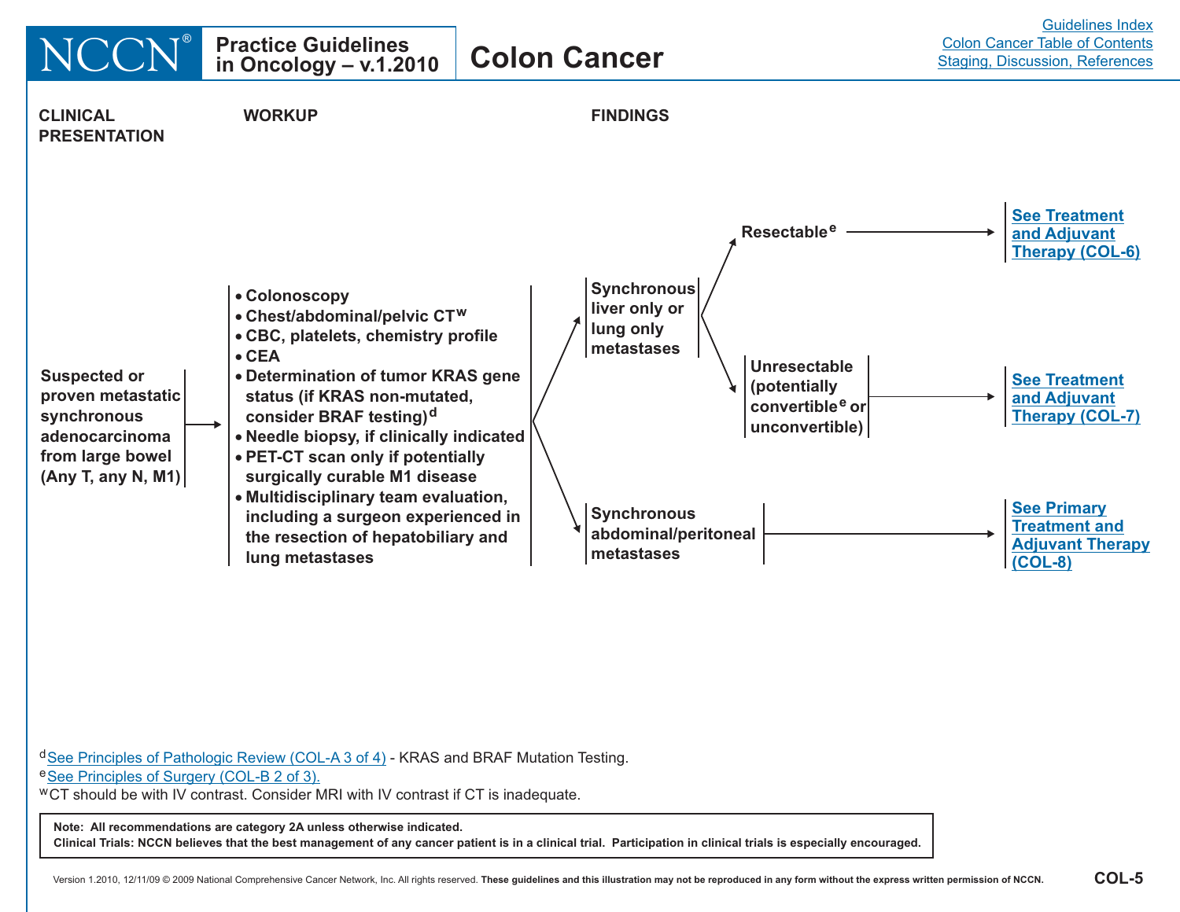# Colon Cancer

## CLINICAL PRESENTATION

**Suspected or proven metastatic synchronous adenocarcinoma from large bowel (Any T, any N, M1)**

## WORKUP

- Colonoscopy
- Chest/abdominal/pelvic CT[w]
- CBC, platelets, chemistry profile
- CEA
- Determination of tumor KRAS gene status (if KRAS non-mutated, consider BRAF testing)[d]
- Needle biopsy, if clinically indicated
- PET-CT scan only if potentially surgically curable M1 disease
- Multidisciplinary team evaluation, including a surgeon experienced in the resection of hepatobiliary and lung metastases

## FINDINGS

- **Synchronous liver only or lung only metastases**
  - **Resectable**[e] → See Treatment and Adjuvant Therapy (COL-6)
  - **Unresectable (potentially convertible**[e] **or unconvertible)** → See Treatment and Adjuvant Therapy (COL-7)
- **Synchronous abdominal/peritoneal metastases** → See Primary Treatment and Adjuvant Therapy (COL-8)

---

[d] See Principles of Pathologic Review (COL-A 3 of 4) - KRAS and BRAF Mutation Testing.

[e] See Principles of Surgery (COL-B 2 of 3).

[w] CT should be with IV contrast. Consider MRI with IV contrast if CT is inadequate.

**Note: All recommendations are category 2A unless otherwise indicated.**
**Clinical Trials: NCCN believes that the best management of any cancer patient is in a clinical trial. Participation in clinical trials is especially encouraged.**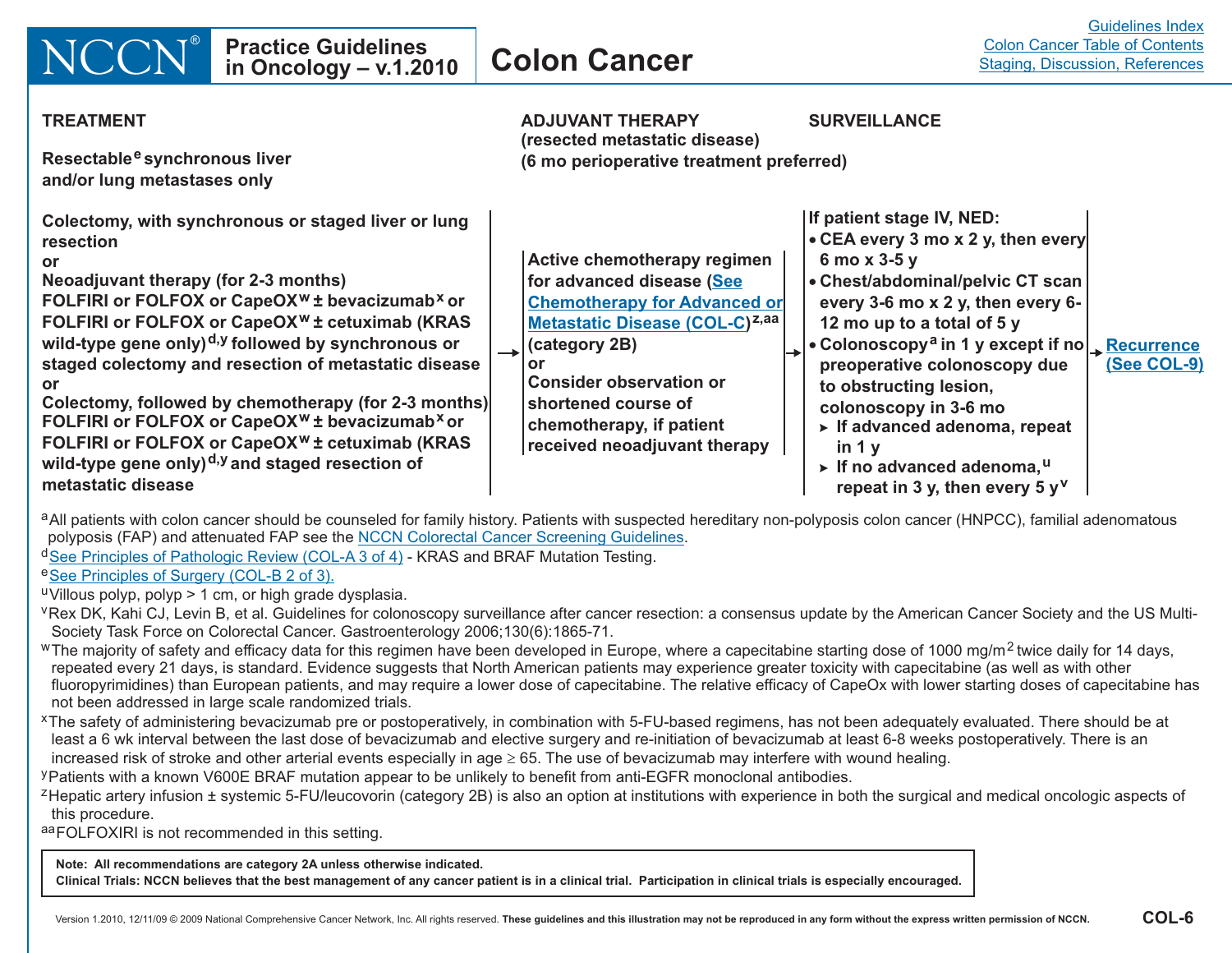# Colon Cancer

**TREAMENT**

**Resectable[e] synchronous liver and/or lung metastases only**

**ADJUVANT THERAPY (resected metastatic disease) (6 mo perioperative treatment preferred)**

**SURVEILLANCE**

| TREATMENT | ADJUVANT THERAPY | SURVEILLANCE | |
|---|---|---|---|
| **Colectomy, with synchronous or staged liver or lung resection**<br>**or**<br>**Neoadjuvant therapy (for 2-3 months) FOLFIRI or FOLFOX or CapeOX[w] ± bevacizumab[x] or FOLFIRI or FOLFOX or CapeOX[w] ± cetuximab (KRAS wild-type gene only)[d,y] followed by synchronous or staged colectomy and resection of metastatic disease**<br>**or**<br>**Colectomy, followed by chemotherapy (for 2-3 months) FOLFIRI or FOLFOX or CapeOX[w] ± bevacizumab[x] or FOLFIRI or FOLFOX or CapeOX[w] ± cetuximab (KRAS wild-type gene only)[d,y] and staged resection of metastatic disease** → | **Active chemotherapy regimen for advanced disease (See Chemotherapy for Advanced or Metastatic Disease (COL-C)[z,aa] (category 2B)**<br>**or**<br>**Consider observation or shortened course of chemotherapy, if patient received neoadjuvant therapy** → | **If patient stage IV, NED:**<br>• **CEA every 3 mo x 2 y, then every 6 mo x 3-5 y**<br>• **Chest/abdominal/pelvic CT scan every 3-6 mo x 2 y, then every 6-12 mo up to a total of 5 y**<br>• **Colonoscopy[a] in 1 y except if no preoperative colonoscopy due to obstructing lesion, colonoscopy in 3-6 mo**<br>► **If advanced adenoma, repeat in 1 y**<br>► **If no advanced adenoma,[u] repeat in 3 y, then every 5 y[v]** → | **Recurrence (See COL-9)** |

[a]All patients with colon cancer should be counseled for family history. Patients with suspected hereditary non-polyposis colon cancer (HNPCC), familial adenomatous polyposis (FAP) and attenuated FAP see the NCCN Colorectal Cancer Screening Guidelines.

[d]See Principles of Pathologic Review (COL-A 3 of 4) - KRAS and BRAF Mutation Testing.

[e]See Principles of Surgery (COL-B 2 of 3).

[u]Villous polyp, polyp > 1 cm, or high grade dysplasia.

[v]Rex DK, Kahi CJ, Levin B, et al. Guidelines for colonoscopy surveillance after cancer resection: a consensus update by the American Cancer Society and the US Multi-Society Task Force on Colorectal Cancer. Gastroenterology 2006;130(6):1865-71.

[w]The majority of safety and efficacy data for this regimen have been developed in Europe, where a capecitabine starting dose of 1000 mg/m$^2$ twice daily for 14 days, repeated every 21 days, is standard. Evidence suggests that North American patients may experience greater toxicity with capecitabine (as well as with other fluoropyrimidines) than European patients, and may require a lower dose of capecitabine. The relative efficacy of CapeOx with lower starting doses of capecitabine has not been addressed in large scale randomized trials.

[x]The safety of administering bevacizumab pre or postoperatively, in combination with 5-FU-based regimens, has not been adequately evaluated. There should be at least a 6 wk interval between the last dose of bevacizumab and elective surgery and re-initiation of bevacizumab at least 6-8 weeks postoperatively. There is an increased risk of stroke and other arterial events especially in age ≥ 65. The use of bevacizumab may interfere with wound healing.

[y]Patients with a known V600E BRAF mutation appear to be unlikely to benefit from anti-EGFR monoclonal antibodies.

[z]Hepatic artery infusion ± systemic 5-FU/leucovorin (category 2B) is also an option at institutions with experience in both the surgical and medical oncologic aspects of this procedure.

[aa]FOLFOXIRI is not recommended in this setting.

**Note: All recommendations are category 2A unless otherwise indicated.**
**Clinical Trials: NCCN believes that the best management of any cancer patient is in a clinical trial. Participation in clinical trials is especially encouraged.**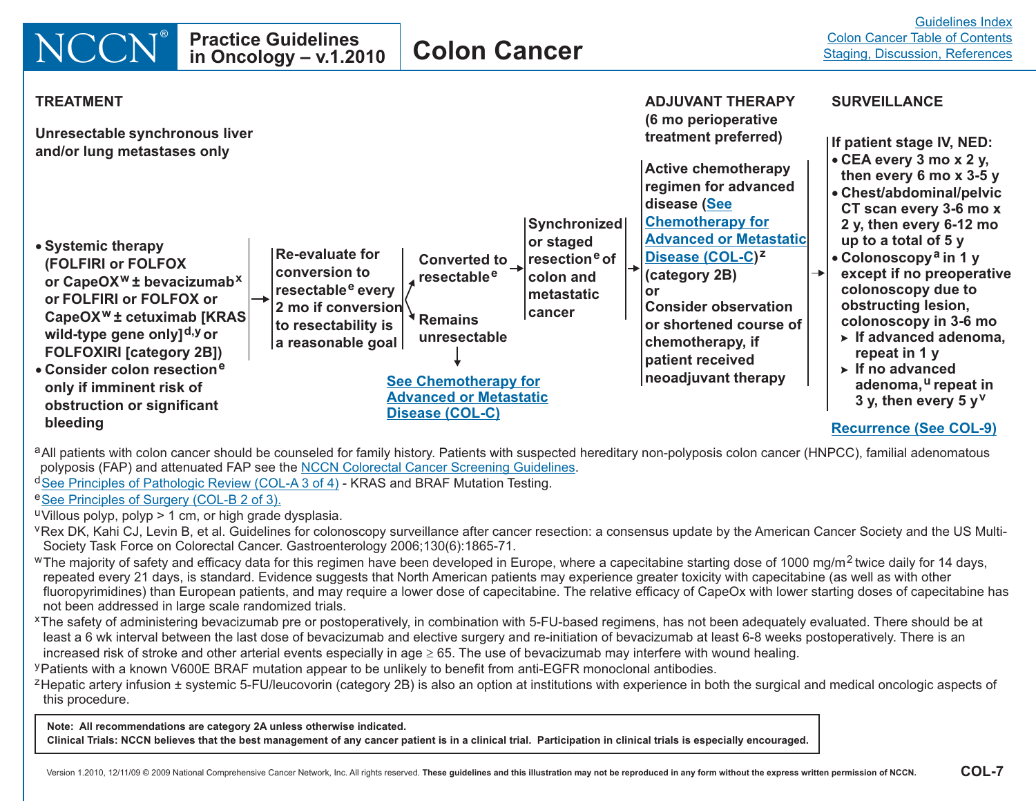# Colon Cancer

Practice Guidelines in Oncology – v.1.2010

## TREATMENT

**Unresectable synchronous liver and/or lung metastases only**

- **Systemic therapy (FOLFIRI or FOLFOX or CapeOX[w] ± bevacizumab[x] or FOLFIRI or FOLFOX or CapeOX[w] ± cetuximab [KRAS wild-type gene only][d,y] or FOLFOXIRI [category 2B])**
- **Consider colon resection[e] only if imminent risk of obstruction or significant bleeding**

→ **Re-evaluate for conversion to resectable[e] every 2 mo if conversion to resectability is a reasonable goal**

- **Converted to resectable[e]** → **Synchronized or staged resection[e] of colon and metastatic cancer** → ADJUVANT THERAPY → SURVEILLANCE
- **Remains unresectable** → [See Chemotherapy for Advanced or Metastatic Disease (COL-C)]

## ADJUVANT THERAPY (6 mo perioperative treatment preferred)

**Active chemotherapy regimen for advanced disease (See Chemotherapy for Advanced or Metastatic Disease (COL-C))[z] (category 2B)**
**or**
**Consider observation or shortened course of chemotherapy, if patient received neoadjuvant therapy**

## SURVEILLANCE

**If patient stage IV, NED:**
- **CEA every 3 mo x 2 y, then every 6 mo x 3-5 y**
- **Chest/abdominal/pelvic CT scan every 3-6 mo x 2 y, then every 6-12 mo up to a total of 5 y**
- **Colonoscopy[a] in 1 y except if no preoperative colonoscopy due to obstructing lesion, colonoscopy in 3-6 mo**
  - **If advanced adenoma, repeat in 1 y**
  - **If no advanced adenoma,[u] repeat in 3 y, then every 5 y[v]**

[Recurrence (See COL-9)]

---

[a] All patients with colon cancer should be counseled for family history. Patients with suspected hereditary non-polyposis colon cancer (HNPCC), familial adenomatous polyposis (FAP) and attenuated FAP see the NCCN Colorectal Cancer Screening Guidelines.

[d] See Principles of Pathologic Review (COL-A 3 of 4) - KRAS and BRAF Mutation Testing.

[e] See Principles of Surgery (COL-B 2 of 3).

[u] Villous polyp, polyp > 1 cm, or high grade dysplasia.

[v] Rex DK, Kahi CJ, Levin B, et al. Guidelines for colonoscopy surveillance after cancer resection: a consensus update by the American Cancer Society and the US Multi-Society Task Force on Colorectal Cancer. Gastroenterology 2006;130(6):1865-71.

[w] The majority of safety and efficacy data for this regimen have been developed in Europe, where a capecitabine starting dose of 1000 mg/$m^2$ twice daily for 14 days, repeated every 21 days, is standard. Evidence suggests that North American patients may experience greater toxicity with capecitabine (as well as with other fluoropyrimidines) than European patients, and may require a lower dose of capecitabine. The relative efficacy of CapeOx with lower starting doses of capecitabine has not been addressed in large scale randomized trials.

[x] The safety of administering bevacizumab pre or postoperatively, in combination with 5-FU-based regimens, has not been adequately evaluated. There should be at least a 6 wk interval between the last dose of bevacizumab and elective surgery and re-initiation of bevacizumab at least 6-8 weeks postoperatively. There is an increased risk of stroke and other arterial events especially in age ≥ 65. The use of bevacizumab may interfere with wound healing.

[y] Patients with a known V600E BRAF mutation appear to be unlikely to benefit from anti-EGFR monoclonal antibodies.

[z] Hepatic artery infusion ± systemic 5-FU/leucovorin (category 2B) is also an option at institutions with experience in both the surgical and medical oncologic aspects of this procedure.

**Note: All recommendations are category 2A unless otherwise indicated.**
**Clinical Trials: NCCN believes that the best management of any cancer patient is in a clinical trial. Participation in clinical trials is especially encouraged.**

COL-7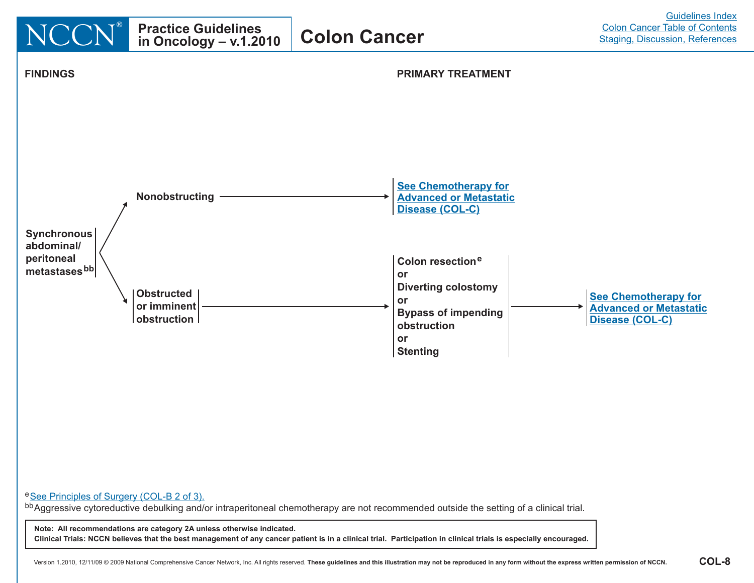# Colon Cancer

**FINDINGS**

**PRIMARY TREATMENT**

**Synchronous abdominal/ peritoneal metastases**[bb]

- **Nonobstructing** → **See Chemotherapy for Advanced or Metastatic Disease (COL-C)**
- **Obstructed or imminent obstruction** → **Colon resection**[e] **or Diverting colostomy or Bypass of impending obstruction or Stenting** → **See Chemotherapy for Advanced or Metastatic Disease (COL-C)**

[e] See Principles of Surgery (COL-B 2 of 3).

[bb] Aggressive cytoreductive debulking and/or intraperitoneal chemotherapy are not recommended outside the setting of a clinical trial.

**Note: All recommendations are category 2A unless otherwise indicated.**
**Clinical Trials: NCCN believes that the best management of any cancer patient is in a clinical trial. Participation in clinical trials is especially encouraged.**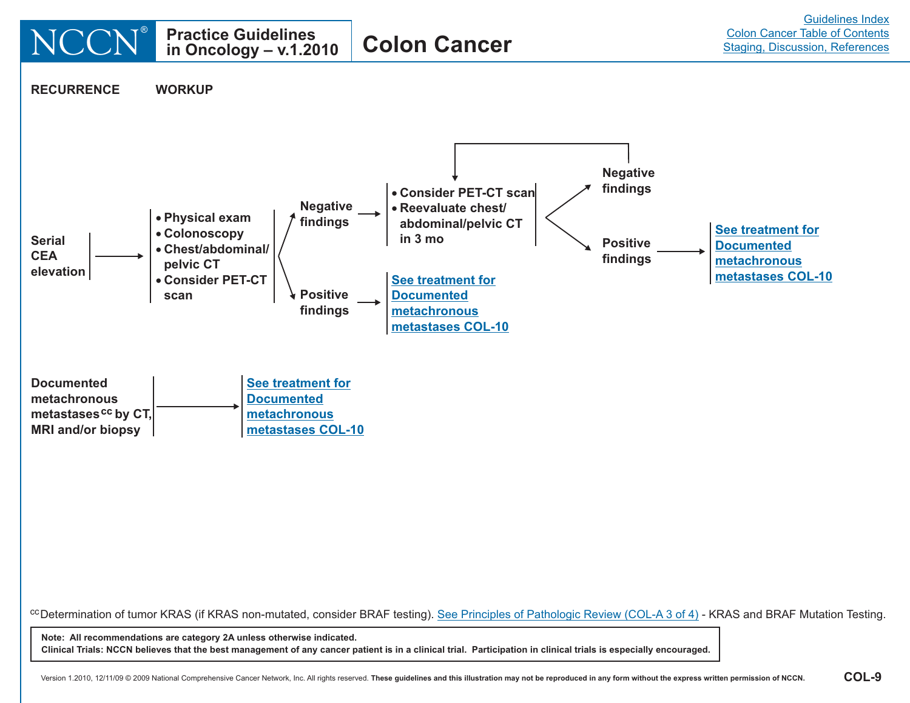# Colon Cancer

**RECURRENCE** | **WORKUP**

**Serial CEA elevation** → 
- Physical exam
- Colonoscopy
- Chest/abdominal/pelvic CT
- Consider PET-CT scan

→ **Negative findings** →
- Consider PET-CT scan
- Reevaluate chest/abdominal/pelvic CT in 3 mo

  → **Negative findings** (return to Consider PET-CT scan / Reevaluate chest/abdominal/pelvic CT in 3 mo)

  → **Positive findings** → See treatment for Documented metachronous metastases COL-10

→ **Positive findings** → See treatment for Documented metachronous metastases COL-10

**Documented metachronous metastases[cc] by CT, MRI and/or biopsy** → See treatment for Documented metachronous metastases COL-10

[cc]Determination of tumor KRAS (if KRAS non-mutated, consider BRAF testing). See Principles of Pathologic Review (COL-A 3 of 4) - KRAS and BRAF Mutation Testing.

**Note: All recommendations are category 2A unless otherwise indicated.**
**Clinical Trials: NCCN believes that the best management of any cancer patient is in a clinical trial. Participation in clinical trials is especially encouraged.**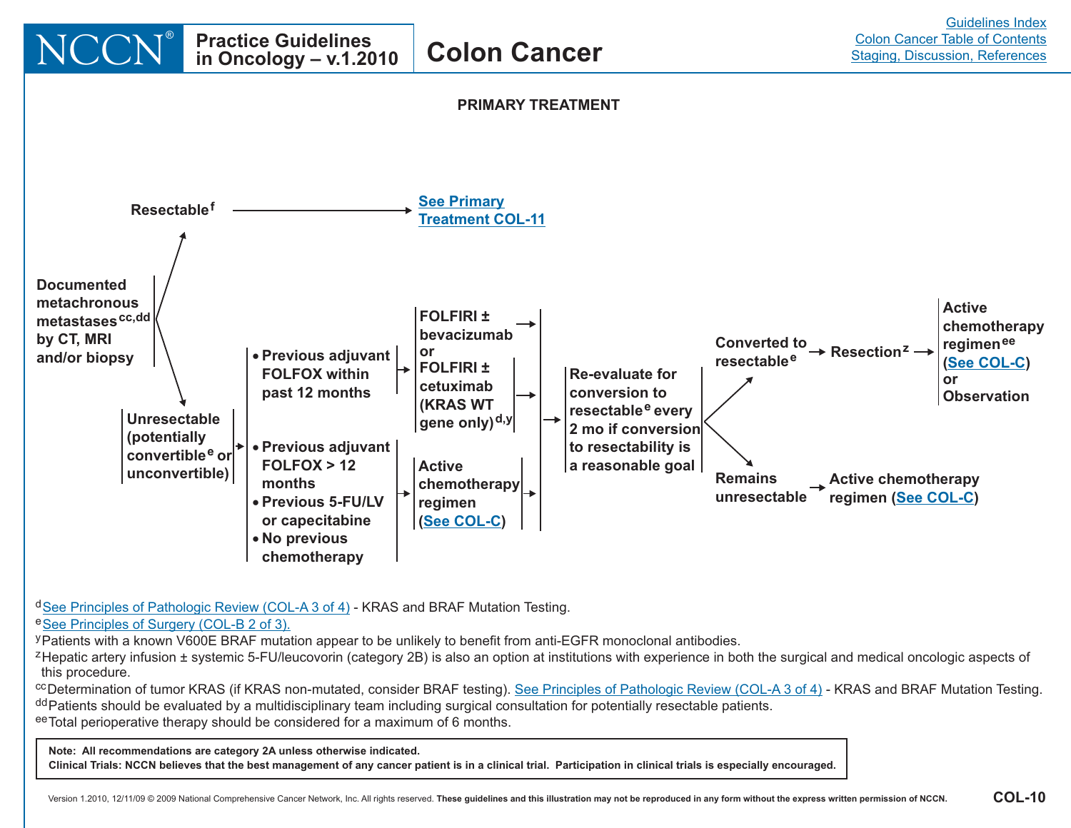# Colon Cancer

## PRIMARY TREATMENT

**Documented metachronous metastases[cc,dd] by CT, MRI and/or biopsy**

- **Resectable[f]** → See Primary Treatment COL-11

- **Unresectable (potentially convertible[e] or unconvertible)**
  - **Previous adjuvant FOLFOX within past 12 months** → **FOLFIRI ± bevacizumab** or **FOLFIRI ± cetuximab (KRAS WT gene only)[d,y]**
  - **Previous adjuvant FOLFOX > 12 months**
  - **Previous 5-FU/LV or capecitabine**
  - **No previous chemotherapy**
    → **Active chemotherapy regimen (See COL-C)**

  → **Re-evaluate for conversion to resectable[e] every 2 mo if conversion to resectability is a reasonable goal**
  - **Converted to resectable[e]** → **Resection[z]** → **Active chemotherapy regimen[ee] (See COL-C)** or **Observation**
  - **Remains unresectable** → **Active chemotherapy regimen (See COL-C)**

---

[d] See Principles of Pathologic Review (COL-A 3 of 4) - KRAS and BRAF Mutation Testing.

[e] See Principles of Surgery (COL-B 2 of 3).

[y] Patients with a known V600E BRAF mutation appear to be unlikely to benefit from anti-EGFR monoclonal antibodies.

[z] Hepatic artery infusion ± systemic 5-FU/leucovorin (category 2B) is also an option at institutions with experience in both the surgical and medical oncologic aspects of this procedure.

[cc] Determination of tumor KRAS (if KRAS non-mutated, consider BRAF testing). See Principles of Pathologic Review (COL-A 3 of 4) - KRAS and BRAF Mutation Testing.

[dd] Patients should be evaluated by a multidisciplinary team including surgical consultation for potentially resectable patients.

[ee] Total perioperative therapy should be considered for a maximum of 6 months.

**Note: All recommendations are category 2A unless otherwise indicated.**
**Clinical Trials: NCCN believes that the best management of any cancer patient is in a clinical trial. Participation in clinical trials is especially encouraged.**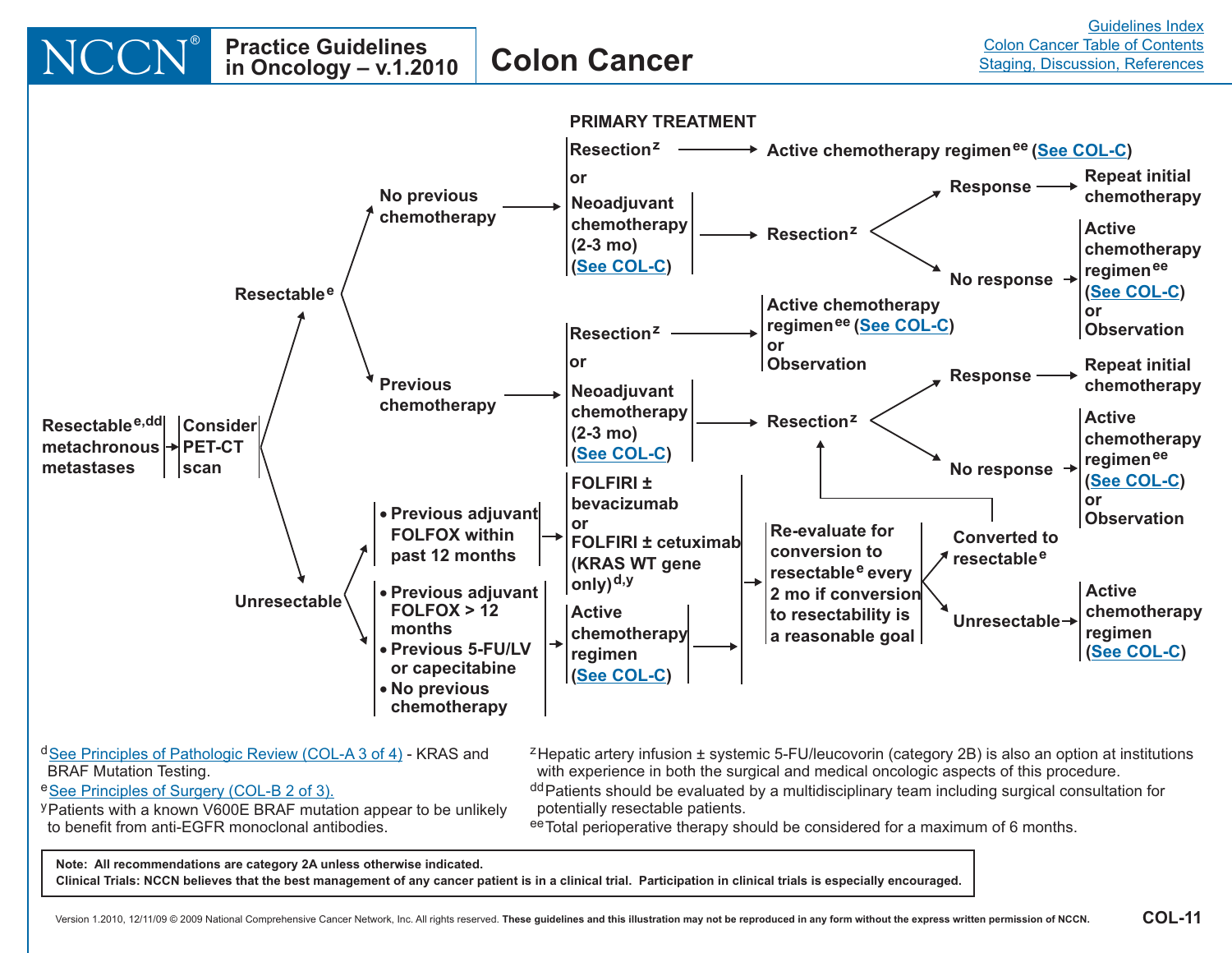# Colon Cancer

## PRIMARY TREATMENT

**Resectable[e,dd] metachronous metastases** → **Consider PET-CT scan**

- **Resectable[e]**
  - **No previous chemotherapy** →
    - Resection[z] → Active chemotherapy regimen[ee] (See COL-C)
    - or
    - Neoadjuvant chemotherapy (2-3 mo) (See COL-C) → Resection[z]
      - Response → Repeat initial chemotherapy
      - No response → Active chemotherapy regimen[ee] (See COL-C) or Observation
  - **Previous chemotherapy** →
    - Resection[z] → Active chemotherapy regimen[ee] (See COL-C) or Observation
    - or
    - Neoadjuvant chemotherapy (2-3 mo) (See COL-C) → Resection[z]
      - Response → Repeat initial chemotherapy
      - No response → Active chemotherapy regimen[ee] (See COL-C) or Observation
- **Unresectable**
  - • Previous adjuvant FOLFOX within past 12 months → FOLFIRI ± bevacizumab or FOLFIRI ± cetuximab (KRAS WT gene only)[d,y]
  - • Previous adjuvant FOLFOX > 12 months
    • Previous 5-FU/LV or capecitabine
    • No previous chemotherapy
    → Active chemotherapy regimen (See COL-C)
  - → Re-evaluate for conversion to resectable[e] every 2 mo if conversion to resectability is a reasonable goal
    - Converted to resectable[e] → Resection[z] (see above)
    - Unresectable → Active chemotherapy regimen (See COL-C)

[d]See Principles of Pathologic Review (COL-A 3 of 4) - KRAS and BRAF Mutation Testing.

[e]See Principles of Surgery (COL-B 2 of 3).

[y]Patients with a known V600E BRAF mutation appear to be unlikely to benefit from anti-EGFR monoclonal antibodies.

[z]Hepatic artery infusion ± systemic 5-FU/leucovorin (category 2B) is also an option at institutions with experience in both the surgical and medical oncologic aspects of this procedure.

[dd]Patients should be evaluated by a multidisciplinary team including surgical consultation for potentially resectable patients.

[ee]Total perioperative therapy should be considered for a maximum of 6 months.

**Note: All recommendations are category 2A unless otherwise indicated.**

**Clinical Trials: NCCN believes that the best management of any cancer patient is in a clinical trial. Participation in clinical trials is especially encouraged.**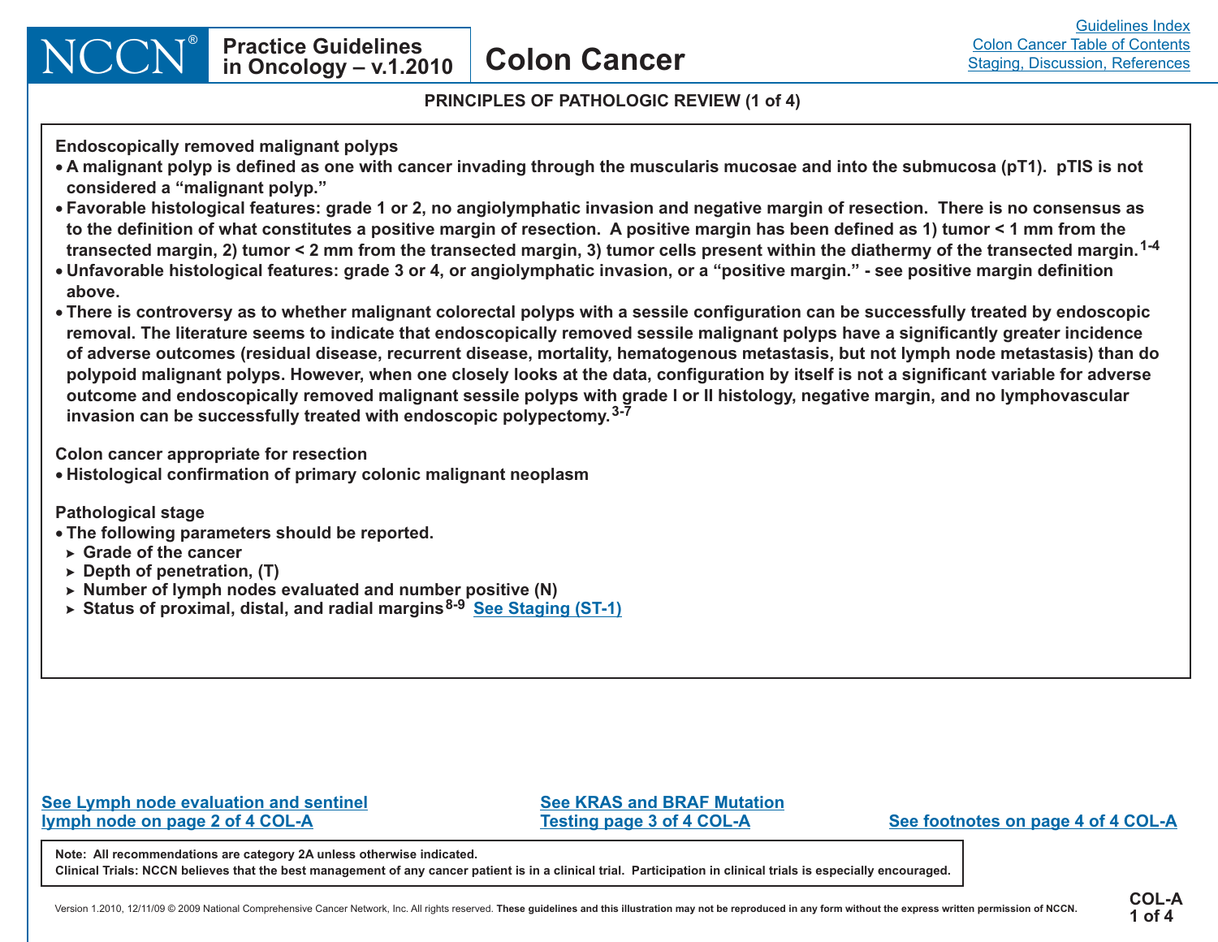## PRINCIPLES OF PATHOLOGIC REVIEW (1 of 4)

**Endoscopically removed malignant polyps**

- A malignant polyp is defined as one with cancer invading through the muscularis mucosae and into the submucosa (pT1). pTIS is not considered a "malignant polyp."
- Favorable histological features: grade 1 or 2, no angiolymphatic invasion and negative margin of resection. There is no consensus as to the definition of what constitutes a positive margin of resection. A positive margin has been defined as 1) tumor < 1 mm from the transected margin, 2) tumor < 2 mm from the transected margin, 3) tumor cells present within the diathermy of the transected margin.[1-4]
- Unfavorable histological features: grade 3 or 4, or angiolymphatic invasion, or a "positive margin." - see positive margin definition above.
- There is controversy as to whether malignant colorectal polyps with a sessile configuration can be successfully treated by endoscopic removal. The literature seems to indicate that endoscopically removed sessile malignant polyps have a significantly greater incidence of adverse outcomes (residual disease, recurrent disease, mortality, hematogenous metastasis, but not lymph node metastasis) than do polypoid malignant polyps. However, when one closely looks at the data, configuration by itself is not a significant variable for adverse outcome and endoscopically removed malignant sessile polyps with grade I or II histology, negative margin, and no lymphovascular invasion can be successfully treated with endoscopic polypectomy.[3-7]

**Colon cancer appropriate for resection**

- Histological confirmation of primary colonic malignant neoplasm

**Pathological stage**

- The following parameters should be reported.
  - Grade of the cancer
  - Depth of penetration, (T)
  - Number of lymph nodes evaluated and number positive (N)
  - Status of proximal, distal, and radial margins[8-9] See Staging (ST-1)

See Lymph node evaluation and sentinel lymph node on page 2 of 4 COL-A

See KRAS and BRAF Mutation Testing page 3 of 4 COL-A

See footnotes on page 4 of 4 COL-A

Note: All recommendations are category 2A unless otherwise indicated.
Clinical Trials: NCCN believes that the best management of any cancer patient is in a clinical trial. Participation in clinical trials is especially encouraged.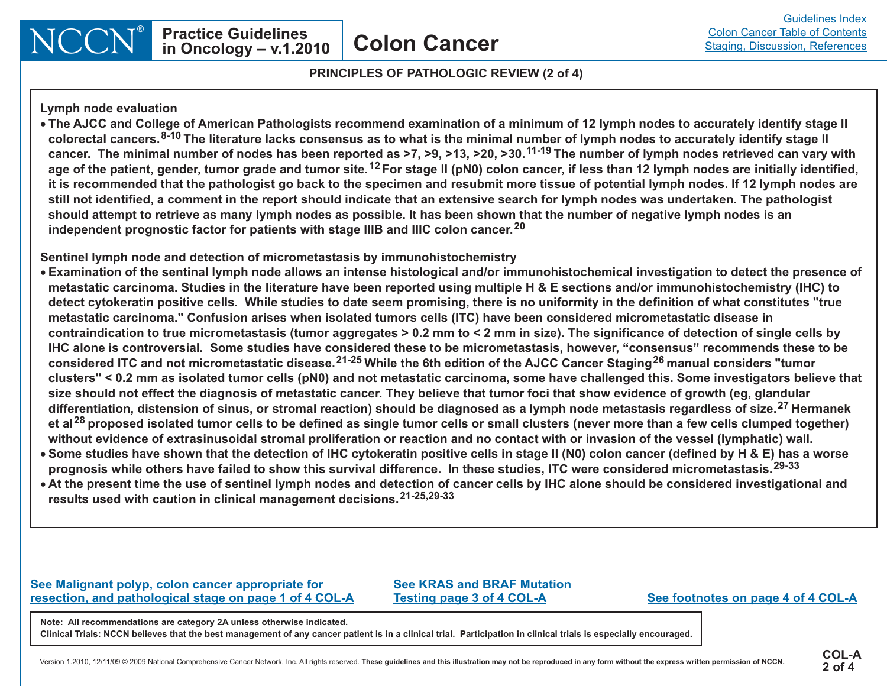## PRINCIPLES OF PATHOLOGIC REVIEW (2 of 4)

**Lymph node evaluation**

- **The AJCC and College of American Pathologists recommend examination of a minimum of 12 lymph nodes to accurately identify stage II colorectal cancers.[8-10] The literature lacks consensus as to what is the minimal number of lymph nodes to accurately identify stage II cancer. The minimal number of nodes has been reported as >7, >9, >13, >20, >30.[11-19] The number of lymph nodes retrieved can vary with age of the patient, gender, tumor grade and tumor site.[12] For stage II (pN0) colon cancer, if less than 12 lymph nodes are initially identified, it is recommended that the pathologist go back to the specimen and resubmit more tissue of potential lymph nodes. If 12 lymph nodes are still not identified, a comment in the report should indicate that an extensive search for lymph nodes was undertaken. The pathologist should attempt to retrieve as many lymph nodes as possible. It has been shown that the number of negative lymph nodes is an independent prognostic factor for patients with stage IIIB and IIIC colon cancer.[20]**

**Sentinel lymph node and detection of micrometastasis by immunohistochemistry**

- **Examination of the sentinal lymph node allows an intense histological and/or immunohistochemical investigation to detect the presence of metastatic carcinoma. Studies in the literature have been reported using multiple H & E sections and/or immunohistochemistry (IHC) to detect cytokeratin positive cells. While studies to date seem promising, there is no uniformity in the definition of what constitutes "true metastatic carcinoma." Confusion arises when isolated tumors cells (ITC) have been considered micrometastatic disease in contraindication to true micrometastasis (tumor aggregates > 0.2 mm to < 2 mm in size). The significance of detection of single cells by IHC alone is controversial. Some studies have considered these to be micrometastasis, however, "consensus" recommends these to be considered ITC and not micrometastatic disease.[21-25] While the 6th edition of the AJCC Cancer Staging[26] manual considers "tumor clusters" < 0.2 mm as isolated tumor cells (pN0) and not metastatic carcinoma, some have challenged this. Some investigators believe that size should not effect the diagnosis of metastatic cancer. They believe that tumor foci that show evidence of growth (eg, glandular differentiation, distension of sinus, or stromal reaction) should be diagnosed as a lymph node metastasis regardless of size.[27] Hermanek et al[28] proposed isolated tumor cells to be defined as single tumor cells or small clusters (never more than a few cells clumped together) without evidence of extrasinusoidal stromal proliferation or reaction and no contact with or invasion of the vessel (lymphatic) wall.**
- **Some studies have shown that the detection of IHC cytokeratin positive cells in stage II (N0) colon cancer (defined by H & E) has a worse prognosis while others have failed to show this survival difference. In these studies, ITC were considered micrometastasis.[29-33]**
- **At the present time the use of sentinel lymph nodes and detection of cancer cells by IHC alone should be considered investigational and results used with caution in clinical management decisions.[21-25,29-33]**

See Malignant polyp, colon cancer appropriate for resection, and pathological stage on page 1 of 4 COL-A

See KRAS and BRAF Mutation Testing page 3 of 4 COL-A

See footnotes on page 4 of 4 COL-A

**Note: All recommendations are category 2A unless otherwise indicated.**
**Clinical Trials: NCCN believes that the best management of any cancer patient is in a clinical trial. Participation in clinical trials is especially encouraged.**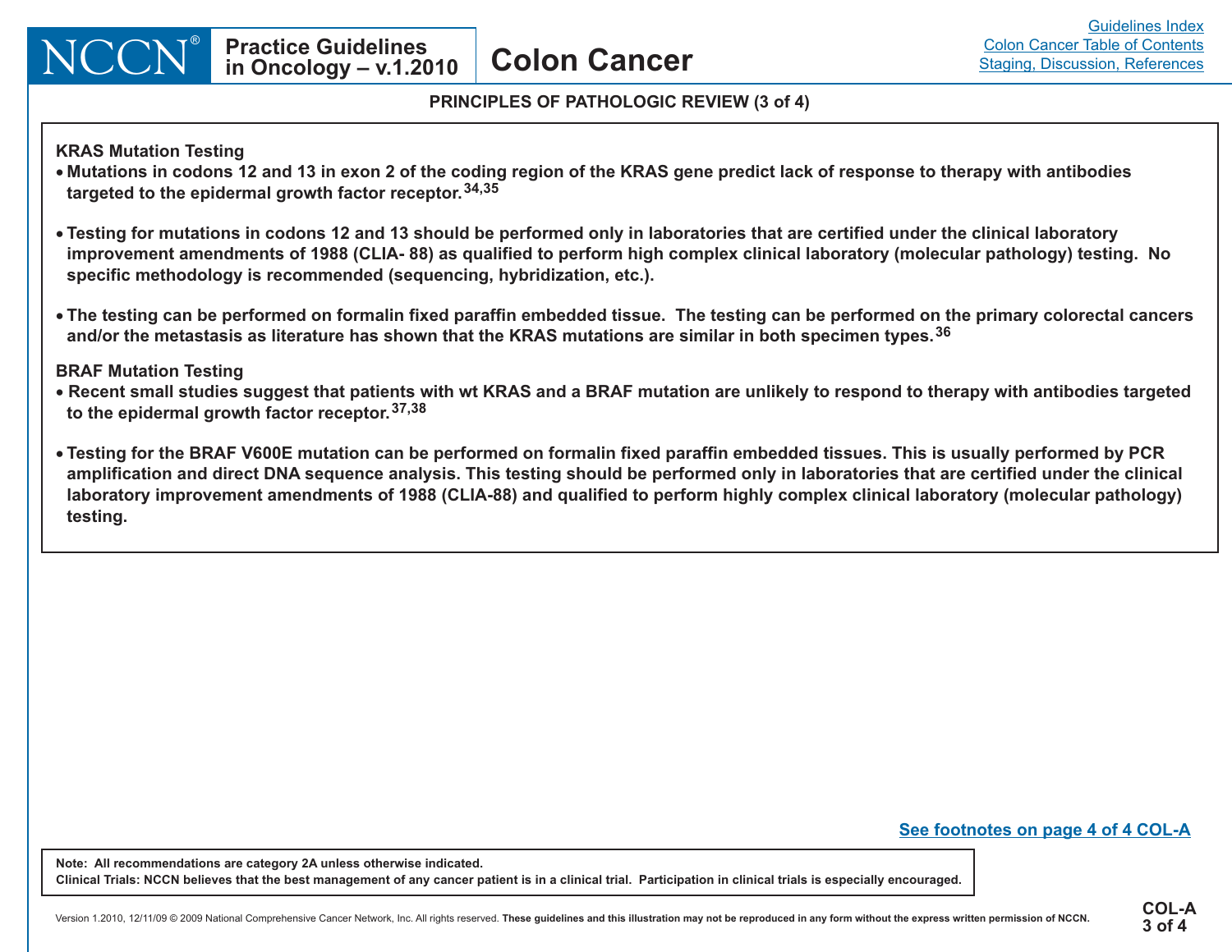## PRINCIPLES OF PATHOLOGIC REVIEW (3 of 4)

### KRAS Mutation Testing

- Mutations in codons 12 and 13 in exon 2 of the coding region of the KRAS gene predict lack of response to therapy with antibodies targeted to the epidermal growth factor receptor.[34,35]
- Testing for mutations in codons 12 and 13 should be performed only in laboratories that are certified under the clinical laboratory improvement amendments of 1988 (CLIA- 88) as qualified to perform high complex clinical laboratory (molecular pathology) testing. No specific methodology is recommended (sequencing, hybridization, etc.).
- The testing can be performed on formalin fixed paraffin embedded tissue. The testing can be performed on the primary colorectal cancers and/or the metastasis as literature has shown that the KRAS mutations are similar in both specimen types.[36]

### BRAF Mutation Testing

- Recent small studies suggest that patients with wt KRAS and a BRAF mutation are unlikely to respond to therapy with antibodies targeted to the epidermal growth factor receptor.[37,38]
- Testing for the BRAF V600E mutation can be performed on formalin fixed paraffin embedded tissues. This is usually performed by PCR amplification and direct DNA sequence analysis. This testing should be performed only in laboratories that are certified under the clinical laboratory improvement amendments of 1988 (CLIA-88) and qualified to perform highly complex clinical laboratory (molecular pathology) testing.

See footnotes on page 4 of 4 COL-A

Note: All recommendations are category 2A unless otherwise indicated.
Clinical Trials: NCCN believes that the best management of any cancer patient is in a clinical trial. Participation in clinical trials is especially encouraged.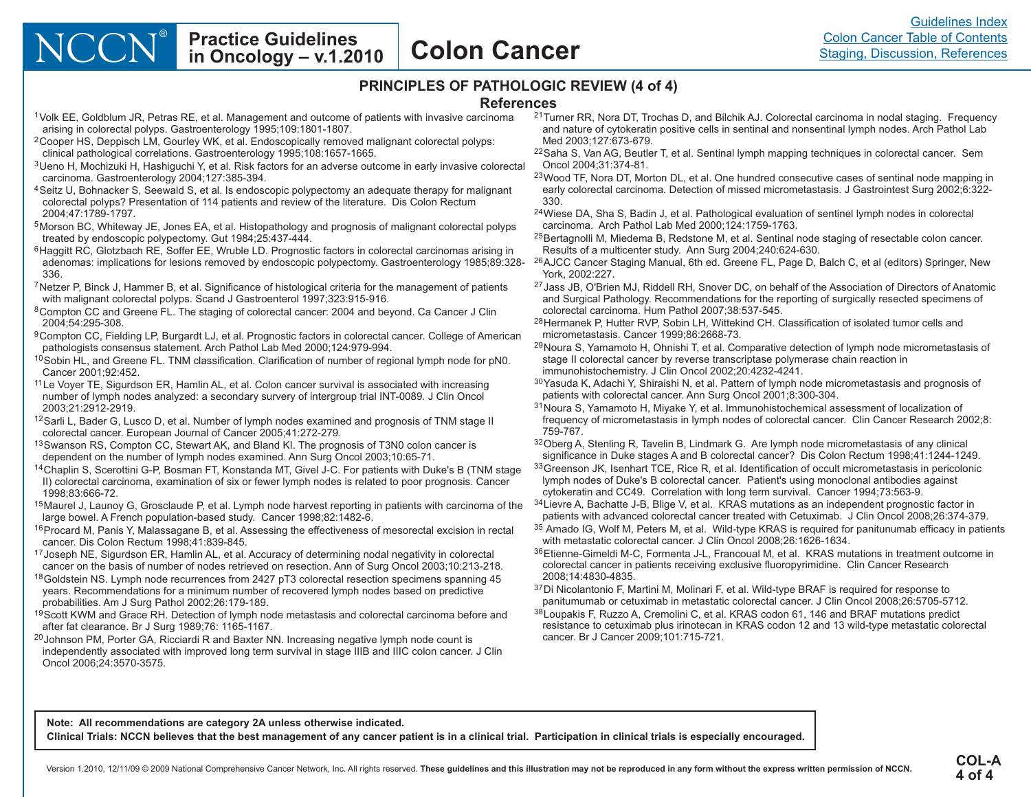## PRINCIPLES OF PATHOLOGIC REVIEW (4 of 4)

### References

[1]Volk EE, Goldblum JR, Petras RE, et al. Management and outcome of patients with invasive carcinoma arising in colorectal polyps. Gastroenterology 1995;109:1801-1807.

[2]Cooper HS, Deppisch LM, Gourley WK, et al. Endoscopically removed malignant colorectal polyps: clinical pathological correlations. Gastroenterology 1995;108:1657-1665.

[3]Ueno H, Mochizuki H, Hashiguchi Y, et al. Risk factors for an adverse outcome in early invasive colorectal carcinoma. Gastroenterology 2004;127:385-394.

[4]Seitz U, Bohnacker S, Seewald S, et al. Is endoscopic polypectomy an adequate therapy for malignant colorectal polyps? Presentation of 114 patients and review of the literature. Dis Colon Rectum 2004;47:1789-1797.

[5]Morson BC, Whiteway JE, Jones EA, et al. Histopathology and prognosis of malignant colorectal polyps treated by endoscopic polypectomy. Gut 1984;25:437-444.

[6]Haggitt RC, Glotzbach RE, Soffer EE, Wruble LD. Prognostic factors in colorectal carcinomas arising in adenomas: implications for lesions removed by endoscopic polypectomy. Gastroenterology 1985;89:328-336.

[7]Netzer P, Binck J, Hammer B, et al. Significance of histological criteria for the management of patients with malignant colorectal polyps. Scand J Gastroenterol 1997;323:915-916.

[8]Compton CC and Greene FL. The staging of colorectal cancer: 2004 and beyond. Ca Cancer J Clin 2004;54:295-308.

[9]Compton CC, Fielding LP, Burgardt LJ, et al. Prognostic factors in colorectal cancer. College of American pathologists consensus statement. Arch Pathol Lab Med 2000;124:979-994.

[10]Sobin HL, and Greene FL. TNM classification. Clarification of number of regional lymph node for pN0. Cancer 2001;92:452.

[11]Le Voyer TE, Sigurdson ER, Hamlin AL, et al. Colon cancer survival is associated with increasing number of lymph nodes analyzed: a secondary survery of intergroup trial INT-0089. J Clin Oncol 2003;21:2912-2919.

[12]Sarli L, Bader G, Lusco D, et al. Number of lymph nodes examined and prognosis of TNM stage II colorectal cancer. European Journal of Cancer 2005;41:272-279.

[13]Swanson RS, Compton CC, Stewart AK, and Bland KI. The prognosis of T3N0 colon cancer is dependent on the number of lymph nodes examined. Ann Surg Oncol 2003;10:65-71.

[14]Chaplin S, Scerottini G-P, Bosman FT, Konstanda MT, Givel J-C. For patients with Duke's B (TNM stage II) colorectal carcinoma, examination of six or fewer lymph nodes is related to poor prognosis. Cancer 1998;83:666-72.

[15]Maurel J, Launoy G, Grosclaude P, et al. Lymph node harvest reporting in patients with carcinoma of the large bowel. A French population-based study. Cancer 1998;82:1482-6.

[16]Procard M, Panis Y, Malassagane B, et al. Assessing the effectiveness of mesorectal excision in rectal cancer. Dis Colon Rectum 1998;41:839-845.

[17]Joseph NE, Sigurdson ER, Hamlin AL, et al. Accuracy of determining nodal negativity in colorectal cancer on the basis of number of nodes retrieved on resection. Ann of Surg Oncol 2003;10:213-218.

[18]Goldstein NS. Lymph node recurrences from 2427 pT3 colorectal resection specimens spanning 45 years. Recommendations for a minimum number of recovered lymph nodes based on predictive probabilities. Am J Surg Pathol 2002;26:179-189.

[19]Scott KWM and Grace RH. Detection of lymph node metastasis and colorectal carcinoma before and after fat clearance. Br J Surg 1989;76: 1165-1167.

[20]Johnson PM, Porter GA, Ricciardi R and Baxter NN. Increasing negative lymph node count is independently associated with improved long term survival in stage IIIB and IIIC colon cancer. J Clin Oncol 2006;24:3570-3575.

[21]Turner RR, Nora DT, Trochas D, and Bilchik AJ. Colorectal carcinoma in nodal staging. Frequency and nature of cytokeratin positive cells in sentinal and nonsentinal lymph nodes. Arch Pathol Lab Med 2003;127:673-679.

[22]Saha S, Van AG, Beutler T, et al. Sentinal lymph mapping techniques in colorectal cancer. Sem Oncol 2004;31:374-81.

[23]Wood TF, Nora DT, Morton DL, et al. One hundred consecutive cases of sentinal node mapping in early colorectal carcinoma. Detection of missed micrometastasis. J Gastrointest Surg 2002;6:322-330.

[24]Wiese DA, Sha S, Badin J, et al. Pathological evaluation of sentinel lymph nodes in colorectal carcinoma. Arch Pathol Lab Med 2000;124:1759-1763.

[25]Bertagnolli M, Miedema B, Redstone M, et al. Sentinal node staging of resectable colon cancer. Results of a multicenter study. Ann Surg 2004;240:624-630.

[26]AJCC Cancer Staging Manual, 6th ed. Greene FL, Page D, Balch C, et al (editors) Springer, New York, 2002:227.

[27]Jass JB, O'Brien MJ, Riddell RH, Snover DC, on behalf of the Association of Directors of Anatomic and Surgical Pathology. Recommendations for the reporting of surgically resected specimens of colorectal carcinoma. Hum Pathol 2007;38:537-545.

[28]Hermanek P, Hutter RVP, Sobin LH, Wittekind CH. Classification of isolated tumor cells and micrometastasis. Cancer 1999;86:2668-73.

[29]Noura S, Yamamoto H, Ohnishi T, et al. Comparative detection of lymph node micrometastasis of stage II colorectal cancer by reverse transcriptase polymerase chain reaction in immunohistochemistry. J Clin Oncol 2002;20:4232-4241.

[30]Yasuda K, Adachi Y, Shiraishi N, et al. Pattern of lymph node micrometastasis and prognosis of patients with colorectal cancer. Ann Surg Oncol 2001;8:300-304.

[31]Noura S, Yamamoto H, Miyake Y, et al. Immunohistochemical assessment of localization of frequency of micrometastasis in lymph nodes of colorectal cancer. Clin Cancer Research 2002;8: 759-767.

[32]Oberg A, Stenling R, Tavelin B, Lindmark G. Are lymph node micrometastasis of any clinical significance in Duke stages A and B colorectal cancer? Dis Colon Rectum 1998;41:1244-1249.

[33]Greenson JK, Isenhart TCE, Rice R, et al. Identification of occult micrometastasis in pericolonic lymph nodes of Duke's B colorectal cancer. Patient's using monoclonal antibodies against cytokeratin and CC49. Correlation with long term survival. Cancer 1994;73:563-9.

[34]Lievre A, Bachatte J-B, Blige V, et al. KRAS mutations as an independent prognostic factor in patients with advanced colorectal cancer treated with Cetuximab. J Clin Oncol 2008;26:374-379.

[35]Amado IG, Wolf M, Peters M, et al. Wild-type KRAS is required for panitunumab efficacy in patients with metastatic colorectal cancer. J Clin Oncol 2008;26:1626-1634.

[36]Etienne-Gimeldi M-C, Formenta J-L, Francoual M, et al. KRAS mutations in treatment outcome in colorectal cancer in patients receiving exclusive fluoropyrimidine. Clin Cancer Research 2008;14:4830-4835.

[37]Di Nicolantonio F, Martini M, Molinari F, et al. Wild-type BRAF is required for response to panitumumab or cetuximab in metastatic colorectal cancer. J Clin Oncol 2008;26:5705-5712.

[38]Loupakis F, Ruzzo A, Cremolini C, et al. KRAS codon 61, 146 and BRAF mutations predict resistance to cetuximab plus irinotecan in KRAS codon 12 and 13 wild-type metastatic colorectal cancer. Br J Cancer 2009;101:715-721.

**Note: All recommendations are category 2A unless otherwise indicated.**

**Clinical Trials: NCCN believes that the best management of any cancer patient is in a clinical trial. Participation in clinical trials is especially encouraged.**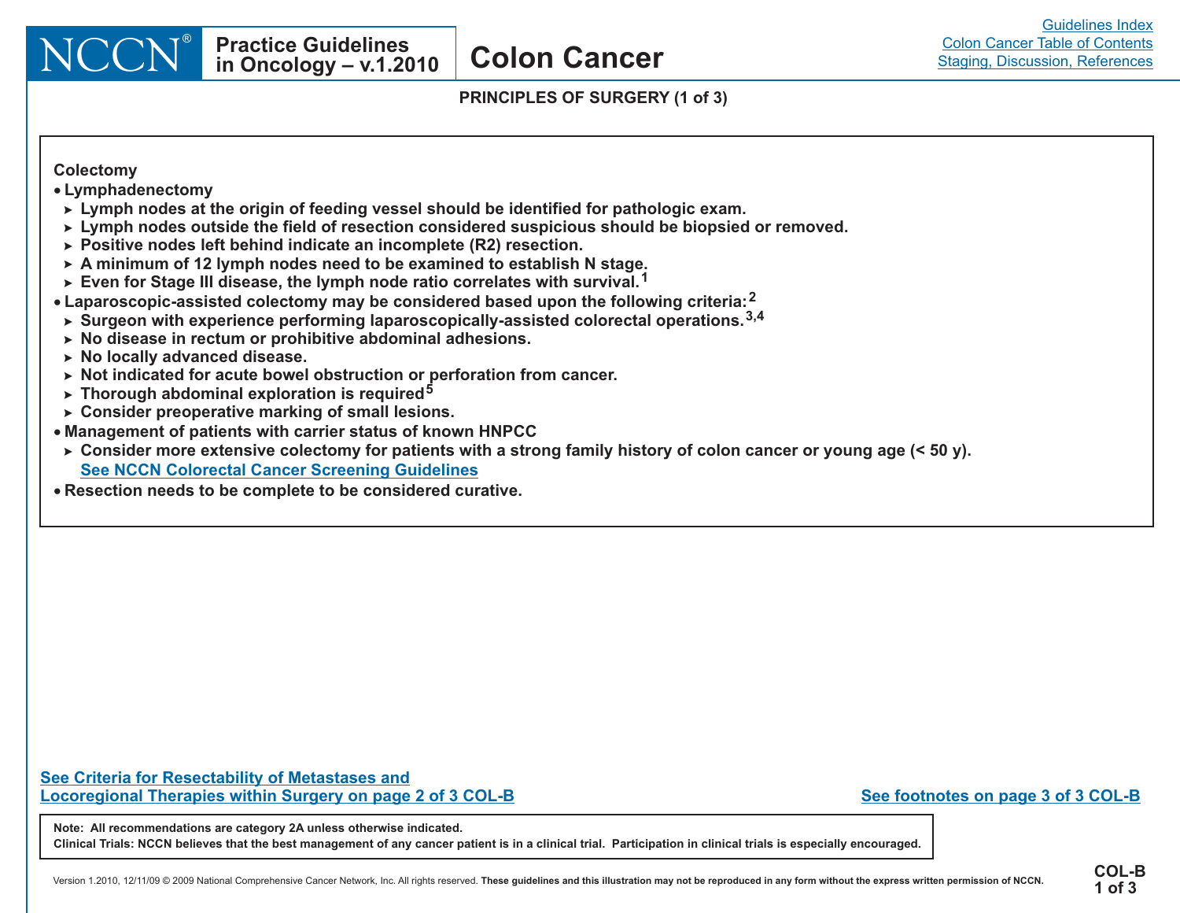## PRINCIPLES OF SURGERY (1 of 3)

**Colectomy**

- **Lymphadenectomy**
  - Lymph nodes at the origin of feeding vessel should be identified for pathologic exam.
  - Lymph nodes outside the field of resection considered suspicious should be biopsied or removed.
  - Positive nodes left behind indicate an incomplete (R2) resection.
  - A minimum of 12 lymph nodes need to be examined to establish N stage.
  - Even for Stage III disease, the lymph node ratio correlates with survival.[1]
- **Laparoscopic-assisted colectomy may be considered based upon the following criteria:**[2]
  - Surgeon with experience performing laparoscopically-assisted colorectal operations.[3,4]
  - No disease in rectum or prohibitive abdominal adhesions.
  - No locally advanced disease.
  - Not indicated for acute bowel obstruction or perforation from cancer.
  - Thorough abdominal exploration is required[5]
  - Consider preoperative marking of small lesions.
- **Management of patients with carrier status of known HNPCC**
  - Consider more extensive colectomy for patients with a strong family history of colon cancer or young age (< 50 y). See NCCN Colorectal Cancer Screening Guidelines
- **Resection needs to be complete to be considered curative.**

See Criteria for Resectability of Metastases and Locoregional Therapies within Surgery on page 2 of 3 COL-B

See footnotes on page 3 of 3 COL-B

Note: All recommendations are category 2A unless otherwise indicated.

Clinical Trials: NCCN believes that the best management of any cancer patient is in a clinical trial. Participation in clinical trials is especially encouraged.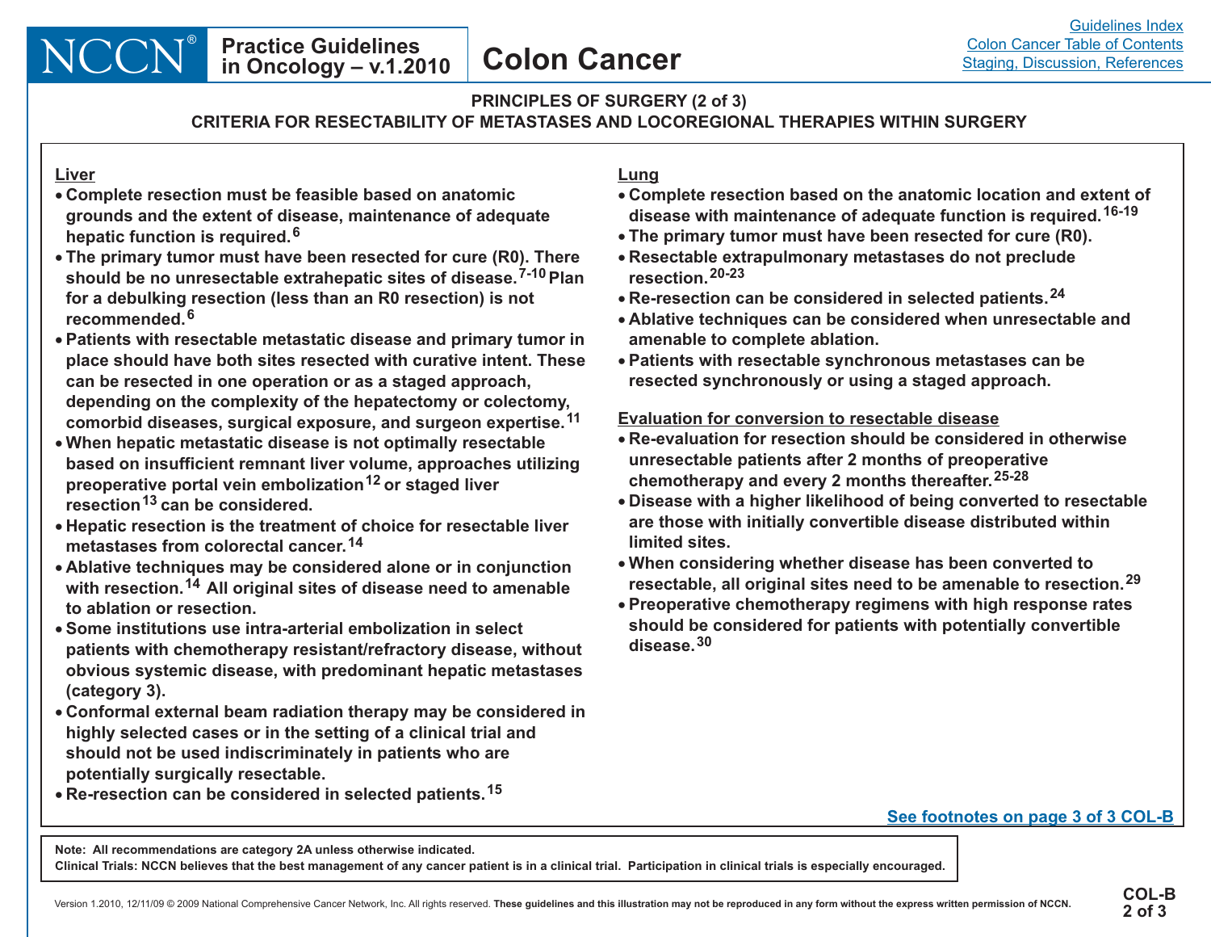## PRINCIPLES OF SURGERY (2 of 3)

## CRITERIA FOR RESECTABILITY OF METASTASES AND LOCOREGIONAL THERAPIES WITHIN SURGERY

### Liver

- Complete resection must be feasible based on anatomic grounds and the extent of disease, maintenance of adequate hepatic function is required.[6]
- The primary tumor must have been resected for cure (R0). There should be no unresectable extrahepatic sites of disease.[7-10] Plan for a debulking resection (less than an R0 resection) is not recommended.[6]
- Patients with resectable metastatic disease and primary tumor in place should have both sites resected with curative intent. These can be resected in one operation or as a staged approach, depending on the complexity of the hepatectomy or colectomy, comorbid diseases, surgical exposure, and surgeon expertise.[11]
- When hepatic metastatic disease is not optimally resectable based on insufficient remnant liver volume, approaches utilizing preoperative portal vein embolization[12] or staged liver resection[13] can be considered.
- Hepatic resection is the treatment of choice for resectable liver metastases from colorectal cancer.[14]
- Ablative techniques may be considered alone or in conjunction with resection.[14] All original sites of disease need to amenable to ablation or resection.
- Some institutions use intra-arterial embolization in select patients with chemotherapy resistant/refractory disease, without obvious systemic disease, with predominant hepatic metastases (category 3).
- Conformal external beam radiation therapy may be considered in highly selected cases or in the setting of a clinical trial and should not be used indiscriminately in patients who are potentially surgically resectable.
- Re-resection can be considered in selected patients.[15]

### Lung

- Complete resection based on the anatomic location and extent of disease with maintenance of adequate function is required.[16-19]
- The primary tumor must have been resected for cure (R0).
- Resectable extrapulmonary metastases do not preclude resection.[20-23]
- Re-resection can be considered in selected patients.[24]
- Ablative techniques can be considered when unresectable and amenable to complete ablation.
- Patients with resectable synchronous metastases can be resected synchronously or using a staged approach.

### Evaluation for conversion to resectable disease

- Re-evaluation for resection should be considered in otherwise unresectable patients after 2 months of preoperative chemotherapy and every 2 months thereafter.[25-28]
- Disease with a higher likelihood of being converted to resectable are those with initially convertible disease distributed within limited sites.
- When considering whether disease has been converted to resectable, all original sites need to be amenable to resection.[29]
- Preoperative chemotherapy regimens with high response rates should be considered for patients with potentially convertible disease.[30]

See footnotes on page 3 of 3 COL-B

Note: All recommendations are category 2A unless otherwise indicated.

Clinical Trials: NCCN believes that the best management of any cancer patient is in a clinical trial. Participation in clinical trials is especially encouraged.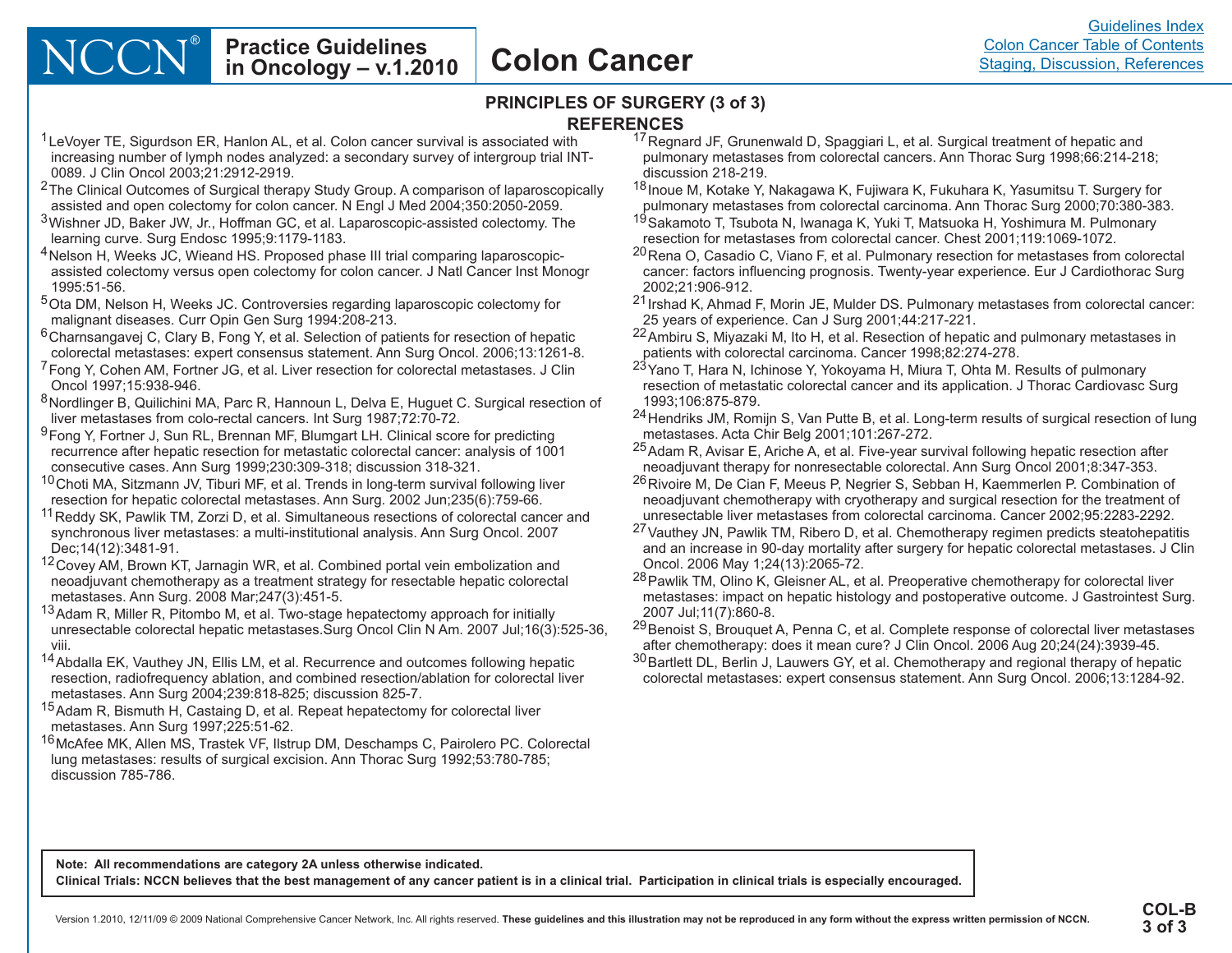## PRINCIPLES OF SURGERY (3 of 3)

### REFERENCES

1. LeVoyer TE, Sigurdson ER, Hanlon AL, et al. Colon cancer survival is associated with increasing number of lymph nodes analyzed: a secondary survey of intergroup trial INT-0089. J Clin Oncol 2003;21:2912-2919.
2. The Clinical Outcomes of Surgical therapy Study Group. A comparison of laparoscopically assisted and open colectomy for colon cancer. N Engl J Med 2004;350:2050-2059.
3. Wishner JD, Baker JW, Jr., Hoffman GC, et al. Laparoscopic-assisted colectomy. The learning curve. Surg Endosc 1995;9:1179-1183.
4. Nelson H, Weeks JC, Wieand HS. Proposed phase III trial comparing laparoscopic-assisted colectomy versus open colectomy for colon cancer. J Natl Cancer Inst Monogr 1995:51-56.
5. Ota DM, Nelson H, Weeks JC. Controversies regarding laparoscopic colectomy for malignant diseases. Curr Opin Gen Surg 1994:208-213.
6. Charnsangavej C, Clary B, Fong Y, et al. Selection of patients for resection of hepatic colorectal metastases: expert consensus statement. Ann Surg Oncol. 2006;13:1261-8.
7. Fong Y, Cohen AM, Fortner JG, et al. Liver resection for colorectal metastases. J Clin Oncol 1997;15:938-946.
8. Nordlinger B, Quilichini MA, Parc R, Hannoun L, Delva E, Huguet C. Surgical resection of liver metastases from colo-rectal cancers. Int Surg 1987;72:70-72.
9. Fong Y, Fortner J, Sun RL, Brennan MF, Blumgart LH. Clinical score for predicting recurrence after hepatic resection for metastatic colorectal cancer: analysis of 1001 consecutive cases. Ann Surg 1999;230:309-318; discussion 318-321.
10. Choti MA, Sitzmann JV, Tiburi MF, et al. Trends in long-term survival following liver resection for hepatic colorectal metastases. Ann Surg. 2002 Jun;235(6):759-66.
11. Reddy SK, Pawlik TM, Zorzi D, et al. Simultaneous resections of colorectal cancer and synchronous liver metastases: a multi-institutional analysis. Ann Surg Oncol. 2007 Dec;14(12):3481-91.
12. Covey AM, Brown KT, Jarnagin WR, et al. Combined portal vein embolization and neoadjuvant chemotherapy as a treatment strategy for resectable hepatic colorectal metastases. Ann Surg. 2008 Mar;247(3):451-5.
13. Adam R, Miller R, Pitombo M, et al. Two-stage hepatectomy approach for initially unresectable colorectal hepatic metastases.Surg Oncol Clin N Am. 2007 Jul;16(3):525-36, viii.
14. Abdalla EK, Vauthey JN, Ellis LM, et al. Recurrence and outcomes following hepatic resection, radiofrequency ablation, and combined resection/ablation for colorectal liver metastases. Ann Surg 2004;239:818-825; discussion 825-7.
15. Adam R, Bismuth H, Castaing D, et al. Repeat hepatectomy for colorectal liver metastases. Ann Surg 1997;225:51-62.
16. McAfee MK, Allen MS, Trastek VF, Ilstrup DM, Deschamps C, Pairolero PC. Colorectal lung metastases: results of surgical excision. Ann Thorac Surg 1992;53:780-785; discussion 785-786.
17. Regnard JF, Grunenwald D, Spaggiari L, et al. Surgical treatment of hepatic and pulmonary metastases from colorectal cancers. Ann Thorac Surg 1998;66:214-218; discussion 218-219.
18. Inoue M, Kotake Y, Nakagawa K, Fujiwara K, Fukuhara K, Yasumitsu T. Surgery for pulmonary metastases from colorectal carcinoma. Ann Thorac Surg 2000;70:380-383.
19. Sakamoto T, Tsubota N, Iwanaga K, Yuki T, Matsuoka H, Yoshimura M. Pulmonary resection for metastases from colorectal cancer. Chest 2001;119:1069-1072.
20. Rena O, Casadio C, Viano F, et al. Pulmonary resection for metastases from colorectal cancer: factors influencing prognosis. Twenty-year experience. Eur J Cardiothorac Surg 2002;21:906-912.
21. Irshad K, Ahmad F, Morin JE, Mulder DS. Pulmonary metastases from colorectal cancer: 25 years of experience. Can J Surg 2001;44:217-221.
22. Ambiru S, Miyazaki M, Ito H, et al. Resection of hepatic and pulmonary metastases in patients with colorectal carcinoma. Cancer 1998;82:274-278.
23. Yano T, Hara N, Ichinose Y, Yokoyama H, Miura T, Ohta M. Results of pulmonary resection of metastatic colorectal cancer and its application. J Thorac Cardiovasc Surg 1993;106:875-879.
24. Hendriks JM, Romijn S, Van Putte B, et al. Long-term results of surgical resection of lung metastases. Acta Chir Belg 2001;101:267-272.
25. Adam R, Avisar E, Ariche A, et al. Five-year survival following hepatic resection after neoadjuvant therapy for nonresectable colorectal. Ann Surg Oncol 2001;8:347-353.
26. Rivoire M, De Cian F, Meeus P, Negrier S, Sebban H, Kaemmerlen P. Combination of neoadjuvant chemotherapy with cryotherapy and surgical resection for the treatment of unresectable liver metastases from colorectal carcinoma. Cancer 2002;95:2283-2292.
27. Vauthey JN, Pawlik TM, Ribero D, et al. Chemotherapy regimen predicts steatohepatitis and an increase in 90-day mortality after surgery for hepatic colorectal metastases. J Clin Oncol. 2006 May 1;24(13):2065-72.
28. Pawlik TM, Olino K, Gleisner AL, et al. Preoperative chemotherapy for colorectal liver metastases: impact on hepatic histology and postoperative outcome. J Gastrointest Surg. 2007 Jul;11(7):860-8.
29. Benoist S, Brouquet A, Penna C, et al. Complete response of colorectal liver metastases after chemotherapy: does it mean cure? J Clin Oncol. 2006 Aug 20;24(24):3939-45.
30. Bartlett DL, Berlin J, Lauwers GY, et al. Chemotherapy and regional therapy of hepatic colorectal metastases: expert consensus statement. Ann Surg Oncol. 2006;13:1284-92.

**Note: All recommendations are category 2A unless otherwise indicated.**
**Clinical Trials: NCCN believes that the best management of any cancer patient is in a clinical trial. Participation in clinical trials is especially encouraged.**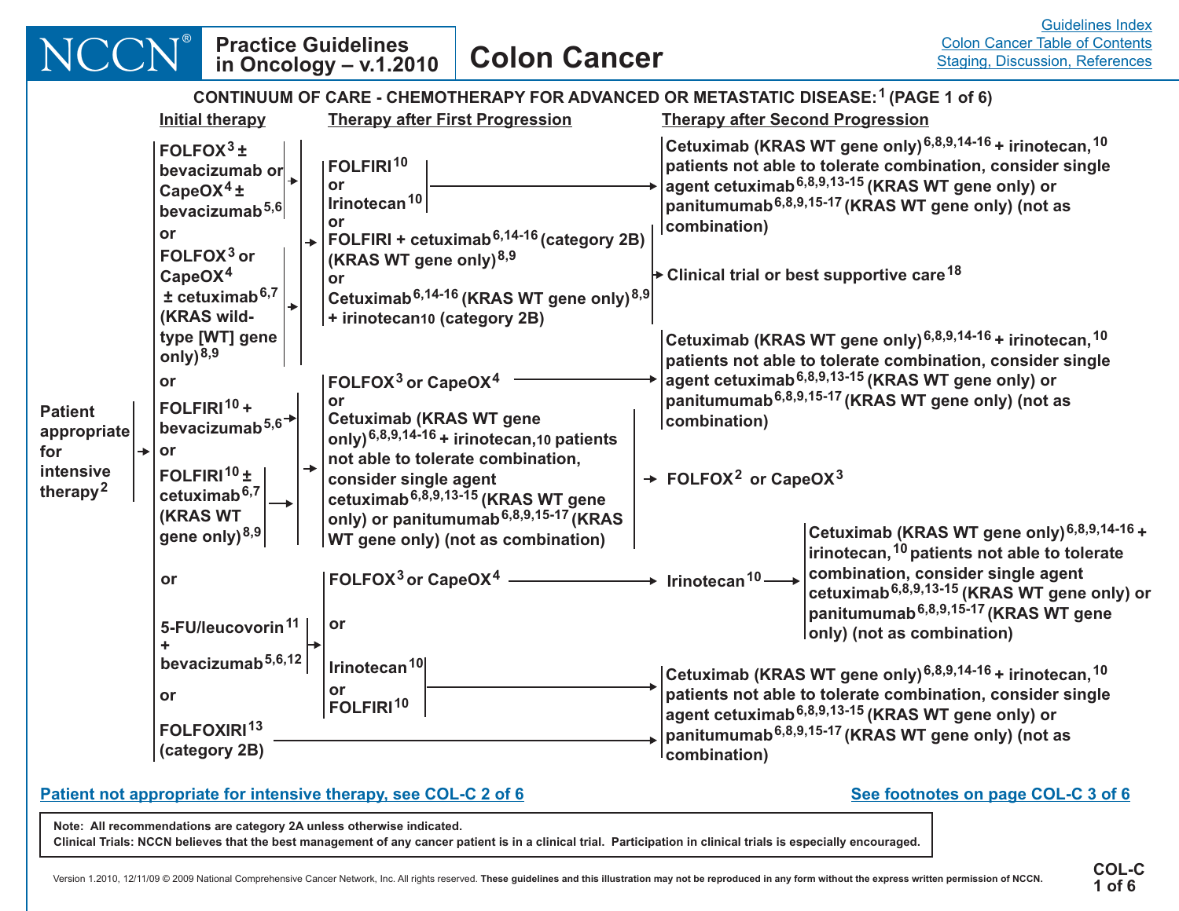## CONTINUUM OF CARE - CHEMOTHERAPY FOR ADVANCED OR METASTATIC DISEASE:[1] (PAGE 1 of 6)

**Patient appropriate for intensive therapy[2]**

| Initial therapy | Therapy after First Progression | Therapy after Second Progression |
|---|---|---|
| FOLFOX[3] ± bevacizumab or CapeOX[4] ± bevacizumab[5,6] | FOLFIRI[10] or Irinotecan[10] | Cetuximab (KRAS WT gene only)[6,8,9,14-16] + irinotecan,[10] patients not able to tolerate combination, consider single agent cetuximab[6,8,9,13-15] (KRAS WT gene only) or panitumumab[6,8,9,15-17] (KRAS WT gene only) (not as combination) |
| or FOLFOX[3] or CapeOX[4] ± cetuximab[6,7] (KRAS wild-type [WT] gene only)[8,9] | or FOLFIRI + cetuximab[6,14-16] (category 2B) (KRAS WT gene only)[8,9] or Cetuximab[6,14-16] (KRAS WT gene only)[8,9] + irinotecan[10] (category 2B) | Clinical trial or best supportive care[18] |
| or FOLFIRI[10] + bevacizumab[5,6] or FOLFIRI[10] ± cetuximab[6,7] (KRAS WT gene only)[8,9] | FOLFOX[3] or CapeOX[4] | Cetuximab (KRAS WT gene only)[6,8,9,14-16] + irinotecan,[10] patients not able to tolerate combination, consider single agent cetuximab[6,8,9,13-15] (KRAS WT gene only) or panitumumab[6,8,9,15-17] (KRAS WT gene only) (not as combination) |
| | or Cetuximab (KRAS WT gene only)[6,8,9,14-16] + irinotecan,[10] patients not able to tolerate combination, consider single agent cetuximab[6,8,9,13-15] (KRAS WT gene only) or panitumumab[6,8,9,15-17] (KRAS WT gene only) (not as combination) | FOLFOX[2] or CapeOX[3] |
| or 5-FU/leucovorin[11] + bevacizumab[5,6,12] | FOLFOX[3] or CapeOX[4] | Irinotecan[10] → Cetuximab (KRAS WT gene only)[6,8,9,14-16] + irinotecan,[10] patients not able to tolerate combination, consider single agent cetuximab[6,8,9,13-15] (KRAS WT gene only) or panitumumab[6,8,9,15-17] (KRAS WT gene only) (not as combination) |
| | or Irinotecan[10] or FOLFIRI[10] | Cetuximab (KRAS WT gene only)[6,8,9,14-16] + irinotecan,[10] patients not able to tolerate combination, consider single agent cetuximab[6,8,9,13-15] (KRAS WT gene only) or panitumumab[6,8,9,15-17] (KRAS WT gene only) (not as combination) |
| or FOLFOXIRI[13] (category 2B) | | Cetuximab (KRAS WT gene only)[6,8,9,14-16] + irinotecan,[10] patients not able to tolerate combination, consider single agent cetuximab[6,8,9,13-15] (KRAS WT gene only) or panitumumab[6,8,9,15-17] (KRAS WT gene only) (not as combination) |

Patient not appropriate for intensive therapy, see COL-C 2 of 6

See footnotes on page COL-C 3 of 6

Note: All recommendations are category 2A unless otherwise indicated.
Clinical Trials: NCCN believes that the best management of any cancer patient is in a clinical trial. Participation in clinical trials is especially encouraged.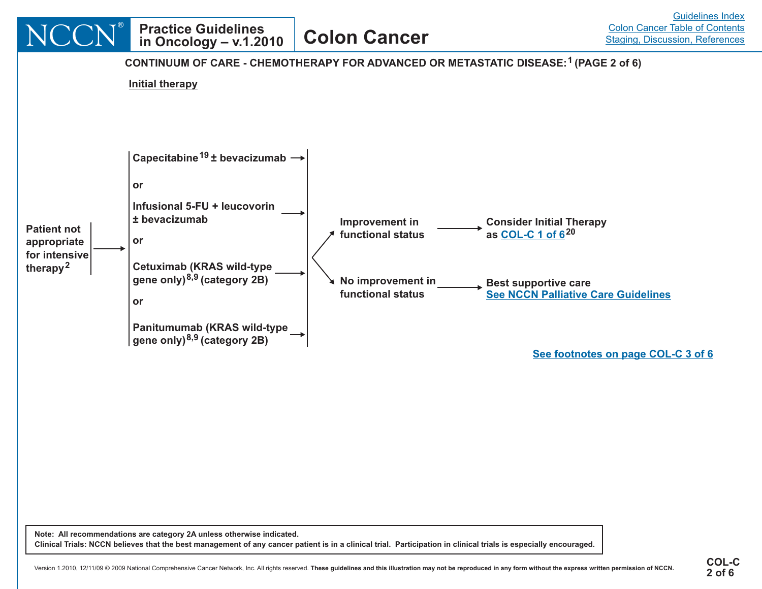## CONTINUUM OF CARE - CHEMOTHERAPY FOR ADVANCED OR METASTATIC DISEASE:[1] (PAGE 2 of 6)

**Initial therapy**

**Patient not appropriate for intensive therapy[2]** →

- Capecitabine[19] ± bevacizumab
- or
- Infusional 5-FU + leucovorin ± bevacizumab
- or
- Cetuximab (KRAS wild-type gene only)[8,9] (category 2B)
- or
- Panitumumab (KRAS wild-type gene only)[8,9] (category 2B)

→

- Improvement in functional status → Consider Initial Therapy as COL-C 1 of 6[20]
- No improvement in functional status → Best supportive care. See NCCN Palliative Care Guidelines

See footnotes on page COL-C 3 of 6

Note: All recommendations are category 2A unless otherwise indicated.
Clinical Trials: NCCN believes that the best management of any cancer patient is in a clinical trial. Participation in clinical trials is especially encouraged.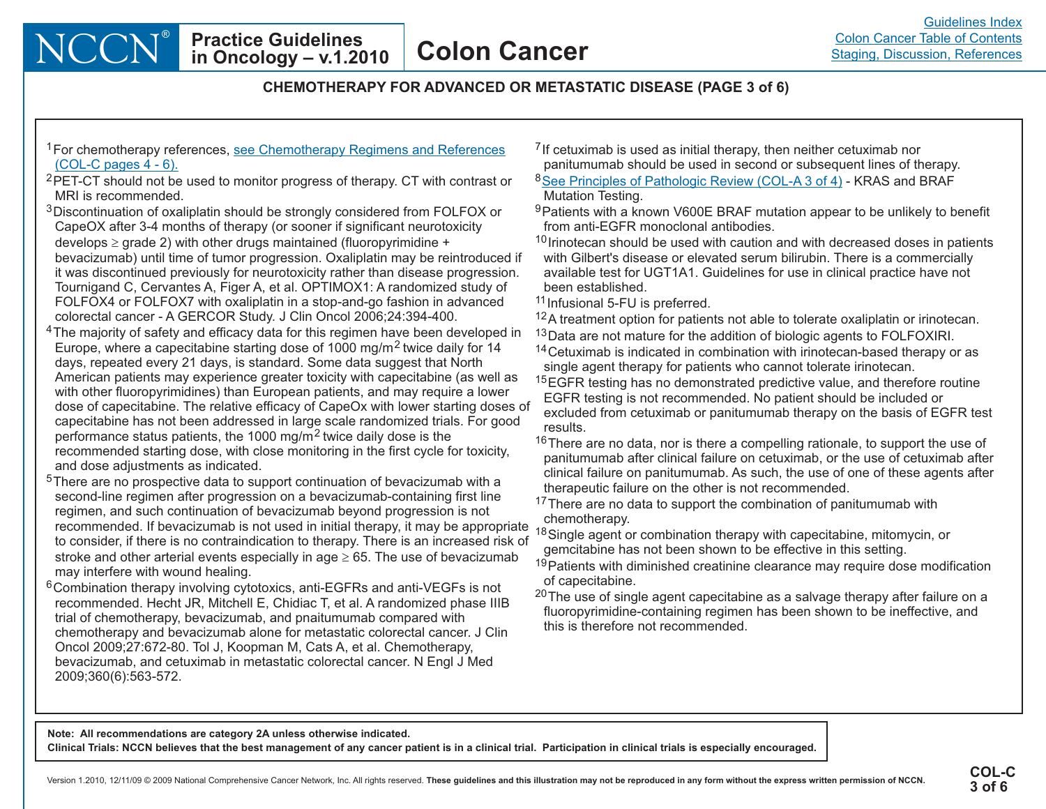## CHEMOTHERAPY FOR ADVANCED OR METASTATIC DISEASE (PAGE 3 of 6)

[1] For chemotherapy references, see Chemotherapy Regimens and References (COL-C pages 4 - 6).

[2] PET-CT should not be used to monitor progress of therapy. CT with contrast or MRI is recommended.

[3] Discontinuation of oxaliplatin should be strongly considered from FOLFOX or CapeOX after 3-4 months of therapy (or sooner if significant neurotoxicity develops ≥ grade 2) with other drugs maintained (fluoropyrimidine + bevacizumab) until time of tumor progression. Oxaliplatin may be reintroduced if it was discontinued previously for neurotoxicity rather than disease progression. Tournigand C, Cervantes A, Figer A, et al. OPTIMOX1: A randomized study of FOLFOX4 or FOLFOX7 with oxaliplatin in a stop-and-go fashion in advanced colorectal cancer - A GERCOR Study. J Clin Oncol 2006;24:394-400.

[4] The majority of safety and efficacy data for this regimen have been developed in Europe, where a capecitabine starting dose of 1000 $mg/m^2$ twice daily for 14 days, repeated every 21 days, is standard. Some data suggest that North American patients may experience greater toxicity with capecitabine (as well as with other fluoropyrimidines) than European patients, and may require a lower dose of capecitabine. The relative efficacy of CapeOx with lower starting doses of capecitabine has not been addressed in large scale randomized trials. For good performance status patients, the 1000 $mg/m^2$ twice daily dose is the recommended starting dose, with close monitoring in the first cycle for toxicity, and dose adjustments as indicated.

[5] There are no prospective data to support continuation of bevacizumab with a second-line regimen after progression on a bevacizumab-containing first line regimen, and such continuation of bevacizumab beyond progression is not recommended. If bevacizumab is not used in initial therapy, it may be appropriate to consider, if there is no contraindication to therapy. There is an increased risk of stroke and other arterial events especially in age ≥ 65. The use of bevacizumab may interfere with wound healing.

[6] Combination therapy involving cytotoxics, anti-EGFRs and anti-VEGFs is not recommended. Hecht JR, Mitchell E, Chidiac T, et al. A randomized phase IIIB trial of chemotherapy, bevacizumab, and pnaitumumab compared with chemotherapy and bevacizumab alone for metastatic colorectal cancer. J Clin Oncol 2009;27:672-80. Tol J, Koopman M, Cats A, et al. Chemotherapy, bevacizumab, and cetuximab in metastatic colorectal cancer. N Engl J Med 2009;360(6):563-572.

[7] If cetuximab is used as initial therapy, then neither cetuximab nor panitumumab should be used in second or subsequent lines of therapy.

[8] See Principles of Pathologic Review (COL-A 3 of 4) - KRAS and BRAF Mutation Testing.

[9] Patients with a known V600E BRAF mutation appear to be unlikely to benefit from anti-EGFR monoclonal antibodies.

[10] Irinotecan should be used with caution and with decreased doses in patients with Gilbert's disease or elevated serum bilirubin. There is a commercially available test for UGT1A1. Guidelines for use in clinical practice have not been established.

[11] Infusional 5-FU is preferred.

[12] A treatment option for patients not able to tolerate oxaliplatin or irinotecan.

[13] Data are not mature for the addition of biologic agents to FOLFOXIRI.

[14] Cetuximab is indicated in combination with irinotecan-based therapy or as single agent therapy for patients who cannot tolerate irinotecan.

[15] EGFR testing has no demonstrated predictive value, and therefore routine EGFR testing is not recommended. No patient should be included or excluded from cetuximab or panitumumab therapy on the basis of EGFR test results.

[16] There are no data, nor is there a compelling rationale, to support the use of panitumumab after clinical failure on cetuximab, or the use of cetuximab after clinical failure on panitumumab. As such, the use of one of these agents after therapeutic failure on the other is not recommended.

[17] There are no data to support the combination of panitumumab with chemotherapy.

[18] Single agent or combination therapy with capecitabine, mitomycin, or gemcitabine has not been shown to be effective in this setting.

[19] Patients with diminished creatinine clearance may require dose modification of capecitabine.

[20] The use of single agent capecitabine as a salvage therapy after failure on a fluoropyrimidine-containing regimen has been shown to be ineffective, and this is therefore not recommended.

**Note: All recommendations are category 2A unless otherwise indicated.**
**Clinical Trials: NCCN believes that the best management of any cancer patient is in a clinical trial. Participation in clinical trials is especially encouraged.**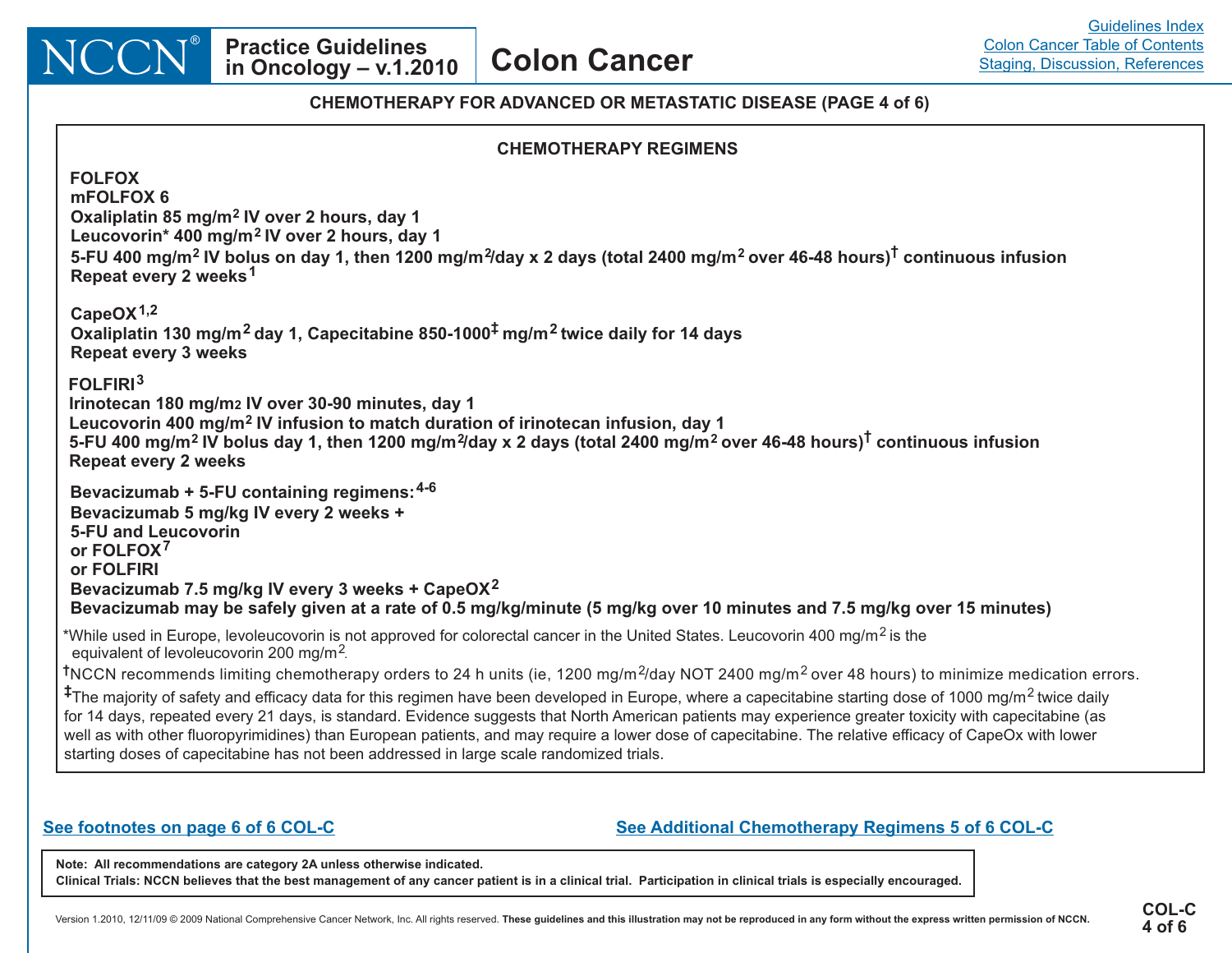## CHEMOTHERAPY FOR ADVANCED OR METASTATIC DISEASE (PAGE 4 of 6)

### CHEMOTHERAPY REGIMENS

**FOLFOX**
**mFOLFOX 6**
**Oxaliplatin 85 mg/m$^2$ IV over 2 hours, day 1**
**Leucovorin* 400 mg/m$^2$ IV over 2 hours, day 1**
**5-FU 400 mg/m$^2$ IV bolus on day 1, then 1200 mg/m$^2$/day x 2 days (total 2400 mg/m$^2$ over 46-48 hours)† continuous infusion**
**Repeat every 2 weeks[1]**

**CapeOX[1,2]**
**Oxaliplatin 130 mg/m$^2$ day 1, Capecitabine 850-1000‡ mg/m$^2$ twice daily for 14 days**
**Repeat every 3 weeks**

**FOLFIRI[3]**
**Irinotecan 180 mg/m$^2$ IV over 30-90 minutes, day 1**
**Leucovorin 400 mg/m$^2$ IV infusion to match duration of irinotecan infusion, day 1**
**5-FU 400 mg/m$^2$ IV bolus day 1, then 1200 mg/m$^2$/day x 2 days (total 2400 mg/m$^2$ over 46-48 hours)† continuous infusion**
**Repeat every 2 weeks**

**Bevacizumab + 5-FU containing regimens:[4-6]**
**Bevacizumab 5 mg/kg IV every 2 weeks +**
**5-FU and Leucovorin**
**or FOLFOX[7]**
**or FOLFIRI**
**Bevacizumab 7.5 mg/kg IV every 3 weeks + CapeOX[2]**
**Bevacizumab may be safely given at a rate of 0.5 mg/kg/minute (5 mg/kg over 10 minutes and 7.5 mg/kg over 15 minutes)**

*While used in Europe, levoleucovorin is not approved for colorectal cancer in the United States. Leucovorin 400 mg/m$^2$ is the equivalent of levoleucovorin 200 mg/m$^2$.

†NCCN recommends limiting chemotherapy orders to 24 h units (ie, 1200 mg/m$^2$/day NOT 2400 mg/m$^2$ over 48 hours) to minimize medication errors.

‡The majority of safety and efficacy data for this regimen have been developed in Europe, where a capecitabine starting dose of 1000 mg/m$^2$ twice daily for 14 days, repeated every 21 days, is standard. Evidence suggests that North American patients may experience greater toxicity with capecitabine (as well as with other fluoropyrimidines) than European patients, and may require a lower dose of capecitabine. The relative efficacy of CapeOx with lower starting doses of capecitabine has not been addressed in large scale randomized trials.

See footnotes on page 6 of 6 COL-C

See Additional Chemotherapy Regimens 5 of 6 COL-C

**Note: All recommendations are category 2A unless otherwise indicated.**
**Clinical Trials: NCCN believes that the best management of any cancer patient is in a clinical trial. Participation in clinical trials is especially encouraged.**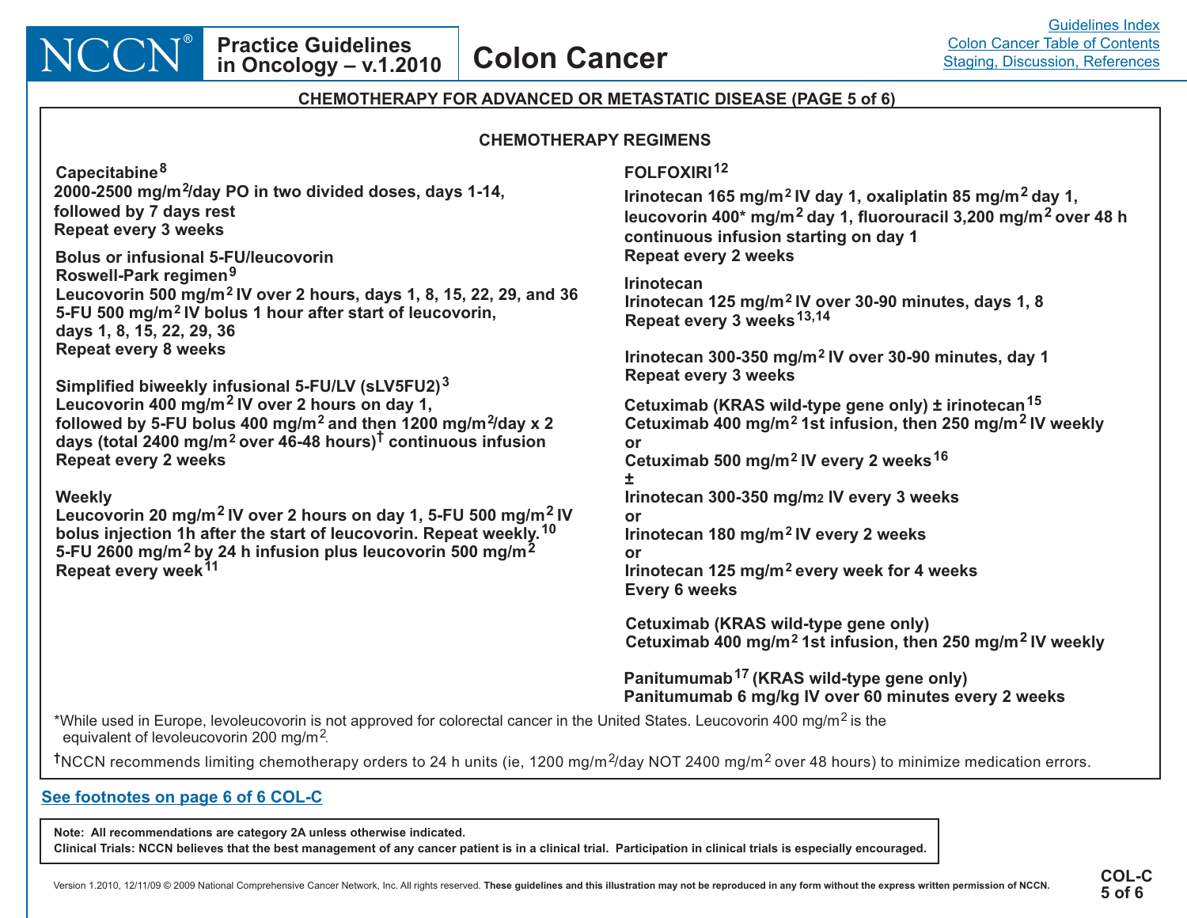# Colon Cancer

## CHEMOTHERAPY FOR ADVANCED OR METASTATIC DISEASE (PAGE 5 of 6)

### CHEMOTHERAPY REGIMENS

**Capecitabine**[8]
**2000-2500 mg/m$^2$/day PO in two divided doses, days 1-14, followed by 7 days rest**
**Repeat every 3 weeks**

**Bolus or infusional 5-FU/leucovorin**
**Roswell-Park regimen**[9]
**Leucovorin 500 mg/m$^2$ IV over 2 hours, days 1, 8, 15, 22, 29, and 36**
**5-FU 500 mg/m$^2$ IV bolus 1 hour after start of leucovorin, days 1, 8, 15, 22, 29, 36**
**Repeat every 8 weeks**

**Simplified biweekly infusional 5-FU/LV (sLV5FU2)**[3]
**Leucovorin 400 mg/m$^2$ IV over 2 hours on day 1, followed by 5-FU bolus 400 mg/m$^2$ and then 1200 mg/m$^2$/day x 2 days (total 2400 mg/m$^2$ over 46-48 hours)† continuous infusion**
**Repeat every 2 weeks**

**Weekly**
**Leucovorin 20 mg/m$^2$ IV over 2 hours on day 1, 5-FU 500 mg/m$^2$ IV bolus injection 1h after the start of leucovorin. Repeat weekly.**[10]
**5-FU 2600 mg/m$^2$ by 24 h infusion plus leucovorin 500 mg/m$^2$**
**Repeat every week**[11]

**FOLFOXIRI**[12]
**Irinotecan 165 mg/m$^2$ IV day 1, oxaliplatin 85 mg/m$^2$ day 1, leucovorin 400* mg/m$^2$ day 1, fluorouracil 3,200 mg/m$^2$ over 48 h continuous infusion starting on day 1**
**Repeat every 2 weeks**

**Irinotecan**
**Irinotecan 125 mg/m$^2$ IV over 30-90 minutes, days 1, 8**
**Repeat every 3 weeks**[13,14]

**Irinotecan 300-350 mg/m$^2$ IV over 30-90 minutes, day 1**
**Repeat every 3 weeks**

**Cetuximab (KRAS wild-type gene only) ± irinotecan**[15]
**Cetuximab 400 mg/m$^2$ 1st infusion, then 250 mg/m$^2$ IV weekly**
**or**
**Cetuximab 500 mg/m$^2$ IV every 2 weeks**[16]
**±**
**Irinotecan 300-350 mg/m$^2$ IV every 3 weeks**
**or**
**Irinotecan 180 mg/m$^2$ IV every 2 weeks**
**or**
**Irinotecan 125 mg/m$^2$ every week for 4 weeks**
**Every 6 weeks**

**Cetuximab (KRAS wild-type gene only)**
**Cetuximab 400 mg/m$^2$ 1st infusion, then 250 mg/m$^2$ IV weekly**

**Panitumumab**[17] **(KRAS wild-type gene only)**
**Panitumumab 6 mg/kg IV over 60 minutes every 2 weeks**

*While used in Europe, levoleucovorin is not approved for colorectal cancer in the United States. Leucovorin 400 mg/m$^2$ is the equivalent of levoleucovorin 200 mg/m$^2$.

†NCCN recommends limiting chemotherapy orders to 24 h units (ie, 1200 mg/m$^2$/day NOT 2400 mg/m$^2$ over 48 hours) to minimize medication errors.

See footnotes on page 6 of 6 COL-C

**Note: All recommendations are category 2A unless otherwise indicated.**
**Clinical Trials: NCCN believes that the best management of any cancer patient is in a clinical trial. Participation in clinical trials is especially encouraged.**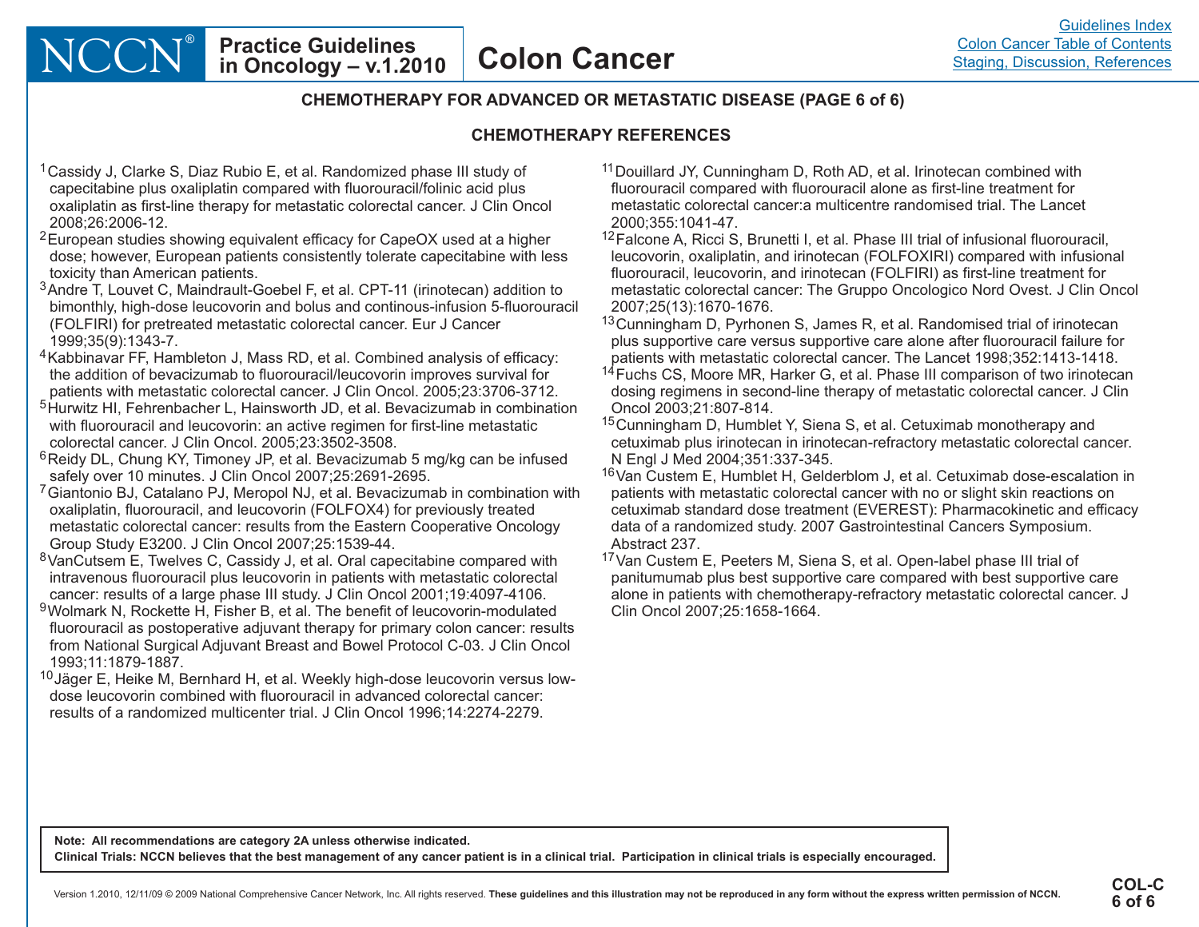## CHEMOTHERAPY FOR ADVANCED OR METASTATIC DISEASE (PAGE 6 of 6)

### CHEMOTHERAPY REFERENCES

[1] Cassidy J, Clarke S, Diaz Rubio E, et al. Randomized phase III study of capecitabine plus oxaliplatin compared with fluorouracil/folinic acid plus oxaliplatin as first-line therapy for metastatic colorectal cancer. J Clin Oncol 2008;26:2006-12.

[2] European studies showing equivalent efficacy for CapeOX used at a higher dose; however, European patients consistently tolerate capecitabine with less toxicity than American patients.

[3] Andre T, Louvet C, Maindrault-Goebel F, et al. CPT-11 (irinotecan) addition to bimonthly, high-dose leucovorin and bolus and continous-infusion 5-fluorouracil (FOLFIRI) for pretreated metastatic colorectal cancer. Eur J Cancer 1999;35(9):1343-7.

[4] Kabbinavar FF, Hambleton J, Mass RD, et al. Combined analysis of efficacy: the addition of bevacizumab to fluorouracil/leucovorin improves survival for patients with metastatic colorectal cancer. J Clin Oncol. 2005;23:3706-3712.

[5] Hurwitz HI, Fehrenbacher L, Hainsworth JD, et al. Bevacizumab in combination with fluorouracil and leucovorin: an active regimen for first-line metastatic colorectal cancer. J Clin Oncol. 2005;23:3502-3508.

[6] Reidy DL, Chung KY, Timoney JP, et al. Bevacizumab 5 mg/kg can be infused safely over 10 minutes. J Clin Oncol 2007;25:2691-2695.

[7] Giantonio BJ, Catalano PJ, Meropol NJ, et al. Bevacizumab in combination with oxaliplatin, fluorouracil, and leucovorin (FOLFOX4) for previously treated metastatic colorectal cancer: results from the Eastern Cooperative Oncology Group Study E3200. J Clin Oncol 2007;25:1539-44.

[8] VanCutsem E, Twelves C, Cassidy J, et al. Oral capecitabine compared with intravenous fluorouracil plus leucovorin in patients with metastatic colorectal cancer: results of a large phase III study. J Clin Oncol 2001;19:4097-4106.

[9] Wolmark N, Rockette H, Fisher B, et al. The benefit of leucovorin-modulated fluorouracil as postoperative adjuvant therapy for primary colon cancer: results from National Surgical Adjuvant Breast and Bowel Protocol C-03. J Clin Oncol 1993;11:1879-1887.

[10] Jäger E, Heike M, Bernhard H, et al. Weekly high-dose leucovorin versus low-dose leucovorin combined with fluorouracil in advanced colorectal cancer: results of a randomized multicenter trial. J Clin Oncol 1996;14:2274-2279.

[11] Douillard JY, Cunningham D, Roth AD, et al. Irinotecan combined with fluorouracil compared with fluorouracil alone as first-line treatment for metastatic colorectal cancer:a multicentre randomised trial. The Lancet 2000;355:1041-47.

[12] Falcone A, Ricci S, Brunetti I, et al. Phase III trial of infusional fluorouracil, leucovorin, oxaliplatin, and irinotecan (FOLFOXIRI) compared with infusional fluorouracil, leucovorin, and irinotecan (FOLFIRI) as first-line treatment for metastatic colorectal cancer: The Gruppo Oncologico Nord Ovest. J Clin Oncol 2007;25(13):1670-1676.

[13] Cunningham D, Pyrhonen S, James R, et al. Randomised trial of irinotecan plus supportive care versus supportive care alone after fluorouracil failure for patients with metastatic colorectal cancer. The Lancet 1998;352:1413-1418.

[14] Fuchs CS, Moore MR, Harker G, et al. Phase III comparison of two irinotecan dosing regimens in second-line therapy of metastatic colorectal cancer. J Clin Oncol 2003;21:807-814.

[15] Cunningham D, Humblet Y, Siena S, et al. Cetuximab monotherapy and cetuximab plus irinotecan in irinotecan-refractory metastatic colorectal cancer. N Engl J Med 2004;351:337-345.

[16] Van Custem E, Humblet H, Gelderblom J, et al. Cetuximab dose-escalation in patients with metastatic colorectal cancer with no or slight skin reactions on cetuximab standard dose treatment (EVEREST): Pharmacokinetic and efficacy data of a randomized study. 2007 Gastrointestinal Cancers Symposium. Abstract 237.

[17] Van Custem E, Peeters M, Siena S, et al. Open-label phase III trial of panitumumab plus best supportive care compared with best supportive care alone in patients with chemotherapy-refractory metastatic colorectal cancer. J Clin Oncol 2007;25:1658-1664.

**Note: All recommendations are category 2A unless otherwise indicated.**
**Clinical Trials: NCCN believes that the best management of any cancer patient is in a clinical trial. Participation in clinical trials is especially encouraged.**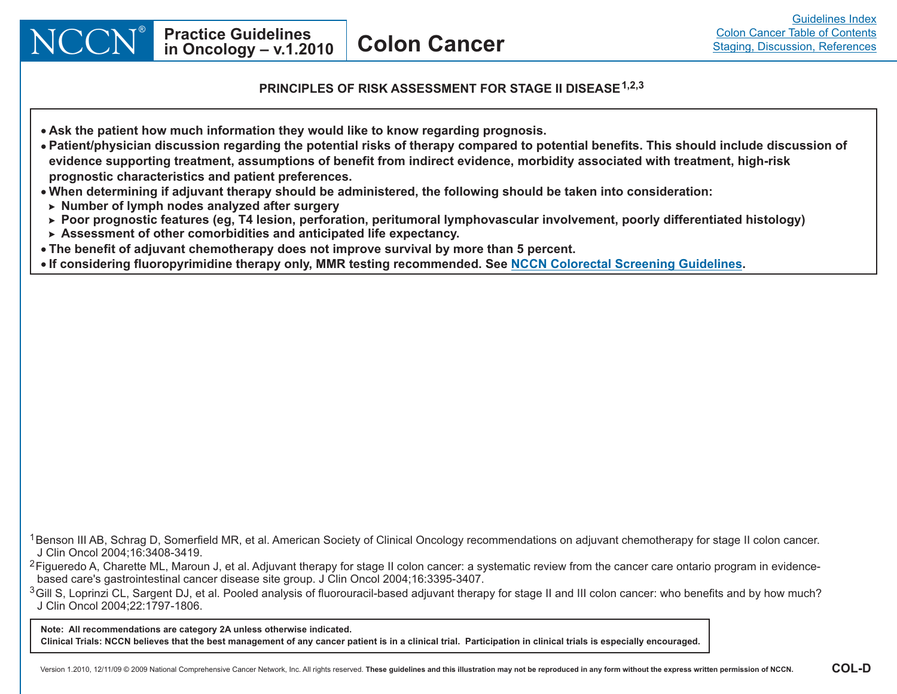## PRINCIPLES OF RISK ASSESSMENT FOR STAGE II DISEASE[1,2,3]

- **Ask the patient how much information they would like to know regarding prognosis.**
- **Patient/physician discussion regarding the potential risks of therapy compared to potential benefits. This should include discussion of evidence supporting treatment, assumptions of benefit from indirect evidence, morbidity associated with treatment, high-risk prognostic characteristics and patient preferences.**
- **When determining if adjuvant therapy should be administered, the following should be taken into consideration:**
  - **Number of lymph nodes analyzed after surgery**
  - **Poor prognostic features (eg, T4 lesion, perforation, peritumoral lymphovascular involvement, poorly differentiated histology)**
  - **Assessment of other comorbidities and anticipated life expectancy.**
- **The benefit of adjuvant chemotherapy does not improve survival by more than 5 percent.**
- **If considering fluoropyrimidine therapy only, MMR testing recommended. See NCCN Colorectal Screening Guidelines.**

[1] Benson III AB, Schrag D, Somerfield MR, et al. American Society of Clinical Oncology recommendations on adjuvant chemotherapy for stage II colon cancer. J Clin Oncol 2004;16:3408-3419.

[2] Figueredo A, Charette ML, Maroun J, et al. Adjuvant therapy for stage II colon cancer: a systematic review from the cancer care ontario program in evidence-based care's gastrointestinal cancer disease site group. J Clin Oncol 2004;16:3395-3407.

[3] Gill S, Loprinzi CL, Sargent DJ, et al. Pooled analysis of fluorouracil-based adjuvant therapy for stage II and III colon cancer: who benefits and by how much? J Clin Oncol 2004;22:1797-1806.

**Note: All recommendations are category 2A unless otherwise indicated.**
**Clinical Trials: NCCN believes that the best management of any cancer patient is in a clinical trial. Participation in clinical trials is especially encouraged.**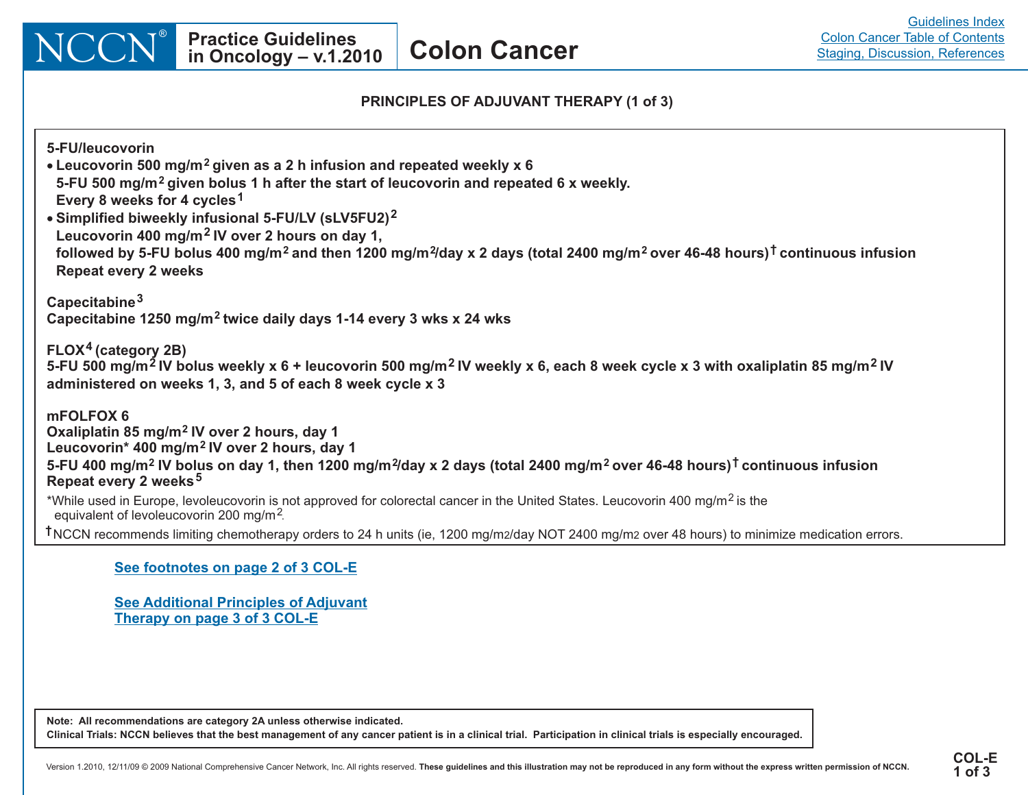## PRINCIPLES OF ADJUVANT THERAPY (1 of 3)

**5-FU/leucovorin**

- **Leucovorin 500 mg/m$^2$ given as a 2 h infusion and repeated weekly x 6**
  **5-FU 500 mg/m$^2$ given bolus 1 h after the start of leucovorin and repeated 6 x weekly.**
  **Every 8 weeks for 4 cycles[1]**
- **Simplified biweekly infusional 5-FU/LV (sLV5FU2)[2]**
  **Leucovorin 400 mg/m$^2$ IV over 2 hours on day 1,**
  **followed by 5-FU bolus 400 mg/m$^2$ and then 1200 mg/m$^2$/day x 2 days (total 2400 mg/m$^2$ over 46-48 hours)[†] continuous infusion**
  **Repeat every 2 weeks**

**Capecitabine[3]**
**Capecitabine 1250 mg/m$^2$ twice daily days 1-14 every 3 wks x 24 wks**

**FLOX[4] (category 2B)**
**5-FU 500 mg/m$^2$ IV bolus weekly x 6 + leucovorin 500 mg/m$^2$ IV weekly x 6, each 8 week cycle x 3 with oxaliplatin 85 mg/m$^2$ IV administered on weeks 1, 3, and 5 of each 8 week cycle x 3**

**mFOLFOX 6**
**Oxaliplatin 85 mg/m$^2$ IV over 2 hours, day 1**
**Leucovorin* 400 mg/m$^2$ IV over 2 hours, day 1**
**5-FU 400 mg/m$^2$ IV bolus on day 1, then 1200 mg/m$^2$/day x 2 days (total 2400 mg/m$^2$ over 46-48 hours)[†] continuous infusion**
**Repeat every 2 weeks[5]**

*While used in Europe, levoleucovorin is not approved for colorectal cancer in the United States. Leucovorin 400 mg/m$^2$ is the equivalent of levoleucovorin 200 mg/m$^2$.

[†]NCCN recommends limiting chemotherapy orders to 24 h units (ie, 1200 mg/m$^2$/day NOT 2400 mg/m$^2$ over 48 hours) to minimize medication errors.

See footnotes on page 2 of 3 COL-E

See Additional Principles of Adjuvant Therapy on page 3 of 3 COL-E

Note: All recommendations are category 2A unless otherwise indicated.
Clinical Trials: NCCN believes that the best management of any cancer patient is in a clinical trial. Participation in clinical trials is especially encouraged.

COL-E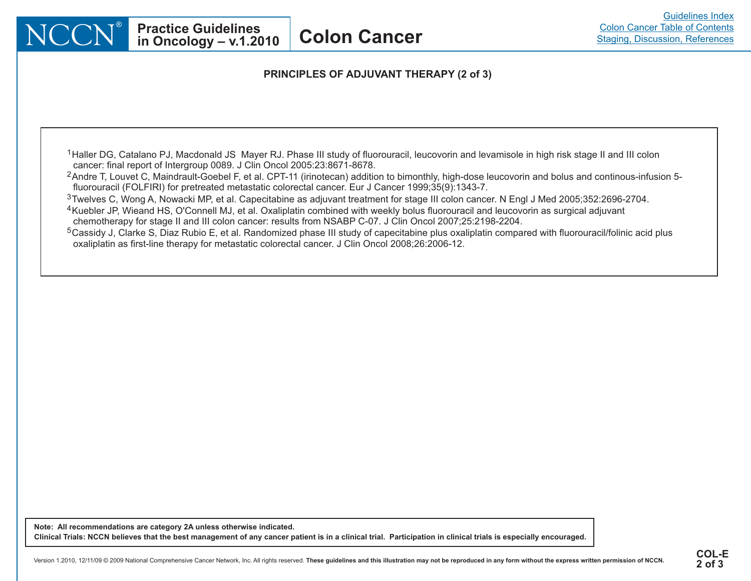## PRINCIPLES OF ADJUVANT THERAPY (2 of 3)

[1]Haller DG, Catalano PJ, Macdonald JS Mayer RJ. Phase III study of fluorouracil, leucovorin and levamisole in high risk stage II and III colon cancer: final report of Intergroup 0089. J Clin Oncol 2005:23:8671-8678.

[2]Andre T, Louvet C, Maindrault-Goebel F, et al. CPT-11 (irinotecan) addition to bimonthly, high-dose leucovorin and bolus and continous-infusion 5-fluorouracil (FOLFIRI) for pretreated metastatic colorectal cancer. Eur J Cancer 1999;35(9):1343-7.

[3]Twelves C, Wong A, Nowacki MP, et al. Capecitabine as adjuvant treatment for stage III colon cancer. N Engl J Med 2005;352:2696-2704.

[4]Kuebler JP, Wieand HS, O'Connell MJ, et al. Oxaliplatin combined with weekly bolus fluorouracil and leucovorin as surgical adjuvant chemotherapy for stage II and III colon cancer: results from NSABP C-07. J Clin Oncol 2007;25:2198-2204.

[5]Cassidy J, Clarke S, Diaz Rubio E, et al. Randomized phase III study of capecitabine plus oxaliplatin compared with fluorouracil/folinic acid plus oxaliplatin as first-line therapy for metastatic colorectal cancer. J Clin Oncol 2008;26:2006-12.

**Note: All recommendations are category 2A unless otherwise indicated.**
**Clinical Trials: NCCN believes that the best management of any cancer patient is in a clinical trial. Participation in clinical trials is especially encouraged.**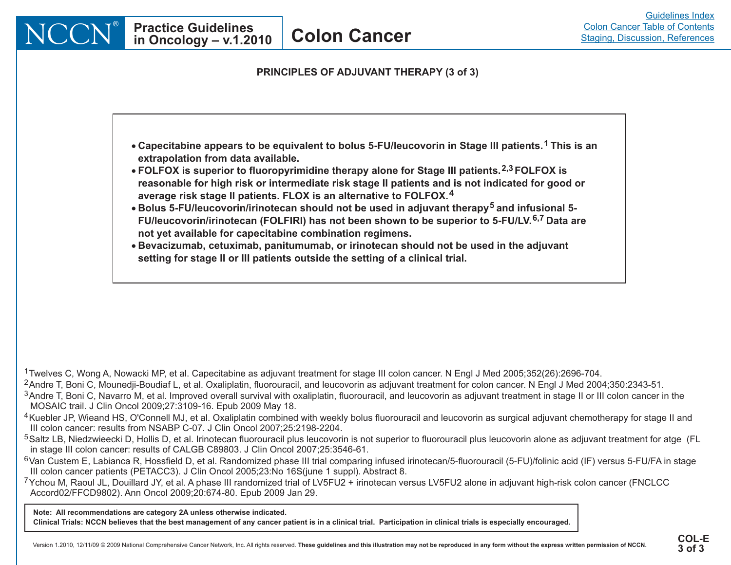## PRINCIPLES OF ADJUVANT THERAPY (3 of 3)

- **Capecitabine appears to be equivalent to bolus 5-FU/leucovorin in Stage III patients.[1] This is an extrapolation from data available.**
- **FOLFOX is superior to fluoropyrimidine therapy alone for Stage III patients.[2,3] FOLFOX is reasonable for high risk or intermediate risk stage II patients and is not indicated for good or average risk stage II patients. FLOX is an alternative to FOLFOX.[4]**
- **Bolus 5-FU/leucovorin/irinotecan should not be used in adjuvant therapy[5] and infusional 5-FU/leucovorin/irinotecan (FOLFIRI) has not been shown to be superior to 5-FU/LV.[6,7] Data are not yet available for capecitabine combination regimens.**
- **Bevacizumab, cetuximab, panitumumab, or irinotecan should not be used in the adjuvant setting for stage II or III patients outside the setting of a clinical trial.**

[1] Twelves C, Wong A, Nowacki MP, et al. Capecitabine as adjuvant treatment for stage III colon cancer. N Engl J Med 2005;352(26):2696-704.

[2] Andre T, Boni C, Mounedji-Boudiaf L, et al. Oxaliplatin, fluorouracil, and leucovorin as adjuvant treatment for colon cancer. N Engl J Med 2004;350:2343-51.

[3] Andre T, Boni C, Navarro M, et al. Improved overall survival with oxaliplatin, fluorouracil, and leucovorin as adjuvant treatment in stage II or III colon cancer in the MOSAIC trail. J Clin Oncol 2009;27:3109-16. Epub 2009 May 18.

[4] Kuebler JP, Wieand HS, O'Connell MJ, et al. Oxaliplatin combined with weekly bolus fluorouracil and leucovorin as surgical adjuvant chemotherapy for stage II and III colon cancer: results from NSABP C-07. J Clin Oncol 2007;25:2198-2204.

[5] Saltz LB, Niedzwieecki D, Hollis D, et al. Irinotecan fluorouracil plus leucovorin is not superior to fluorouracil plus leucovorin alone as adjuvant treatment for atge (FL in stage III colon cancer: results of CALGB C89803. J Clin Oncol 2007;25:3546-61.

[6] Van Custem E, Labianca R, Hossfield D, et al. Randomized phase III trial comparing infused irinotecan/5-fluorouracil (5-FU)/folinic acid (IF) versus 5-FU/FA in stage III colon cancer patients (PETACC3). J Clin Oncol 2005;23:No 16S(june 1 suppl). Abstract 8.

[7] Ychou M, Raoul JL, Douillard JY, et al. A phase III randomized trial of LV5FU2 + irinotecan versus LV5FU2 alone in adjuvant high-risk colon cancer (FNCLCC Accord02/FFCD9802). Ann Oncol 2009;20:674-80. Epub 2009 Jan 29.

**Note: All recommendations are category 2A unless otherwise indicated.**
**Clinical Trials: NCCN believes that the best management of any cancer patient is in a clinical trial. Participation in clinical trials is especially encouraged.**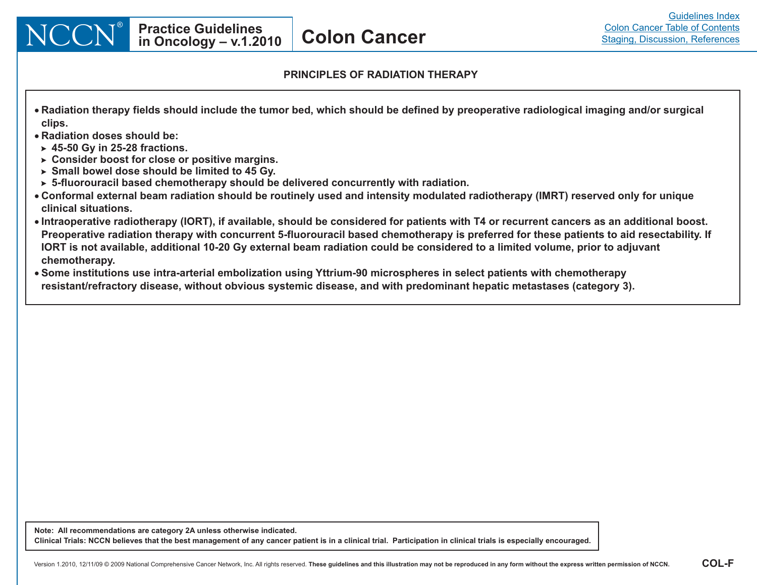## PRINCIPLES OF RADIATION THERAPY

- **Radiation therapy fields should include the tumor bed, which should be defined by preoperative radiological imaging and/or surgical clips.**
- **Radiation doses should be:**
  - **45-50 Gy in 25-28 fractions.**
  - **Consider boost for close or positive margins.**
  - **Small bowel dose should be limited to 45 Gy.**
  - **5-fluorouracil based chemotherapy should be delivered concurrently with radiation.**
- **Conformal external beam radiation should be routinely used and intensity modulated radiotherapy (IMRT) reserved only for unique clinical situations.**
- **Intraoperative radiotherapy (IORT), if available, should be considered for patients with T4 or recurrent cancers as an additional boost. Preoperative radiation therapy with concurrent 5-fluorouracil based chemotherapy is preferred for these patients to aid resectability. If IORT is not available, additional 10-20 Gy external beam radiation could be considered to a limited volume, prior to adjuvant chemotherapy.**
- **Some institutions use intra-arterial embolization using Yttrium-90 microspheres in select patients with chemotherapy resistant/refractory disease, without obvious systemic disease, and with predominant hepatic metastases (category 3).**

**Note: All recommendations are category 2A unless otherwise indicated.**
**Clinical Trials: NCCN believes that the best management of any cancer patient is in a clinical trial. Participation in clinical trials is especially encouraged.**

COL-F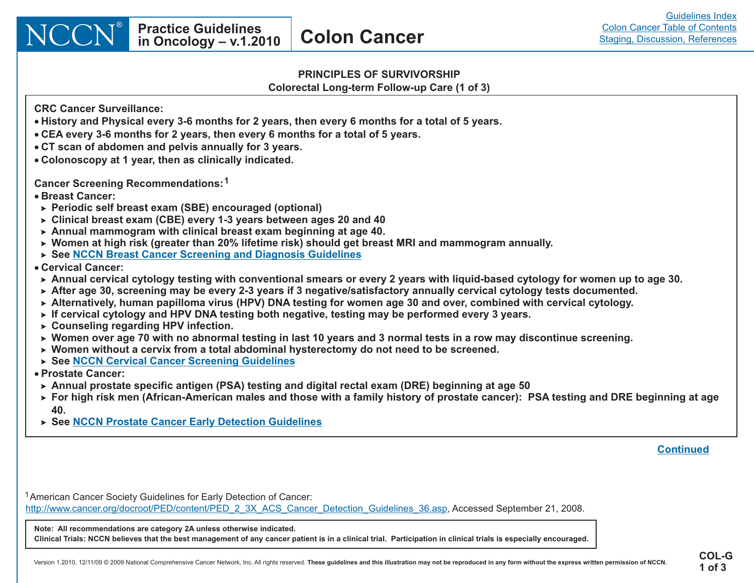## PRINCIPLES OF SURVIVORSHIP

### Colorectal Long-term Follow-up Care (1 of 3)

**CRC Cancer Surveillance:**

- History and Physical every 3-6 months for 2 years, then every 6 months for a total of 5 years.
- CEA every 3-6 months for 2 years, then every 6 months for a total of 5 years.
- CT scan of abdomen and pelvis annually for 3 years.
- Colonoscopy at 1 year, then as clinically indicated.

**Cancer Screening Recommendations:**[1]

- Breast Cancer:
  - Periodic self breast exam (SBE) encouraged (optional)
  - Clinical breast exam (CBE) every 1-3 years between ages 20 and 40
  - Annual mammogram with clinical breast exam beginning at age 40.
  - Women at high risk (greater than 20% lifetime risk) should get breast MRI and mammogram annually.
  - See NCCN Breast Cancer Screening and Diagnosis Guidelines
- Cervical Cancer:
  - Annual cervical cytology testing with conventional smears or every 2 years with liquid-based cytology for women up to age 30.
  - After age 30, screening may be every 2-3 years if 3 negative/satisfactory annually cervical cytology tests documented.
  - Alternatively, human papilloma virus (HPV) DNA testing for women age 30 and over, combined with cervical cytology.
  - If cervical cytology and HPV DNA testing both negative, testing may be performed every 3 years.
  - Counseling regarding HPV infection.
  - Women over age 70 with no abnormal testing in last 10 years and 3 normal tests in a row may discontinue screening.
  - Women without a cervix from a total abdominal hysterectomy do not need to be screened.
  - See NCCN Cervical Cancer Screening Guidelines
- Prostate Cancer:
  - Annual prostate specific antigen (PSA) testing and digital rectal exam (DRE) beginning at age 50
  - For high risk men (African-American males and those with a family history of prostate cancer): PSA testing and DRE beginning at age 40.
  - See NCCN Prostate Cancer Early Detection Guidelines

Continued

[1] American Cancer Society Guidelines for Early Detection of Cancer: http://www.cancer.org/docroot/PED/content/PED_2_3X_ACS_Cancer_Detection_Guidelines_36.asp, Accessed September 21, 2008.

**Note: All recommendations are category 2A unless otherwise indicated.**
**Clinical Trials: NCCN believes that the best management of any cancer patient is in a clinical trial. Participation in clinical trials is especially encouraged.**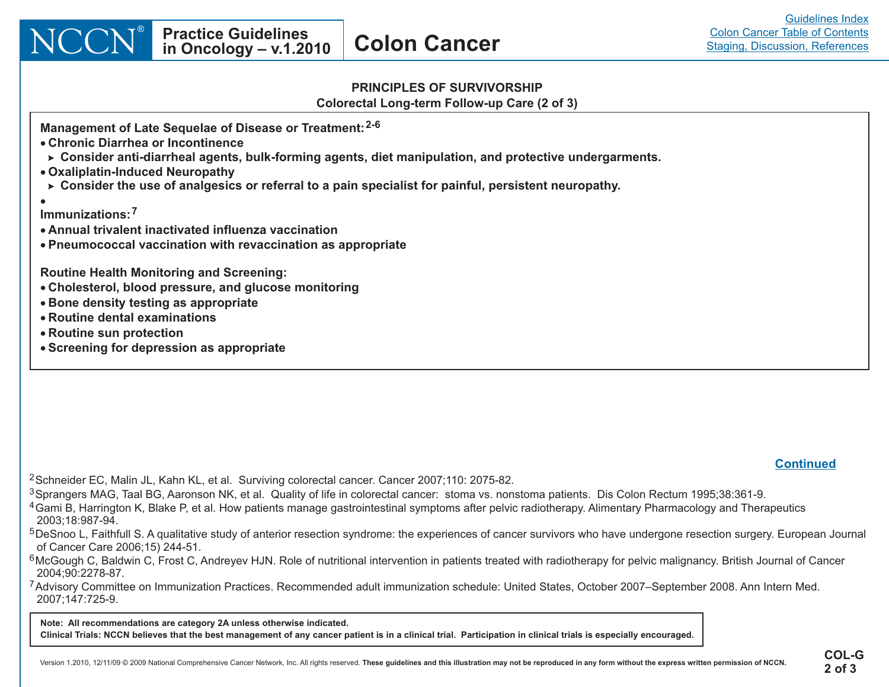## PRINCIPLES OF SURVIVORSHIP

### Colorectal Long-term Follow-up Care (2 of 3)

**Management of Late Sequelae of Disease or Treatment:**[2-6]

- **Chronic Diarrhea or Incontinence**
  - **Consider anti-diarrheal agents, bulk-forming agents, diet manipulation, and protective undergarments.**
- **Oxaliplatin-Induced Neuropathy**
  - **Consider the use of analgesics or referral to a pain specialist for painful, persistent neuropathy.**

**Immunizations:**[7]

- **Annual trivalent inactivated influenza vaccination**
- **Pneumococcal vaccination with revaccination as appropriate**

**Routine Health Monitoring and Screening:**

- **Cholesterol, blood pressure, and glucose monitoring**
- **Bone density testing as appropriate**
- **Routine dental examinations**
- **Routine sun protection**
- **Screening for depression as appropriate**

Continued

[2] Schneider EC, Malin JL, Kahn KL, et al. Surviving colorectal cancer. Cancer 2007;110: 2075-82.

[3] Sprangers MAG, Taal BG, Aaronson NK, et al. Quality of life in colorectal cancer: stoma vs. nonstoma patients. Dis Colon Rectum 1995;38:361-9.

[4] Gami B, Harrington K, Blake P, et al. How patients manage gastrointestinal symptoms after pelvic radiotherapy. Alimentary Pharmacology and Therapeutics 2003;18:987-94.

[5] DeSnoo L, Faithfull S. A qualitative study of anterior resection syndrome: the experiences of cancer survivors who have undergone resection surgery. European Journal of Cancer Care 2006;15) 244-51.

[6] McGough C, Baldwin C, Frost C, Andreyev HJN. Role of nutritional intervention in patients treated with radiotherapy for pelvic malignancy. British Journal of Cancer 2004;90:2278-87.

[7] Advisory Committee on Immunization Practices. Recommended adult immunization schedule: United States, October 2007–September 2008. Ann Intern Med. 2007;147:725-9.

**Note: All recommendations are category 2A unless otherwise indicated.**
**Clinical Trials: NCCN believes that the best management of any cancer patient is in a clinical trial. Participation in clinical trials is especially encouraged.**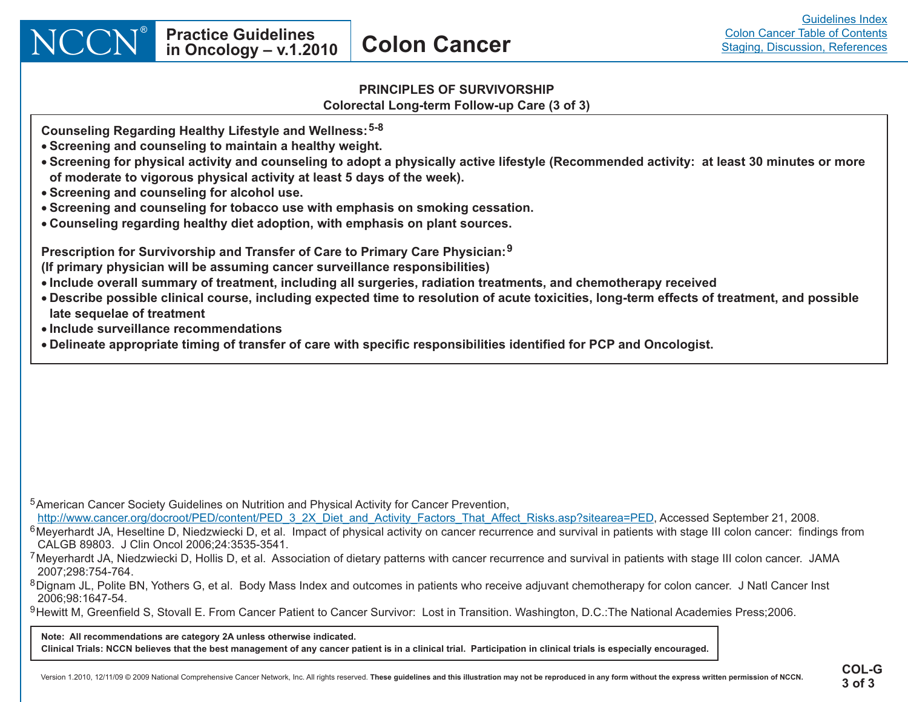## PRINCIPLES OF SURVIVORSHIP

### Colorectal Long-term Follow-up Care (3 of 3)

**Counseling Regarding Healthy Lifestyle and Wellness:**[5-8]

- **Screening and counseling to maintain a healthy weight.**
- **Screening for physical activity and counseling to adopt a physically active lifestyle (Recommended activity: at least 30 minutes or more of moderate to vigorous physical activity at least 5 days of the week).**
- **Screening and counseling for alcohol use.**
- **Screening and counseling for tobacco use with emphasis on smoking cessation.**
- **Counseling regarding healthy diet adoption, with emphasis on plant sources.**

**Prescription for Survivorship and Transfer of Care to Primary Care Physician:**[9]
**(If primary physician will be assuming cancer surveillance responsibilities)**

- **Include overall summary of treatment, including all surgeries, radiation treatments, and chemotherapy received**
- **Describe possible clinical course, including expected time to resolution of acute toxicities, long-term effects of treatment, and possible late sequelae of treatment**
- **Include surveillance recommendations**
- **Delineate appropriate timing of transfer of care with specific responsibilities identified for PCP and Oncologist.**

[5] American Cancer Society Guidelines on Nutrition and Physical Activity for Cancer Prevention, http://www.cancer.org/docroot/PED/content/PED_3_2X_Diet_and_Activity_Factors_That_Affect_Risks.asp?sitearea=PED, Accessed September 21, 2008.

[6] Meyerhardt JA, Heseltine D, Niedzwiecki D, et al. Impact of physical activity on cancer recurrence and survival in patients with stage III colon cancer: findings from CALGB 89803. J Clin Oncol 2006;24:3535-3541.

[7] Meyerhardt JA, Niedzwiecki D, Hollis D, et al. Association of dietary patterns with cancer recurrence and survival in patients with stage III colon cancer. JAMA 2007;298:754-764.

[8] Dignam JL, Polite BN, Yothers G, et al. Body Mass Index and outcomes in patients who receive adjuvant chemotherapy for colon cancer. J Natl Cancer Inst 2006;98:1647-54.

[9] Hewitt M, Greenfield S, Stovall E. From Cancer Patient to Cancer Survivor: Lost in Transition. Washington, D.C.:The National Academies Press;2006.

**Note: All recommendations are category 2A unless otherwise indicated.**
**Clinical Trials: NCCN believes that the best management of any cancer patient is in a clinical trial. Participation in clinical trials is especially encouraged.**

COL-G 3 of 3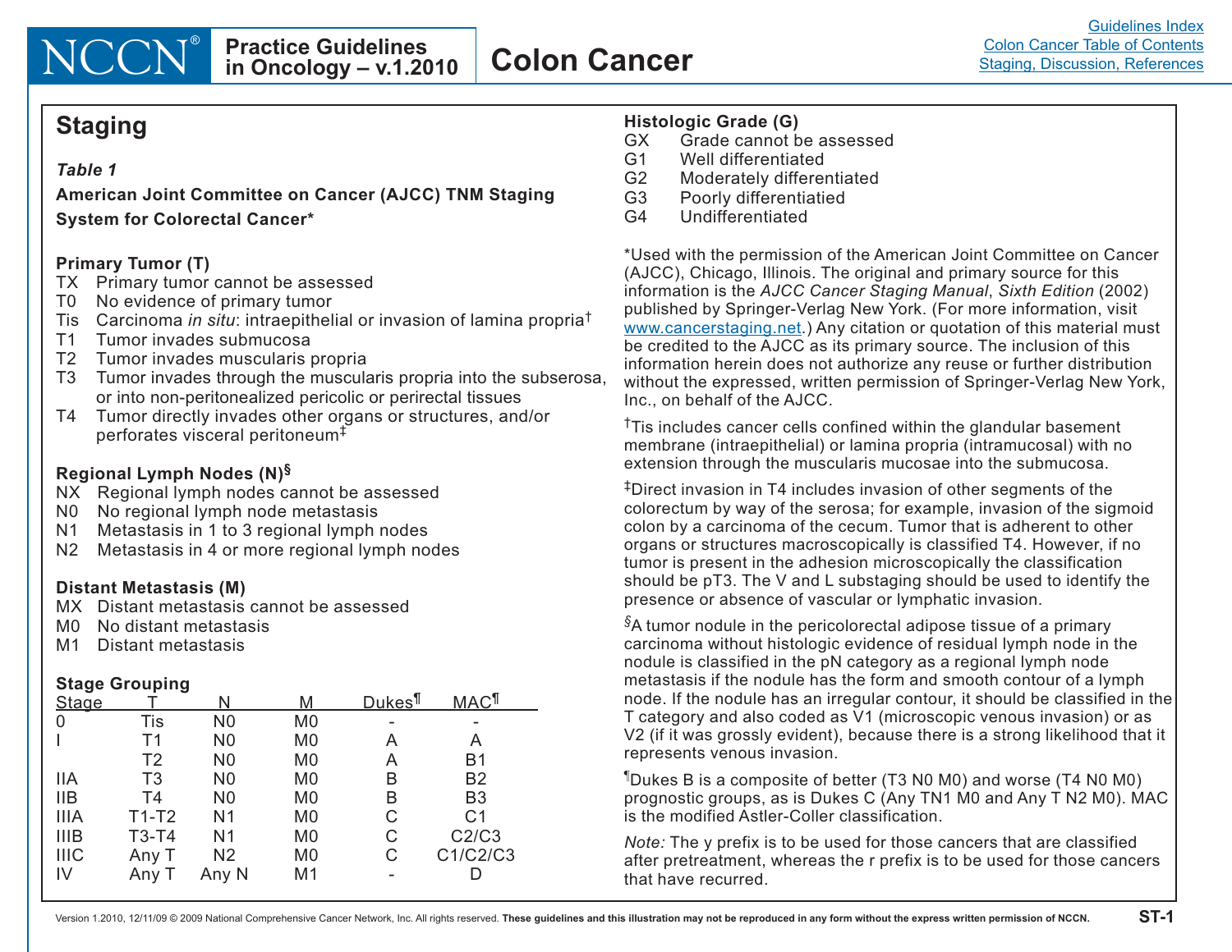## Staging

*Table 1*

**American Joint Committee on Cancer (AJCC) TNM Staging System for Colorectal Cancer***

**Primary Tumor (T)**

TX Primary tumor cannot be assessed
T0 No evidence of primary tumor
Tis Carcinoma *in situ*: intraepithelial or invasion of lamina propria†
T1 Tumor invades submucosa
T2 Tumor invades muscularis propria
T3 Tumor invades through the muscularis propria into the subserosa, or into non-peritonealized pericolic or perirectal tissues
T4 Tumor directly invades other organs or structures, and/or perforates visceral peritoneum‡

**Regional Lymph Nodes (N)§**

NX Regional lymph nodes cannot be assessed
N0 No regional lymph node metastasis
N1 Metastasis in 1 to 3 regional lymph nodes
N2 Metastasis in 4 or more regional lymph nodes

**Distant Metastasis (M)**

MX Distant metastasis cannot be assessed
M0 No distant metastasis
M1 Distant metastasis

**Stage Grouping**

| Stage | T | N | M | Dukes¶ | MAC¶ |
|---|---|---|---|---|---|
| 0 | Tis | N0 | M0 | - | - |
| I | T1 | N0 | M0 | A | A |
| | T2 | N0 | M0 | A | B1 |
| IIA | T3 | N0 | M0 | B | B2 |
| IIB | T4 | N0 | M0 | B | B3 |
| IIIA | T1-T2 | N1 | M0 | C | C1 |
| IIIB | T3-T4 | N1 | M0 | C | C2/C3 |
| IIIC | Any T | N2 | M0 | C | C1/C2/C3 |
| IV | Any T | Any N | M1 | - | D |

**Histologic Grade (G)**

GX Grade cannot be assessed
G1 Well differentiated
G2 Moderately differentiated
G3 Poorly differentiatied
G4 Undifferentiated

*Used with the permission of the American Joint Committee on Cancer (AJCC), Chicago, Illinois. The original and primary source for this information is the *AJCC Cancer Staging Manual*, *Sixth Edition* (2002) published by Springer-Verlag New York. (For more information, visit www.cancerstaging.net.) Any citation or quotation of this material must be credited to the AJCC as its primary source. The inclusion of this information herein does not authorize any reuse or further distribution without the expressed, written permission of Springer-Verlag New York, Inc., on behalf of the AJCC.

†Tis includes cancer cells confined within the glandular basement membrane (intraepithelial) or lamina propria (intramucosal) with no extension through the muscularis mucosae into the submucosa.

‡Direct invasion in T4 includes invasion of other segments of the colorectum by way of the serosa; for example, invasion of the sigmoid colon by a carcinoma of the cecum. Tumor that is adherent to other organs or structures macroscopically is classified T4. However, if no tumor is present in the adhesion microscopically the classification should be pT3. The V and L substaging should be used to identify the presence or absence of vascular or lymphatic invasion.

§A tumor nodule in the pericolorectal adipose tissue of a primary carcinoma without histologic evidence of residual lymph node in the nodule is classified in the pN category as a regional lymph node metastasis if the nodule has the form and smooth contour of a lymph node. If the nodule has an irregular contour, it should be classified in the T category and also coded as V1 (microscopic venous invasion) or as V2 (if it was grossly evident), because there is a strong likelihood that it represents venous invasion.

¶Dukes B is a composite of better (T3 N0 M0) and worse (T4 N0 M0) prognostic groups, as is Dukes C (Any TN1 M0 and Any T N2 M0). MAC is the modified Astler-Coller classification.

*Note:* The y prefix is to be used for those cancers that are classified after pretreatment, whereas the r prefix is to be used for those cancers that have recurred.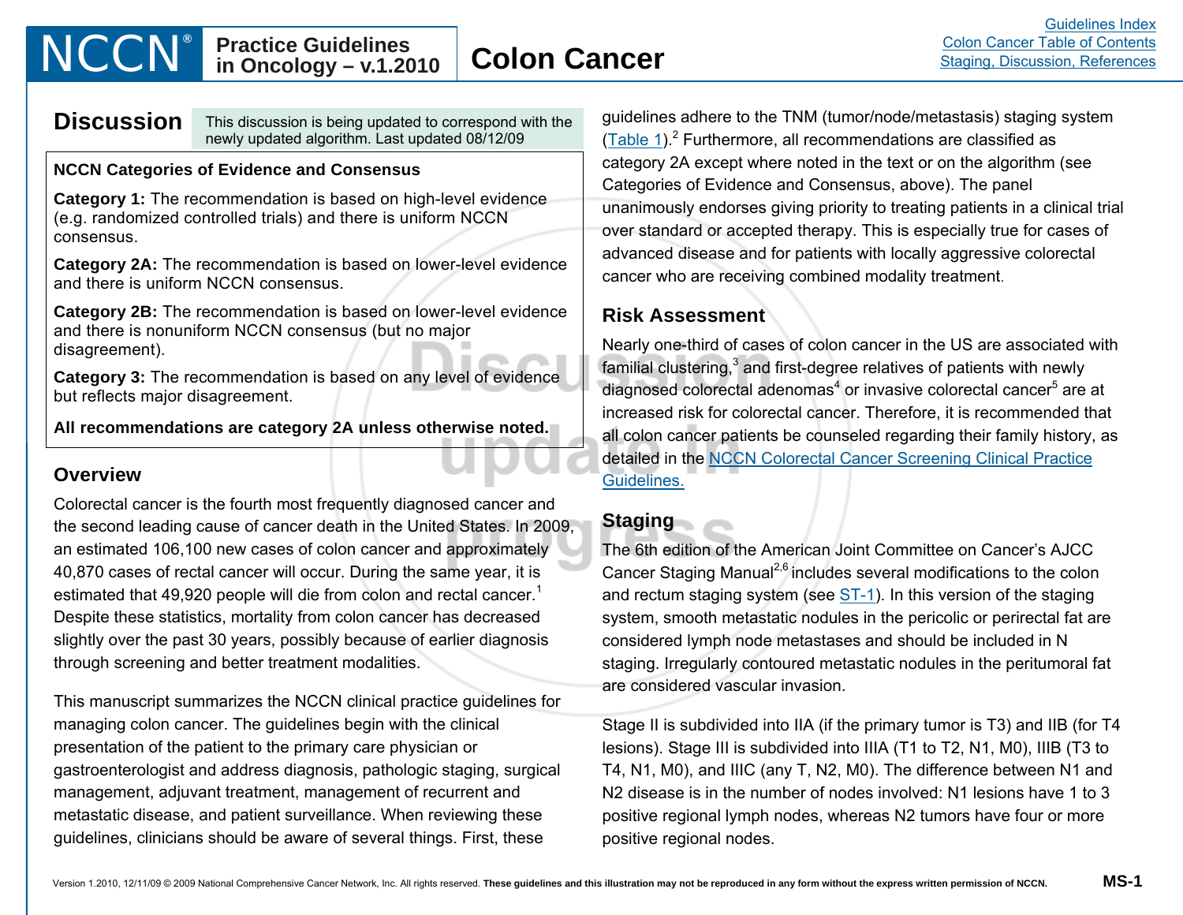## Discussion

This discussion is being updated to correspond with the newly updated algorithm. Last updated 08/12/09

**NCCN Categories of Evidence and Consensus**

**Category 1:** The recommendation is based on high-level evidence (e.g. randomized controlled trials) and there is uniform NCCN consensus.

**Category 2A:** The recommendation is based on lower-level evidence and there is uniform NCCN consensus.

**Category 2B:** The recommendation is based on lower-level evidence and there is nonuniform NCCN consensus (but no major disagreement).

**Category 3:** The recommendation is based on any level of evidence but reflects major disagreement.

**All recommendations are category 2A unless otherwise noted.**

### Overview

Colorectal cancer is the fourth most frequently diagnosed cancer and the second leading cause of cancer death in the United States. In 2009, an estimated 106,100 new cases of colon cancer and approximately 40,870 cases of rectal cancer will occur. During the same year, it is estimated that 49,920 people will die from colon and rectal cancer.[1] Despite these statistics, mortality from colon cancer has decreased slightly over the past 30 years, possibly because of earlier diagnosis through screening and better treatment modalities.

This manuscript summarizes the NCCN clinical practice guidelines for managing colon cancer. The guidelines begin with the clinical presentation of the patient to the primary care physician or gastroenterologist and address diagnosis, pathologic staging, surgical management, adjuvant treatment, management of recurrent and metastatic disease, and patient surveillance. When reviewing these guidelines, clinicians should be aware of several things. First, these guidelines adhere to the TNM (tumor/node/metastasis) staging system (Table 1).[2] Furthermore, all recommendations are classified as category 2A except where noted in the text or on the algorithm (see Categories of Evidence and Consensus, above). The panel unanimously endorses giving priority to treating patients in a clinical trial over standard or accepted therapy. This is especially true for cases of advanced disease and for patients with locally aggressive colorectal cancer who are receiving combined modality treatment.

### Risk Assessment

Nearly one-third of cases of colon cancer in the US are associated with familial clustering,[3] and first-degree relatives of patients with newly diagnosed colorectal adenomas[4] or invasive colorectal cancer[5] are at increased risk for colorectal cancer. Therefore, it is recommended that all colon cancer patients be counseled regarding their family history, as detailed in the NCCN Colorectal Cancer Screening Clinical Practice Guidelines.

### Staging

The 6th edition of the American Joint Committee on Cancer's AJCC Cancer Staging Manual[2,6] includes several modifications to the colon and rectum staging system (see ST-1). In this version of the staging system, smooth metastatic nodules in the pericolic or perirectal fat are considered lymph node metastases and should be included in N staging. Irregularly contoured metastatic nodules in the peritumoral fat are considered vascular invasion.

Stage II is subdivided into IIA (if the primary tumor is T3) and IIB (for T4 lesions). Stage III is subdivided into IIIA (T1 to T2, N1, M0), IIIB (T3 to T4, N1, M0), and IIIC (any T, N2, M0). The difference between N1 and N2 disease is in the number of nodes involved: N1 lesions have 1 to 3 positive regional lymph nodes, whereas N2 tumors have four or more positive regional nodes.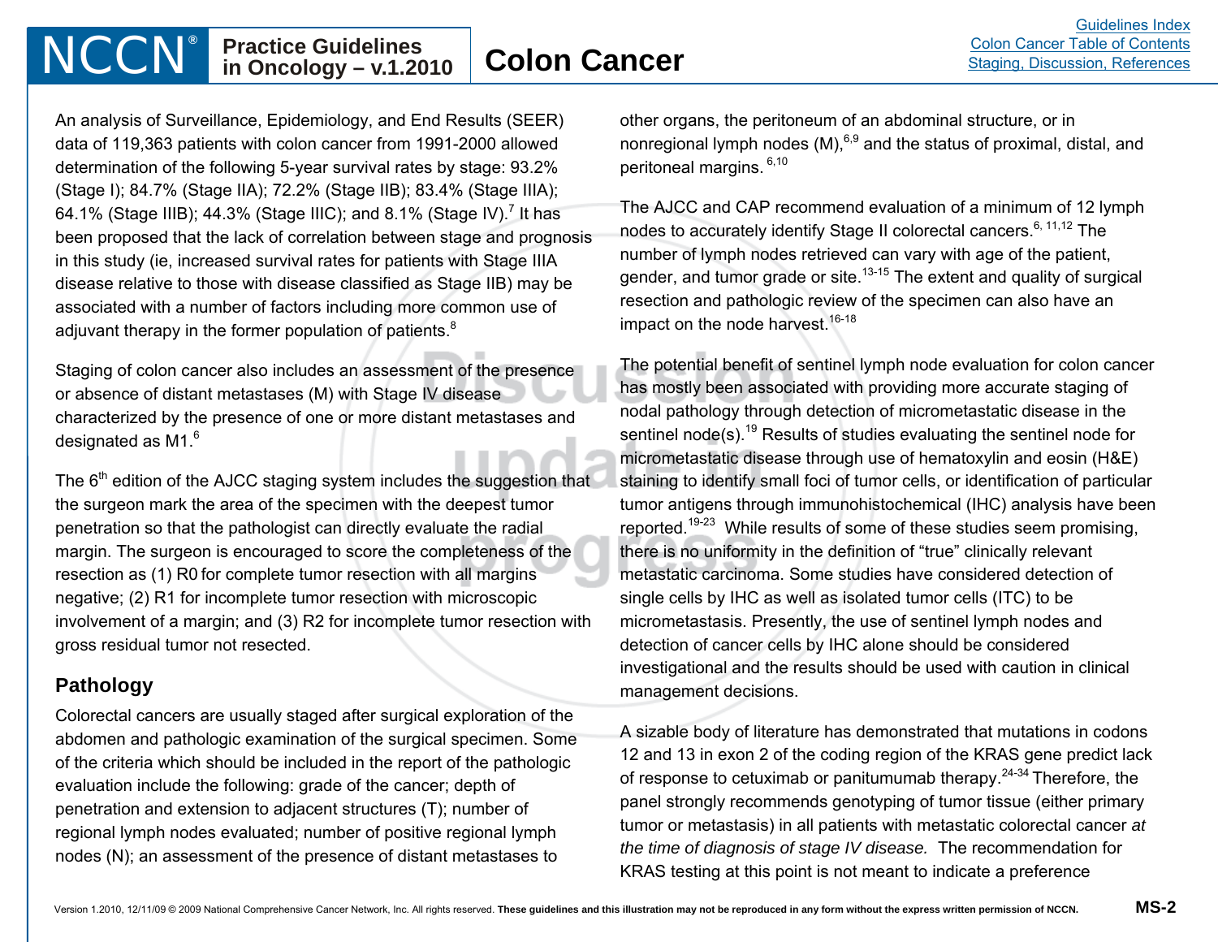An analysis of Surveillance, Epidemiology, and End Results (SEER) data of 119,363 patients with colon cancer from 1991-2000 allowed determination of the following 5-year survival rates by stage: 93.2% (Stage I); 84.7% (Stage IIA); 72.2% (Stage IIB); 83.4% (Stage IIIA); 64.1% (Stage IIIB); 44.3% (Stage IIIC); and 8.1% (Stage IV).[7] It has been proposed that the lack of correlation between stage and prognosis in this study (ie, increased survival rates for patients with Stage IIIA disease relative to those with disease classified as Stage IIB) may be associated with a number of factors including more common use of adjuvant therapy in the former population of patients.[8]

Staging of colon cancer also includes an assessment of the presence or absence of distant metastases (M) with Stage IV disease characterized by the presence of one or more distant metastases and designated as M1.[6]

The 6th edition of the AJCC staging system includes the suggestion that the surgeon mark the area of the specimen with the deepest tumor penetration so that the pathologist can directly evaluate the radial margin. The surgeon is encouraged to score the completeness of the resection as (1) R0 for complete tumor resection with all margins negative; (2) R1 for incomplete tumor resection with microscopic involvement of a margin; and (3) R2 for incomplete tumor resection with gross residual tumor not resected.

## Pathology

Colorectal cancers are usually staged after surgical exploration of the abdomen and pathologic examination of the surgical specimen. Some of the criteria which should be included in the report of the pathologic evaluation include the following: grade of the cancer; depth of penetration and extension to adjacent structures (T); number of regional lymph nodes evaluated; number of positive regional lymph nodes (N); an assessment of the presence of distant metastases to other organs, the peritoneum of an abdominal structure, or in nonregional lymph nodes (M),[6,9] and the status of proximal, distal, and peritoneal margins.[6,10]

The AJCC and CAP recommend evaluation of a minimum of 12 lymph nodes to accurately identify Stage II colorectal cancers.[6,11,12] The number of lymph nodes retrieved can vary with age of the patient, gender, and tumor grade or site.[13-15] The extent and quality of surgical resection and pathologic review of the specimen can also have an impact on the node harvest.[16-18]

The potential benefit of sentinel lymph node evaluation for colon cancer has mostly been associated with providing more accurate staging of nodal pathology through detection of micrometastatic disease in the sentinel node(s).[19] Results of studies evaluating the sentinel node for micrometastatic disease through use of hematoxylin and eosin (H&E) staining to identify small foci of tumor cells, or identification of particular tumor antigens through immunohistochemical (IHC) analysis have been reported.[19-23] While results of some of these studies seem promising, there is no uniformity in the definition of "true" clinically relevant metastatic carcinoma. Some studies have considered detection of single cells by IHC as well as isolated tumor cells (ITC) to be micrometastasis. Presently, the use of sentinel lymph nodes and detection of cancer cells by IHC alone should be considered investigational and the results should be used with caution in clinical management decisions.

A sizable body of literature has demonstrated that mutations in codons 12 and 13 in exon 2 of the coding region of the KRAS gene predict lack of response to cetuximab or panitumumab therapy.[24-34] Therefore, the panel strongly recommends genotyping of tumor tissue (either primary tumor or metastasis) in all patients with metastatic colorectal cancer *at the time of diagnosis of stage IV disease.* The recommendation for KRAS testing at this point is not meant to indicate a preference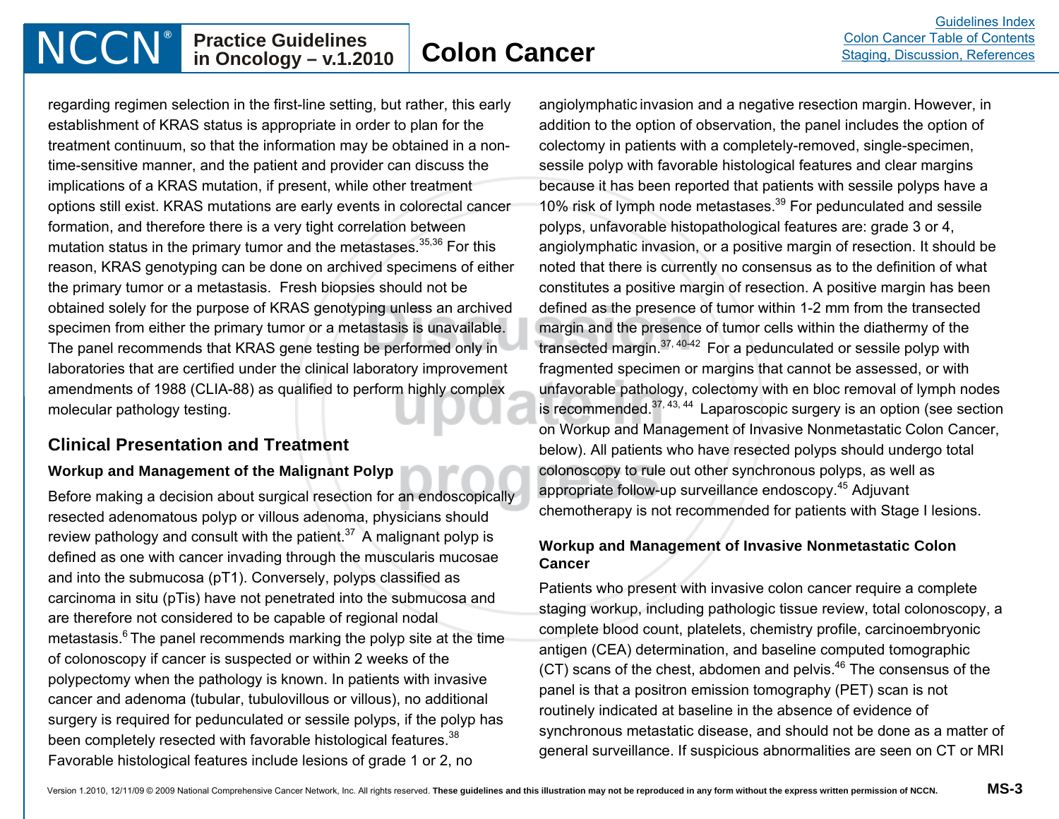regarding regimen selection in the first-line setting, but rather, this early establishment of KRAS status is appropriate in order to plan for the treatment continuum, so that the information may be obtained in a non-time-sensitive manner, and the patient and provider can discuss the implications of a KRAS mutation, if present, while other treatment options still exist. KRAS mutations are early events in colorectal cancer formation, and therefore there is a very tight correlation between mutation status in the primary tumor and the metastases.[35,36] For this reason, KRAS genotyping can be done on archived specimens of either the primary tumor or a metastasis. Fresh biopsies should not be obtained solely for the purpose of KRAS genotyping unless an archived specimen from either the primary tumor or a metastasis is unavailable. The panel recommends that KRAS gene testing be performed only in laboratories that are certified under the clinical laboratory improvement amendments of 1988 (CLIA-88) as qualified to perform highly complex molecular pathology testing.

## Clinical Presentation and Treatment

### Workup and Management of the Malignant Polyp

Before making a decision about surgical resection for an endoscopically resected adenomatous polyp or villous adenoma, physicians should review pathology and consult with the patient.[37] A malignant polyp is defined as one with cancer invading through the muscularis mucosae and into the submucosa (pT1). Conversely, polyps classified as carcinoma in situ (pTis) have not penetrated into the submucosa and are therefore not considered to be capable of regional nodal metastasis.[6] The panel recommends marking the polyp site at the time of colonoscopy if cancer is suspected or within 2 weeks of the polypectomy when the pathology is known. In patients with invasive cancer and adenoma (tubular, tubulovillous or villous), no additional surgery is required for pedunculated or sessile polyps, if the polyp has been completely resected with favorable histological features.[38] Favorable histological features include lesions of grade 1 or 2, no angiolymphatic invasion and a negative resection margin. However, in addition to the option of observation, the panel includes the option of colectomy in patients with a completely-removed, single-specimen, sessile polyp with favorable histological features and clear margins because it has been reported that patients with sessile polyps have a 10% risk of lymph node metastases.[39] For pedunculated and sessile polyps, unfavorable histopathological features are: grade 3 or 4, angiolymphatic invasion, or a positive margin of resection. It should be noted that there is currently no consensus as to the definition of what constitutes a positive margin of resection. A positive margin has been defined as the presence of tumor within 1-2 mm from the transected margin and the presence of tumor cells within the diathermy of the transected margin.[37, 40-42] For a pedunculated or sessile polyp with fragmented specimen or margins that cannot be assessed, or with unfavorable pathology, colectomy with en bloc removal of lymph nodes is recommended.[37, 43, 44] Laparoscopic surgery is an option (see section on Workup and Management of Invasive Nonmetastatic Colon Cancer, below). All patients who have resected polyps should undergo total colonoscopy to rule out other synchronous polyps, as well as appropriate follow-up surveillance endoscopy.[45] Adjuvant chemotherapy is not recommended for patients with Stage I lesions.

### Workup and Management of Invasive Nonmetastatic Colon Cancer

Patients who present with invasive colon cancer require a complete staging workup, including pathologic tissue review, total colonoscopy, a complete blood count, platelets, chemistry profile, carcinoembryonic antigen (CEA) determination, and baseline computed tomographic (CT) scans of the chest, abdomen and pelvis.[46] The consensus of the panel is that a positron emission tomography (PET) scan is not routinely indicated at baseline in the absence of evidence of synchronous metastatic disease, and should not be done as a matter of general surveillance. If suspicious abnormalities are seen on CT or MRI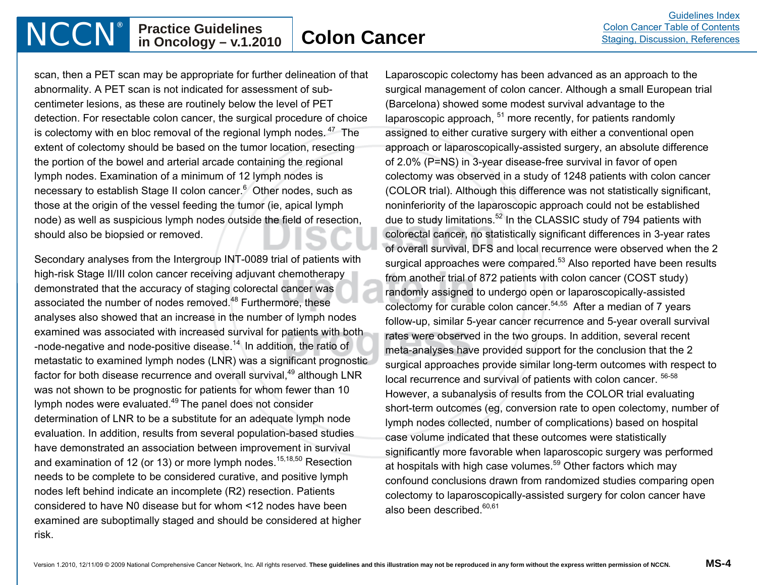scan, then a PET scan may be appropriate for further delineation of that abnormality. A PET scan is not indicated for assessment of sub-centimeter lesions, as these are routinely below the level of PET detection. For resectable colon cancer, the surgical procedure of choice is colectomy with en bloc removal of the regional lymph nodes.[47] The extent of colectomy should be based on the tumor location, resecting the portion of the bowel and arterial arcade containing the regional lymph nodes. Examination of a minimum of 12 lymph nodes is necessary to establish Stage II colon cancer.[6] Other nodes, such as those at the origin of the vessel feeding the tumor (ie, apical lymph node) as well as suspicious lymph nodes outside the field of resection, should also be biopsied or removed.

Secondary analyses from the Intergroup INT-0089 trial of patients with high-risk Stage II/III colon cancer receiving adjuvant chemotherapy demonstrated that the accuracy of staging colorectal cancer was associated the number of nodes removed.[48] Furthermore, these analyses also showed that an increase in the number of lymph nodes examined was associated with increased survival for patients with both -node-negative and node-positive disease.[14] In addition, the ratio of metastatic to examined lymph nodes (LNR) was a significant prognostic factor for both disease recurrence and overall survival,[49] although LNR was not shown to be prognostic for patients for whom fewer than 10 lymph nodes were evaluated.[49] The panel does not consider determination of LNR to be a substitute for an adequate lymph node evaluation. In addition, results from several population-based studies have demonstrated an association between improvement in survival and examination of 12 (or 13) or more lymph nodes.[15,18,50] Resection needs to be complete to be considered curative, and positive lymph nodes left behind indicate an incomplete (R2) resection. Patients considered to have N0 disease but for whom <12 nodes have been examined are suboptimally staged and should be considered at higher risk.

Laparoscopic colectomy has been advanced as an approach to the surgical management of colon cancer. Although a small European trial (Barcelona) showed some modest survival advantage to the laparoscopic approach,[51] more recently, for patients randomly assigned to either curative surgery with either a conventional open approach or laparoscopically-assisted surgery, an absolute difference of 2.0% (P=NS) in 3-year disease-free survival in favor of open colectomy was observed in a study of 1248 patients with colon cancer (COLOR trial). Although this difference was not statistically significant, noninferiority of the laparoscopic approach could not be established due to study limitations.[52] In the CLASSIC study of 794 patients with colorectal cancer, no statistically significant differences in 3-year rates of overall survival, DFS and local recurrence were observed when the 2 surgical approaches were compared.[53] Also reported have been results from another trial of 872 patients with colon cancer (COST study) randomly assigned to undergo open or laparoscopically-assisted colectomy for curable colon cancer.[54,55] After a median of 7 years follow-up, similar 5-year cancer recurrence and 5-year overall survival rates were observed in the two groups. In addition, several recent meta-analyses have provided support for the conclusion that the 2 surgical approaches provide similar long-term outcomes with respect to local recurrence and survival of patients with colon cancer.[56-58] However, a subanalysis of results from the COLOR trial evaluating short-term outcomes (eg, conversion rate to open colectomy, number of lymph nodes collected, number of complications) based on hospital case volume indicated that these outcomes were statistically significantly more favorable when laparoscopic surgery was performed at hospitals with high case volumes.[59] Other factors which may confound conclusions drawn from randomized studies comparing open colectomy to laparoscopically-assisted surgery for colon cancer have also been described.[60,61]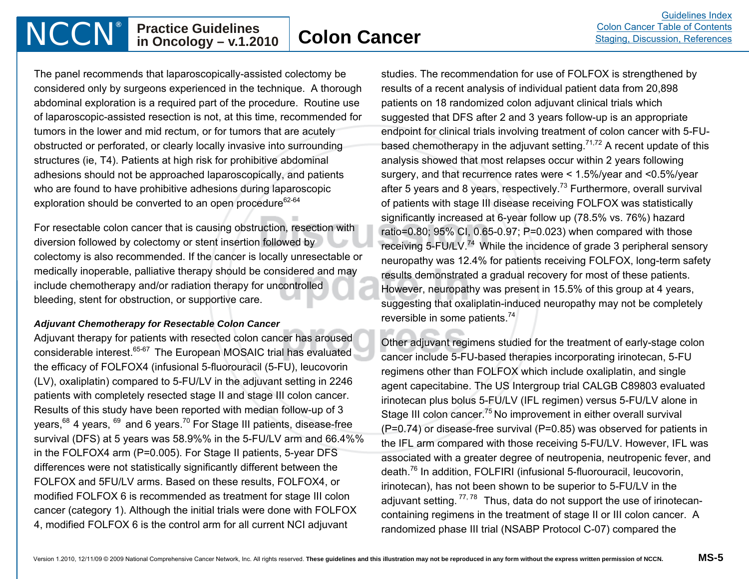The panel recommends that laparoscopically-assisted colectomy be considered only by surgeons experienced in the technique. A thorough abdominal exploration is a required part of the procedure. Routine use of laparoscopic-assisted resection is not, at this time, recommended for tumors in the lower and mid rectum, or for tumors that are acutely obstructed or perforated, or clearly locally invasive into surrounding structures (ie, T4). Patients at high risk for prohibitive abdominal adhesions should not be approached laparoscopically, and patients who are found to have prohibitive adhesions during laparoscopic exploration should be converted to an open procedure[62-64]

For resectable colon cancer that is causing obstruction, resection with diversion followed by colectomy or stent insertion followed by colectomy is also recommended. If the cancer is locally unresectable or medically inoperable, palliative therapy should be considered and may include chemotherapy and/or radiation therapy for uncontrolled bleeding, stent for obstruction, or supportive care.

***Adjuvant Chemotherapy for Resectable Colon Cancer***

Adjuvant therapy for patients with resected colon cancer has aroused considerable interest.[65-67] The European MOSAIC trial has evaluated the efficacy of FOLFOX4 (infusional 5-fluorouracil (5-FU), leucovorin (LV), oxaliplatin) compared to 5-FU/LV in the adjuvant setting in 2246 patients with completely resected stage II and stage III colon cancer. Results of this study have been reported with median follow-up of 3 years,[68] 4 years,[69] and 6 years.[70] For Stage III patients, disease-free survival (DFS) at 5 years was 58.9%% in the 5-FU/LV arm and 66.4%% in the FOLFOX4 arm (P=0.005). For Stage II patients, 5-year DFS differences were not statistically significantly different between the FOLFOX and 5FU/LV arms. Based on these results, FOLFOX4, or modified FOLFOX 6 is recommended as treatment for stage III colon cancer (category 1). Although the initial trials were done with FOLFOX 4, modified FOLFOX 6 is the control arm for all current NCI adjuvant studies. The recommendation for use of FOLFOX is strengthened by results of a recent analysis of individual patient data from 20,898 patients on 18 randomized colon adjuvant clinical trials which suggested that DFS after 2 and 3 years follow-up is an appropriate endpoint for clinical trials involving treatment of colon cancer with 5-FU-based chemotherapy in the adjuvant setting.[71,72] A recent update of this analysis showed that most relapses occur within 2 years following surgery, and that recurrence rates were < 1.5%/year and <0.5%/year after 5 years and 8 years, respectively.[73] Furthermore, overall survival of patients with stage III disease receiving FOLFOX was statistically significantly increased at 6-year follow up (78.5% vs. 76%) hazard ratio=0.80; 95% CI, 0.65-0.97; P=0.023) when compared with those receiving 5-FU/LV.[74] While the incidence of grade 3 peripheral sensory neuropathy was 12.4% for patients receiving FOLFOX, long-term safety results demonstrated a gradual recovery for most of these patients. However, neuropathy was present in 15.5% of this group at 4 years, suggesting that oxaliplatin-induced neuropathy may not be completely reversible in some patients.[74]

Other adjuvant regimens studied for the treatment of early-stage colon cancer include 5-FU-based therapies incorporating irinotecan, 5-FU regimens other than FOLFOX which include oxaliplatin, and single agent capecitabine. The US Intergroup trial CALGB C89803 evaluated irinotecan plus bolus 5-FU/LV (IFL regimen) versus 5-FU/LV alone in Stage III colon cancer.[75] No improvement in either overall survival (P=0.74) or disease-free survival (P=0.85) was observed for patients in the IFL arm compared with those receiving 5-FU/LV. However, IFL was associated with a greater degree of neutropenia, neutropenic fever, and death.[76] In addition, FOLFIRI (infusional 5-fluorouracil, leucovorin, irinotecan), has not been shown to be superior to 5-FU/LV in the adjuvant setting.[77,78] Thus, data do not support the use of irinotecan-containing regimens in the treatment of stage II or III colon cancer. A randomized phase III trial (NSABP Protocol C-07) compared the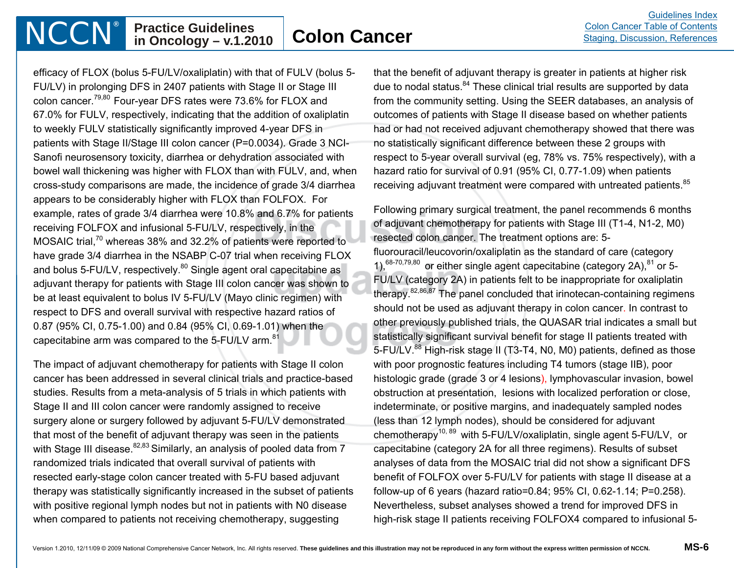efficacy of FLOX (bolus 5-FU/LV/oxaliplatin) with that of FULV (bolus 5-FU/LV) in prolonging DFS in 2407 patients with Stage II or Stage III colon cancer.[79,80] Four-year DFS rates were 73.6% for FLOX and 67.0% for FULV, respectively, indicating that the addition of oxaliplatin to weekly FULV statistically significantly improved 4-year DFS in patients with Stage II/Stage III colon cancer (P=0.0034). Grade 3 NCI-Sanofi neurosensory toxicity, diarrhea or dehydration associated with bowel wall thickening was higher with FLOX than with FULV, and, when cross-study comparisons are made, the incidence of grade 3/4 diarrhea appears to be considerably higher with FLOX than FOLFOX. For example, rates of grade 3/4 diarrhea were 10.8% and 6.7% for patients receiving FOLFOX and infusional 5-FU/LV, respectively, in the MOSAIC trial,[70] whereas 38% and 32.2% of patients were reported to have grade 3/4 diarrhea in the NSABP C-07 trial when receiving FLOX and bolus 5-FU/LV, respectively.[80] Single agent oral capecitabine as adjuvant therapy for patients with Stage III colon cancer was shown to be at least equivalent to bolus IV 5-FU/LV (Mayo clinic regimen) with respect to DFS and overall survival with respective hazard ratios of 0.87 (95% CI, 0.75-1.00) and 0.84 (95% CI, 0.69-1.01) when the capecitabine arm was compared to the 5-FU/LV arm.[81]

The impact of adjuvant chemotherapy for patients with Stage II colon cancer has been addressed in several clinical trials and practice-based studies. Results from a meta-analysis of 5 trials in which patients with Stage II and III colon cancer were randomly assigned to receive surgery alone or surgery followed by adjuvant 5-FU/LV demonstrated that most of the benefit of adjuvant therapy was seen in the patients with Stage III disease.[82,83] Similarly, an analysis of pooled data from 7 randomized trials indicated that overall survival of patients with resected early-stage colon cancer treated with 5-FU based adjuvant therapy was statistically significantly increased in the subset of patients with positive regional lymph nodes but not in patients with N0 disease when compared to patients not receiving chemotherapy, suggesting that the benefit of adjuvant therapy is greater in patients at higher risk due to nodal status.[84] These clinical trial results are supported by data from the community setting. Using the SEER databases, an analysis of outcomes of patients with Stage II disease based on whether patients had or had not received adjuvant chemotherapy showed that there was no statistically significant difference between these 2 groups with respect to 5-year overall survival (eg, 78% vs. 75% respectively), with a hazard ratio for survival of 0.91 (95% CI, 0.77-1.09) when patients receiving adjuvant treatment were compared with untreated patients.[85]

Following primary surgical treatment, the panel recommends 6 months of adjuvant chemotherapy for patients with Stage III (T1-4, N1-2, M0) resected colon cancer. The treatment options are: 5-fluorouracil/leucovorin/oxaliplatin as the standard of care (category 1),[68-70,79,80] or either single agent capecitabine (category 2A),[81] or 5-FU/LV (category 2A) in patients felt to be inappropriate for oxaliplatin therapy.[82,86,87] The panel concluded that irinotecan-containing regimens should not be used as adjuvant therapy in colon cancer. In contrast to other previously published trials, the QUASAR trial indicates a small but statistically significant survival benefit for stage II patients treated with 5-FU/LV.[88] High-risk stage II (T3-T4, N0, M0) patients, defined as those with poor prognostic features including T4 tumors (stage IIB), poor histologic grade (grade 3 or 4 lesions), lymphovascular invasion, bowel obstruction at presentation, lesions with localized perforation or close, indeterminate, or positive margins, and inadequately sampled nodes (less than 12 lymph nodes), should be considered for adjuvant chemotherapy[10,89] with 5-FU/LV/oxaliplatin, single agent 5-FU/LV, or capecitabine (category 2A for all three regimens). Results of subset analyses of data from the MOSAIC trial did not show a significant DFS benefit of FOLFOX over 5-FU/LV for patients with stage II disease at a follow-up of 6 years (hazard ratio=0.84; 95% CI, 0.62-1.14; P=0.258). Nevertheless, subset analyses showed a trend for improved DFS in high-risk stage II patients receiving FOLFOX4 compared to infusional 5-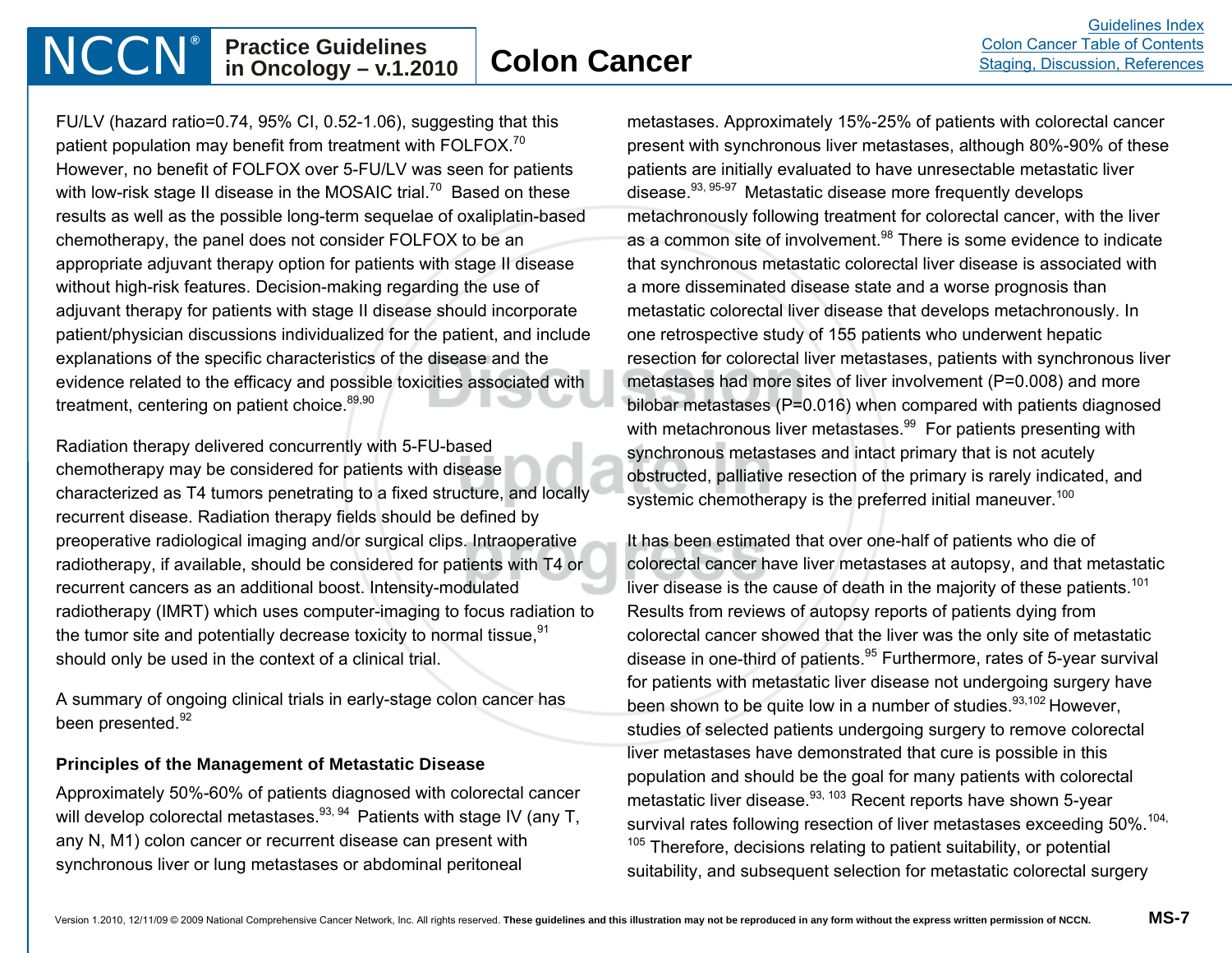FU/LV (hazard ratio=0.74, 95% CI, 0.52-1.06), suggesting that this patient population may benefit from treatment with FOLFOX.[70] However, no benefit of FOLFOX over 5-FU/LV was seen for patients with low-risk stage II disease in the MOSAIC trial.[70] Based on these results as well as the possible long-term sequelae of oxaliplatin-based chemotherapy, the panel does not consider FOLFOX to be an appropriate adjuvant therapy option for patients with stage II disease without high-risk features. Decision-making regarding the use of adjuvant therapy for patients with stage II disease should incorporate patient/physician discussions individualized for the patient, and include explanations of the specific characteristics of the disease and the evidence related to the efficacy and possible toxicities associated with treatment, centering on patient choice.[89,90]

Radiation therapy delivered concurrently with 5-FU-based chemotherapy may be considered for patients with disease characterized as T4 tumors penetrating to a fixed structure, and locally recurrent disease. Radiation therapy fields should be defined by preoperative radiological imaging and/or surgical clips. Intraoperative radiotherapy, if available, should be considered for patients with T4 or recurrent cancers as an additional boost. Intensity-modulated radiotherapy (IMRT) which uses computer-imaging to focus radiation to the tumor site and potentially decrease toxicity to normal tissue,[91] should only be used in the context of a clinical trial.

A summary of ongoing clinical trials in early-stage colon cancer has been presented.[92]

**Principles of the Management of Metastatic Disease**

Approximately 50%-60% of patients diagnosed with colorectal cancer will develop colorectal metastases.[93, 94] Patients with stage IV (any T, any N, M1) colon cancer or recurrent disease can present with synchronous liver or lung metastases or abdominal peritoneal metastases. Approximately 15%-25% of patients with colorectal cancer present with synchronous liver metastases, although 80%-90% of these patients are initially evaluated to have unresectable metastatic liver disease.[93, 95-97] Metastatic disease more frequently develops metachronously following treatment for colorectal cancer, with the liver as a common site of involvement.[98] There is some evidence to indicate that synchronous metastatic colorectal liver disease is associated with a more disseminated disease state and a worse prognosis than metastatic colorectal liver disease that develops metachronously. In one retrospective study of 155 patients who underwent hepatic resection for colorectal liver metastases, patients with synchronous liver metastases had more sites of liver involvement (P=0.008) and more bilobar metastases (P=0.016) when compared with patients diagnosed with metachronous liver metastases.[99] For patients presenting with synchronous metastases and intact primary that is not acutely obstructed, palliative resection of the primary is rarely indicated, and systemic chemotherapy is the preferred initial maneuver.[100]

It has been estimated that over one-half of patients who die of colorectal cancer have liver metastases at autopsy, and that metastatic liver disease is the cause of death in the majority of these patients.[101] Results from reviews of autopsy reports of patients dying from colorectal cancer showed that the liver was the only site of metastatic disease in one-third of patients.[95] Furthermore, rates of 5-year survival for patients with metastatic liver disease not undergoing surgery have been shown to be quite low in a number of studies.[93,102] However, studies of selected patients undergoing surgery to remove colorectal liver metastases have demonstrated that cure is possible in this population and should be the goal for many patients with colorectal metastatic liver disease.[93, 103] Recent reports have shown 5-year survival rates following resection of liver metastases exceeding 50%.[104, 105] Therefore, decisions relating to patient suitability, or potential suitability, and subsequent selection for metastatic colorectal surgery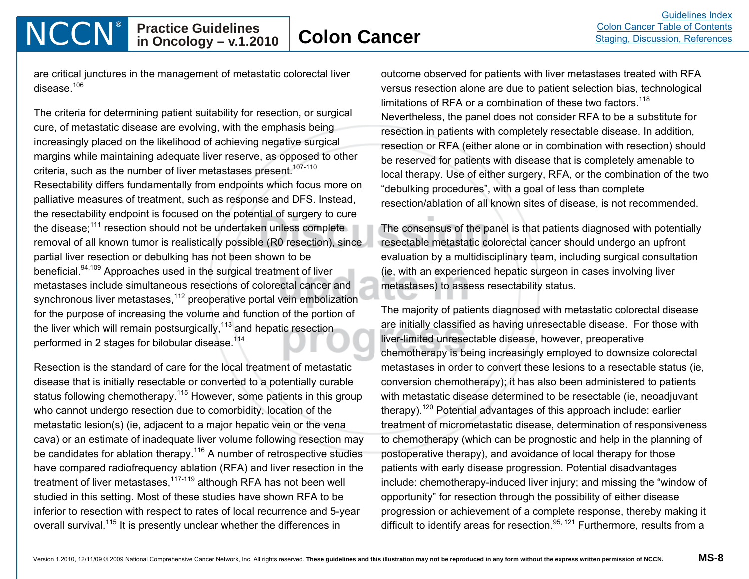are critical junctures in the management of metastatic colorectal liver disease.[106]

The criteria for determining patient suitability for resection, or surgical cure, of metastatic disease are evolving, with the emphasis being increasingly placed on the likelihood of achieving negative surgical margins while maintaining adequate liver reserve, as opposed to other criteria, such as the number of liver metastases present.[107-110] Resectability differs fundamentally from endpoints which focus more on palliative measures of treatment, such as response and DFS. Instead, the resectability endpoint is focused on the potential of surgery to cure the disease;[111] resection should not be undertaken unless complete removal of all known tumor is realistically possible (R0 resection), since partial liver resection or debulking has not been shown to be beneficial.[94,109] Approaches used in the surgical treatment of liver metastases include simultaneous resections of colorectal cancer and synchronous liver metastases,[112] preoperative portal vein embolization for the purpose of increasing the volume and function of the portion of the liver which will remain postsurgically,[113] and hepatic resection performed in 2 stages for bilobular disease.[114]

Resection is the standard of care for the local treatment of metastatic disease that is initially resectable or converted to a potentially curable status following chemotherapy.[115] However, some patients in this group who cannot undergo resection due to comorbidity, location of the metastatic lesion(s) (ie, adjacent to a major hepatic vein or the vena cava) or an estimate of inadequate liver volume following resection may be candidates for ablation therapy.[116] A number of retrospective studies have compared radiofrequency ablation (RFA) and liver resection in the treatment of liver metastases,[117-119] although RFA has not been well studied in this setting. Most of these studies have shown RFA to be inferior to resection with respect to rates of local recurrence and 5-year overall survival.[115] It is presently unclear whether the differences in outcome observed for patients with liver metastases treated with RFA versus resection alone are due to patient selection bias, technological limitations of RFA or a combination of these two factors.[118] Nevertheless, the panel does not consider RFA to be a substitute for resection in patients with completely resectable disease. In addition, resection or RFA (either alone or in combination with resection) should be reserved for patients with disease that is completely amenable to local therapy. Use of either surgery, RFA, or the combination of the two "debulking procedures", with a goal of less than complete resection/ablation of all known sites of disease, is not recommended.

The consensus of the panel is that patients diagnosed with potentially resectable metastatic colorectal cancer should undergo an upfront evaluation by a multidisciplinary team, including surgical consultation (ie, with an experienced hepatic surgeon in cases involving liver metastases) to assess resectability status.

The majority of patients diagnosed with metastatic colorectal disease are initially classified as having unresectable disease. For those with liver-limited unresectable disease, however, preoperative chemotherapy is being increasingly employed to downsize colorectal metastases in order to convert these lesions to a resectable status (ie, conversion chemotherapy); it has also been administered to patients with metastatic disease determined to be resectable (ie, neoadjuvant therapy).[120] Potential advantages of this approach include: earlier treatment of micrometastatic disease, determination of responsiveness to chemotherapy (which can be prognostic and help in the planning of postoperative therapy), and avoidance of local therapy for those patients with early disease progression. Potential disadvantages include: chemotherapy-induced liver injury; and missing the "window of opportunity" for resection through the possibility of either disease progression or achievement of a complete response, thereby making it difficult to identify areas for resection.[95, 121] Furthermore, results from a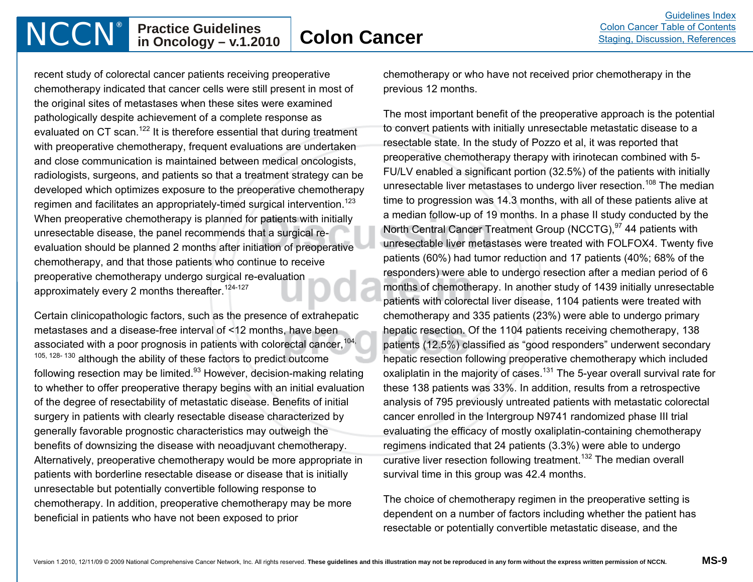recent study of colorectal cancer patients receiving preoperative chemotherapy indicated that cancer cells were still present in most of the original sites of metastases when these sites were examined pathologically despite achievement of a complete response as evaluated on CT scan.[122] It is therefore essential that during treatment with preoperative chemotherapy, frequent evaluations are undertaken and close communication is maintained between medical oncologists, radiologists, surgeons, and patients so that a treatment strategy can be developed which optimizes exposure to the preoperative chemotherapy regimen and facilitates an appropriately-timed surgical intervention.[123] When preoperative chemotherapy is planned for patients with initially unresectable disease, the panel recommends that a surgical re-evaluation should be planned 2 months after initiation of preoperative chemotherapy, and that those patients who continue to receive preoperative chemotherapy undergo surgical re-evaluation approximately every 2 months thereafter.[124-127]

Certain clinicopathologic factors, such as the presence of extrahepatic metastases and a disease-free interval of <12 months, have been associated with a poor prognosis in patients with colorectal cancer,[104, 105, 128-130] although the ability of these factors to predict outcome following resection may be limited.[93] However, decision-making relating to whether to offer preoperative therapy begins with an initial evaluation of the degree of resectability of metastatic disease. Benefits of initial surgery in patients with clearly resectable disease characterized by generally favorable prognostic characteristics may outweigh the benefits of downsizing the disease with neoadjuvant chemotherapy. Alternatively, preoperative chemotherapy would be more appropriate in patients with borderline resectable disease or disease that is initially unresectable but potentially convertible following response to chemotherapy. In addition, preoperative chemotherapy may be more beneficial in patients who have not been exposed to prior chemotherapy or who have not received prior chemotherapy in the previous 12 months.

The most important benefit of the preoperative approach is the potential to convert patients with initially unresectable metastatic disease to a resectable state. In the study of Pozzo et al, it was reported that preoperative chemotherapy therapy with irinotecan combined with 5-FU/LV enabled a significant portion (32.5%) of the patients with initially unresectable liver metastases to undergo liver resection.[108] The median time to progression was 14.3 months, with all of these patients alive at a median follow-up of 19 months. In a phase II study conducted by the North Central Cancer Treatment Group (NCCTG),[97] 44 patients with unresectable liver metastases were treated with FOLFOX4. Twenty five patients (60%) had tumor reduction and 17 patients (40%; 68% of the responders) were able to undergo resection after a median period of 6 months of chemotherapy. In another study of 1439 initially unresectable patients with colorectal liver disease, 1104 patients were treated with chemotherapy and 335 patients (23%) were able to undergo primary hepatic resection. Of the 1104 patients receiving chemotherapy, 138 patients (12.5%) classified as "good responders" underwent secondary hepatic resection following preoperative chemotherapy which included oxaliplatin in the majority of cases.[131] The 5-year overall survival rate for these 138 patients was 33%. In addition, results from a retrospective analysis of 795 previously untreated patients with metastatic colorectal cancer enrolled in the Intergroup N9741 randomized phase III trial evaluating the efficacy of mostly oxaliplatin-containing chemotherapy regimens indicated that 24 patients (3.3%) were able to undergo curative liver resection following treatment.[132] The median overall survival time in this group was 42.4 months.

The choice of chemotherapy regimen in the preoperative setting is dependent on a number of factors including whether the patient has resectable or potentially convertible metastatic disease, and the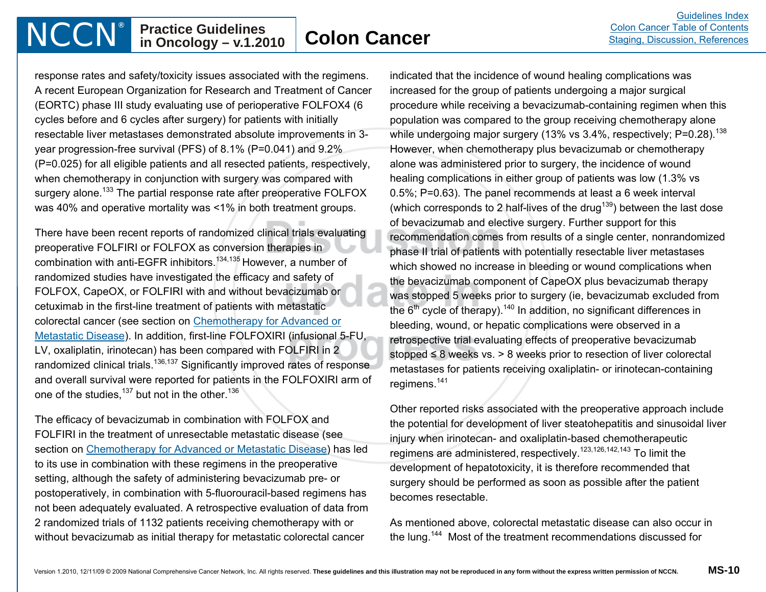response rates and safety/toxicity issues associated with the regimens. A recent European Organization for Research and Treatment of Cancer (EORTC) phase III study evaluating use of perioperative FOLFOX4 (6 cycles before and 6 cycles after surgery) for patients with initially resectable liver metastases demonstrated absolute improvements in 3-year progression-free survival (PFS) of 8.1% (P=0.041) and 9.2% (P=0.025) for all eligible patients and all resected patients, respectively, when chemotherapy in conjunction with surgery was compared with surgery alone.[133] The partial response rate after preoperative FOLFOX was 40% and operative mortality was <1% in both treatment groups.

There have been recent reports of randomized clinical trials evaluating preoperative FOLFIRI or FOLFOX as conversion therapies in combination with anti-EGFR inhibitors.[134,135] However, a number of randomized studies have investigated the efficacy and safety of FOLFOX, CapeOX, or FOLFIRI with and without bevacizumab or cetuximab in the first-line treatment of patients with metastatic colorectal cancer (see section on Chemotherapy for Advanced or Metastatic Disease). In addition, first-line FOLFOXIRI (infusional 5-FU, LV, oxaliplatin, irinotecan) has been compared with FOLFIRI in 2 randomized clinical trials.[136,137] Significantly improved rates of response and overall survival were reported for patients in the FOLFOXIRI arm of one of the studies,[137] but not in the other.[136]

The efficacy of bevacizumab in combination with FOLFOX and FOLFIRI in the treatment of unresectable metastatic disease (see section on Chemotherapy for Advanced or Metastatic Disease) has led to its use in combination with these regimens in the preoperative setting, although the safety of administering bevacizumab pre- or postoperatively, in combination with 5-fluorouracil-based regimens has not been adequately evaluated. A retrospective evaluation of data from 2 randomized trials of 1132 patients receiving chemotherapy with or without bevacizumab as initial therapy for metastatic colorectal cancer indicated that the incidence of wound healing complications was increased for the group of patients undergoing a major surgical procedure while receiving a bevacizumab-containing regimen when this population was compared to the group receiving chemotherapy alone while undergoing major surgery (13% vs 3.4%, respectively; P=0.28).[138] However, when chemotherapy plus bevacizumab or chemotherapy alone was administered prior to surgery, the incidence of wound healing complications in either group of patients was low (1.3% vs 0.5%; P=0.63). The panel recommends at least a 6 week interval (which corresponds to 2 half-lives of the drug[139]) between the last dose of bevacizumab and elective surgery. Further support for this recommendation comes from results of a single center, nonrandomized phase II trial of patients with potentially resectable liver metastases which showed no increase in bleeding or wound complications when the bevacizumab component of CapeOX plus bevacizumab therapy was stopped 5 weeks prior to surgery (ie, bevacizumab excluded from the 6$^{th}$ cycle of therapy).[140] In addition, no significant differences in bleeding, wound, or hepatic complications were observed in a retrospective trial evaluating effects of preoperative bevacizumab stopped ≤ 8 weeks vs. > 8 weeks prior to resection of liver colorectal metastases for patients receiving oxaliplatin- or irinotecan-containing regimens.[141]

Other reported risks associated with the preoperative approach include the potential for development of liver steatohepatitis and sinusoidal liver injury when irinotecan- and oxaliplatin-based chemotherapeutic regimens are administered, respectively.[123,126,142,143] To limit the development of hepatotoxicity, it is therefore recommended that surgery should be performed as soon as possible after the patient becomes resectable.

As mentioned above, colorectal metastatic disease can also occur in the lung.[144] Most of the treatment recommendations discussed for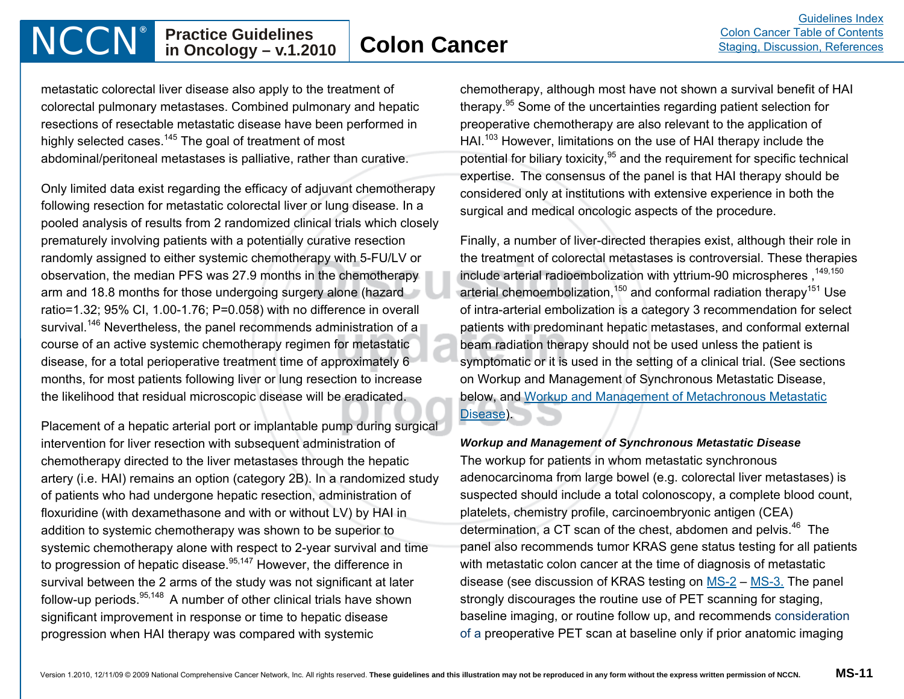metastatic colorectal liver disease also apply to the treatment of colorectal pulmonary metastases. Combined pulmonary and hepatic resections of resectable metastatic disease have been performed in highly selected cases.[145] The goal of treatment of most abdominal/peritoneal metastases is palliative, rather than curative.

Only limited data exist regarding the efficacy of adjuvant chemotherapy following resection for metastatic colorectal liver or lung disease. In a pooled analysis of results from 2 randomized clinical trials which closely prematurely involving patients with a potentially curative resection randomly assigned to either systemic chemotherapy with 5-FU/LV or observation, the median PFS was 27.9 months in the chemotherapy arm and 18.8 months for those undergoing surgery alone (hazard ratio=1.32; 95% CI, 1.00-1.76; P=0.058) with no difference in overall survival.[146] Nevertheless, the panel recommends administration of a course of an active systemic chemotherapy regimen for metastatic disease, for a total perioperative treatment time of approximately 6 months, for most patients following liver or lung resection to increase the likelihood that residual microscopic disease will be eradicated.

Placement of a hepatic arterial port or implantable pump during surgical intervention for liver resection with subsequent administration of chemotherapy directed to the liver metastases through the hepatic artery (i.e. HAI) remains an option (category 2B). In a randomized study of patients who had undergone hepatic resection, administration of floxuridine (with dexamethasone and with or without LV) by HAI in addition to systemic chemotherapy was shown to be superior to systemic chemotherapy alone with respect to 2-year survival and time to progression of hepatic disease.[95,147] However, the difference in survival between the 2 arms of the study was not significant at later follow-up periods.[95,148] A number of other clinical trials have shown significant improvement in response or time to hepatic disease progression when HAI therapy was compared with systemic chemotherapy, although most have not shown a survival benefit of HAI therapy.[95] Some of the uncertainties regarding patient selection for preoperative chemotherapy are also relevant to the application of HAI.[103] However, limitations on the use of HAI therapy include the potential for biliary toxicity,[95] and the requirement for specific technical expertise. The consensus of the panel is that HAI therapy should be considered only at institutions with extensive experience in both the surgical and medical oncologic aspects of the procedure.

Finally, a number of liver-directed therapies exist, although their role in the treatment of colorectal metastases is controversial. These therapies include arterial radioembolization with yttrium-90 microspheres ,[149,150] arterial chemoembolization,[150] and conformal radiation therapy[151] Use of intra-arterial embolization is a category 3 recommendation for select patients with predominant hepatic metastases, and conformal external beam radiation therapy should not be used unless the patient is symptomatic or it is used in the setting of a clinical trial. (See sections on Workup and Management of Synchronous Metastatic Disease, below, and Workup and Management of Metachronous Metastatic Disease).

***Workup and Management of Synchronous Metastatic Disease***

The workup for patients in whom metastatic synchronous adenocarcinoma from large bowel (e.g. colorectal liver metastases) is suspected should include a total colonoscopy, a complete blood count, platelets, chemistry profile, carcinoembryonic antigen (CEA) determination, a CT scan of the chest, abdomen and pelvis.[46] The panel also recommends tumor KRAS gene status testing for all patients with metastatic colon cancer at the time of diagnosis of metastatic disease (see discussion of KRAS testing on MS-2 – MS-3. The panel strongly discourages the routine use of PET scanning for staging, baseline imaging, or routine follow up, and recommends consideration of a preoperative PET scan at baseline only if prior anatomic imaging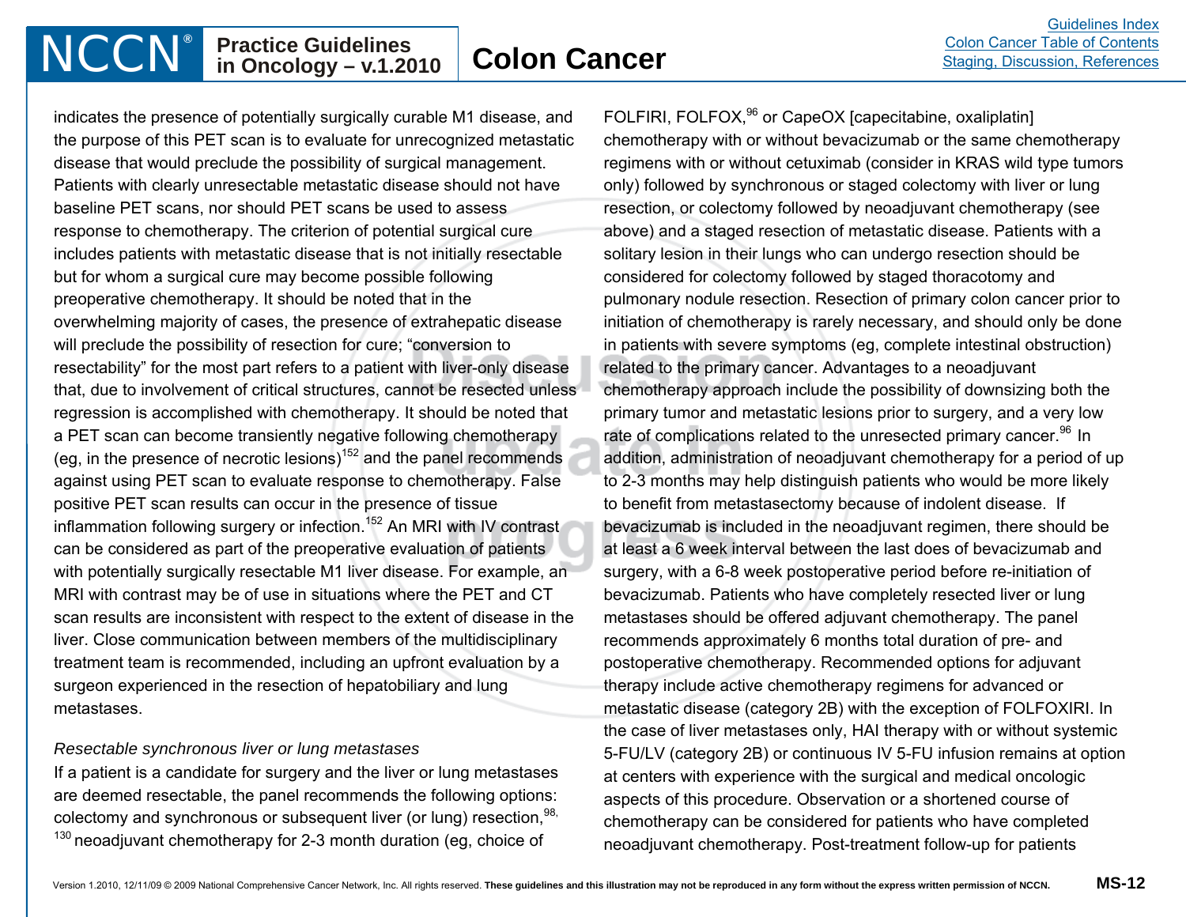indicates the presence of potentially surgically curable M1 disease, and the purpose of this PET scan is to evaluate for unrecognized metastatic disease that would preclude the possibility of surgical management. Patients with clearly unresectable metastatic disease should not have baseline PET scans, nor should PET scans be used to assess response to chemotherapy. The criterion of potential surgical cure includes patients with metastatic disease that is not initially resectable but for whom a surgical cure may become possible following preoperative chemotherapy. It should be noted that in the overwhelming majority of cases, the presence of extrahepatic disease will preclude the possibility of resection for cure; "conversion to resectability" for the most part refers to a patient with liver-only disease that, due to involvement of critical structures, cannot be resected unless regression is accomplished with chemotherapy. It should be noted that a PET scan can become transiently negative following chemotherapy (eg, in the presence of necrotic lesions)[152] and the panel recommends against using PET scan to evaluate response to chemotherapy. False positive PET scan results can occur in the presence of tissue inflammation following surgery or infection.[152] An MRI with IV contrast can be considered as part of the preoperative evaluation of patients with potentially surgically resectable M1 liver disease. For example, an MRI with contrast may be of use in situations where the PET and CT scan results are inconsistent with respect to the extent of disease in the liver. Close communication between members of the multidisciplinary treatment team is recommended, including an upfront evaluation by a surgeon experienced in the resection of hepatobiliary and lung metastases.

*Resectable synchronous liver or lung metastases*

If a patient is a candidate for surgery and the liver or lung metastases are deemed resectable, the panel recommends the following options: colectomy and synchronous or subsequent liver (or lung) resection,[98, 130] neoadjuvant chemotherapy for 2-3 month duration (eg, choice of FOLFIRI, FOLFOX,[96] or CapeOX [capecitabine, oxaliplatin] chemotherapy with or without bevacizumab or the same chemotherapy regimens with or without cetuximab (consider in KRAS wild type tumors only) followed by synchronous or staged colectomy with liver or lung resection, or colectomy followed by neoadjuvant chemotherapy (see above) and a staged resection of metastatic disease. Patients with a solitary lesion in their lungs who can undergo resection should be considered for colectomy followed by staged thoracotomy and pulmonary nodule resection. Resection of primary colon cancer prior to initiation of chemotherapy is rarely necessary, and should only be done in patients with severe symptoms (eg, complete intestinal obstruction) related to the primary cancer. Advantages to a neoadjuvant chemotherapy approach include the possibility of downsizing both the primary tumor and metastatic lesions prior to surgery, and a very low rate of complications related to the unresected primary cancer.[96] In addition, administration of neoadjuvant chemotherapy for a period of up to 2-3 months may help distinguish patients who would be more likely to benefit from metastasectomy because of indolent disease. If bevacizumab is included in the neoadjuvant regimen, there should be at least a 6 week interval between the last does of bevacizumab and surgery, with a 6-8 week postoperative period before re-initiation of bevacizumab. Patients who have completely resected liver or lung metastases should be offered adjuvant chemotherapy. The panel recommends approximately 6 months total duration of pre- and postoperative chemotherapy. Recommended options for adjuvant therapy include active chemotherapy regimens for advanced or metastatic disease (category 2B) with the exception of FOLFOXIRI. In the case of liver metastases only, HAI therapy with or without systemic 5-FU/LV (category 2B) or continuous IV 5-FU infusion remains at option at centers with experience with the surgical and medical oncologic aspects of this procedure. Observation or a shortened course of chemotherapy can be considered for patients who have completed neoadjuvant chemotherapy. Post-treatment follow-up for patients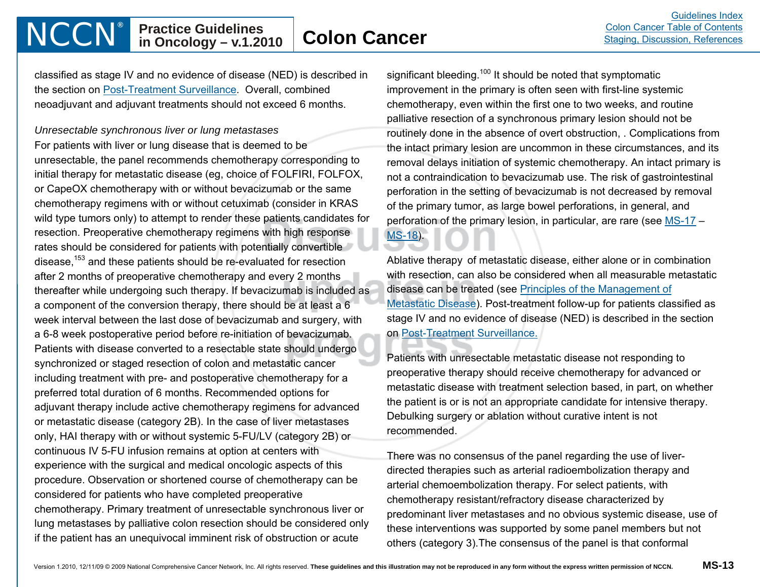classified as stage IV and no evidence of disease (NED) is described in the section on Post-Treatment Surveillance. Overall, combined neoadjuvant and adjuvant treatments should not exceed 6 months.

*Unresectable synchronous liver or lung metastases*

For patients with liver or lung disease that is deemed to be unresectable, the panel recommends chemotherapy corresponding to initial therapy for metastatic disease (eg, choice of FOLFIRI, FOLFOX, or CapeOX chemotherapy with or without bevacizumab or the same chemotherapy regimens with or without cetuximab (consider in KRAS wild type tumors only) to attempt to render these patients candidates for resection. Preoperative chemotherapy regimens with high response rates should be considered for patients with potentially convertible disease,[153] and these patients should be re-evaluated for resection after 2 months of preoperative chemotherapy and every 2 months thereafter while undergoing such therapy. If bevacizumab is included as a component of the conversion therapy, there should be at least a 6 week interval between the last dose of bevacizumab and surgery, with a 6-8 week postoperative period before re-initiation of bevacizumab. Patients with disease converted to a resectable state should undergo synchronized or staged resection of colon and metastatic cancer including treatment with pre- and postoperative chemotherapy for a preferred total duration of 6 months. Recommended options for adjuvant therapy include active chemotherapy regimens for advanced or metastatic disease (category 2B). In the case of liver metastases only, HAI therapy with or without systemic 5-FU/LV (category 2B) or continuous IV 5-FU infusion remains at option at centers with experience with the surgical and medical oncologic aspects of this procedure. Observation or shortened course of chemotherapy can be considered for patients who have completed preoperative chemotherapy. Primary treatment of unresectable synchronous liver or lung metastases by palliative colon resection should be considered only if the patient has an unequivocal imminent risk of obstruction or acute significant bleeding.[100] It should be noted that symptomatic improvement in the primary is often seen with first-line systemic chemotherapy, even within the first one to two weeks, and routine palliative resection of a synchronous primary lesion should not be routinely done in the absence of overt obstruction, . Complications from the intact primary lesion are uncommon in these circumstances, and its removal delays initiation of systemic chemotherapy. An intact primary is not a contraindication to bevacizumab use. The risk of gastrointestinal perforation in the setting of bevacizumab is not decreased by removal of the primary tumor, as large bowel perforations, in general, and perforation of the primary lesion, in particular, are rare (see MS-17 – MS-18).

Ablative therapy of metastatic disease, either alone or in combination with resection, can also be considered when all measurable metastatic disease can be treated (see Principles of the Management of Metastatic Disease). Post-treatment follow-up for patients classified as stage IV and no evidence of disease (NED) is described in the section on Post-Treatment Surveillance.

Patients with unresectable metastatic disease not responding to preoperative therapy should receive chemotherapy for advanced or metastatic disease with treatment selection based, in part, on whether the patient is or is not an appropriate candidate for intensive therapy. Debulking surgery or ablation without curative intent is not recommended.

There was no consensus of the panel regarding the use of liver-directed therapies such as arterial radioembolization therapy and arterial chemoembolization therapy. For select patients, with chemotherapy resistant/refractory disease characterized by predominant liver metastases and no obvious systemic disease, use of these interventions was supported by some panel members but not others (category 3).The consensus of the panel is that conformal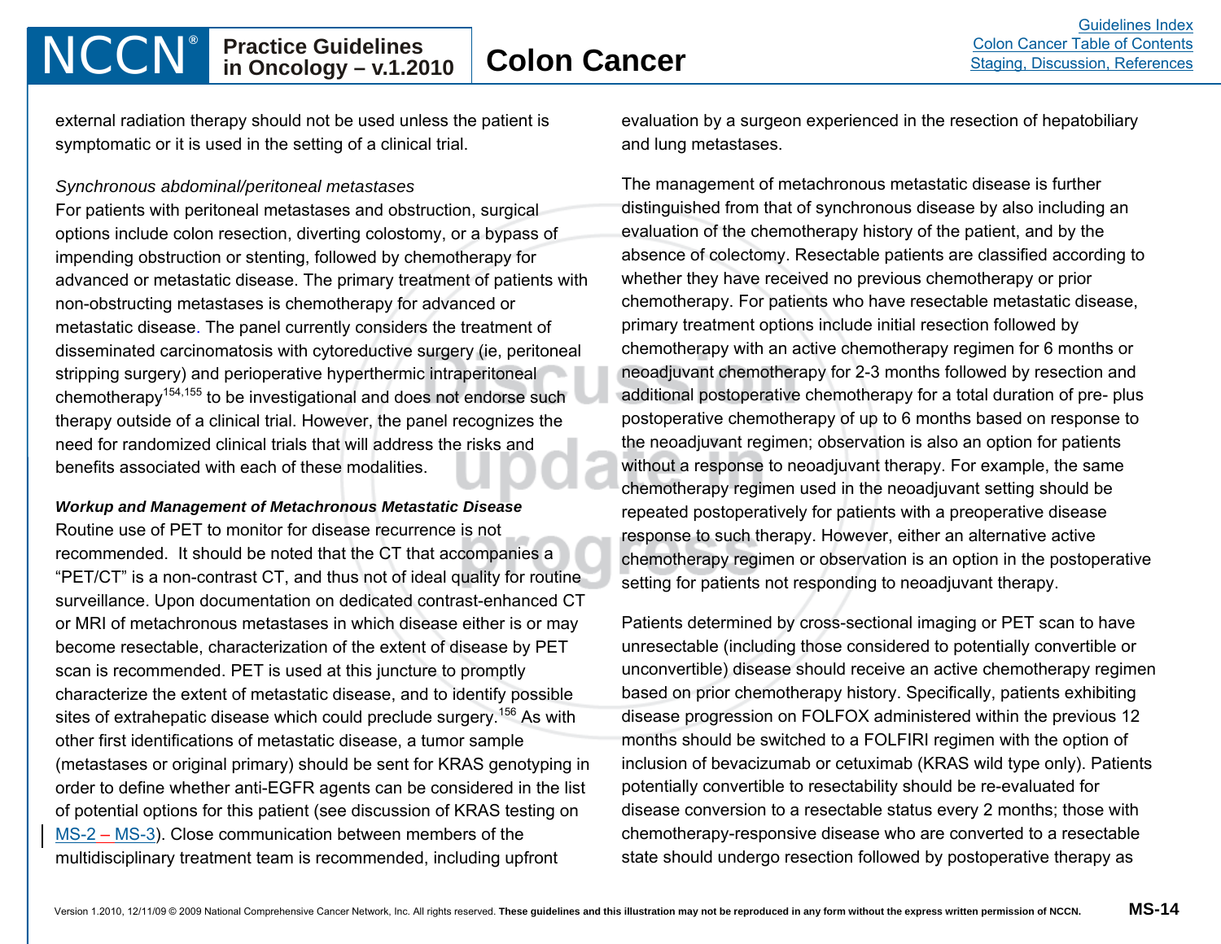external radiation therapy should not be used unless the patient is symptomatic or it is used in the setting of a clinical trial.

*Synchronous abdominal/peritoneal metastases*

For patients with peritoneal metastases and obstruction, surgical options include colon resection, diverting colostomy, or a bypass of impending obstruction or stenting, followed by chemotherapy for advanced or metastatic disease. The primary treatment of patients with non-obstructing metastases is chemotherapy for advanced or metastatic disease. The panel currently considers the treatment of disseminated carcinomatosis with cytoreductive surgery (ie, peritoneal stripping surgery) and perioperative hyperthermic intraperitoneal chemotherapy[154,155] to be investigational and does not endorse such therapy outside of a clinical trial. However, the panel recognizes the need for randomized clinical trials that will address the risks and benefits associated with each of these modalities.

***Workup and Management of Metachronous Metastatic Disease***

Routine use of PET to monitor for disease recurrence is not recommended. It should be noted that the CT that accompanies a "PET/CT" is a non-contrast CT, and thus not of ideal quality for routine surveillance. Upon documentation on dedicated contrast-enhanced CT or MRI of metachronous metastases in which disease either is or may become resectable, characterization of the extent of disease by PET scan is recommended. PET is used at this juncture to promptly characterize the extent of metastatic disease, and to identify possible sites of extrahepatic disease which could preclude surgery.[156] As with other first identifications of metastatic disease, a tumor sample (metastases or original primary) should be sent for KRAS genotyping in order to define whether anti-EGFR agents can be considered in the list of potential options for this patient (see discussion of KRAS testing on MS-2 – MS-3). Close communication between members of the multidisciplinary treatment team is recommended, including upfront evaluation by a surgeon experienced in the resection of hepatobiliary and lung metastases.

The management of metachronous metastatic disease is further distinguished from that of synchronous disease by also including an evaluation of the chemotherapy history of the patient, and by the absence of colectomy. Resectable patients are classified according to whether they have received no previous chemotherapy or prior chemotherapy. For patients who have resectable metastatic disease, primary treatment options include initial resection followed by chemotherapy with an active chemotherapy regimen for 6 months or neoadjuvant chemotherapy for 2-3 months followed by resection and additional postoperative chemotherapy for a total duration of pre- plus postoperative chemotherapy of up to 6 months based on response to the neoadjuvant regimen; observation is also an option for patients without a response to neoadjuvant therapy. For example, the same chemotherapy regimen used in the neoadjuvant setting should be repeated postoperatively for patients with a preoperative disease response to such therapy. However, either an alternative active chemotherapy regimen or observation is an option in the postoperative setting for patients not responding to neoadjuvant therapy.

Patients determined by cross-sectional imaging or PET scan to have unresectable (including those considered to potentially convertible or unconvertible) disease should receive an active chemotherapy regimen based on prior chemotherapy history. Specifically, patients exhibiting disease progression on FOLFOX administered within the previous 12 months should be switched to a FOLFIRI regimen with the option of inclusion of bevacizumab or cetuximab (KRAS wild type only). Patients potentially convertible to resectability should be re-evaluated for disease conversion to a resectable status every 2 months; those with chemotherapy-responsive disease who are converted to a resectable state should undergo resection followed by postoperative therapy as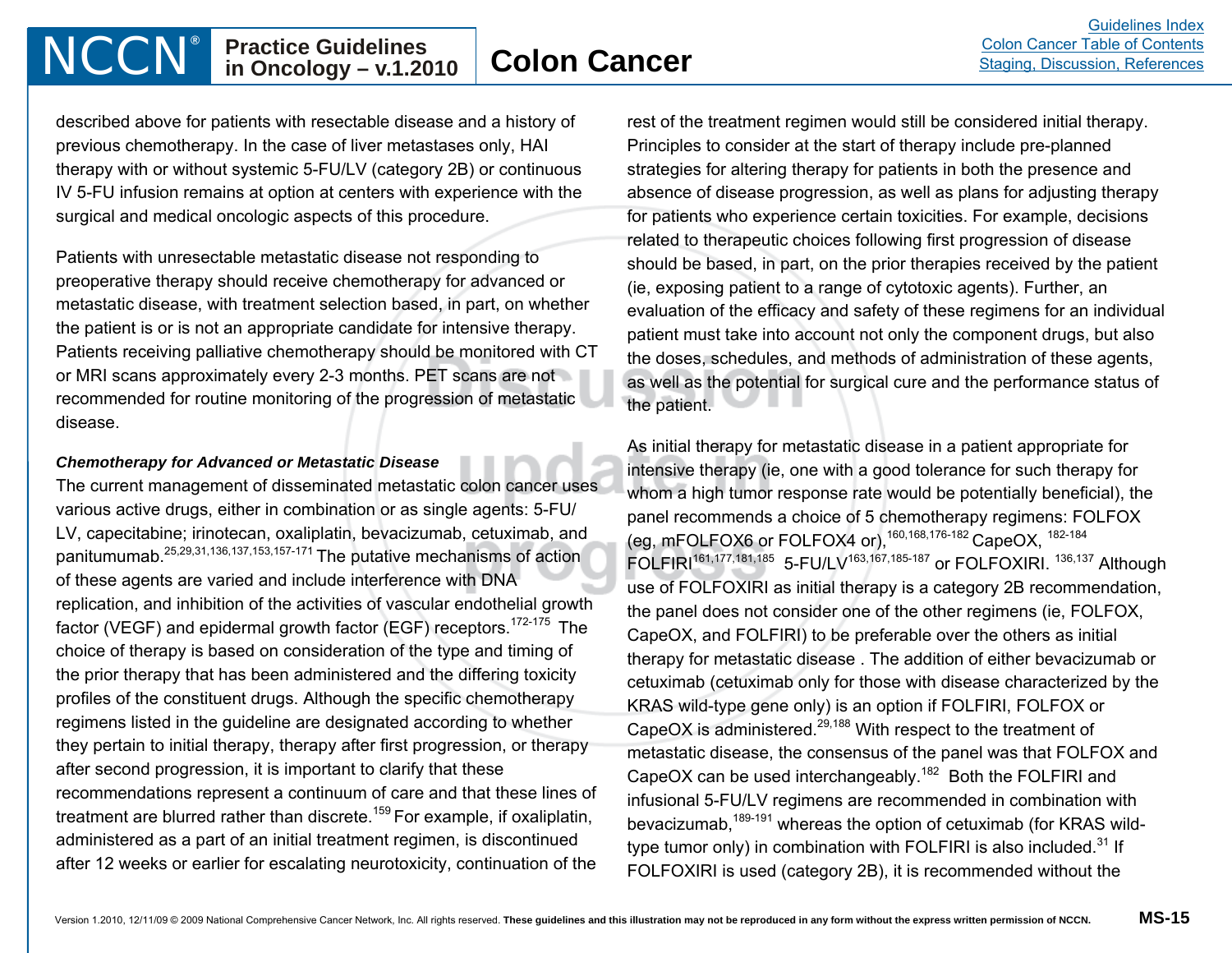described above for patients with resectable disease and a history of previous chemotherapy. In the case of liver metastases only, HAI therapy with or without systemic 5-FU/LV (category 2B) or continuous IV 5-FU infusion remains at option at centers with experience with the surgical and medical oncologic aspects of this procedure.

Patients with unresectable metastatic disease not responding to preoperative therapy should receive chemotherapy for advanced or metastatic disease, with treatment selection based, in part, on whether the patient is or is not an appropriate candidate for intensive therapy. Patients receiving palliative chemotherapy should be monitored with CT or MRI scans approximately every 2-3 months. PET scans are not recommended for routine monitoring of the progression of metastatic disease.

***Chemotherapy for Advanced or Metastatic Disease***

The current management of disseminated metastatic colon cancer uses various active drugs, either in combination or as single agents: 5-FU/LV, capecitabine; irinotecan, oxaliplatin, bevacizumab, cetuximab, and panitumumab.[25,29,31,136,137,153,157-171] The putative mechanisms of action of these agents are varied and include interference with DNA replication, and inhibition of the activities of vascular endothelial growth factor (VEGF) and epidermal growth factor (EGF) receptors.[172-175] The choice of therapy is based on consideration of the type and timing of the prior therapy that has been administered and the differing toxicity profiles of the constituent drugs. Although the specific chemotherapy regimens listed in the guideline are designated according to whether they pertain to initial therapy, therapy after first progression, or therapy after second progression, it is important to clarify that these recommendations represent a continuum of care and that these lines of treatment are blurred rather than discrete.[159] For example, if oxaliplatin, administered as a part of an initial treatment regimen, is discontinued after 12 weeks or earlier for escalating neurotoxicity, continuation of the rest of the treatment regimen would still be considered initial therapy. Principles to consider at the start of therapy include pre-planned strategies for altering therapy for patients in both the presence and absence of disease progression, as well as plans for adjusting therapy for patients who experience certain toxicities. For example, decisions related to therapeutic choices following first progression of disease should be based, in part, on the prior therapies received by the patient (ie, exposing patient to a range of cytotoxic agents). Further, an evaluation of the efficacy and safety of these regimens for an individual patient must take into account not only the component drugs, but also the doses, schedules, and methods of administration of these agents, as well as the potential for surgical cure and the performance status of the patient.

As initial therapy for metastatic disease in a patient appropriate for intensive therapy (ie, one with a good tolerance for such therapy for whom a high tumor response rate would be potentially beneficial), the panel recommends a choice of 5 chemotherapy regimens: FOLFOX (eg, mFOLFOX6 or FOLFOX4 or),[160,168,176-182] CapeOX, [182-184] FOLFIRI[161,177,181,185] 5-FU/LV[163,167,185-187] or FOLFOXIRI. [136,137] Although use of FOLFOXIRI as initial therapy is a category 2B recommendation, the panel does not consider one of the other regimens (ie, FOLFOX, CapeOX, and FOLFIRI) to be preferable over the others as initial therapy for metastatic disease . The addition of either bevacizumab or cetuximab (cetuximab only for those with disease characterized by the KRAS wild-type gene only) is an option if FOLFIRI, FOLFOX or CapeOX is administered.[29,188] With respect to the treatment of metastatic disease, the consensus of the panel was that FOLFOX and CapeOX can be used interchangeably.[182] Both the FOLFIRI and infusional 5-FU/LV regimens are recommended in combination with bevacizumab,[189-191] whereas the option of cetuximab (for KRAS wild-type tumor only) in combination with FOLFIRI is also included.[31] If FOLFOXIRI is used (category 2B), it is recommended without the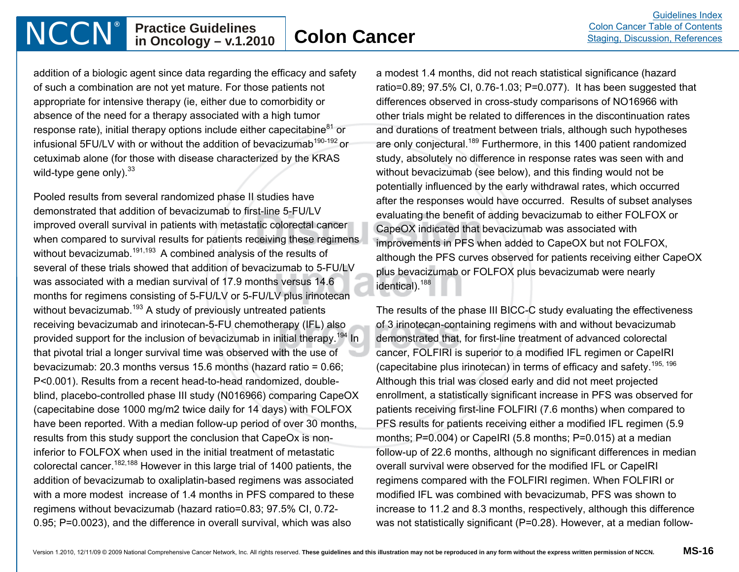addition of a biologic agent since data regarding the efficacy and safety of such a combination are not yet mature. For those patients not appropriate for intensive therapy (ie, either due to comorbidity or absence of the need for a therapy associated with a high tumor response rate), initial therapy options include either capecitabine[81] or infusional 5FU/LV with or without the addition of bevacizumab[190-192] or cetuximab alone (for those with disease characterized by the KRAS wild-type gene only).[33]

Pooled results from several randomized phase II studies have demonstrated that addition of bevacizumab to first-line 5-FU/LV improved overall survival in patients with metastatic colorectal cancer when compared to survival results for patients receiving these regimens without bevacizumab.[191,193] A combined analysis of the results of several of these trials showed that addition of bevacizumab to 5-FU/LV was associated with a median survival of 17.9 months versus 14.6 months for regimens consisting of 5-FU/LV or 5-FU/LV plus irinotecan without bevacizumab.[193] A study of previously untreated patients receiving bevacizumab and irinotecan-5-FU chemotherapy (IFL) also provided support for the inclusion of bevacizumab in initial therapy.[194] In that pivotal trial a longer survival time was observed with the use of bevacizumab: 20.3 months versus 15.6 months (hazard ratio = 0.66; P<0.001). Results from a recent head-to-head randomized, double-blind, placebo-controlled phase III study (N016966) comparing CapeOX (capecitabine dose 1000 mg/m2 twice daily for 14 days) with FOLFOX have been reported. With a median follow-up period of over 30 months, results from this study support the conclusion that CapeOx is non-inferior to FOLFOX when used in the initial treatment of metastatic colorectal cancer.[182,188] However in this large trial of 1400 patients, the addition of bevacizumab to oxaliplatin-based regimens was associated with a more modest increase of 1.4 months in PFS compared to these regimens without bevacizumab (hazard ratio=0.83; 97.5% CI, 0.72-0.95; P=0.0023), and the difference in overall survival, which was also a modest 1.4 months, did not reach statistical significance (hazard ratio=0.89; 97.5% CI, 0.76-1.03; P=0.077). It has been suggested that differences observed in cross-study comparisons of NO16966 with other trials might be related to differences in the discontinuation rates and durations of treatment between trials, although such hypotheses are only conjectural.[189] Furthermore, in this 1400 patient randomized study, absolutely no difference in response rates was seen with and without bevacizumab (see below), and this finding would not be potentially influenced by the early withdrawal rates, which occurred after the responses would have occurred. Results of subset analyses evaluating the benefit of adding bevacizumab to either FOLFOX or CapeOX indicated that bevacizumab was associated with improvements in PFS when added to CapeOX but not FOLFOX, although the PFS curves observed for patients receiving either CapeOX plus bevacizumab or FOLFOX plus bevacizumab were nearly identical).[188]

The results of the phase III BICC-C study evaluating the effectiveness of 3 irinotecan-containing regimens with and without bevacizumab demonstrated that, for first-line treatment of advanced colorectal cancer, FOLFIRI is superior to a modified IFL regimen or CapeIRI (capecitabine plus irinotecan) in terms of efficacy and safety.[195, 196] Although this trial was closed early and did not meet projected enrollment, a statistically significant increase in PFS was observed for patients receiving first-line FOLFIRI (7.6 months) when compared to PFS results for patients receiving either a modified IFL regimen (5.9 months; P=0.004) or CapeIRI (5.8 months; P=0.015) at a median follow-up of 22.6 months, although no significant differences in median overall survival were observed for the modified IFL or CapeIRI regimens compared with the FOLFIRI regimen. When FOLFIRI or modified IFL was combined with bevacizumab, PFS was shown to increase to 11.2 and 8.3 months, respectively, although this difference was not statistically significant (P=0.28). However, at a median follow-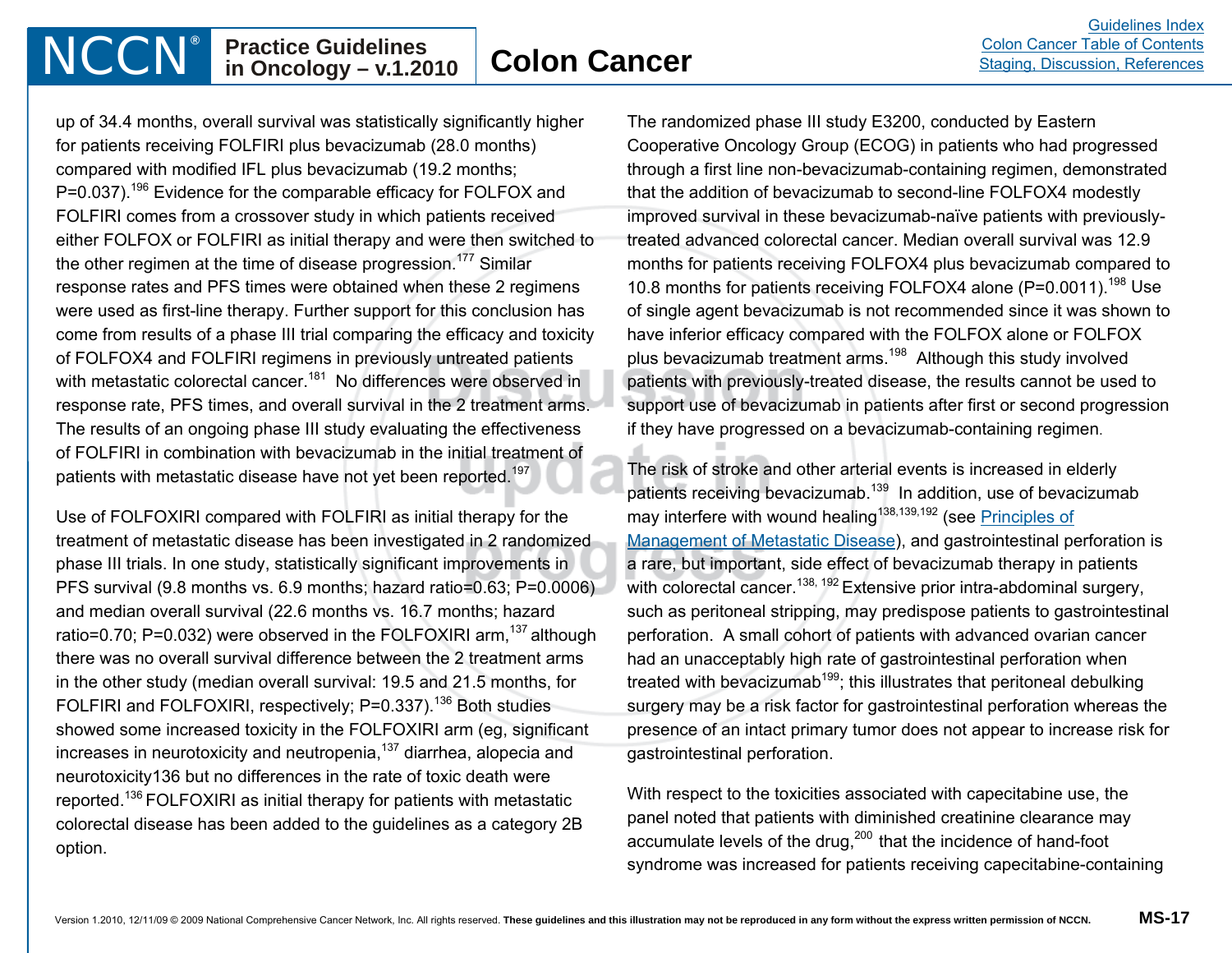up of 34.4 months, overall survival was statistically significantly higher for patients receiving FOLFIRI plus bevacizumab (28.0 months) compared with modified IFL plus bevacizumab (19.2 months; P=0.037).[196] Evidence for the comparable efficacy for FOLFOX and FOLFIRI comes from a crossover study in which patients received either FOLFOX or FOLFIRI as initial therapy and were then switched to the other regimen at the time of disease progression.[177] Similar response rates and PFS times were obtained when these 2 regimens were used as first-line therapy. Further support for this conclusion has come from results of a phase III trial comparing the efficacy and toxicity of FOLFOX4 and FOLFIRI regimens in previously untreated patients with metastatic colorectal cancer.[181] No differences were observed in response rate, PFS times, and overall survival in the 2 treatment arms. The results of an ongoing phase III study evaluating the effectiveness of FOLFIRI in combination with bevacizumab in the initial treatment of patients with metastatic disease have not yet been reported.[197]

Use of FOLFOXIRI compared with FOLFIRI as initial therapy for the treatment of metastatic disease has been investigated in 2 randomized phase III trials. In one study, statistically significant improvements in PFS survival (9.8 months vs. 6.9 months; hazard ratio=0.63; P=0.0006) and median overall survival (22.6 months vs. 16.7 months; hazard ratio=0.70; P=0.032) were observed in the FOLFOXIRI arm,[137] although there was no overall survival difference between the 2 treatment arms in the other study (median overall survival: 19.5 and 21.5 months, for FOLFIRI and FOLFOXIRI, respectively; P=0.337).[136] Both studies showed some increased toxicity in the FOLFOXIRI arm (eg, significant increases in neurotoxicity and neutropenia,[137] diarrhea, alopecia and neurotoxicity136 but no differences in the rate of toxic death were reported.[136] FOLFOXIRI as initial therapy for patients with metastatic colorectal disease has been added to the guidelines as a category 2B option.

The randomized phase III study E3200, conducted by Eastern Cooperative Oncology Group (ECOG) in patients who had progressed through a first line non-bevacizumab-containing regimen, demonstrated that the addition of bevacizumab to second-line FOLFOX4 modestly improved survival in these bevacizumab-naïve patients with previously-treated advanced colorectal cancer. Median overall survival was 12.9 months for patients receiving FOLFOX4 plus bevacizumab compared to 10.8 months for patients receiving FOLFOX4 alone (P=0.0011).[198] Use of single agent bevacizumab is not recommended since it was shown to have inferior efficacy compared with the FOLFOX alone or FOLFOX plus bevacizumab treatment arms.[198] Although this study involved patients with previously-treated disease, the results cannot be used to support use of bevacizumab in patients after first or second progression if they have progressed on a bevacizumab-containing regimen.

The risk of stroke and other arterial events is increased in elderly patients receiving bevacizumab.[139] In addition, use of bevacizumab may interfere with wound healing[138,139,192] (see Principles of Management of Metastatic Disease), and gastrointestinal perforation is a rare, but important, side effect of bevacizumab therapy in patients with colorectal cancer.[138, 192] Extensive prior intra-abdominal surgery, such as peritoneal stripping, may predispose patients to gastrointestinal perforation. A small cohort of patients with advanced ovarian cancer had an unacceptably high rate of gastrointestinal perforation when treated with bevacizumab[199]; this illustrates that peritoneal debulking surgery may be a risk factor for gastrointestinal perforation whereas the presence of an intact primary tumor does not appear to increase risk for gastrointestinal perforation.

With respect to the toxicities associated with capecitabine use, the panel noted that patients with diminished creatinine clearance may accumulate levels of the drug,[200] that the incidence of hand-foot syndrome was increased for patients receiving capecitabine-containing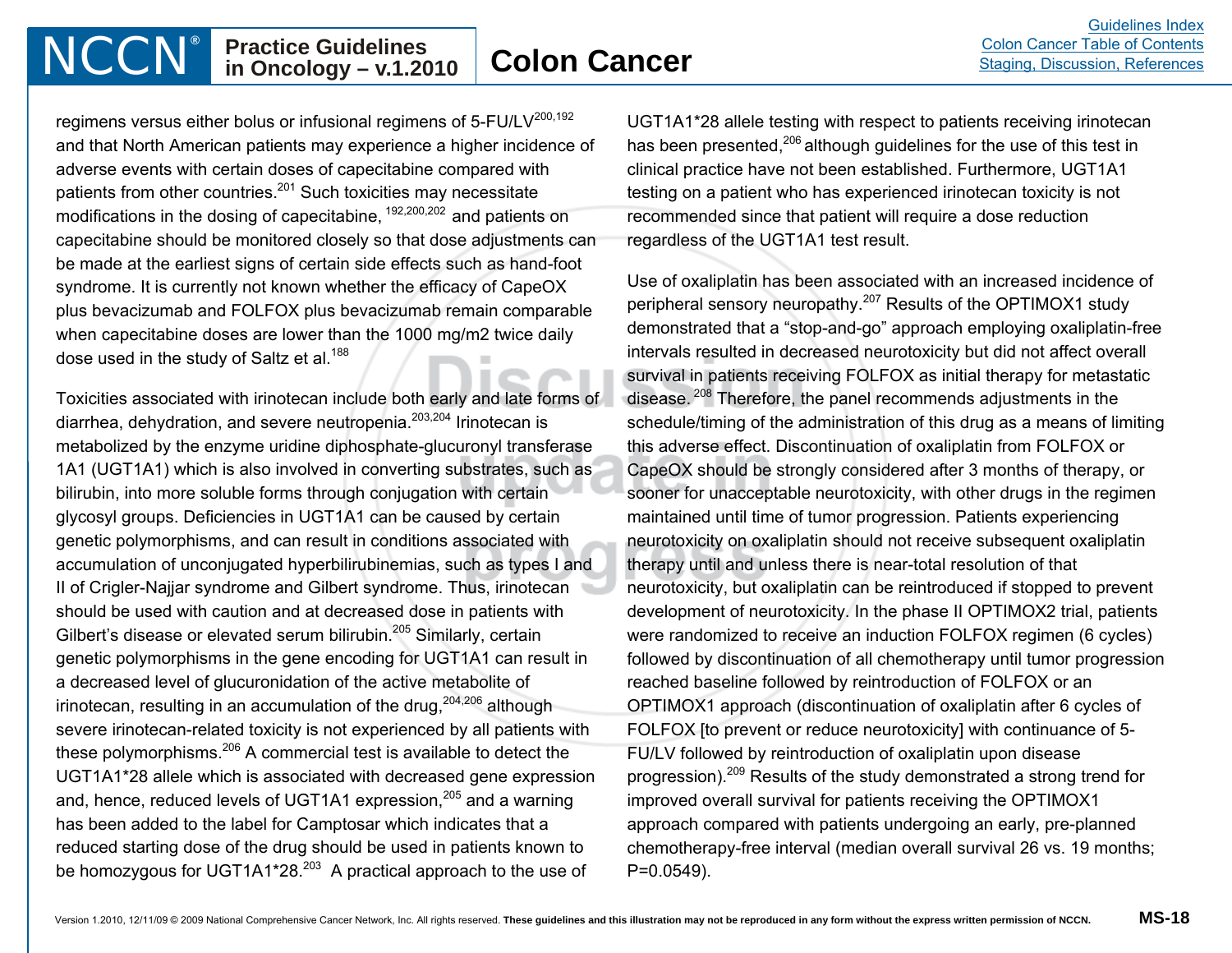regimens versus either bolus or infusional regimens of 5-FU/LV[200,192] and that North American patients may experience a higher incidence of adverse events with certain doses of capecitabine compared with patients from other countries.[201] Such toxicities may necessitate modifications in the dosing of capecitabine, [192,200,202] and patients on capecitabine should be monitored closely so that dose adjustments can be made at the earliest signs of certain side effects such as hand-foot syndrome. It is currently not known whether the efficacy of CapeOX plus bevacizumab and FOLFOX plus bevacizumab remain comparable when capecitabine doses are lower than the 1000 mg/m2 twice daily dose used in the study of Saltz et al.[188]

Toxicities associated with irinotecan include both early and late forms of diarrhea, dehydration, and severe neutropenia.[203,204] Irinotecan is metabolized by the enzyme uridine diphosphate-glucuronyl transferase 1A1 (UGT1A1) which is also involved in converting substrates, such as bilirubin, into more soluble forms through conjugation with certain glycosyl groups. Deficiencies in UGT1A1 can be caused by certain genetic polymorphisms, and can result in conditions associated with accumulation of unconjugated hyperbilirubinemias, such as types I and II of Crigler-Najjar syndrome and Gilbert syndrome. Thus, irinotecan should be used with caution and at decreased dose in patients with Gilbert's disease or elevated serum bilirubin.[205] Similarly, certain genetic polymorphisms in the gene encoding for UGT1A1 can result in a decreased level of glucuronidation of the active metabolite of irinotecan, resulting in an accumulation of the drug,[204,206] although severe irinotecan-related toxicity is not experienced by all patients with these polymorphisms.[206] A commercial test is available to detect the UGT1A1*28 allele which is associated with decreased gene expression and, hence, reduced levels of UGT1A1 expression,[205] and a warning has been added to the label for Camptosar which indicates that a reduced starting dose of the drug should be used in patients known to be homozygous for UGT1A1*28.[203] A practical approach to the use of UGT1A1*28 allele testing with respect to patients receiving irinotecan has been presented,[206] although guidelines for the use of this test in clinical practice have not been established. Furthermore, UGT1A1 testing on a patient who has experienced irinotecan toxicity is not recommended since that patient will require a dose reduction regardless of the UGT1A1 test result.

Use of oxaliplatin has been associated with an increased incidence of peripheral sensory neuropathy.[207] Results of the OPTIMOX1 study demonstrated that a "stop-and-go" approach employing oxaliplatin-free intervals resulted in decreased neurotoxicity but did not affect overall survival in patients receiving FOLFOX as initial therapy for metastatic disease.[208] Therefore, the panel recommends adjustments in the schedule/timing of the administration of this drug as a means of limiting this adverse effect. Discontinuation of oxaliplatin from FOLFOX or CapeOX should be strongly considered after 3 months of therapy, or sooner for unacceptable neurotoxicity, with other drugs in the regimen maintained until time of tumor progression. Patients experiencing neurotoxicity on oxaliplatin should not receive subsequent oxaliplatin therapy until and unless there is near-total resolution of that neurotoxicity, but oxaliplatin can be reintroduced if stopped to prevent development of neurotoxicity. In the phase II OPTIMOX2 trial, patients were randomized to receive an induction FOLFOX regimen (6 cycles) followed by discontinuation of all chemotherapy until tumor progression reached baseline followed by reintroduction of FOLFOX or an OPTIMOX1 approach (discontinuation of oxaliplatin after 6 cycles of FOLFOX [to prevent or reduce neurotoxicity] with continuance of 5-FU/LV followed by reintroduction of oxaliplatin upon disease progression).[209] Results of the study demonstrated a strong trend for improved overall survival for patients receiving the OPTIMOX1 approach compared with patients undergoing an early, pre-planned chemotherapy-free interval (median overall survival 26 vs. 19 months; P=0.0549).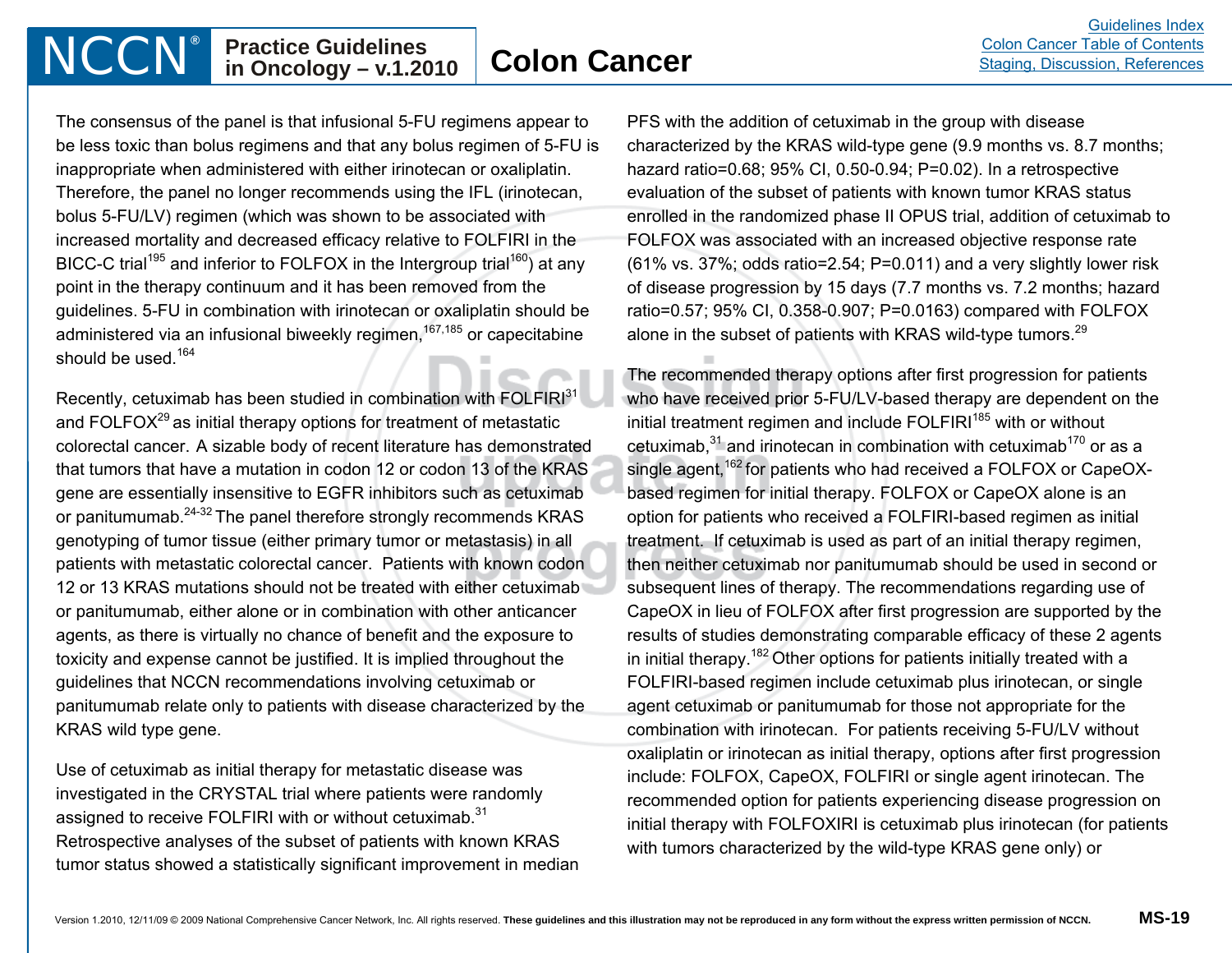The consensus of the panel is that infusional 5-FU regimens appear to be less toxic than bolus regimens and that any bolus regimen of 5-FU is inappropriate when administered with either irinotecan or oxaliplatin. Therefore, the panel no longer recommends using the IFL (irinotecan, bolus 5-FU/LV) regimen (which was shown to be associated with increased mortality and decreased efficacy relative to FOLFIRI in the BICC-C trial[195] and inferior to FOLFOX in the Intergroup trial[160]) at any point in the therapy continuum and it has been removed from the guidelines. 5-FU in combination with irinotecan or oxaliplatin should be administered via an infusional biweekly regimen,[167,185] or capecitabine should be used.[164]

Recently, cetuximab has been studied in combination with FOLFIRI[31] and FOLFOX[29] as initial therapy options for treatment of metastatic colorectal cancer. A sizable body of recent literature has demonstrated that tumors that have a mutation in codon 12 or codon 13 of the KRAS gene are essentially insensitive to EGFR inhibitors such as cetuximab or panitumumab.[24-32] The panel therefore strongly recommends KRAS genotyping of tumor tissue (either primary tumor or metastasis) in all patients with metastatic colorectal cancer. Patients with known codon 12 or 13 KRAS mutations should not be treated with either cetuximab or panitumumab, either alone or in combination with other anticancer agents, as there is virtually no chance of benefit and the exposure to toxicity and expense cannot be justified. It is implied throughout the guidelines that NCCN recommendations involving cetuximab or panitumumab relate only to patients with disease characterized by the KRAS wild type gene.

Use of cetuximab as initial therapy for metastatic disease was investigated in the CRYSTAL trial where patients were randomly assigned to receive FOLFIRI with or without cetuximab.[31] Retrospective analyses of the subset of patients with known KRAS tumor status showed a statistically significant improvement in median PFS with the addition of cetuximab in the group with disease characterized by the KRAS wild-type gene (9.9 months vs. 8.7 months; hazard ratio=0.68; 95% CI, 0.50-0.94; P=0.02). In a retrospective evaluation of the subset of patients with known tumor KRAS status enrolled in the randomized phase II OPUS trial, addition of cetuximab to FOLFOX was associated with an increased objective response rate (61% vs. 37%; odds ratio=2.54; P=0.011) and a very slightly lower risk of disease progression by 15 days (7.7 months vs. 7.2 months; hazard ratio=0.57; 95% CI, 0.358-0.907; P=0.0163) compared with FOLFOX alone in the subset of patients with KRAS wild-type tumors.[29]

The recommended therapy options after first progression for patients who have received prior 5-FU/LV-based therapy are dependent on the initial treatment regimen and include FOLFIRI[185] with or without cetuximab,[31] and irinotecan in combination with cetuximab[170] or as a single agent,[162] for patients who had received a FOLFOX or CapeOX-based regimen for initial therapy. FOLFOX or CapeOX alone is an option for patients who received a FOLFIRI-based regimen as initial treatment. If cetuximab is used as part of an initial therapy regimen, then neither cetuximab nor panitumumab should be used in second or subsequent lines of therapy. The recommendations regarding use of CapeOX in lieu of FOLFOX after first progression are supported by the results of studies demonstrating comparable efficacy of these 2 agents in initial therapy.[182] Other options for patients initially treated with a FOLFIRI-based regimen include cetuximab plus irinotecan, or single agent cetuximab or panitumumab for those not appropriate for the combination with irinotecan. For patients receiving 5-FU/LV without oxaliplatin or irinotecan as initial therapy, options after first progression include: FOLFOX, CapeOX, FOLFIRI or single agent irinotecan. The recommended option for patients experiencing disease progression on initial therapy with FOLFOXIRI is cetuximab plus irinotecan (for patients with tumors characterized by the wild-type KRAS gene only) or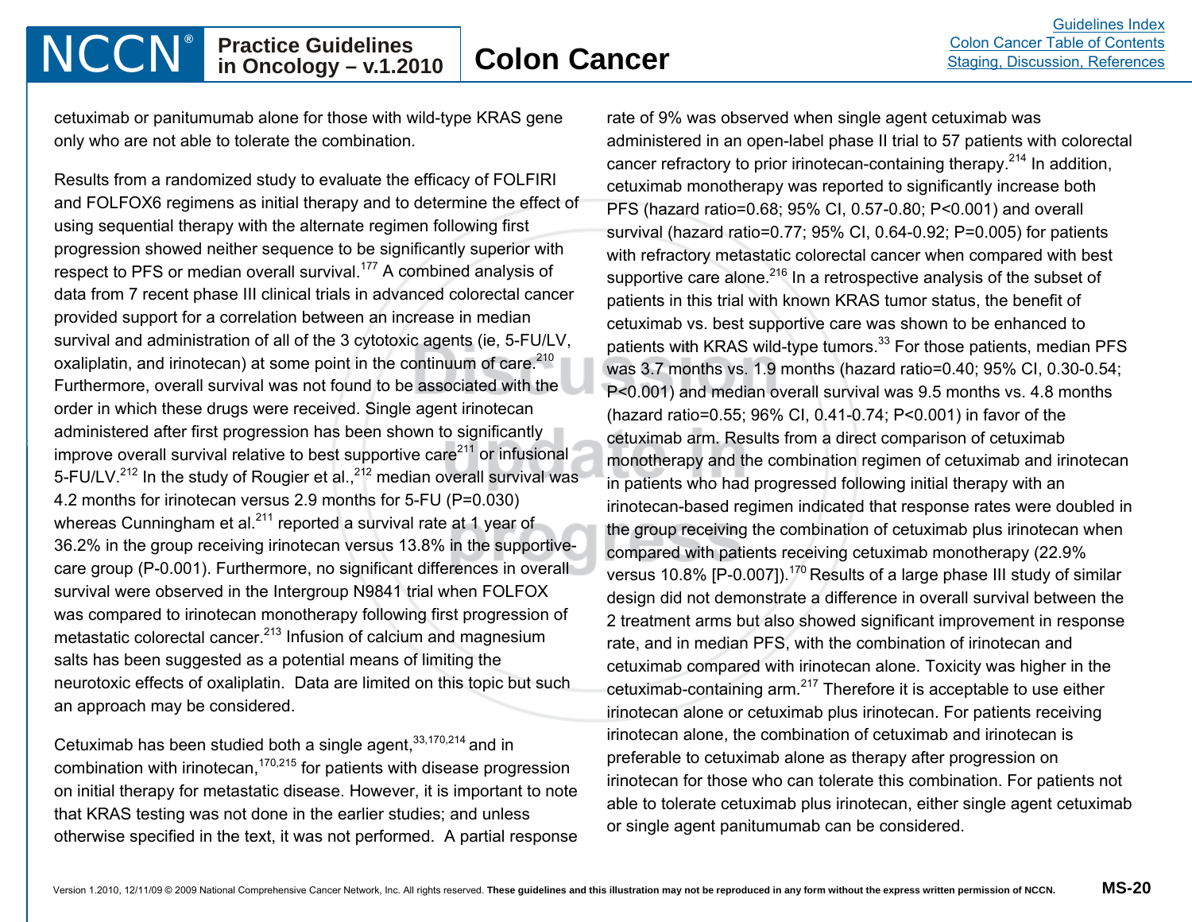cetuximab or panitumumab alone for those with wild-type KRAS gene only who are not able to tolerate the combination.

Results from a randomized study to evaluate the efficacy of FOLFIRI and FOLFOX6 regimens as initial therapy and to determine the effect of using sequential therapy with the alternate regimen following first progression showed neither sequence to be significantly superior with respect to PFS or median overall survival.[177] A combined analysis of data from 7 recent phase III clinical trials in advanced colorectal cancer provided support for a correlation between an increase in median survival and administration of all of the 3 cytotoxic agents (ie, 5-FU/LV, oxaliplatin, and irinotecan) at some point in the continuum of care.[210] Furthermore, overall survival was not found to be associated with the order in which these drugs were received. Single agent irinotecan administered after first progression has been shown to significantly improve overall survival relative to best supportive care[211] or infusional 5-FU/LV.[212] In the study of Rougier et al.,[212] median overall survival was 4.2 months for irinotecan versus 2.9 months for 5-FU (P=0.030) whereas Cunningham et al.[211] reported a survival rate at 1 year of 36.2% in the group receiving irinotecan versus 13.8% in the supportive-care group (P-0.001). Furthermore, no significant differences in overall survival were observed in the Intergroup N9841 trial when FOLFOX was compared to irinotecan monotherapy following first progression of metastatic colorectal cancer.[213] Infusion of calcium and magnesium salts has been suggested as a potential means of limiting the neurotoxic effects of oxaliplatin. Data are limited on this topic but such an approach may be considered.

Cetuximab has been studied both a single agent,[33,170,214] and in combination with irinotecan,[170,215] for patients with disease progression on initial therapy for metastatic disease. However, it is important to note that KRAS testing was not done in the earlier studies; and unless otherwise specified in the text, it was not performed. A partial response rate of 9% was observed when single agent cetuximab was administered in an open-label phase II trial to 57 patients with colorectal cancer refractory to prior irinotecan-containing therapy.[214] In addition, cetuximab monotherapy was reported to significantly increase both PFS (hazard ratio=0.68; 95% CI, 0.57-0.80; P<0.001) and overall survival (hazard ratio=0.77; 95% CI, 0.64-0.92; P=0.005) for patients with refractory metastatic colorectal cancer when compared with best supportive care alone.[216] In a retrospective analysis of the subset of patients in this trial with known KRAS tumor status, the benefit of cetuximab vs. best supportive care was shown to be enhanced to patients with KRAS wild-type tumors.[33] For those patients, median PFS was 3.7 months vs. 1.9 months (hazard ratio=0.40; 95% CI, 0.30-0.54; P<0.001) and median overall survival was 9.5 months vs. 4.8 months (hazard ratio=0.55; 96% CI, 0.41-0.74; P<0.001) in favor of the cetuximab arm. Results from a direct comparison of cetuximab monotherapy and the combination regimen of cetuximab and irinotecan in patients who had progressed following initial therapy with an irinotecan-based regimen indicated that response rates were doubled in the group receiving the combination of cetuximab plus irinotecan when compared with patients receiving cetuximab monotherapy (22.9% versus 10.8% [P-0.007]).[170] Results of a large phase III study of similar design did not demonstrate a difference in overall survival between the 2 treatment arms but also showed significant improvement in response rate, and in median PFS, with the combination of irinotecan and cetuximab compared with irinotecan alone. Toxicity was higher in the cetuximab-containing arm.[217] Therefore it is acceptable to use either irinotecan alone or cetuximab plus irinotecan. For patients receiving irinotecan alone, the combination of cetuximab and irinotecan is preferable to cetuximab alone as therapy after progression on irinotecan for those who can tolerate this combination. For patients not able to tolerate cetuximab plus irinotecan, either single agent cetuximab or single agent panitumumab can be considered.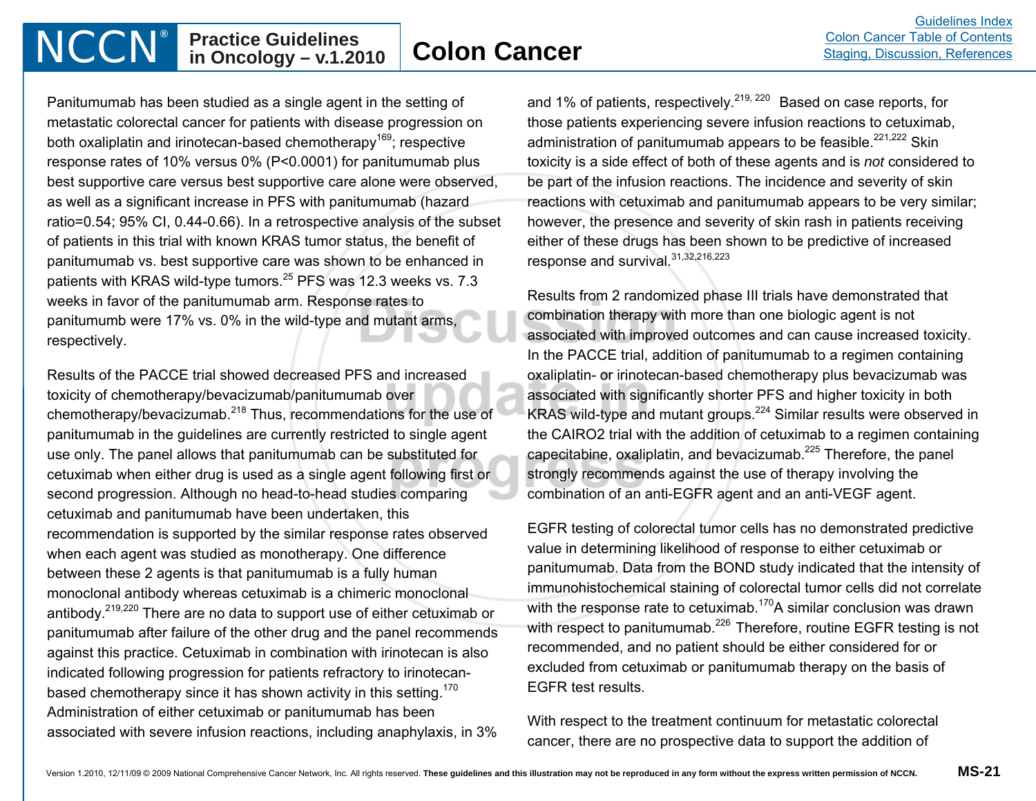Panitumumab has been studied as a single agent in the setting of metastatic colorectal cancer for patients with disease progression on both oxaliplatin and irinotecan-based chemotherapy[169]; respective response rates of 10% versus 0% (P<0.0001) for panitumumab plus best supportive care versus best supportive care alone were observed, as well as a significant increase in PFS with panitumumab (hazard ratio=0.54; 95% CI, 0.44-0.66). In a retrospective analysis of the subset of patients in this trial with known KRAS tumor status, the benefit of panitumumab vs. best supportive care was shown to be enhanced in patients with KRAS wild-type tumors.[25] PFS was 12.3 weeks vs. 7.3 weeks in favor of the panitumumab arm. Response rates to panitumumb were 17% vs. 0% in the wild-type and mutant arms, respectively.

Results of the PACCE trial showed decreased PFS and increased toxicity of chemotherapy/bevacizumab/panitumumab over chemotherapy/bevacizumab.[218] Thus, recommendations for the use of panitumumab in the guidelines are currently restricted to single agent use only. The panel allows that panitumumab can be substituted for cetuximab when either drug is used as a single agent following first or second progression. Although no head-to-head studies comparing cetuximab and panitumumab have been undertaken, this recommendation is supported by the similar response rates observed when each agent was studied as monotherapy. One difference between these 2 agents is that panitumumab is a fully human monoclonal antibody whereas cetuximab is a chimeric monoclonal antibody.[219,220] There are no data to support use of either cetuximab or panitumumab after failure of the other drug and the panel recommends against this practice. Cetuximab in combination with irinotecan is also indicated following progression for patients refractory to irinotecan-based chemotherapy since it has shown activity in this setting.[170] Administration of either cetuximab or panitumumab has been associated with severe infusion reactions, including anaphylaxis, in 3% and 1% of patients, respectively.[219, 220] Based on case reports, for those patients experiencing severe infusion reactions to cetuximab, administration of panitumumab appears to be feasible.[221,222] Skin toxicity is a side effect of both of these agents and is *not* considered to be part of the infusion reactions. The incidence and severity of skin reactions with cetuximab and panitumumab appears to be very similar; however, the presence and severity of skin rash in patients receiving either of these drugs has been shown to be predictive of increased response and survival.[31,32,216,223]

Results from 2 randomized phase III trials have demonstrated that combination therapy with more than one biologic agent is not associated with improved outcomes and can cause increased toxicity. In the PACCE trial, addition of panitumumab to a regimen containing oxaliplatin- or irinotecan-based chemotherapy plus bevacizumab was associated with significantly shorter PFS and higher toxicity in both KRAS wild-type and mutant groups.[224] Similar results were observed in the CAIRO2 trial with the addition of cetuximab to a regimen containing capecitabine, oxaliplatin, and bevacizumab.[225] Therefore, the panel strongly recommends against the use of therapy involving the combination of an anti-EGFR agent and an anti-VEGF agent.

EGFR testing of colorectal tumor cells has no demonstrated predictive value in determining likelihood of response to either cetuximab or panitumumab. Data from the BOND study indicated that the intensity of immunohistochemical staining of colorectal tumor cells did not correlate with the response rate to cetuximab.[170] A similar conclusion was drawn with respect to panitumumab.[226] Therefore, routine EGFR testing is not recommended, and no patient should be either considered for or excluded from cetuximab or panitumumab therapy on the basis of EGFR test results.

With respect to the treatment continuum for metastatic colorectal cancer, there are no prospective data to support the addition of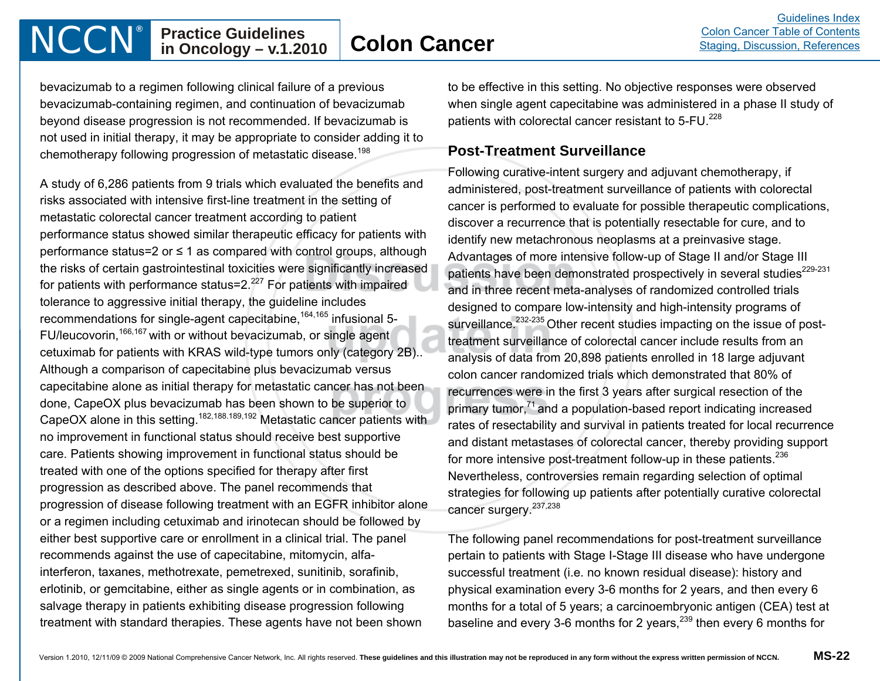bevacizumab to a regimen following clinical failure of a previous bevacizumab-containing regimen, and continuation of bevacizumab beyond disease progression is not recommended. If bevacizumab is not used in initial therapy, it may be appropriate to consider adding it to chemotherapy following progression of metastatic disease.[198]

A study of 6,286 patients from 9 trials which evaluated the benefits and risks associated with intensive first-line treatment in the setting of metastatic colorectal cancer treatment according to patient performance status showed similar therapeutic efficacy for patients with performance status=2 or ≤ 1 as compared with control groups, although the risks of certain gastrointestinal toxicities were significantly increased for patients with performance status=2.[227] For patients with impaired tolerance to aggressive initial therapy, the guideline includes recommendations for single-agent capecitabine,[164,165] infusional 5-FU/leucovorin,[166,167] with or without bevacizumab, or single agent cetuximab for patients with KRAS wild-type tumors only (category 2B).. Although a comparison of capecitabine plus bevacizumab versus capecitabine alone as initial therapy for metastatic cancer has not been done, CapeOX plus bevacizumab has been shown to be superior to CapeOX alone in this setting.[182,188.189,192] Metastatic cancer patients with no improvement in functional status should receive best supportive care. Patients showing improvement in functional status should be treated with one of the options specified for therapy after first progression as described above. The panel recommends that progression of disease following treatment with an EGFR inhibitor alone or a regimen including cetuximab and irinotecan should be followed by either best supportive care or enrollment in a clinical trial. The panel recommends against the use of capecitabine, mitomycin, alfa-interferon, taxanes, methotrexate, pemetrexed, sunitinib, sorafinib, erlotinib, or gemcitabine, either as single agents or in combination, as salvage therapy in patients exhibiting disease progression following treatment with standard therapies. These agents have not been shown to be effective in this setting. No objective responses were observed when single agent capecitabine was administered in a phase II study of patients with colorectal cancer resistant to 5-FU.[228]

## Post-Treatment Surveillance

Following curative-intent surgery and adjuvant chemotherapy, if administered, post-treatment surveillance of patients with colorectal cancer is performed to evaluate for possible therapeutic complications, discover a recurrence that is potentially resectable for cure, and to identify new metachronous neoplasms at a preinvasive stage. Advantages of more intensive follow-up of Stage II and/or Stage III patients have been demonstrated prospectively in several studies[229-231] and in three recent meta-analyses of randomized controlled trials designed to compare low-intensity and high-intensity programs of surveillance.[232-235] Other recent studies impacting on the issue of post-treatment surveillance of colorectal cancer include results from an analysis of data from 20,898 patients enrolled in 18 large adjuvant colon cancer randomized trials which demonstrated that 80% of recurrences were in the first 3 years after surgical resection of the primary tumor,[71] and a population-based report indicating increased rates of resectability and survival in patients treated for local recurrence and distant metastases of colorectal cancer, thereby providing support for more intensive post-treatment follow-up in these patients.[236] Nevertheless, controversies remain regarding selection of optimal strategies for following up patients after potentially curative colorectal cancer surgery.[237,238]

The following panel recommendations for post-treatment surveillance pertain to patients with Stage I-Stage III disease who have undergone successful treatment (i.e. no known residual disease): history and physical examination every 3-6 months for 2 years, and then every 6 months for a total of 5 years; a carcinoembryonic antigen (CEA) test at baseline and every 3-6 months for 2 years,[239] then every 6 months for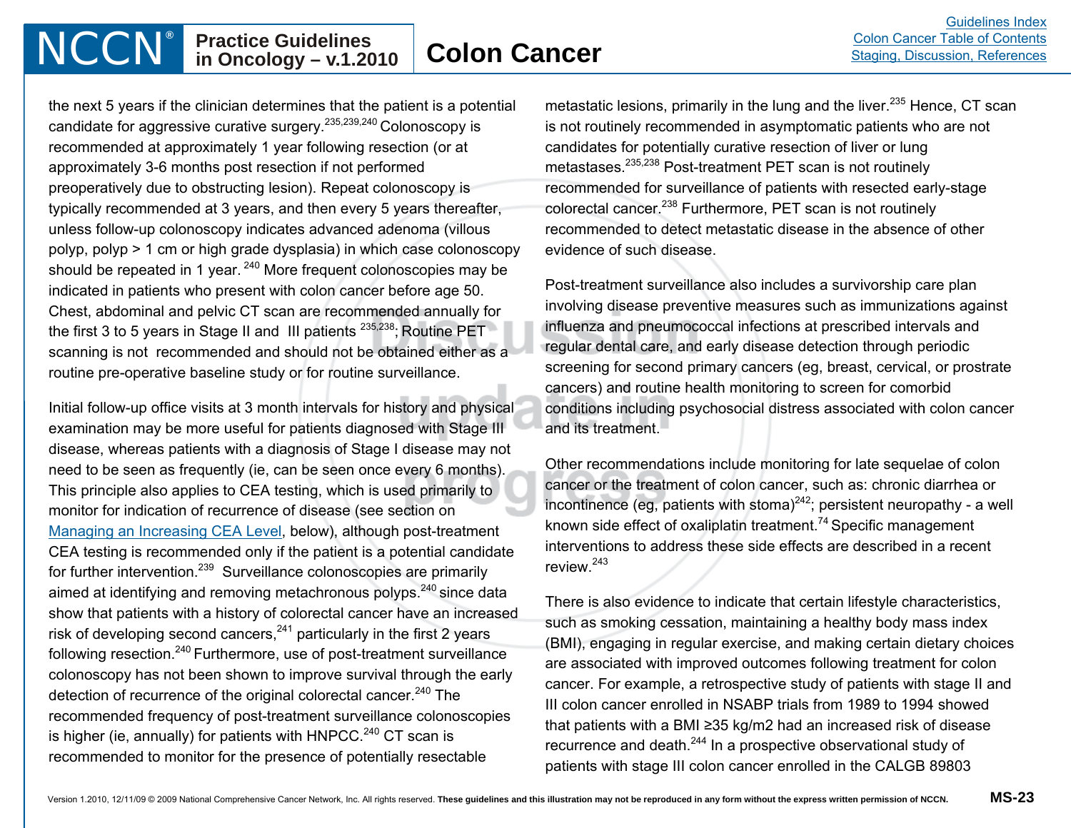the next 5 years if the clinician determines that the patient is a potential candidate for aggressive curative surgery.[235,239,240] Colonoscopy is recommended at approximately 1 year following resection (or at approximately 3-6 months post resection if not performed preoperatively due to obstructing lesion). Repeat colonoscopy is typically recommended at 3 years, and then every 5 years thereafter, unless follow-up colonoscopy indicates advanced adenoma (villous polyp, polyp > 1 cm or high grade dysplasia) in which case colonoscopy should be repeated in 1 year. [240] More frequent colonoscopies may be indicated in patients who present with colon cancer before age 50. Chest, abdominal and pelvic CT scan are recommended annually for the first 3 to 5 years in Stage II and III patients [235,238]; Routine PET scanning is not recommended and should not be obtained either as a routine pre-operative baseline study or for routine surveillance.

Initial follow-up office visits at 3 month intervals for history and physical examination may be more useful for patients diagnosed with Stage III disease, whereas patients with a diagnosis of Stage I disease may not need to be seen as frequently (ie, can be seen once every 6 months). This principle also applies to CEA testing, which is used primarily to monitor for indication of recurrence of disease (see section on Managing an Increasing CEA Level, below), although post-treatment CEA testing is recommended only if the patient is a potential candidate for further intervention.[239] Surveillance colonoscopies are primarily aimed at identifying and removing metachronous polyps.[240] since data show that patients with a history of colorectal cancer have an increased risk of developing second cancers,[241] particularly in the first 2 years following resection.[240] Furthermore, use of post-treatment surveillance colonoscopy has not been shown to improve survival through the early detection of recurrence of the original colorectal cancer.[240] The recommended frequency of post-treatment surveillance colonoscopies is higher (ie, annually) for patients with HNPCC.[240] CT scan is recommended to monitor for the presence of potentially resectable metastatic lesions, primarily in the lung and the liver.[235] Hence, CT scan is not routinely recommended in asymptomatic patients who are not candidates for potentially curative resection of liver or lung metastases.[235,238] Post-treatment PET scan is not routinely recommended for surveillance of patients with resected early-stage colorectal cancer.[238] Furthermore, PET scan is not routinely recommended to detect metastatic disease in the absence of other evidence of such disease.

Post-treatment surveillance also includes a survivorship care plan involving disease preventive measures such as immunizations against influenza and pneumococcal infections at prescribed intervals and regular dental care, and early disease detection through periodic screening for second primary cancers (eg, breast, cervical, or prostrate cancers) and routine health monitoring to screen for comorbid conditions including psychosocial distress associated with colon cancer and its treatment.

Other recommendations include monitoring for late sequelae of colon cancer or the treatment of colon cancer, such as: chronic diarrhea or incontinence (eg, patients with stoma)[242]; persistent neuropathy - a well known side effect of oxaliplatin treatment.[74] Specific management interventions to address these side effects are described in a recent review.[243]

There is also evidence to indicate that certain lifestyle characteristics, such as smoking cessation, maintaining a healthy body mass index (BMI), engaging in regular exercise, and making certain dietary choices are associated with improved outcomes following treatment for colon cancer. For example, a retrospective study of patients with stage II and III colon cancer enrolled in NSABP trials from 1989 to 1994 showed that patients with a BMI ≥35 kg/m2 had an increased risk of disease recurrence and death.[244] In a prospective observational study of patients with stage III colon cancer enrolled in the CALGB 89803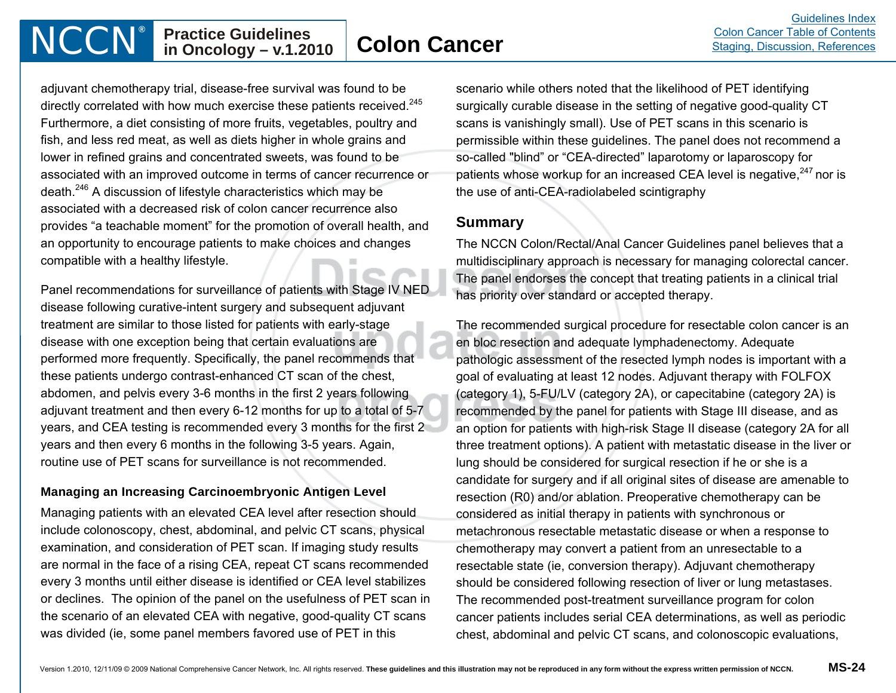adjuvant chemotherapy trial, disease-free survival was found to be directly correlated with how much exercise these patients received.[245] Furthermore, a diet consisting of more fruits, vegetables, poultry and fish, and less red meat, as well as diets higher in whole grains and lower in refined grains and concentrated sweets, was found to be associated with an improved outcome in terms of cancer recurrence or death.[246] A discussion of lifestyle characteristics which may be associated with a decreased risk of colon cancer recurrence also provides "a teachable moment" for the promotion of overall health, and an opportunity to encourage patients to make choices and changes compatible with a healthy lifestyle.

Panel recommendations for surveillance of patients with Stage IV NED disease following curative-intent surgery and subsequent adjuvant treatment are similar to those listed for patients with early-stage disease with one exception being that certain evaluations are performed more frequently. Specifically, the panel recommends that these patients undergo contrast-enhanced CT scan of the chest, abdomen, and pelvis every 3-6 months in the first 2 years following adjuvant treatment and then every 6-12 months for up to a total of 5-7 years, and CEA testing is recommended every 3 months for the first 2 years and then every 6 months in the following 3-5 years. Again, routine use of PET scans for surveillance is not recommended.

#### Managing an Increasing Carcinoembryonic Antigen Level

Managing patients with an elevated CEA level after resection should include colonoscopy, chest, abdominal, and pelvic CT scans, physical examination, and consideration of PET scan. If imaging study results are normal in the face of a rising CEA, repeat CT scans recommended every 3 months until either disease is identified or CEA level stabilizes or declines. The opinion of the panel on the usefulness of PET scan in the scenario of an elevated CEA with negative, good-quality CT scans was divided (ie, some panel members favored use of PET in this scenario while others noted that the likelihood of PET identifying surgically curable disease in the setting of negative good-quality CT scans is vanishingly small). Use of PET scans in this scenario is permissible within these guidelines. The panel does not recommend a so-called "blind" or "CEA-directed" laparotomy or laparoscopy for patients whose workup for an increased CEA level is negative,[247] nor is the use of anti-CEA-radiolabeled scintigraphy

### Summary

The NCCN Colon/Rectal/Anal Cancer Guidelines panel believes that a multidisciplinary approach is necessary for managing colorectal cancer. The panel endorses the concept that treating patients in a clinical trial has priority over standard or accepted therapy.

The recommended surgical procedure for resectable colon cancer is an en bloc resection and adequate lymphadenectomy. Adequate pathologic assessment of the resected lymph nodes is important with a goal of evaluating at least 12 nodes. Adjuvant therapy with FOLFOX (category 1), 5-FU/LV (category 2A), or capecitabine (category 2A) is recommended by the panel for patients with Stage III disease, and as an option for patients with high-risk Stage II disease (category 2A for all three treatment options). A patient with metastatic disease in the liver or lung should be considered for surgical resection if he or she is a candidate for surgery and if all original sites of disease are amenable to resection (R0) and/or ablation. Preoperative chemotherapy can be considered as initial therapy in patients with synchronous or metachronous resectable metastatic disease or when a response to chemotherapy may convert a patient from an unresectable to a resectable state (ie, conversion therapy). Adjuvant chemotherapy should be considered following resection of liver or lung metastases. The recommended post-treatment surveillance program for colon cancer patients includes serial CEA determinations, as well as periodic chest, abdominal and pelvic CT scans, and colonoscopic evaluations,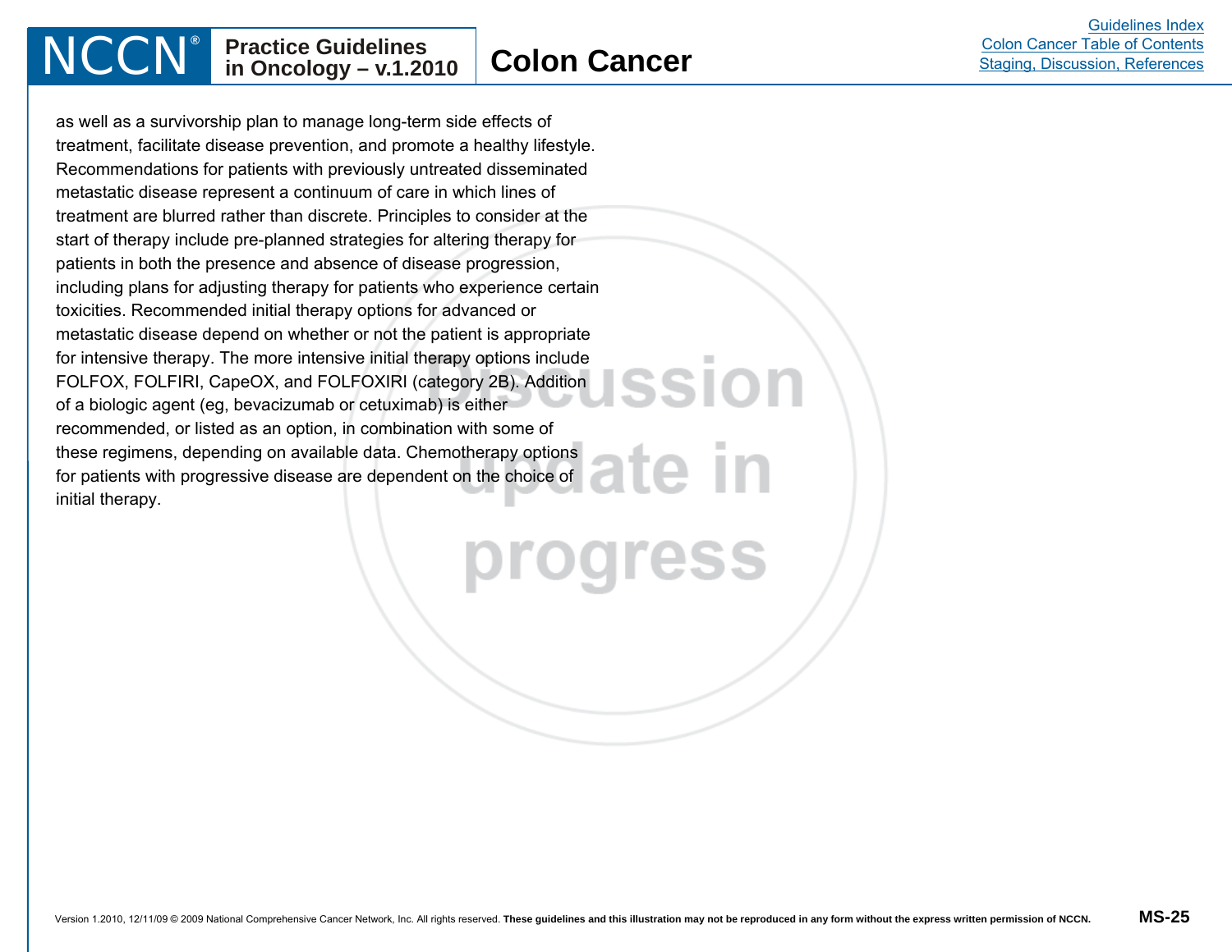as well as a survivorship plan to manage long-term side effects of treatment, facilitate disease prevention, and promote a healthy lifestyle. Recommendations for patients with previously untreated disseminated metastatic disease represent a continuum of care in which lines of treatment are blurred rather than discrete. Principles to consider at the start of therapy include pre-planned strategies for altering therapy for patients in both the presence and absence of disease progression, including plans for adjusting therapy for patients who experience certain toxicities. Recommended initial therapy options for advanced or metastatic disease depend on whether or not the patient is appropriate for intensive therapy. The more intensive initial therapy options include FOLFOX, FOLFIRI, CapeOX, and FOLFOXIRI (category 2B). Addition of a biologic agent (eg, bevacizumab or cetuximab) is either recommended, or listed as an option, in combination with some of these regimens, depending on available data. Chemotherapy options for patients with progressive disease are dependent on the choice of initial therapy.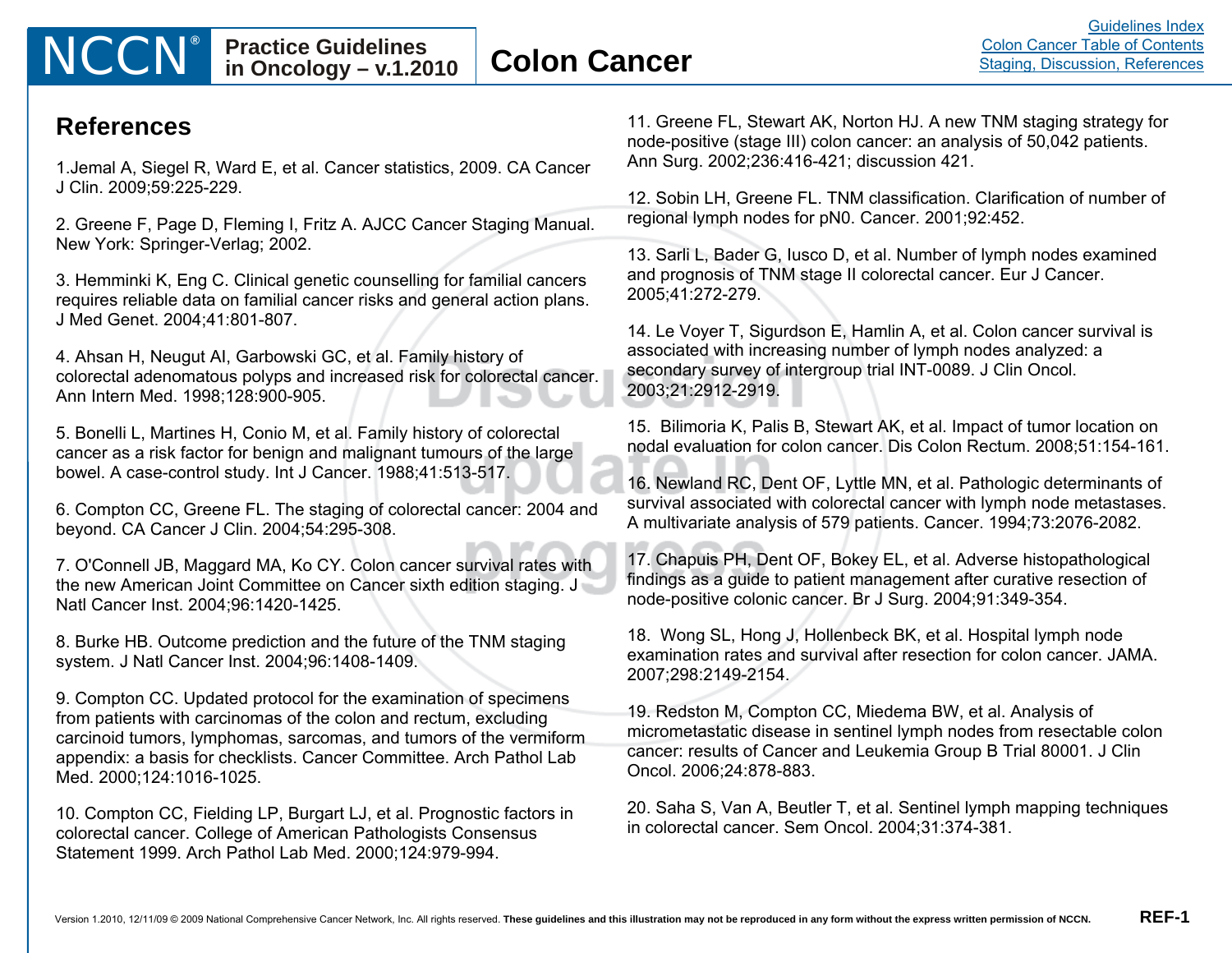## References

1. Jemal A, Siegel R, Ward E, et al. Cancer statistics, 2009. CA Cancer J Clin. 2009;59:225-229.

2. Greene F, Page D, Fleming I, Fritz A. AJCC Cancer Staging Manual. New York: Springer-Verlag; 2002.

3. Hemminki K, Eng C. Clinical genetic counselling for familial cancers requires reliable data on familial cancer risks and general action plans. J Med Genet. 2004;41:801-807.

4. Ahsan H, Neugut AI, Garbowski GC, et al. Family history of colorectal adenomatous polyps and increased risk for colorectal cancer. Ann Intern Med. 1998;128:900-905.

5. Bonelli L, Martines H, Conio M, et al. Family history of colorectal cancer as a risk factor for benign and malignant tumours of the large bowel. A case-control study. Int J Cancer. 1988;41:513-517.

6. Compton CC, Greene FL. The staging of colorectal cancer: 2004 and beyond. CA Cancer J Clin. 2004;54:295-308.

7. O'Connell JB, Maggard MA, Ko CY. Colon cancer survival rates with the new American Joint Committee on Cancer sixth edition staging. J Natl Cancer Inst. 2004;96:1420-1425.

8. Burke HB. Outcome prediction and the future of the TNM staging system. J Natl Cancer Inst. 2004;96:1408-1409.

9. Compton CC. Updated protocol for the examination of specimens from patients with carcinomas of the colon and rectum, excluding carcinoid tumors, lymphomas, sarcomas, and tumors of the vermiform appendix: a basis for checklists. Cancer Committee. Arch Pathol Lab Med. 2000;124:1016-1025.

10. Compton CC, Fielding LP, Burgart LJ, et al. Prognostic factors in colorectal cancer. College of American Pathologists Consensus Statement 1999. Arch Pathol Lab Med. 2000;124:979-994.

11. Greene FL, Stewart AK, Norton HJ. A new TNM staging strategy for node-positive (stage III) colon cancer: an analysis of 50,042 patients. Ann Surg. 2002;236:416-421; discussion 421.

12. Sobin LH, Greene FL. TNM classification. Clarification of number of regional lymph nodes for pN0. Cancer. 2001;92:452.

13. Sarli L, Bader G, Iusco D, et al. Number of lymph nodes examined and prognosis of TNM stage II colorectal cancer. Eur J Cancer. 2005;41:272-279.

14. Le Voyer T, Sigurdson E, Hamlin A, et al. Colon cancer survival is associated with increasing number of lymph nodes analyzed: a secondary survey of intergroup trial INT-0089. J Clin Oncol. 2003;21:2912-2919.

15. Bilimoria K, Palis B, Stewart AK, et al. Impact of tumor location on nodal evaluation for colon cancer. Dis Colon Rectum. 2008;51:154-161.

16. Newland RC, Dent OF, Lyttle MN, et al. Pathologic determinants of survival associated with colorectal cancer with lymph node metastases. A multivariate analysis of 579 patients. Cancer. 1994;73:2076-2082.

17. Chapuis PH, Dent OF, Bokey EL, et al. Adverse histopathological findings as a guide to patient management after curative resection of node-positive colonic cancer. Br J Surg. 2004;91:349-354.

18. Wong SL, Hong J, Hollenbeck BK, et al. Hospital lymph node examination rates and survival after resection for colon cancer. JAMA. 2007;298:2149-2154.

19. Redston M, Compton CC, Miedema BW, et al. Analysis of micrometastatic disease in sentinel lymph nodes from resectable colon cancer: results of Cancer and Leukemia Group B Trial 80001. J Clin Oncol. 2006;24:878-883.

20. Saha S, Van A, Beutler T, et al. Sentinel lymph mapping techniques in colorectal cancer. Sem Oncol. 2004;31:374-381.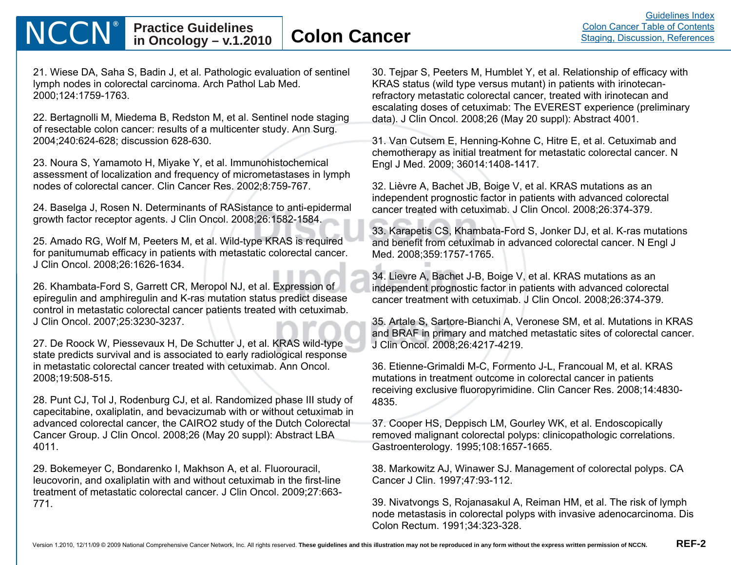21. Wiese DA, Saha S, Badin J, et al. Pathologic evaluation of sentinel lymph nodes in colorectal carcinoma. Arch Pathol Lab Med. 2000;124:1759-1763.

22. Bertagnolli M, Miedema B, Redston M, et al. Sentinel node staging of resectable colon cancer: results of a multicenter study. Ann Surg. 2004;240:624-628; discussion 628-630.

23. Noura S, Yamamoto H, Miyake Y, et al. Immunohistochemical assessment of localization and frequency of micrometastases in lymph nodes of colorectal cancer. Clin Cancer Res. 2002;8:759-767.

24. Baselga J, Rosen N. Determinants of RASistance to anti-epidermal growth factor receptor agents. J Clin Oncol. 2008;26:1582-1584.

25. Amado RG, Wolf M, Peeters M, et al. Wild-type KRAS is required for panitumumab efficacy in patients with metastatic colorectal cancer. J Clin Oncol. 2008;26:1626-1634.

26. Khambata-Ford S, Garrett CR, Meropol NJ, et al. Expression of epiregulin and amphiregulin and K-ras mutation status predict disease control in metastatic colorectal cancer patients treated with cetuximab. J Clin Oncol. 2007;25:3230-3237.

27. De Roock W, Piessevaux H, De Schutter J, et al. KRAS wild-type state predicts survival and is associated to early radiological response in metastatic colorectal cancer treated with cetuximab. Ann Oncol. 2008;19:508-515.

28. Punt CJ, Tol J, Rodenburg CJ, et al. Randomized phase III study of capecitabine, oxaliplatin, and bevacizumab with or without cetuximab in advanced colorectal cancer, the CAIRO2 study of the Dutch Colorectal Cancer Group. J Clin Oncol. 2008;26 (May 20 suppl): Abstract LBA 4011.

29. Bokemeyer C, Bondarenko I, Makhson A, et al. Fluorouracil, leucovorin, and oxaliplatin with and without cetuximab in the first-line treatment of metastatic colorectal cancer. J Clin Oncol. 2009;27:663-771.

30. Tejpar S, Peeters M, Humblet Y, et al. Relationship of efficacy with KRAS status (wild type versus mutant) in patients with irinotecan-refractory metastatic colorectal cancer, treated with irinotecan and escalating doses of cetuximab: The EVEREST experience (preliminary data). J Clin Oncol. 2008;26 (May 20 suppl): Abstract 4001.

31. Van Cutsem E, Henning-Kohne C, Hitre E, et al. Cetuximab and chemotherapy as initial treatment for metastatic colorectal cancer. N Engl J Med. 2009; 36014:1408-1417.

32. Lièvre A, Bachet JB, Boige V, et al. KRAS mutations as an independent prognostic factor in patients with advanced colorectal cancer treated with cetuximab. J Clin Oncol. 2008;26:374-379.

33. Karapetis CS, Khambata-Ford S, Jonker DJ, et al. K-ras mutations and benefit from cetuximab in advanced colorectal cancer. N Engl J Med. 2008;359:1757-1765.

34. Lievre A, Bachet J-B, Boige V, et al. KRAS mutations as an independent prognostic factor in patients with advanced colorectal cancer treatment with cetuximab. J Clin Oncol. 2008;26:374-379.

35. Artale S, Sartore-Bianchi A, Veronese SM, et al. Mutations in KRAS and BRAF in primary and matched metastatic sites of colorectal cancer. J Clin Oncol. 2008;26:4217-4219.

36. Etienne-Grimaldi M-C, Formento J-L, Francoual M, et al. KRAS mutations in treatment outcome in colorectal cancer in patients receiving exclusive fluoropyrimidine. Clin Cancer Res. 2008;14:4830-4835.

37. Cooper HS, Deppisch LM, Gourley WK, et al. Endoscopically removed malignant colorectal polyps: clinicopathologic correlations. Gastroenterology. 1995;108:1657-1665.

38. Markowitz AJ, Winawer SJ. Management of colorectal polyps. CA Cancer J Clin. 1997;47:93-112.

39. Nivatvongs S, Rojanasakul A, Reiman HM, et al. The risk of lymph node metastasis in colorectal polyps with invasive adenocarcinoma. Dis Colon Rectum. 1991;34:323-328.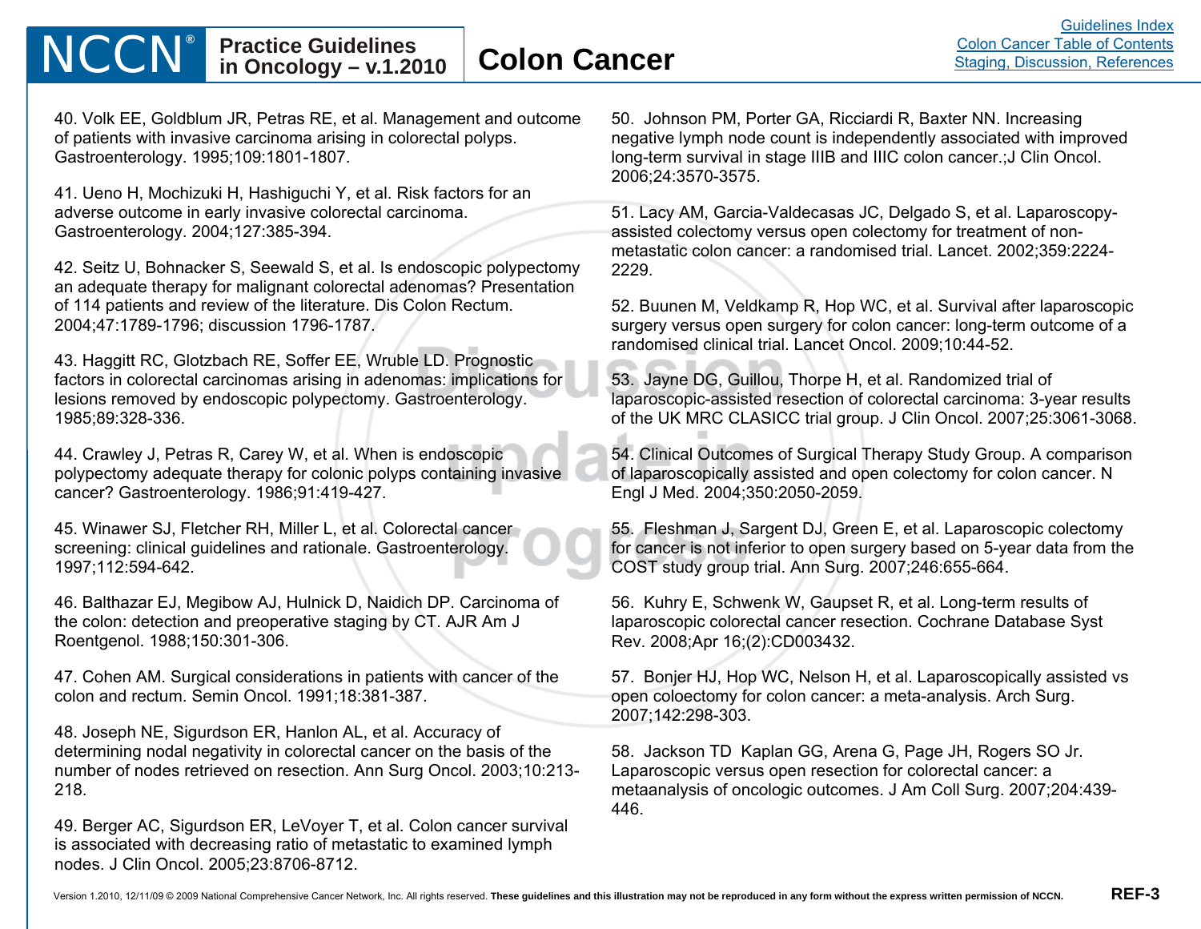40. Volk EE, Goldblum JR, Petras RE, et al. Management and outcome of patients with invasive carcinoma arising in colorectal polyps. Gastroenterology. 1995;109:1801-1807.

41. Ueno H, Mochizuki H, Hashiguchi Y, et al. Risk factors for an adverse outcome in early invasive colorectal carcinoma. Gastroenterology. 2004;127:385-394.

42. Seitz U, Bohnacker S, Seewald S, et al. Is endoscopic polypectomy an adequate therapy for malignant colorectal adenomas? Presentation of 114 patients and review of the literature. Dis Colon Rectum. 2004;47:1789-1796; discussion 1796-1787.

43. Haggitt RC, Glotzbach RE, Soffer EE, Wruble LD. Prognostic factors in colorectal carcinomas arising in adenomas: implications for lesions removed by endoscopic polypectomy. Gastroenterology. 1985;89:328-336.

44. Crawley J, Petras R, Carey W, et al. When is endoscopic polypectomy adequate therapy for colonic polyps containing invasive cancer? Gastroenterology. 1986;91:419-427.

45. Winawer SJ, Fletcher RH, Miller L, et al. Colorectal cancer screening: clinical guidelines and rationale. Gastroenterology. 1997;112:594-642.

46. Balthazar EJ, Megibow AJ, Hulnick D, Naidich DP. Carcinoma of the colon: detection and preoperative staging by CT. AJR Am J Roentgenol. 1988;150:301-306.

47. Cohen AM. Surgical considerations in patients with cancer of the colon and rectum. Semin Oncol. 1991;18:381-387.

48. Joseph NE, Sigurdson ER, Hanlon AL, et al. Accuracy of determining nodal negativity in colorectal cancer on the basis of the number of nodes retrieved on resection. Ann Surg Oncol. 2003;10:213-218.

49. Berger AC, Sigurdson ER, LeVoyer T, et al. Colon cancer survival is associated with decreasing ratio of metastatic to examined lymph nodes. J Clin Oncol. 2005;23:8706-8712.

50. Johnson PM, Porter GA, Ricciardi R, Baxter NN. Increasing negative lymph node count is independently associated with improved long-term survival in stage IIIB and IIIC colon cancer.;J Clin Oncol. 2006;24:3570-3575.

51. Lacy AM, Garcia-Valdecasas JC, Delgado S, et al. Laparoscopy-assisted colectomy versus open colectomy for treatment of non-metastatic colon cancer: a randomised trial. Lancet. 2002;359:2224-2229.

52. Buunen M, Veldkamp R, Hop WC, et al. Survival after laparoscopic surgery versus open surgery for colon cancer: long-term outcome of a randomised clinical trial. Lancet Oncol. 2009;10:44-52.

53. Jayne DG, Guillou, Thorpe H, et al. Randomized trial of laparoscopic-assisted resection of colorectal carcinoma: 3-year results of the UK MRC CLASICC trial group. J Clin Oncol. 2007;25:3061-3068.

54. Clinical Outcomes of Surgical Therapy Study Group. A comparison of laparoscopically assisted and open colectomy for colon cancer. N Engl J Med. 2004;350:2050-2059.

55. Fleshman J, Sargent DJ, Green E, et al. Laparoscopic colectomy for cancer is not inferior to open surgery based on 5-year data from the COST study group trial. Ann Surg. 2007;246:655-664.

56. Kuhry E, Schwenk W, Gaupset R, et al. Long-term results of laparoscopic colorectal cancer resection. Cochrane Database Syst Rev. 2008;Apr 16;(2):CD003432.

57. Bonjer HJ, Hop WC, Nelson H, et al. Laparoscopically assisted vs open coloectomy for colon cancer: a meta-analysis. Arch Surg. 2007;142:298-303.

58. Jackson TD Kaplan GG, Arena G, Page JH, Rogers SO Jr. Laparoscopic versus open resection for colorectal cancer: a metaanalysis of oncologic outcomes. J Am Coll Surg. 2007;204:439-446.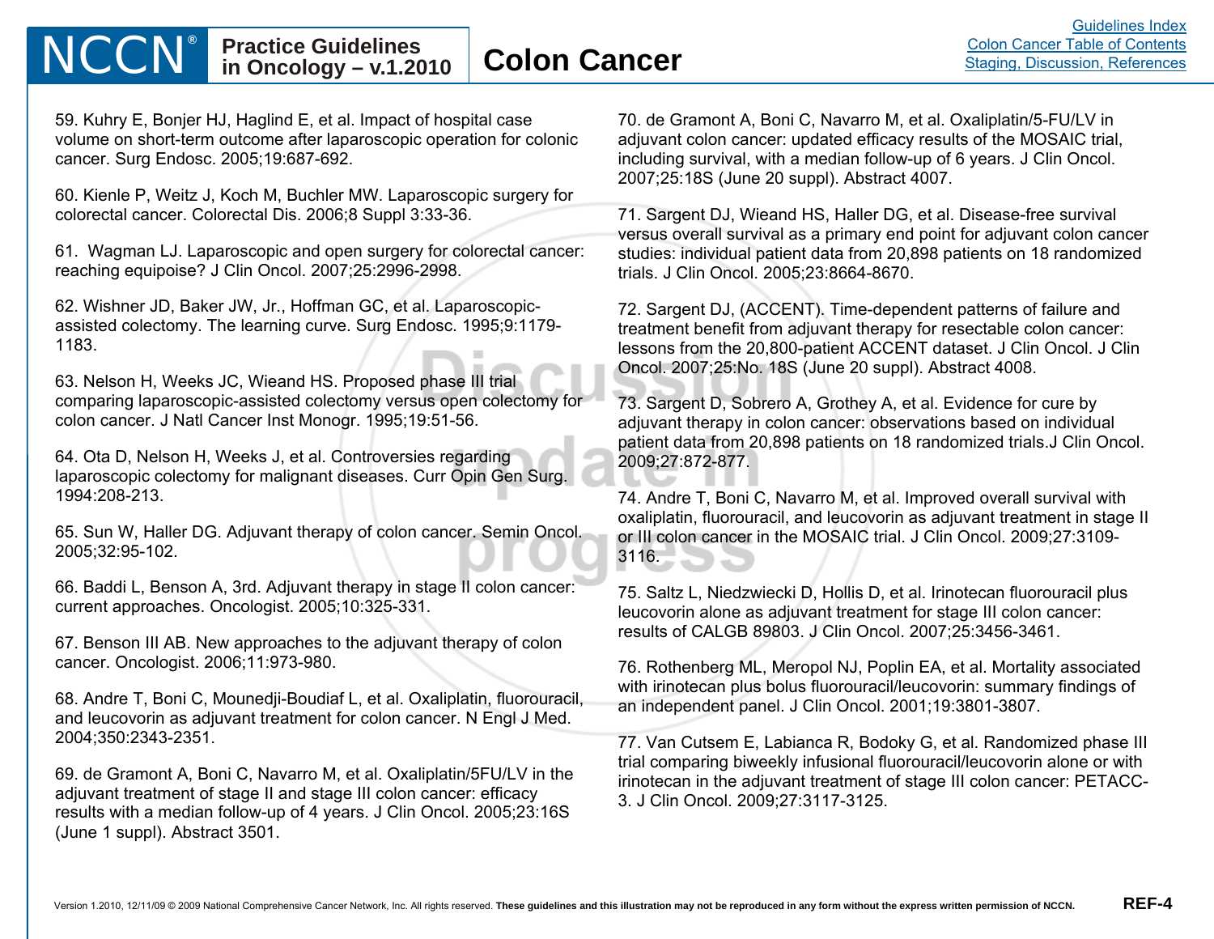59. Kuhry E, Bonjer HJ, Haglind E, et al. Impact of hospital case volume on short-term outcome after laparoscopic operation for colonic cancer. Surg Endosc. 2005;19:687-692.

60. Kienle P, Weitz J, Koch M, Buchler MW. Laparoscopic surgery for colorectal cancer. Colorectal Dis. 2006;8 Suppl 3:33-36.

61. Wagman LJ. Laparoscopic and open surgery for colorectal cancer: reaching equipoise? J Clin Oncol. 2007;25:2996-2998.

62. Wishner JD, Baker JW, Jr., Hoffman GC, et al. Laparoscopic-assisted colectomy. The learning curve. Surg Endosc. 1995;9:1179-1183.

63. Nelson H, Weeks JC, Wieand HS. Proposed phase III trial comparing laparoscopic-assisted colectomy versus open colectomy for colon cancer. J Natl Cancer Inst Monogr. 1995;19:51-56.

64. Ota D, Nelson H, Weeks J, et al. Controversies regarding laparoscopic colectomy for malignant diseases. Curr Opin Gen Surg. 1994:208-213.

65. Sun W, Haller DG. Adjuvant therapy of colon cancer. Semin Oncol. 2005;32:95-102.

66. Baddi L, Benson A, 3rd. Adjuvant therapy in stage II colon cancer: current approaches. Oncologist. 2005;10:325-331.

67. Benson III AB. New approaches to the adjuvant therapy of colon cancer. Oncologist. 2006;11:973-980.

68. Andre T, Boni C, Mounedji-Boudiaf L, et al. Oxaliplatin, fluorouracil, and leucovorin as adjuvant treatment for colon cancer. N Engl J Med. 2004;350:2343-2351.

69. de Gramont A, Boni C, Navarro M, et al. Oxaliplatin/5FU/LV in the adjuvant treatment of stage II and stage III colon cancer: efficacy results with a median follow-up of 4 years. J Clin Oncol. 2005;23:16S (June 1 suppl). Abstract 3501.

70. de Gramont A, Boni C, Navarro M, et al. Oxaliplatin/5-FU/LV in adjuvant colon cancer: updated efficacy results of the MOSAIC trial, including survival, with a median follow-up of 6 years. J Clin Oncol. 2007;25:18S (June 20 suppl). Abstract 4007.

71. Sargent DJ, Wieand HS, Haller DG, et al. Disease-free survival versus overall survival as a primary end point for adjuvant colon cancer studies: individual patient data from 20,898 patients on 18 randomized trials. J Clin Oncol. 2005;23:8664-8670.

72. Sargent DJ, (ACCENT). Time-dependent patterns of failure and treatment benefit from adjuvant therapy for resectable colon cancer: lessons from the 20,800-patient ACCENT dataset. J Clin Oncol. J Clin Oncol. 2007;25:No. 18S (June 20 suppl). Abstract 4008.

73. Sargent D, Sobrero A, Grothey A, et al. Evidence for cure by adjuvant therapy in colon cancer: observations based on individual patient data from 20,898 patients on 18 randomized trials.J Clin Oncol. 2009;27:872-877.

74. Andre T, Boni C, Navarro M, et al. Improved overall survival with oxaliplatin, fluorouracil, and leucovorin as adjuvant treatment in stage II or III colon cancer in the MOSAIC trial. J Clin Oncol. 2009;27:3109-3116.

75. Saltz L, Niedzwiecki D, Hollis D, et al. Irinotecan fluorouracil plus leucovorin alone as adjuvant treatment for stage III colon cancer: results of CALGB 89803. J Clin Oncol. 2007;25:3456-3461.

76. Rothenberg ML, Meropol NJ, Poplin EA, et al. Mortality associated with irinotecan plus bolus fluorouracil/leucovorin: summary findings of an independent panel. J Clin Oncol. 2001;19:3801-3807.

77. Van Cutsem E, Labianca R, Bodoky G, et al. Randomized phase III trial comparing biweekly infusional fluorouracil/leucovorin alone or with irinotecan in the adjuvant treatment of stage III colon cancer: PETACC-3. J Clin Oncol. 2009;27:3117-3125.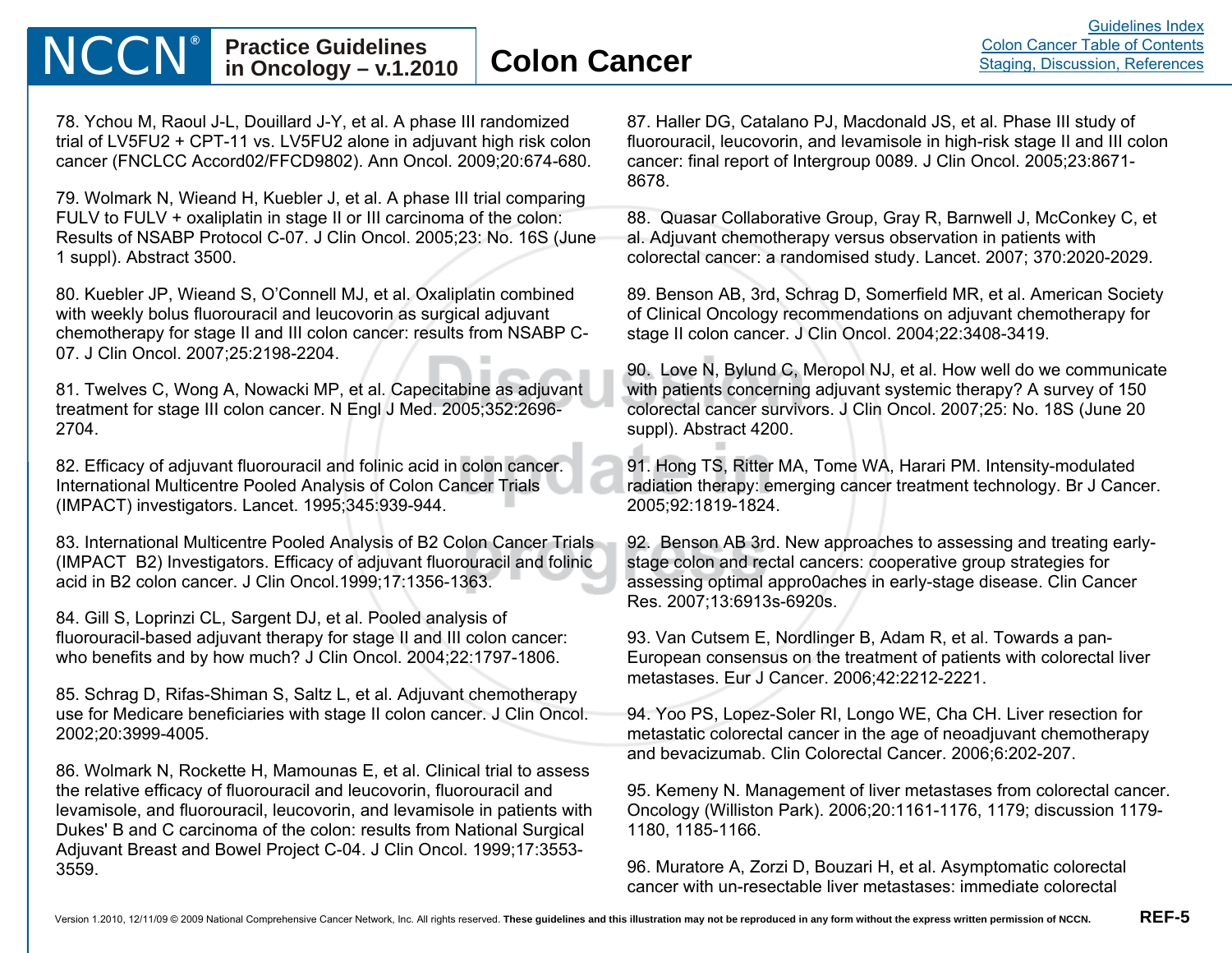78. Ychou M, Raoul J-L, Douillard J-Y, et al. A phase III randomized trial of LV5FU2 + CPT-11 vs. LV5FU2 alone in adjuvant high risk colon cancer (FNCLCC Accord02/FFCD9802). Ann Oncol. 2009;20:674-680.

79. Wolmark N, Wieand H, Kuebler J, et al. A phase III trial comparing FULV to FULV + oxaliplatin in stage II or III carcinoma of the colon: Results of NSABP Protocol C-07. J Clin Oncol. 2005;23: No. 16S (June 1 suppl). Abstract 3500.

80. Kuebler JP, Wieand S, O'Connell MJ, et al. Oxaliplatin combined with weekly bolus fluorouracil and leucovorin as surgical adjuvant chemotherapy for stage II and III colon cancer: results from NSABP C-07. J Clin Oncol. 2007;25:2198-2204.

81. Twelves C, Wong A, Nowacki MP, et al. Capecitabine as adjuvant treatment for stage III colon cancer. N Engl J Med. 2005;352:2696-2704.

82. Efficacy of adjuvant fluorouracil and folinic acid in colon cancer. International Multicentre Pooled Analysis of Colon Cancer Trials (IMPACT) investigators. Lancet. 1995;345:939-944.

83. International Multicentre Pooled Analysis of B2 Colon Cancer Trials (IMPACT B2) Investigators. Efficacy of adjuvant fluorouracil and folinic acid in B2 colon cancer. J Clin Oncol.1999;17:1356-1363.

84. Gill S, Loprinzi CL, Sargent DJ, et al. Pooled analysis of fluorouracil-based adjuvant therapy for stage II and III colon cancer: who benefits and by how much? J Clin Oncol. 2004;22:1797-1806.

85. Schrag D, Rifas-Shiman S, Saltz L, et al. Adjuvant chemotherapy use for Medicare beneficiaries with stage II colon cancer. J Clin Oncol. 2002;20:3999-4005.

86. Wolmark N, Rockette H, Mamounas E, et al. Clinical trial to assess the relative efficacy of fluorouracil and leucovorin, fluorouracil and levamisole, and fluorouracil, leucovorin, and levamisole in patients with Dukes' B and C carcinoma of the colon: results from National Surgical Adjuvant Breast and Bowel Project C-04. J Clin Oncol. 1999;17:3553-3559.

87. Haller DG, Catalano PJ, Macdonald JS, et al. Phase III study of fluorouracil, leucovorin, and levamisole in high-risk stage II and III colon cancer: final report of Intergroup 0089. J Clin Oncol. 2005;23:8671-8678.

88. Quasar Collaborative Group, Gray R, Barnwell J, McConkey C, et al. Adjuvant chemotherapy versus observation in patients with colorectal cancer: a randomised study. Lancet. 2007; 370:2020-2029.

89. Benson AB, 3rd, Schrag D, Somerfield MR, et al. American Society of Clinical Oncology recommendations on adjuvant chemotherapy for stage II colon cancer. J Clin Oncol. 2004;22:3408-3419.

90. Love N, Bylund C, Meropol NJ, et al. How well do we communicate with patients concerning adjuvant systemic therapy? A survey of 150 colorectal cancer survivors. J Clin Oncol. 2007;25: No. 18S (June 20 suppl). Abstract 4200.

91. Hong TS, Ritter MA, Tome WA, Harari PM. Intensity-modulated radiation therapy: emerging cancer treatment technology. Br J Cancer. 2005;92:1819-1824.

92. Benson AB 3rd. New approaches to assessing and treating early-stage colon and rectal cancers: cooperative group strategies for assessing optimal appro0aches in early-stage disease. Clin Cancer Res. 2007;13:6913s-6920s.

93. Van Cutsem E, Nordlinger B, Adam R, et al. Towards a pan-European consensus on the treatment of patients with colorectal liver metastases. Eur J Cancer. 2006;42:2212-2221.

94. Yoo PS, Lopez-Soler RI, Longo WE, Cha CH. Liver resection for metastatic colorectal cancer in the age of neoadjuvant chemotherapy and bevacizumab. Clin Colorectal Cancer. 2006;6:202-207.

95. Kemeny N. Management of liver metastases from colorectal cancer. Oncology (Williston Park). 2006;20:1161-1176, 1179; discussion 1179-1180, 1185-1166.

96. Muratore A, Zorzi D, Bouzari H, et al. Asymptomatic colorectal cancer with un-resectable liver metastases: immediate colorectal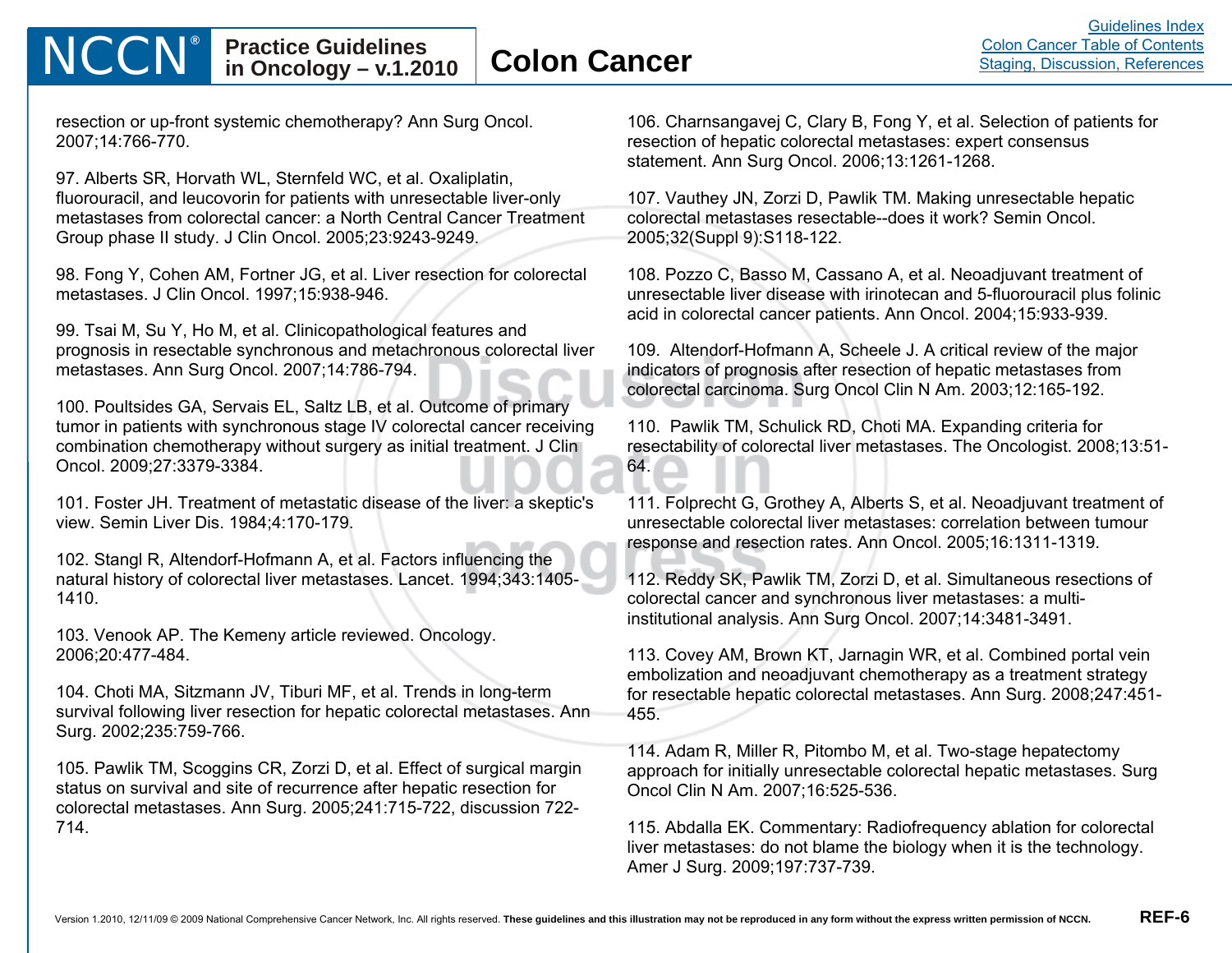resection or up-front systemic chemotherapy? Ann Surg Oncol. 2007;14:766-770.

97. Alberts SR, Horvath WL, Sternfeld WC, et al. Oxaliplatin, fluorouracil, and leucovorin for patients with unresectable liver-only metastases from colorectal cancer: a North Central Cancer Treatment Group phase II study. J Clin Oncol. 2005;23:9243-9249.

98. Fong Y, Cohen AM, Fortner JG, et al. Liver resection for colorectal metastases. J Clin Oncol. 1997;15:938-946.

99. Tsai M, Su Y, Ho M, et al. Clinicopathological features and prognosis in resectable synchronous and metachronous colorectal liver metastases. Ann Surg Oncol. 2007;14:786-794.

100. Poultsides GA, Servais EL, Saltz LB, et al. Outcome of primary tumor in patients with synchronous stage IV colorectal cancer receiving combination chemotherapy without surgery as initial treatment. J Clin Oncol. 2009;27:3379-3384.

101. Foster JH. Treatment of metastatic disease of the liver: a skeptic's view. Semin Liver Dis. 1984;4:170-179.

102. Stangl R, Altendorf-Hofmann A, et al. Factors influencing the natural history of colorectal liver metastases. Lancet. 1994;343:1405-1410.

103. Venook AP. The Kemeny article reviewed. Oncology. 2006;20:477-484.

104. Choti MA, Sitzmann JV, Tiburi MF, et al. Trends in long-term survival following liver resection for hepatic colorectal metastases. Ann Surg. 2002;235:759-766.

105. Pawlik TM, Scoggins CR, Zorzi D, et al. Effect of surgical margin status on survival and site of recurrence after hepatic resection for colorectal metastases. Ann Surg. 2005;241:715-722, discussion 722-714.

106. Charnsangavej C, Clary B, Fong Y, et al. Selection of patients for resection of hepatic colorectal metastases: expert consensus statement. Ann Surg Oncol. 2006;13:1261-1268.

107. Vauthey JN, Zorzi D, Pawlik TM. Making unresectable hepatic colorectal metastases resectable--does it work? Semin Oncol. 2005;32(Suppl 9):S118-122.

108. Pozzo C, Basso M, Cassano A, et al. Neoadjuvant treatment of unresectable liver disease with irinotecan and 5-fluorouracil plus folinic acid in colorectal cancer patients. Ann Oncol. 2004;15:933-939.

109. Altendorf-Hofmann A, Scheele J. A critical review of the major indicators of prognosis after resection of hepatic metastases from colorectal carcinoma. Surg Oncol Clin N Am. 2003;12:165-192.

110. Pawlik TM, Schulick RD, Choti MA. Expanding criteria for resectability of colorectal liver metastases. The Oncologist. 2008;13:51-64.

111. Folprecht G, Grothey A, Alberts S, et al. Neoadjuvant treatment of unresectable colorectal liver metastases: correlation between tumour response and resection rates. Ann Oncol. 2005;16:1311-1319.

112. Reddy SK, Pawlik TM, Zorzi D, et al. Simultaneous resections of colorectal cancer and synchronous liver metastases: a multi-institutional analysis. Ann Surg Oncol. 2007;14:3481-3491.

113. Covey AM, Brown KT, Jarnagin WR, et al. Combined portal vein embolization and neoadjuvant chemotherapy as a treatment strategy for resectable hepatic colorectal metastases. Ann Surg. 2008;247:451-455.

114. Adam R, Miller R, Pitombo M, et al. Two-stage hepatectomy approach for initially unresectable colorectal hepatic metastases. Surg Oncol Clin N Am. 2007;16:525-536.

115. Abdalla EK. Commentary: Radiofrequency ablation for colorectal liver metastases: do not blame the biology when it is the technology. Amer J Surg. 2009;197:737-739.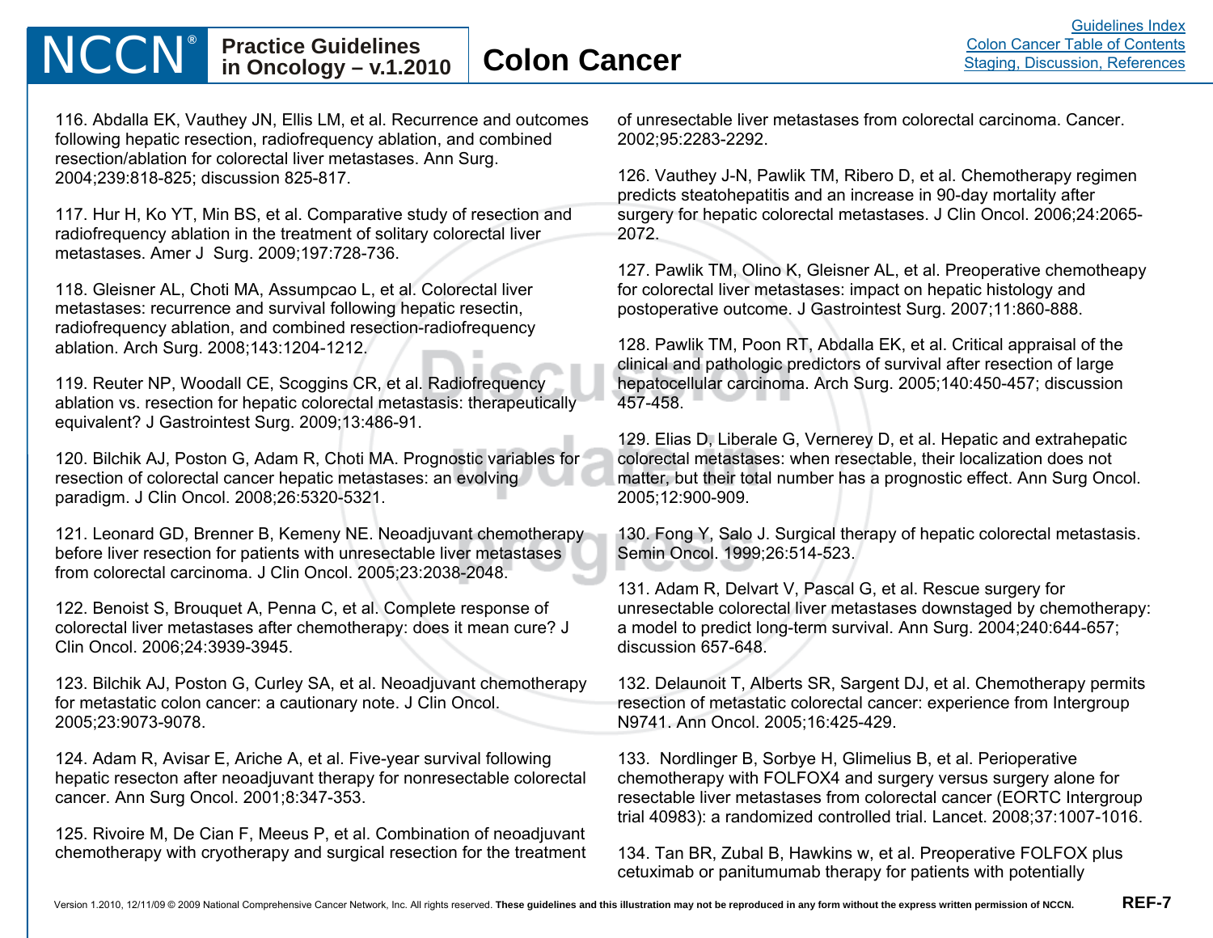116. Abdalla EK, Vauthey JN, Ellis LM, et al. Recurrence and outcomes following hepatic resection, radiofrequency ablation, and combined resection/ablation for colorectal liver metastases. Ann Surg. 2004;239:818-825; discussion 825-817.

117. Hur H, Ko YT, Min BS, et al. Comparative study of resection and radiofrequency ablation in the treatment of solitary colorectal liver metastases. Amer J Surg. 2009;197:728-736.

118. Gleisner AL, Choti MA, Assumpcao L, et al. Colorectal liver metastases: recurrence and survival following hepatic resectin, radiofrequency ablation, and combined resection-radiofrequency ablation. Arch Surg. 2008;143:1204-1212.

119. Reuter NP, Woodall CE, Scoggins CR, et al. Radiofrequency ablation vs. resection for hepatic colorectal metastasis: therapeutically equivalent? J Gastrointest Surg. 2009;13:486-91.

120. Bilchik AJ, Poston G, Adam R, Choti MA. Prognostic variables for resection of colorectal cancer hepatic metastases: an evolving paradigm. J Clin Oncol. 2008;26:5320-5321.

121. Leonard GD, Brenner B, Kemeny NE. Neoadjuvant chemotherapy before liver resection for patients with unresectable liver metastases from colorectal carcinoma. J Clin Oncol. 2005;23:2038-2048.

122. Benoist S, Brouquet A, Penna C, et al. Complete response of colorectal liver metastases after chemotherapy: does it mean cure? J Clin Oncol. 2006;24:3939-3945.

123. Bilchik AJ, Poston G, Curley SA, et al. Neoadjuvant chemotherapy for metastatic colon cancer: a cautionary note. J Clin Oncol. 2005;23:9073-9078.

124. Adam R, Avisar E, Ariche A, et al. Five-year survival following hepatic resecton after neoadjuvant therapy for nonresectable colorectal cancer. Ann Surg Oncol. 2001;8:347-353.

125. Rivoire M, De Cian F, Meeus P, et al. Combination of neoadjuvant chemotherapy with cryotherapy and surgical resection for the treatment of unresectable liver metastases from colorectal carcinoma. Cancer. 2002;95:2283-2292.

126. Vauthey J-N, Pawlik TM, Ribero D, et al. Chemotherapy regimen predicts steatohepatitis and an increase in 90-day mortality after surgery for hepatic colorectal metastases. J Clin Oncol. 2006;24:2065-2072.

127. Pawlik TM, Olino K, Gleisner AL, et al. Preoperative chemotheapy for colorectal liver metastases: impact on hepatic histology and postoperative outcome. J Gastrointest Surg. 2007;11:860-888.

128. Pawlik TM, Poon RT, Abdalla EK, et al. Critical appraisal of the clinical and pathologic predictors of survival after resection of large hepatocellular carcinoma. Arch Surg. 2005;140:450-457; discussion 457-458.

129. Elias D, Liberale G, Vernerey D, et al. Hepatic and extrahepatic colorectal metastases: when resectable, their localization does not matter, but their total number has a prognostic effect. Ann Surg Oncol. 2005;12:900-909.

130. Fong Y, Salo J. Surgical therapy of hepatic colorectal metastasis. Semin Oncol. 1999;26:514-523.

131. Adam R, Delvart V, Pascal G, et al. Rescue surgery for unresectable colorectal liver metastases downstaged by chemotherapy: a model to predict long-term survival. Ann Surg. 2004;240:644-657; discussion 657-648.

132. Delaunoit T, Alberts SR, Sargent DJ, et al. Chemotherapy permits resection of metastatic colorectal cancer: experience from Intergroup N9741. Ann Oncol. 2005;16:425-429.

133. Nordlinger B, Sorbye H, Glimelius B, et al. Perioperative chemotherapy with FOLFOX4 and surgery versus surgery alone for resectable liver metastases from colorectal cancer (EORTC Intergroup trial 40983): a randomized controlled trial. Lancet. 2008;37:1007-1016.

134. Tan BR, Zubal B, Hawkins w, et al. Preoperative FOLFOX plus cetuximab or panitumumab therapy for patients with potentially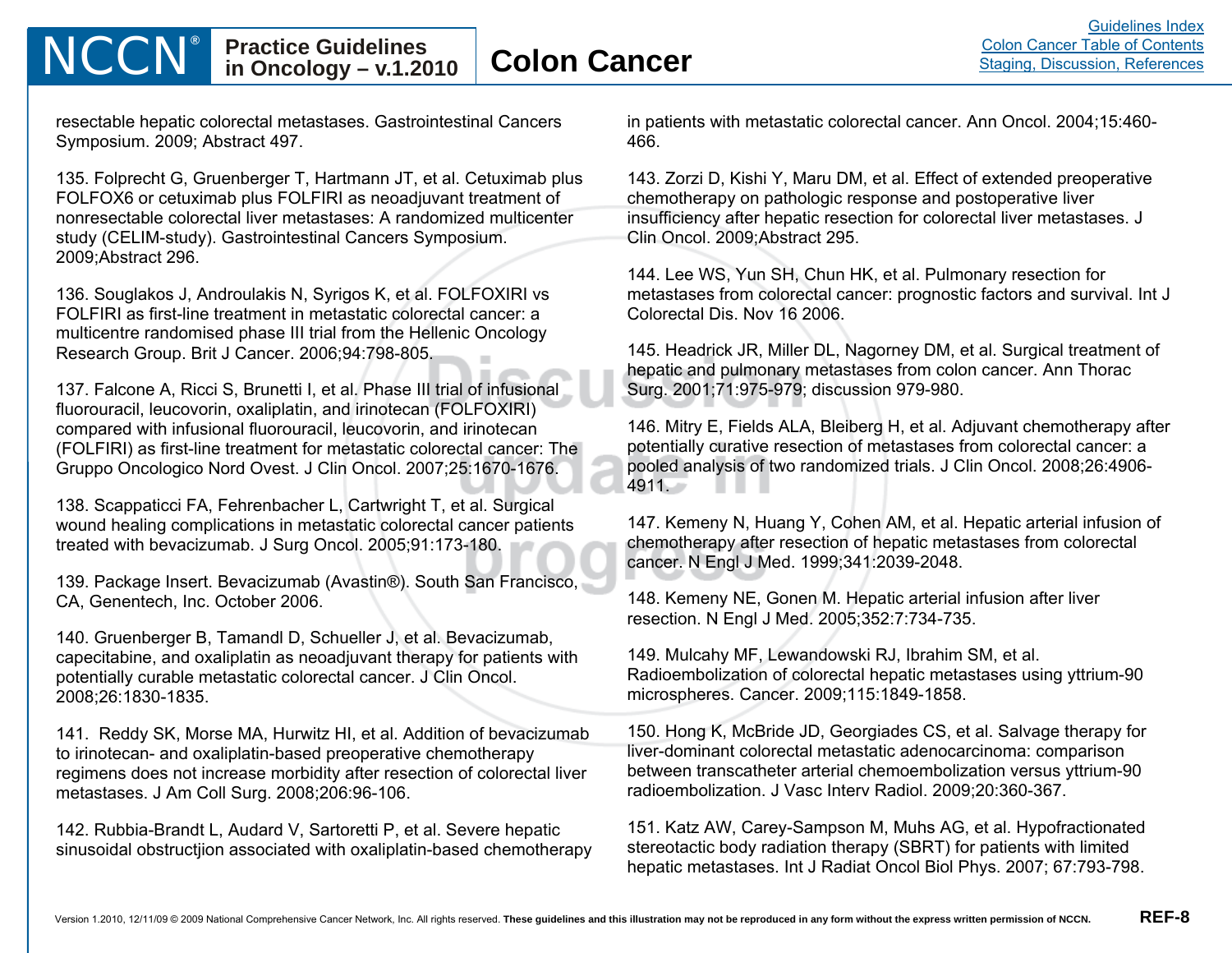resectable hepatic colorectal metastases. Gastrointestinal Cancers Symposium. 2009; Abstract 497.

135. Folprecht G, Gruenberger T, Hartmann JT, et al. Cetuximab plus FOLFOX6 or cetuximab plus FOLFIRI as neoadjuvant treatment of nonresectable colorectal liver metastases: A randomized multicenter study (CELIM-study). Gastrointestinal Cancers Symposium. 2009;Abstract 296.

136. Souglakos J, Androulakis N, Syrigos K, et al. FOLFOXIRI vs FOLFIRI as first-line treatment in metastatic colorectal cancer: a multicentre randomised phase III trial from the Hellenic Oncology Research Group. Brit J Cancer. 2006;94:798-805.

137. Falcone A, Ricci S, Brunetti I, et al. Phase III trial of infusional fluorouracil, leucovorin, oxaliplatin, and irinotecan (FOLFOXIRI) compared with infusional fluorouracil, leucovorin, and irinotecan (FOLFIRI) as first-line treatment for metastatic colorectal cancer: The Gruppo Oncologico Nord Ovest. J Clin Oncol. 2007;25:1670-1676.

138. Scappaticci FA, Fehrenbacher L, Cartwright T, et al. Surgical wound healing complications in metastatic colorectal cancer patients treated with bevacizumab. J Surg Oncol. 2005;91:173-180.

139. Package Insert. Bevacizumab (Avastin®). South San Francisco, CA, Genentech, Inc. October 2006.

140. Gruenberger B, Tamandl D, Schueller J, et al. Bevacizumab, capecitabine, and oxaliplatin as neoadjuvant therapy for patients with potentially curable metastatic colorectal cancer. J Clin Oncol. 2008;26:1830-1835.

141. Reddy SK, Morse MA, Hurwitz HI, et al. Addition of bevacizumab to irinotecan- and oxaliplatin-based preoperative chemotherapy regimens does not increase morbidity after resection of colorectal liver metastases. J Am Coll Surg. 2008;206:96-106.

142. Rubbia-Brandt L, Audard V, Sartoretti P, et al. Severe hepatic sinusoidal obstructjion associated with oxaliplatin-based chemotherapy in patients with metastatic colorectal cancer. Ann Oncol. 2004;15:460-466.

143. Zorzi D, Kishi Y, Maru DM, et al. Effect of extended preoperative chemotherapy on pathologic response and postoperative liver insufficiency after hepatic resection for colorectal liver metastases. J Clin Oncol. 2009;Abstract 295.

144. Lee WS, Yun SH, Chun HK, et al. Pulmonary resection for metastases from colorectal cancer: prognostic factors and survival. Int J Colorectal Dis. Nov 16 2006.

145. Headrick JR, Miller DL, Nagorney DM, et al. Surgical treatment of hepatic and pulmonary metastases from colon cancer. Ann Thorac Surg. 2001;71:975-979; discussion 979-980.

146. Mitry E, Fields ALA, Bleiberg H, et al. Adjuvant chemotherapy after potentially curative resection of metastases from colorectal cancer: a pooled analysis of two randomized trials. J Clin Oncol. 2008;26:4906-4911.

147. Kemeny N, Huang Y, Cohen AM, et al. Hepatic arterial infusion of chemotherapy after resection of hepatic metastases from colorectal cancer. N Engl J Med. 1999;341:2039-2048.

148. Kemeny NE, Gonen M. Hepatic arterial infusion after liver resection. N Engl J Med. 2005;352:7:734-735.

149. Mulcahy MF, Lewandowski RJ, Ibrahim SM, et al. Radioembolization of colorectal hepatic metastases using yttrium-90 microspheres. Cancer. 2009;115:1849-1858.

150. Hong K, McBride JD, Georgiades CS, et al. Salvage therapy for liver-dominant colorectal metastatic adenocarcinoma: comparison between transcatheter arterial chemoembolization versus yttrium-90 radioembolization. J Vasc Interv Radiol. 2009;20:360-367.

151. Katz AW, Carey-Sampson M, Muhs AG, et al. Hypofractionated stereotactic body radiation therapy (SBRT) for patients with limited hepatic metastases. Int J Radiat Oncol Biol Phys. 2007; 67:793-798.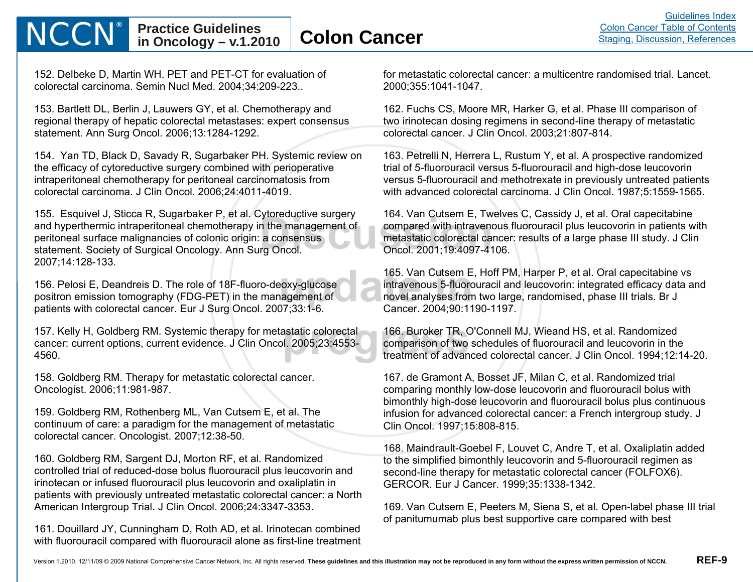152. Delbeke D, Martin WH. PET and PET-CT for evaluation of colorectal carcinoma. Semin Nucl Med. 2004;34:209-223..

153. Bartlett DL, Berlin J, Lauwers GY, et al. Chemotherapy and regional therapy of hepatic colorectal metastases: expert consensus statement. Ann Surg Oncol. 2006;13:1284-1292.

154. Yan TD, Black D, Savady R, Sugarbaker PH. Systemic review on the efficacy of cytoreductive surgery combined with perioperative intraperitoneal chemotherapy for peritoneal carcinomatosis from colorectal carcinoma. J Clin Oncol. 2006;24:4011-4019.

155. Esquivel J, Sticca R, Sugarbaker P, et al. Cytoreductive surgery and hyperthermic intraperitoneal chemotherapy in the management of peritoneal surface malignancies of colonic origin: a consensus statement. Society of Surgical Oncology. Ann Surg Oncol. 2007;14:128-133.

156. Pelosi E, Deandreis D. The role of 18F-fluoro-deoxy-glucose positron emission tomography (FDG-PET) in the management of patients with colorectal cancer. Eur J Surg Oncol. 2007;33:1-6.

157. Kelly H, Goldberg RM. Systemic therapy for metastatic colorectal cancer: current options, current evidence. J Clin Oncol. 2005;23:4553-4560.

158. Goldberg RM. Therapy for metastatic colorectal cancer. Oncologist. 2006;11:981-987.

159. Goldberg RM, Rothenberg ML, Van Cutsem E, et al. The continuum of care: a paradigm for the management of metastatic colorectal cancer. Oncologist. 2007;12:38-50.

160. Goldberg RM, Sargent DJ, Morton RF, et al. Randomized controlled trial of reduced-dose bolus fluorouracil plus leucovorin and irinotecan or infused fluorouracil plus leucovorin and oxaliplatin in patients with previously untreated metastatic colorectal cancer: a North American Intergroup Trial. J Clin Oncol. 2006;24:3347-3353.

161. Douillard JY, Cunningham D, Roth AD, et al. Irinotecan combined with fluorouracil compared with fluorouracil alone as first-line treatment for metastatic colorectal cancer: a multicentre randomised trial. Lancet. 2000;355:1041-1047.

162. Fuchs CS, Moore MR, Harker G, et al. Phase III comparison of two irinotecan dosing regimens in second-line therapy of metastatic colorectal cancer. J Clin Oncol. 2003;21:807-814.

163. Petrelli N, Herrera L, Rustum Y, et al. A prospective randomized trial of 5-fluorouracil versus 5-fluorouracil and high-dose leucovorin versus 5-fluorouracil and methotrexate in previously untreated patients with advanced colorectal carcinoma. J Clin Oncol. 1987;5:1559-1565.

164. Van Cutsem E, Twelves C, Cassidy J, et al. Oral capecitabine compared with intravenous fluorouracil plus leucovorin in patients with metastatic colorectal cancer: results of a large phase III study. J Clin Oncol. 2001;19:4097-4106.

165. Van Cutsem E, Hoff PM, Harper P, et al. Oral capecitabine vs intravenous 5-fluorouracil and leucovorin: integrated efficacy data and novel analyses from two large, randomised, phase III trials. Br J Cancer. 2004;90:1190-1197.

166. Buroker TR, O'Connell MJ, Wieand HS, et al. Randomized comparison of two schedules of fluorouracil and leucovorin in the treatment of advanced colorectal cancer. J Clin Oncol. 1994;12:14-20.

167. de Gramont A, Bosset JF, Milan C, et al. Randomized trial comparing monthly low-dose leucovorin and fluorouracil bolus with bimonthly high-dose leucovorin and fluorouracil bolus plus continuous infusion for advanced colorectal cancer: a French intergroup study. J Clin Oncol. 1997;15:808-815.

168. Maindrault-Goebel F, Louvet C, Andre T, et al. Oxaliplatin added to the simplified bimonthly leucovorin and 5-fluorouracil regimen as second-line therapy for metastatic colorectal cancer (FOLFOX6). GERCOR. Eur J Cancer. 1999;35:1338-1342.

169. Van Cutsem E, Peeters M, Siena S, et al. Open-label phase III trial of panitumumab plus best supportive care compared with best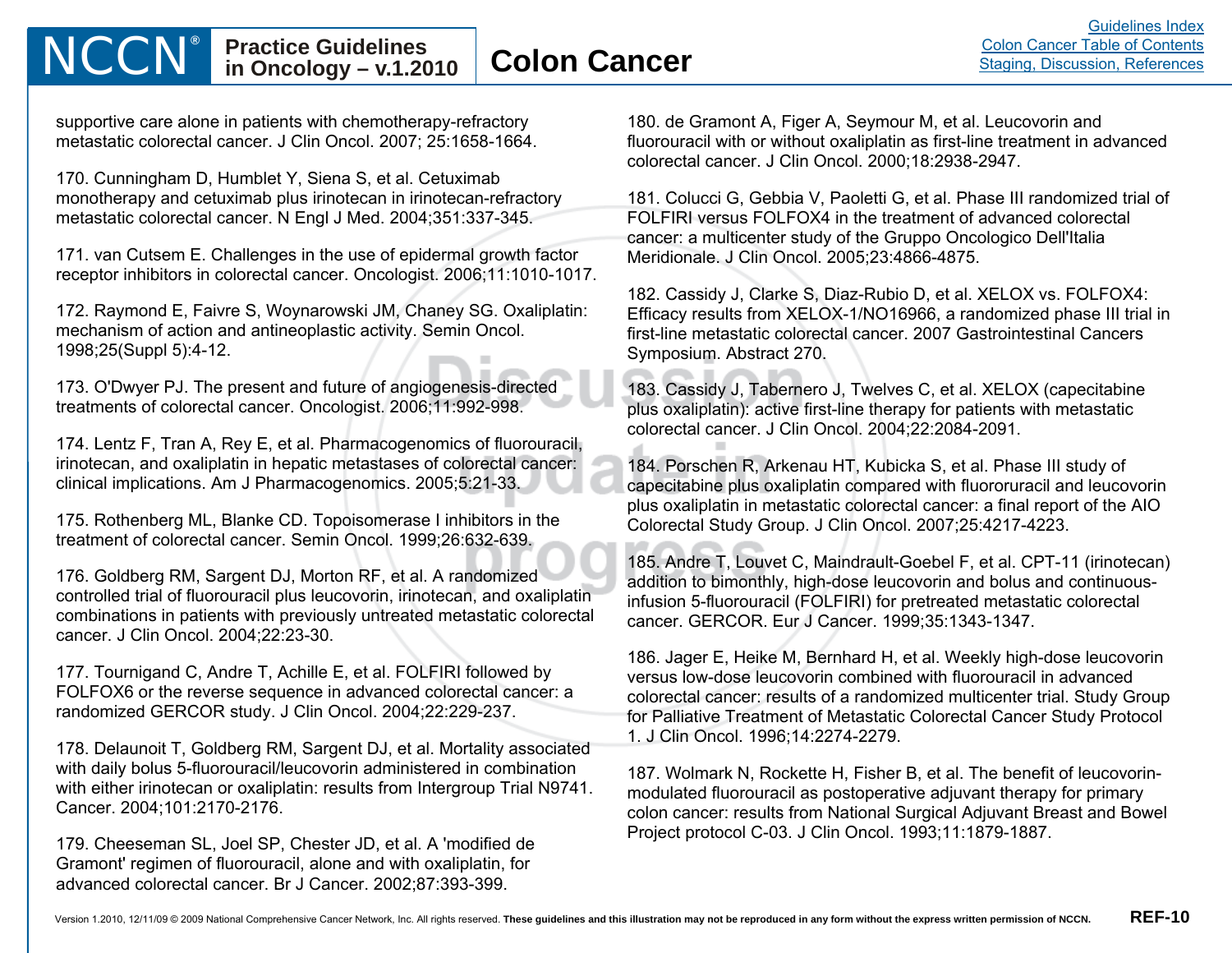supportive care alone in patients with chemotherapy-refractory metastatic colorectal cancer. J Clin Oncol. 2007; 25:1658-1664.

170. Cunningham D, Humblet Y, Siena S, et al. Cetuximab monotherapy and cetuximab plus irinotecan in irinotecan-refractory metastatic colorectal cancer. N Engl J Med. 2004;351:337-345.

171. van Cutsem E. Challenges in the use of epidermal growth factor receptor inhibitors in colorectal cancer. Oncologist. 2006;11:1010-1017.

172. Raymond E, Faivre S, Woynarowski JM, Chaney SG. Oxaliplatin: mechanism of action and antineoplastic activity. Semin Oncol. 1998;25(Suppl 5):4-12.

173. O'Dwyer PJ. The present and future of angiogenesis-directed treatments of colorectal cancer. Oncologist. 2006;11:992-998.

174. Lentz F, Tran A, Rey E, et al. Pharmacogenomics of fluorouracil, irinotecan, and oxaliplatin in hepatic metastases of colorectal cancer: clinical implications. Am J Pharmacogenomics. 2005;5:21-33.

175. Rothenberg ML, Blanke CD. Topoisomerase I inhibitors in the treatment of colorectal cancer. Semin Oncol. 1999;26:632-639.

176. Goldberg RM, Sargent DJ, Morton RF, et al. A randomized controlled trial of fluorouracil plus leucovorin, irinotecan, and oxaliplatin combinations in patients with previously untreated metastatic colorectal cancer. J Clin Oncol. 2004;22:23-30.

177. Tournigand C, Andre T, Achille E, et al. FOLFIRI followed by FOLFOX6 or the reverse sequence in advanced colorectal cancer: a randomized GERCOR study. J Clin Oncol. 2004;22:229-237.

178. Delaunoit T, Goldberg RM, Sargent DJ, et al. Mortality associated with daily bolus 5-fluorouracil/leucovorin administered in combination with either irinotecan or oxaliplatin: results from Intergroup Trial N9741. Cancer. 2004;101:2170-2176.

179. Cheeseman SL, Joel SP, Chester JD, et al. A 'modified de Gramont' regimen of fluorouracil, alone and with oxaliplatin, for advanced colorectal cancer. Br J Cancer. 2002;87:393-399.

180. de Gramont A, Figer A, Seymour M, et al. Leucovorin and fluorouracil with or without oxaliplatin as first-line treatment in advanced colorectal cancer. J Clin Oncol. 2000;18:2938-2947.

181. Colucci G, Gebbia V, Paoletti G, et al. Phase III randomized trial of FOLFIRI versus FOLFOX4 in the treatment of advanced colorectal cancer: a multicenter study of the Gruppo Oncologico Dell'Italia Meridionale. J Clin Oncol. 2005;23:4866-4875.

182. Cassidy J, Clarke S, Diaz-Rubio D, et al. XELOX vs. FOLFOX4: Efficacy results from XELOX-1/NO16966, a randomized phase III trial in first-line metastatic colorectal cancer. 2007 Gastrointestinal Cancers Symposium. Abstract 270.

183. Cassidy J, Tabernero J, Twelves C, et al. XELOX (capecitabine plus oxaliplatin): active first-line therapy for patients with metastatic colorectal cancer. J Clin Oncol. 2004;22:2084-2091.

184. Porschen R, Arkenau HT, Kubicka S, et al. Phase III study of capecitabine plus oxaliplatin compared with fluororuracil and leucovorin plus oxaliplatin in metastatic colorectal cancer: a final report of the AIO Colorectal Study Group. J Clin Oncol. 2007;25:4217-4223.

185. Andre T, Louvet C, Maindrault-Goebel F, et al. CPT-11 (irinotecan) addition to bimonthly, high-dose leucovorin and bolus and continuous-infusion 5-fluorouracil (FOLFIRI) for pretreated metastatic colorectal cancer. GERCOR. Eur J Cancer. 1999;35:1343-1347.

186. Jager E, Heike M, Bernhard H, et al. Weekly high-dose leucovorin versus low-dose leucovorin combined with fluorouracil in advanced colorectal cancer: results of a randomized multicenter trial. Study Group for Palliative Treatment of Metastatic Colorectal Cancer Study Protocol 1. J Clin Oncol. 1996;14:2274-2279.

187. Wolmark N, Rockette H, Fisher B, et al. The benefit of leucovorin-modulated fluorouracil as postoperative adjuvant therapy for primary colon cancer: results from National Surgical Adjuvant Breast and Bowel Project protocol C-03. J Clin Oncol. 1993;11:1879-1887.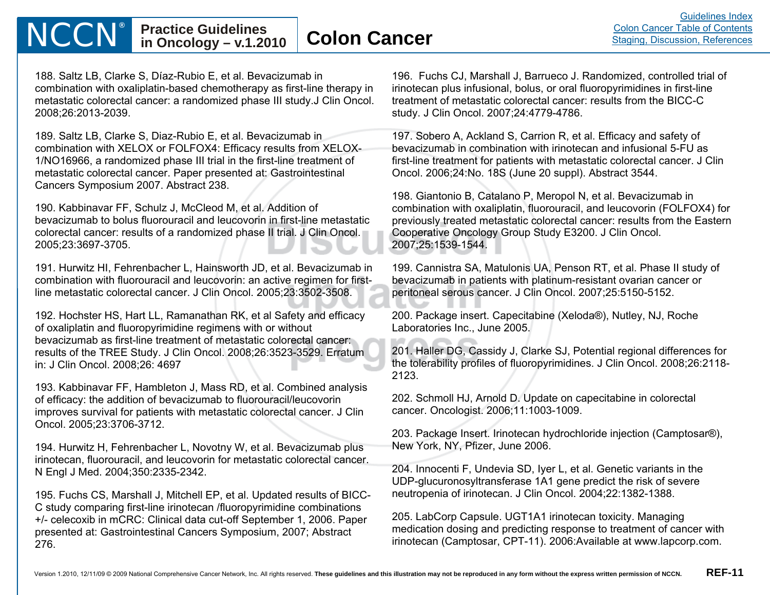188. Saltz LB, Clarke S, Díaz-Rubio E, et al. Bevacizumab in combination with oxaliplatin-based chemotherapy as first-line therapy in metastatic colorectal cancer: a randomized phase III study.J Clin Oncol. 2008;26:2013-2039.

189. Saltz LB, Clarke S, Diaz-Rubio E, et al. Bevacizumab in combination with XELOX or FOLFOX4: Efficacy results from XELOX-1/NO16966, a randomized phase III trial in the first-line treatment of metastatic colorectal cancer. Paper presented at: Gastrointestinal Cancers Symposium 2007. Abstract 238.

190. Kabbinavar FF, Schulz J, McCleod M, et al. Addition of bevacizumab to bolus fluorouracil and leucovorin in first-line metastatic colorectal cancer: results of a randomized phase II trial. J Clin Oncol. 2005;23:3697-3705.

191. Hurwitz HI, Fehrenbacher L, Hainsworth JD, et al. Bevacizumab in combination with fluorouracil and leucovorin: an active regimen for first-line metastatic colorectal cancer. J Clin Oncol. 2005;23:3502-3508.

192. Hochster HS, Hart LL, Ramanathan RK, et al Safety and efficacy of oxaliplatin and fluoropyrimidine regimens with or without bevacizumab as first-line treatment of metastatic colorectal cancer: results of the TREE Study. J Clin Oncol. 2008;26:3523-3529. Erratum in: J Clin Oncol. 2008;26: 4697

193. Kabbinavar FF, Hambleton J, Mass RD, et al. Combined analysis of efficacy: the addition of bevacizumab to fluorouracil/leucovorin improves survival for patients with metastatic colorectal cancer. J Clin Oncol. 2005;23:3706-3712.

194. Hurwitz H, Fehrenbacher L, Novotny W, et al. Bevacizumab plus irinotecan, fluorouracil, and leucovorin for metastatic colorectal cancer. N Engl J Med. 2004;350:2335-2342.

195. Fuchs CS, Marshall J, Mitchell EP, et al. Updated results of BICC-C study comparing first-line irinotecan /fluoropyrimidine combinations +/- celecoxib in mCRC: Clinical data cut-off September 1, 2006. Paper presented at: Gastrointestinal Cancers Symposium, 2007; Abstract 276.

196. Fuchs CJ, Marshall J, Barrueco J. Randomized, controlled trial of irinotecan plus infusional, bolus, or oral fluoropyrimidines in first-line treatment of metastatic colorectal cancer: results from the BICC-C study. J Clin Oncol. 2007;24:4779-4786.

197. Sobero A, Ackland S, Carrion R, et al. Efficacy and safety of bevacizumab in combination with irinotecan and infusional 5-FU as first-line treatment for patients with metastatic colorectal cancer. J Clin Oncol. 2006;24:No. 18S (June 20 suppl). Abstract 3544.

198. Giantonio B, Catalano P, Meropol N, et al. Bevacizumab in combination with oxaliplatin, fluorouracil, and leucovorin (FOLFOX4) for previously treated metastatic colorectal cancer: results from the Eastern Cooperative Oncology Group Study E3200. J Clin Oncol. 2007;25:1539-1544.

199. Cannistra SA, Matulonis UA, Penson RT, et al. Phase II study of bevacizumab in patients with platinum-resistant ovarian cancer or peritoneal serous cancer. J Clin Oncol. 2007;25:5150-5152.

200. Package insert. Capecitabine (Xeloda®), Nutley, NJ, Roche Laboratories Inc., June 2005.

201. Haller DG, Cassidy J, Clarke SJ, Potential regional differences for the tolerability profiles of fluoropyrimidines. J Clin Oncol. 2008;26:2118-2123.

202. Schmoll HJ, Arnold D. Update on capecitabine in colorectal cancer. Oncologist. 2006;11:1003-1009.

203. Package Insert. Irinotecan hydrochloride injection (Camptosar®), New York, NY, Pfizer, June 2006.

204. Innocenti F, Undevia SD, Iyer L, et al. Genetic variants in the UDP-glucuronosyltransferase 1A1 gene predict the risk of severe neutropenia of irinotecan. J Clin Oncol. 2004;22:1382-1388.

205. LabCorp Capsule. UGT1A1 irinotecan toxicity. Managing medication dosing and predicting response to treatment of cancer with irinotecan (Camptosar, CPT-11). 2006:Available at www.lapcorp.com.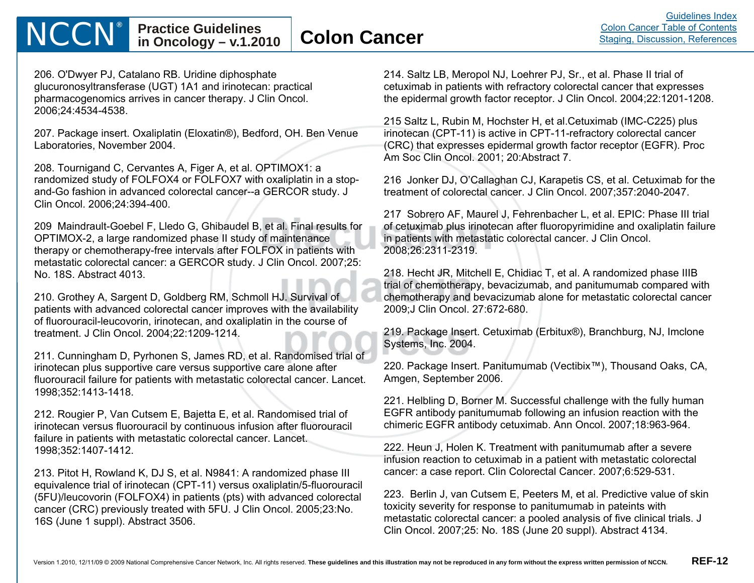206. O'Dwyer PJ, Catalano RB. Uridine diphosphate glucuronosyltransferase (UGT) 1A1 and irinotecan: practical pharmacogenomics arrives in cancer therapy. J Clin Oncol. 2006;24:4534-4538.

207. Package insert. Oxaliplatin (Eloxatin®), Bedford, OH. Ben Venue Laboratories, November 2004.

208. Tournigand C, Cervantes A, Figer A, et al. OPTIMOX1: a randomized study of FOLFOX4 or FOLFOX7 with oxaliplatin in a stop-and-Go fashion in advanced colorectal cancer--a GERCOR study. J Clin Oncol. 2006;24:394-400.

209 Maindrault-Goebel F, Lledo G, Ghibaudel B, et al. Final results for OPTIMOX-2, a large randomized phase II study of maintenance therapy or chemotherapy-free intervals after FOLFOX in patients with metastatic colorectal cancer: a GERCOR study. J Clin Oncol. 2007;25: No. 18S. Abstract 4013.

210. Grothey A, Sargent D, Goldberg RM, Schmoll HJ. Survival of patients with advanced colorectal cancer improves with the availability of fluorouracil-leucovorin, irinotecan, and oxaliplatin in the course of treatment. J Clin Oncol. 2004;22:1209-1214.

211. Cunningham D, Pyrhonen S, James RD, et al. Randomised trial of irinotecan plus supportive care versus supportive care alone after fluorouracil failure for patients with metastatic colorectal cancer. Lancet. 1998;352:1413-1418.

212. Rougier P, Van Cutsem E, Bajetta E, et al. Randomised trial of irinotecan versus fluorouracil by continuous infusion after fluorouracil failure in patients with metastatic colorectal cancer. Lancet. 1998;352:1407-1412.

213. Pitot H, Rowland K, DJ S, et al. N9841: A randomized phase III equivalence trial of irinotecan (CPT-11) versus oxaliplatin/5-fluorouracil (5FU)/leucovorin (FOLFOX4) in patients (pts) with advanced colorectal cancer (CRC) previously treated with 5FU. J Clin Oncol. 2005;23:No. 16S (June 1 suppl). Abstract 3506.

214. Saltz LB, Meropol NJ, Loehrer PJ, Sr., et al. Phase II trial of cetuximab in patients with refractory colorectal cancer that expresses the epidermal growth factor receptor. J Clin Oncol. 2004;22:1201-1208.

215 Saltz L, Rubin M, Hochster H, et al.Cetuximab (IMC-C225) plus irinotecan (CPT-11) is active in CPT-11-refractory colorectal cancer (CRC) that expresses epidermal growth factor receptor (EGFR). Proc Am Soc Clin Oncol. 2001; 20:Abstract 7.

216 Jonker DJ, O'Callaghan CJ, Karapetis CS, et al. Cetuximab for the treatment of colorectal cancer. J Clin Oncol. 2007;357:2040-2047.

217 Sobrero AF, Maurel J, Fehrenbacher L, et al. EPIC: Phase III trial of cetuximab plus irinotecan after fluoropyrimidine and oxaliplatin failure in patients with metastatic colorectal cancer. J Clin Oncol. 2008;26:2311-2319.

218. Hecht JR, Mitchell E, Chidiac T, et al. A randomized phase IIIB trial of chemotherapy, bevacizumab, and panitumumab compared with chemotherapy and bevacizumab alone for metastatic colorectal cancer 2009;J Clin Oncol. 27:672-680.

219. Package Insert. Cetuximab (Erbitux®), Branchburg, NJ, Imclone Systems, Inc. 2004.

220. Package Insert. Panitumumab (Vectibix™), Thousand Oaks, CA, Amgen, September 2006.

221. Helbling D, Borner M. Successful challenge with the fully human EGFR antibody panitumumab following an infusion reaction with the chimeric EGFR antibody cetuximab. Ann Oncol. 2007;18:963-964.

222. Heun J, Holen K. Treatment with panitumumab after a severe infusion reaction to cetuximab in a patient with metastatic colorectal cancer: a case report. Clin Colorectal Cancer. 2007;6:529-531.

223. Berlin J, van Cutsem E, Peeters M, et al. Predictive value of skin toxicity severity for response to panitumumab in pateints with metastatic colorectal cancer: a pooled analysis of five clinical trials. J Clin Oncol. 2007;25: No. 18S (June 20 suppl). Abstract 4134.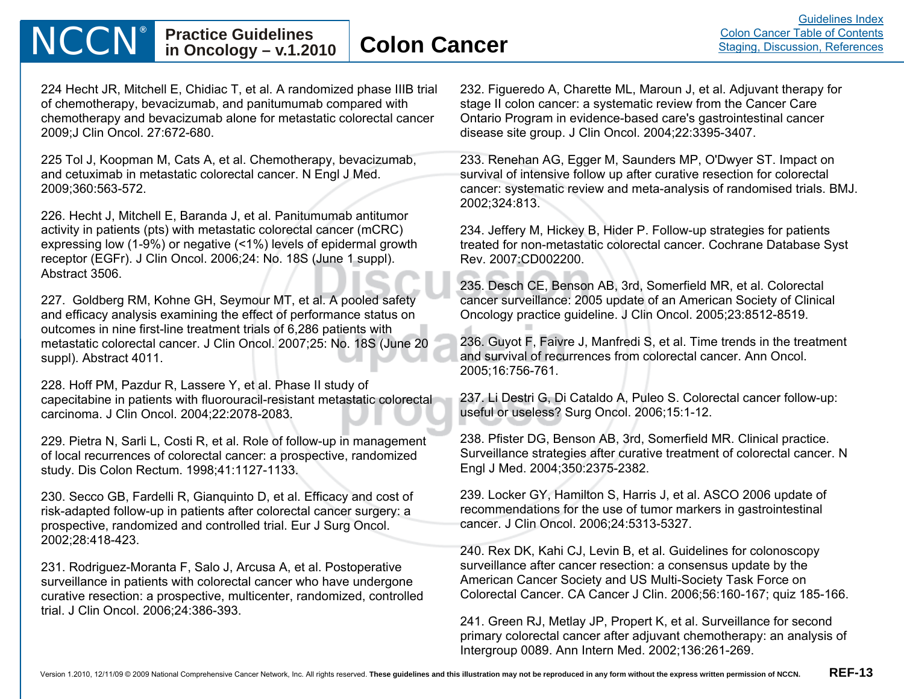224 Hecht JR, Mitchell E, Chidiac T, et al. A randomized phase IIIB trial of chemotherapy, bevacizumab, and panitumumab compared with chemotherapy and bevacizumab alone for metastatic colorectal cancer 2009;J Clin Oncol. 27:672-680.

225 Tol J, Koopman M, Cats A, et al. Chemotherapy, bevacizumab, and cetuximab in metastatic colorectal cancer. N Engl J Med. 2009;360:563-572.

226. Hecht J, Mitchell E, Baranda J, et al. Panitumumab antitumor activity in patients (pts) with metastatic colorectal cancer (mCRC) expressing low (1-9%) or negative (<1%) levels of epidermal growth receptor (EGFr). J Clin Oncol. 2006;24: No. 18S (June 1 suppl). Abstract 3506.

227. Goldberg RM, Kohne GH, Seymour MT, et al. A pooled safety and efficacy analysis examining the effect of performance status on outcomes in nine first-line treatment trials of 6,286 patients with metastatic colorectal cancer. J Clin Oncol. 2007;25: No. 18S (June 20 suppl). Abstract 4011.

228. Hoff PM, Pazdur R, Lassere Y, et al. Phase II study of capecitabine in patients with fluorouracil-resistant metastatic colorectal carcinoma. J Clin Oncol. 2004;22:2078-2083.

229. Pietra N, Sarli L, Costi R, et al. Role of follow-up in management of local recurrences of colorectal cancer: a prospective, randomized study. Dis Colon Rectum. 1998;41:1127-1133.

230. Secco GB, Fardelli R, Gianquinto D, et al. Efficacy and cost of risk-adapted follow-up in patients after colorectal cancer surgery: a prospective, randomized and controlled trial. Eur J Surg Oncol. 2002;28:418-423.

231. Rodriguez-Moranta F, Salo J, Arcusa A, et al. Postoperative surveillance in patients with colorectal cancer who have undergone curative resection: a prospective, multicenter, randomized, controlled trial. J Clin Oncol. 2006;24:386-393.

232. Figueredo A, Charette ML, Maroun J, et al. Adjuvant therapy for stage II colon cancer: a systematic review from the Cancer Care Ontario Program in evidence-based care's gastrointestinal cancer disease site group. J Clin Oncol. 2004;22:3395-3407.

233. Renehan AG, Egger M, Saunders MP, O'Dwyer ST. Impact on survival of intensive follow up after curative resection for colorectal cancer: systematic review and meta-analysis of randomised trials. BMJ. 2002;324:813.

234. Jeffery M, Hickey B, Hider P. Follow-up strategies for patients treated for non-metastatic colorectal cancer. Cochrane Database Syst Rev. 2007:CD002200.

235. Desch CE, Benson AB, 3rd, Somerfield MR, et al. Colorectal cancer surveillance: 2005 update of an American Society of Clinical Oncology practice guideline. J Clin Oncol. 2005;23:8512-8519.

236. Guyot F, Faivre J, Manfredi S, et al. Time trends in the treatment and survival of recurrences from colorectal cancer. Ann Oncol. 2005;16:756-761.

237. Li Destri G, Di Cataldo A, Puleo S. Colorectal cancer follow-up: useful or useless? Surg Oncol. 2006;15:1-12.

238. Pfister DG, Benson AB, 3rd, Somerfield MR. Clinical practice. Surveillance strategies after curative treatment of colorectal cancer. N Engl J Med. 2004;350:2375-2382.

239. Locker GY, Hamilton S, Harris J, et al. ASCO 2006 update of recommendations for the use of tumor markers in gastrointestinal cancer. J Clin Oncol. 2006;24:5313-5327.

240. Rex DK, Kahi CJ, Levin B, et al. Guidelines for colonoscopy surveillance after cancer resection: a consensus update by the American Cancer Society and US Multi-Society Task Force on Colorectal Cancer. CA Cancer J Clin. 2006;56:160-167; quiz 185-166.

241. Green RJ, Metlay JP, Propert K, et al. Surveillance for second primary colorectal cancer after adjuvant chemotherapy: an analysis of Intergroup 0089. Ann Intern Med. 2002;136:261-269.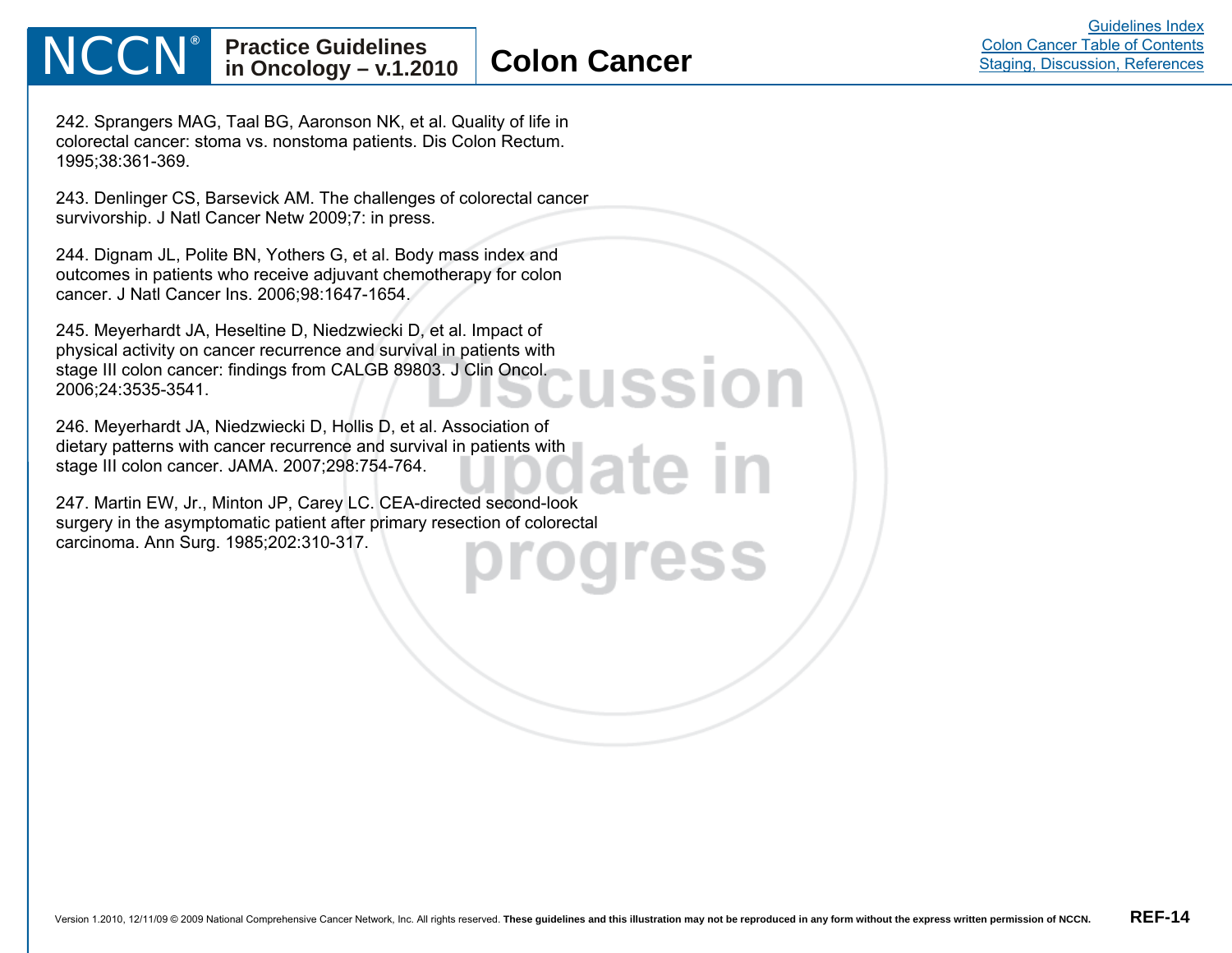242. Sprangers MAG, Taal BG, Aaronson NK, et al. Quality of life in colorectal cancer: stoma vs. nonstoma patients. Dis Colon Rectum. 1995;38:361-369.

243. Denlinger CS, Barsevick AM. The challenges of colorectal cancer survivorship. J Natl Cancer Netw 2009;7: in press.

244. Dignam JL, Polite BN, Yothers G, et al. Body mass index and outcomes in patients who receive adjuvant chemotherapy for colon cancer. J Natl Cancer Ins. 2006;98:1647-1654.

245. Meyerhardt JA, Heseltine D, Niedzwiecki D, et al. Impact of physical activity on cancer recurrence and survival in patients with stage III colon cancer: findings from CALGB 89803. J Clin Oncol. 2006;24:3535-3541.

246. Meyerhardt JA, Niedzwiecki D, Hollis D, et al. Association of dietary patterns with cancer recurrence and survival in patients with stage III colon cancer. JAMA. 2007;298:754-764.

247. Martin EW, Jr., Minton JP, Carey LC. CEA-directed second-look surgery in the asymptomatic patient after primary resection of colorectal carcinoma. Ann Surg. 1985;202:310-317.